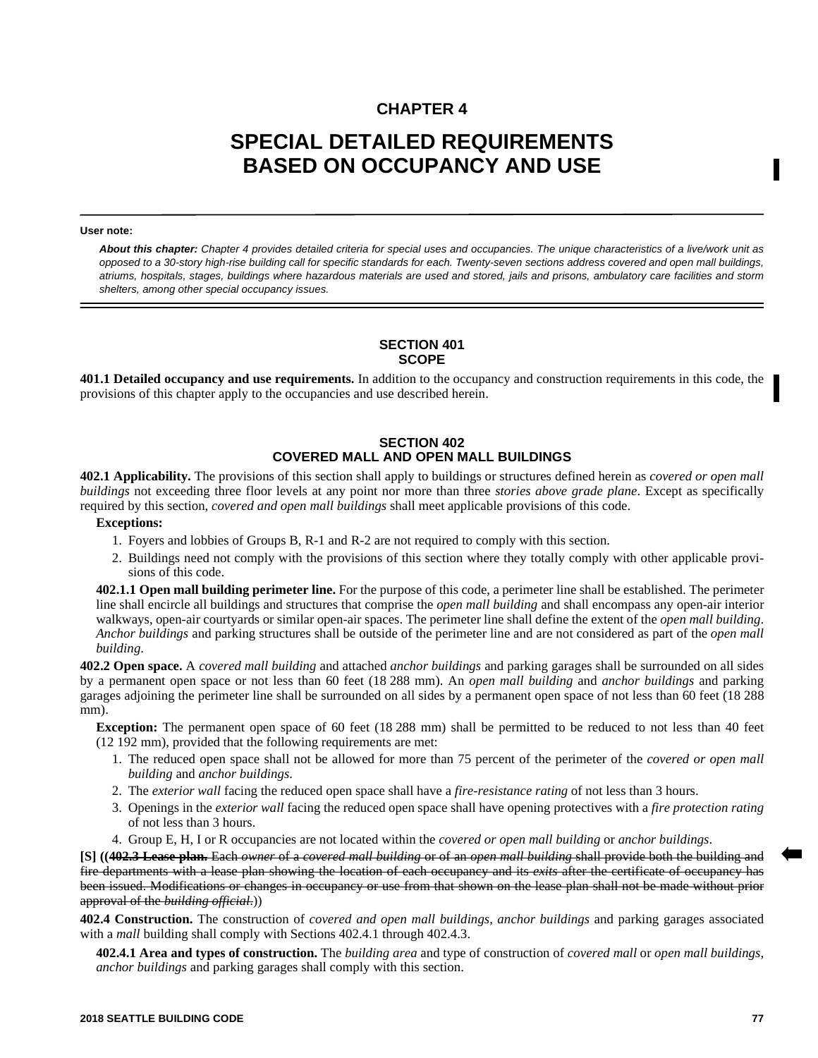# CHAPTER 4

# SPECIAL DETAILED REQUIREMENTS BASED ON OCCUPANCY AND USE

**User note:**

***About this chapter:*** *Chapter 4 provides detailed criteria for special uses and occupancies. The unique characteristics of a live/work unit as opposed to a 30-story high-rise building call for specific standards for each. Twenty-seven sections address covered and open mall buildings, atriums, hospitals, stages, buildings where hazardous materials are used and stored, jails and prisons, ambulatory care facilities and storm shelters, among other special occupancy issues.*

## SECTION 401
## SCOPE

**401.1 Detailed occupancy and use requirements.** In addition to the occupancy and construction requirements in this code, the provisions of this chapter apply to the occupancies and use described herein.

## SECTION 402
## COVERED MALL AND OPEN MALL BUILDINGS

**402.1 Applicability.** The provisions of this section shall apply to buildings or structures defined herein as *covered or open mall buildings* not exceeding three floor levels at any point nor more than three *stories above grade plane*. Except as specifically required by this section, *covered and open mall buildings* shall meet applicable provisions of this code.

**Exceptions:**

1. Foyers and lobbies of Groups B, R-1 and R-2 are not required to comply with this section.
2. Buildings need not comply with the provisions of this section where they totally comply with other applicable provisions of this code.

**402.1.1 Open mall building perimeter line.** For the purpose of this code, a perimeter line shall be established. The perimeter line shall encircle all buildings and structures that comprise the *open mall building* and shall encompass any open-air interior walkways, open-air courtyards or similar open-air spaces. The perimeter line shall define the extent of the *open mall building*. *Anchor buildings* and parking structures shall be outside of the perimeter line and are not considered as part of the *open mall building*.

**402.2 Open space.** A *covered mall building* and attached *anchor buildings* and parking garages shall be surrounded on all sides by a permanent open space or not less than 60 feet (18 288 mm). An *open mall building* and *anchor buildings* and parking garages adjoining the perimeter line shall be surrounded on all sides by a permanent open space of not less than 60 feet (18 288 mm).

**Exception:** The permanent open space of 60 feet (18 288 mm) shall be permitted to be reduced to not less than 40 feet (12 192 mm), provided that the following requirements are met:

1. The reduced open space shall not be allowed for more than 75 percent of the perimeter of the *covered or open mall building* and *anchor buildings*.
2. The *exterior wall* facing the reduced open space shall have a *fire-resistance rating* of not less than 3 hours.
3. Openings in the *exterior wall* facing the reduced open space shall have opening protectives with a *fire protection rating* of not less than 3 hours.
4. Group E, H, I or R occupancies are not located within the *covered or open mall building* or *anchor buildings*.

**[S]** ((~~**402.3 Lease plan.** Each *owner* of a *covered mall building* or of an *open mall building* shall provide both the building and fire departments with a lease plan showing the location of each occupancy and its *exits* after the certificate of occupancy has been issued. Modifications or changes in occupancy or use from that shown on the lease plan shall not be made without prior approval of the *building official*.~~))

**402.4 Construction.** The construction of *covered and open mall buildings*, *anchor buildings* and parking garages associated with a *mall* building shall comply with Sections 402.4.1 through 402.4.3.

**402.4.1 Area and types of construction.** The *building area* and type of construction of *covered mall* or *open mall buildings, anchor buildings* and parking garages shall comply with this section.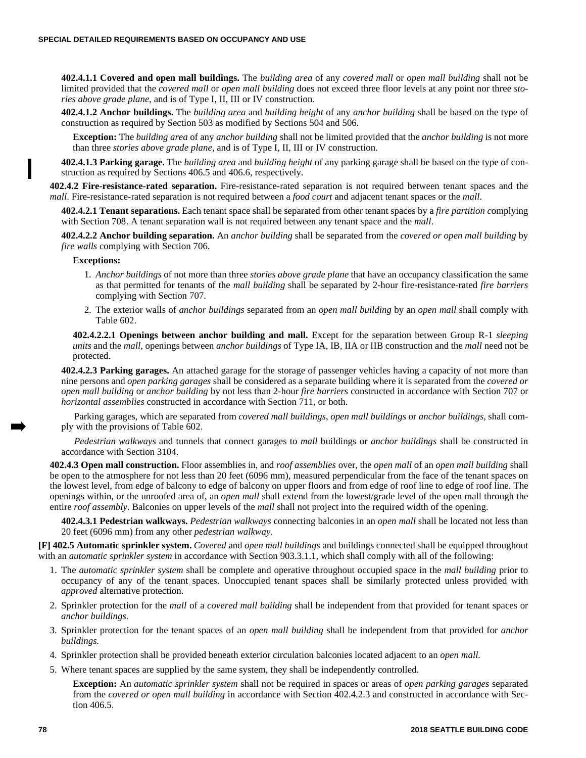**402.4.1.1 Covered and open mall buildings.** The *building area* of any *covered mall* or *open mall building* shall not be limited provided that the *covered mall* or *open mall building* does not exceed three floor levels at any point nor three *stories above grade plane*, and is of Type I, II, III or IV construction.

**402.4.1.2 Anchor buildings.** The *building area* and *building height* of any *anchor building* shall be based on the type of construction as required by Section 503 as modified by Sections 504 and 506.

**Exception:** The *building area* of any *anchor building* shall not be limited provided that the *anchor building* is not more than three *stories above grade plane*, and is of Type I, II, III or IV construction.

**402.4.1.3 Parking garage.** The *building area* and *building height* of any parking garage shall be based on the type of construction as required by Sections 406.5 and 406.6, respectively.

**402.4.2 Fire-resistance-rated separation.** Fire-resistance-rated separation is not required between tenant spaces and the *mall*. Fire-resistance-rated separation is not required between a *food court* and adjacent tenant spaces or the *mall*.

**402.4.2.1 Tenant separations.** Each tenant space shall be separated from other tenant spaces by a *fire partition* complying with Section 708. A tenant separation wall is not required between any tenant space and the *mall*.

**402.4.2.2 Anchor building separation.** An *anchor building* shall be separated from the *covered or open mall building* by *fire walls* complying with Section 706.

**Exceptions:**

1. *Anchor buildings* of not more than three *stories above grade plane* that have an occupancy classification the same as that permitted for tenants of the *mall building* shall be separated by 2-hour fire-resistance-rated *fire barriers* complying with Section 707.
2. The exterior walls of *anchor buildings* separated from an *open mall building* by an *open mall* shall comply with Table 602.

**402.4.2.2.1 Openings between anchor building and mall.** Except for the separation between Group R-1 *sleeping units* and the *mall*, openings between *anchor buildings* of Type IA, IB, IIA or IIB construction and the *mall* need not be protected.

**402.4.2.3 Parking garages.** An attached garage for the storage of passenger vehicles having a capacity of not more than nine persons and *open parking garages* shall be considered as a separate building where it is separated from the *covered or open mall building* or *anchor building* by not less than 2-hour *fire barriers* constructed in accordance with Section 707 or *horizontal assemblies* constructed in accordance with Section 711, or both.

Parking garages, which are separated from *covered mall buildings*, *open mall buildings* or *anchor buildings,* shall comply with the provisions of Table 602.

*Pedestrian walkways* and tunnels that connect garages to *mall* buildings or *anchor buildings* shall be constructed in accordance with Section 3104.

**402.4.3 Open mall construction.** Floor assemblies in, and *roof assemblies* over, the *open mall* of an *open mall building* shall be open to the atmosphere for not less than 20 feet (6096 mm), measured perpendicular from the face of the tenant spaces on the lowest level, from edge of balcony to edge of balcony on upper floors and from edge of roof line to edge of roof line. The openings within, or the unroofed area of, an *open mall* shall extend from the lowest/grade level of the open mall through the entire *roof assembly*. Balconies on upper levels of the *mall* shall not project into the required width of the opening.

**402.4.3.1 Pedestrian walkways.** *Pedestrian walkways* connecting balconies in an *open mall* shall be located not less than 20 feet (6096 mm) from any other *pedestrian walkway.*

**[F] 402.5 Automatic sprinkler system.** *Covered* and *open mall buildings* and buildings connected shall be equipped throughout with an *automatic sprinkler system* in accordance with Section 903.3.1.1, which shall comply with all of the following:

1. The *automatic sprinkler system* shall be complete and operative throughout occupied space in the *mall building* prior to occupancy of any of the tenant spaces. Unoccupied tenant spaces shall be similarly protected unless provided with *approved* alternative protection.
2. Sprinkler protection for the *mall* of a *covered mall building* shall be independent from that provided for tenant spaces or *anchor buildings*.
3. Sprinkler protection for the tenant spaces of an *open mall building* shall be independent from that provided for *anchor buildings.*
4. Sprinkler protection shall be provided beneath exterior circulation balconies located adjacent to an *open mall.*
5. Where tenant spaces are supplied by the same system, they shall be independently controlled.

**Exception:** An *automatic sprinkler system* shall not be required in spaces or areas of *open parking garages* separated from the *covered or open mall building* in accordance with Section 402.4.2.3 and constructed in accordance with Section 406.5.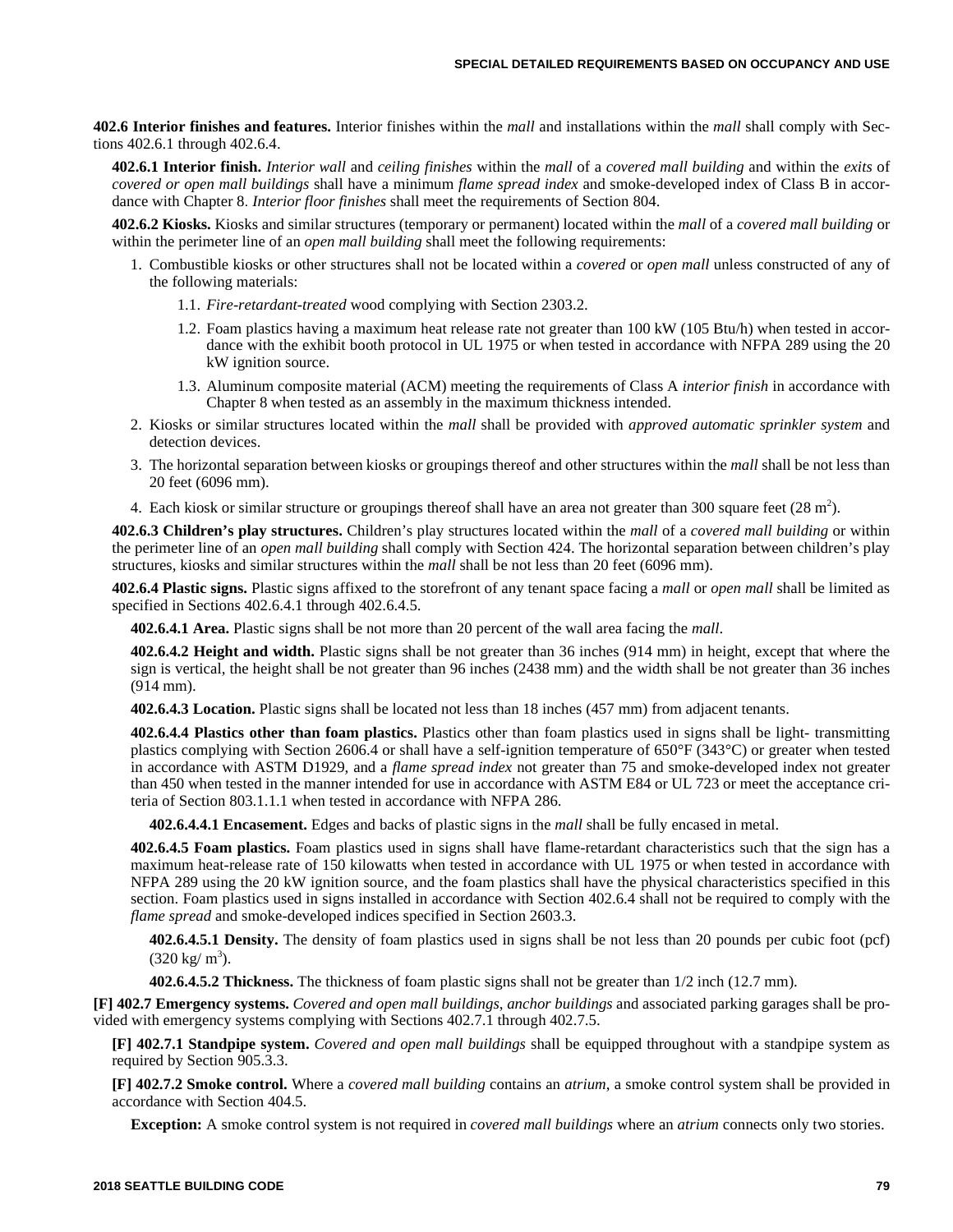**402.6 Interior finishes and features.** Interior finishes within the *mall* and installations within the *mall* shall comply with Sections 402.6.1 through 402.6.4.

**402.6.1 Interior finish.** *Interior wall* and *ceiling finishes* within the *mall* of a *covered mall building* and within the *exits* of *covered or open mall buildings* shall have a minimum *flame spread index* and smoke-developed index of Class B in accordance with Chapter 8. *Interior floor finishes* shall meet the requirements of Section 804.

**402.6.2 Kiosks.** Kiosks and similar structures (temporary or permanent) located within the *mall* of a *covered mall building* or within the perimeter line of an *open mall building* shall meet the following requirements:

1. Combustible kiosks or other structures shall not be located within a *covered* or *open mall* unless constructed of any of the following materials:
   1.1. *Fire-retardant-treated* wood complying with Section 2303.2.
   1.2. Foam plastics having a maximum heat release rate not greater than 100 kW (105 Btu/h) when tested in accordance with the exhibit booth protocol in UL 1975 or when tested in accordance with NFPA 289 using the 20 kW ignition source.
   1.3. Aluminum composite material (ACM) meeting the requirements of Class A *interior finish* in accordance with Chapter 8 when tested as an assembly in the maximum thickness intended.
2. Kiosks or similar structures located within the *mall* shall be provided with *approved automatic sprinkler system* and detection devices.
3. The horizontal separation between kiosks or groupings thereof and other structures within the *mall* shall be not less than 20 feet (6096 mm).
4. Each kiosk or similar structure or groupings thereof shall have an area not greater than 300 square feet (28 $m^2$).

**402.6.3 Children's play structures.** Children's play structures located within the *mall* of a *covered mall building* or within the perimeter line of an *open mall building* shall comply with Section 424. The horizontal separation between children's play structures, kiosks and similar structures within the *mall* shall be not less than 20 feet (6096 mm).

**402.6.4 Plastic signs.** Plastic signs affixed to the storefront of any tenant space facing a *mall* or *open mall* shall be limited as specified in Sections 402.6.4.1 through 402.6.4.5.

**402.6.4.1 Area.** Plastic signs shall be not more than 20 percent of the wall area facing the *mall*.

**402.6.4.2 Height and width.** Plastic signs shall be not greater than 36 inches (914 mm) in height, except that where the sign is vertical, the height shall be not greater than 96 inches (2438 mm) and the width shall be not greater than 36 inches (914 mm).

**402.6.4.3 Location.** Plastic signs shall be located not less than 18 inches (457 mm) from adjacent tenants.

**402.6.4.4 Plastics other than foam plastics.** Plastics other than foam plastics used in signs shall be light- transmitting plastics complying with Section 2606.4 or shall have a self-ignition temperature of 650°F (343°C) or greater when tested in accordance with ASTM D1929, and a *flame spread index* not greater than 75 and smoke-developed index not greater than 450 when tested in the manner intended for use in accordance with ASTM E84 or UL 723 or meet the acceptance criteria of Section 803.1.1.1 when tested in accordance with NFPA 286.

**402.6.4.4.1 Encasement.** Edges and backs of plastic signs in the *mall* shall be fully encased in metal.

**402.6.4.5 Foam plastics.** Foam plastics used in signs shall have flame-retardant characteristics such that the sign has a maximum heat-release rate of 150 kilowatts when tested in accordance with UL 1975 or when tested in accordance with NFPA 289 using the 20 kW ignition source, and the foam plastics shall have the physical characteristics specified in this section. Foam plastics used in signs installed in accordance with Section 402.6.4 shall not be required to comply with the *flame spread* and smoke-developed indices specified in Section 2603.3.

**402.6.4.5.1 Density.** The density of foam plastics used in signs shall be not less than 20 pounds per cubic foot (pcf) (320 kg/ $m^3$).

**402.6.4.5.2 Thickness.** The thickness of foam plastic signs shall not be greater than 1/2 inch (12.7 mm).

**[F] 402.7 Emergency systems.** *Covered and open mall buildings*, *anchor buildings* and associated parking garages shall be provided with emergency systems complying with Sections 402.7.1 through 402.7.5.

**[F] 402.7.1 Standpipe system.** *Covered and open mall buildings* shall be equipped throughout with a standpipe system as required by Section 905.3.3.

**[F] 402.7.2 Smoke control.** Where a *covered mall building* contains an *atrium*, a smoke control system shall be provided in accordance with Section 404.5.

**Exception:** A smoke control system is not required in *covered mall buildings* where an *atrium* connects only two stories.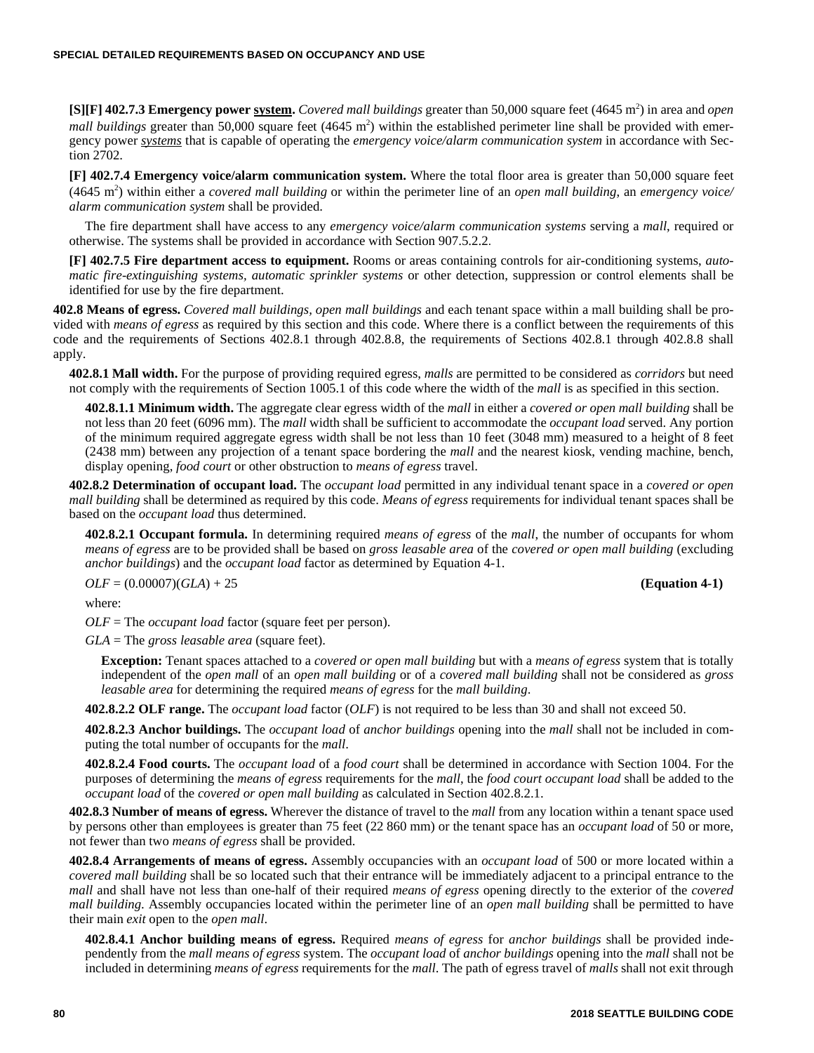**[S][F] 402.7.3 Emergency power system.** *Covered mall buildings* greater than 50,000 square feet (4645 $m^2$) in area and *open mall buildings* greater than 50,000 square feet (4645 $m^2$) within the established perimeter line shall be provided with emergency power *systems* that is capable of operating the *emergency voice/alarm communication system* in accordance with Section 2702.

**[F] 402.7.4 Emergency voice/alarm communication system.** Where the total floor area is greater than 50,000 square feet (4645 $m^2$) within either a *covered mall building* or within the perimeter line of an *open mall building*, an *emergency voice/alarm communication system* shall be provided.

The fire department shall have access to any *emergency voice/alarm communication systems* serving a *mall*, required or otherwise. The systems shall be provided in accordance with Section 907.5.2.2.

**[F] 402.7.5 Fire department access to equipment.** Rooms or areas containing controls for air-conditioning systems, *automatic fire-extinguishing systems, automatic sprinkler systems* or other detection, suppression or control elements shall be identified for use by the fire department.

**402.8 Means of egress.** *Covered mall buildings, open mall buildings* and each tenant space within a mall building shall be provided with *means of egress* as required by this section and this code. Where there is a conflict between the requirements of this code and the requirements of Sections 402.8.1 through 402.8.8, the requirements of Sections 402.8.1 through 402.8.8 shall apply.

**402.8.1 Mall width.** For the purpose of providing required egress, *malls* are permitted to be considered as *corridors* but need not comply with the requirements of Section 1005.1 of this code where the width of the *mall* is as specified in this section.

**402.8.1.1 Minimum width.** The aggregate clear egress width of the *mall* in either a *covered or open mall building* shall be not less than 20 feet (6096 mm). The *mall* width shall be sufficient to accommodate the *occupant load* served. Any portion of the minimum required aggregate egress width shall be not less than 10 feet (3048 mm) measured to a height of 8 feet (2438 mm) between any projection of a tenant space bordering the *mall* and the nearest kiosk, vending machine, bench, display opening, *food court* or other obstruction to *means of egress* travel.

**402.8.2 Determination of occupant load.** The *occupant load* permitted in any individual tenant space in a *covered or open mall building* shall be determined as required by this code. *Means of egress* requirements for individual tenant spaces shall be based on the *occupant load* thus determined.

**402.8.2.1 Occupant formula.** In determining required *means of egress* of the *mall*, the number of occupants for whom *means of egress* are to be provided shall be based on *gross leasable area* of the *covered or open mall building* (excluding *anchor buildings*) and the *occupant load* factor as determined by Equation 4-1.

$$OLF = (0.00007)(GLA) + 25 \quad \textbf{(Equation 4-1)}$$

where:

$OLF$ = The *occupant load* factor (square feet per person).

$GLA$ = The *gross leasable area* (square feet).

**Exception:** Tenant spaces attached to a *covered or open mall building* but with a *means of egress* system that is totally independent of the *open mall* of an *open mall building* or of a *covered mall building* shall not be considered as *gross leasable area* for determining the required *means of egress* for the *mall building*.

**402.8.2.2 OLF range.** The *occupant load* factor ($OLF$) is not required to be less than 30 and shall not exceed 50.

**402.8.2.3 Anchor buildings.** The *occupant load* of *anchor buildings* opening into the *mall* shall not be included in computing the total number of occupants for the *mall*.

**402.8.2.4 Food courts.** The *occupant load* of a *food court* shall be determined in accordance with Section 1004. For the purposes of determining the *means of egress* requirements for the *mall*, the *food court occupant load* shall be added to the *occupant load* of the *covered or open mall building* as calculated in Section 402.8.2.1.

**402.8.3 Number of means of egress.** Wherever the distance of travel to the *mall* from any location within a tenant space used by persons other than employees is greater than 75 feet (22 860 mm) or the tenant space has an *occupant load* of 50 or more, not fewer than two *means of egress* shall be provided.

**402.8.4 Arrangements of means of egress.** Assembly occupancies with an *occupant load* of 500 or more located within a *covered mall building* shall be so located such that their entrance will be immediately adjacent to a principal entrance to the *mall* and shall have not less than one-half of their required *means of egress* opening directly to the exterior of the *covered mall building.* Assembly occupancies located within the perimeter line of an *open mall building* shall be permitted to have their main *exit* open to the *open mall*.

**402.8.4.1 Anchor building means of egress.** Required *means of egress* for *anchor buildings* shall be provided independently from the *mall means of egress* system. The *occupant load* of *anchor buildings* opening into the *mall* shall not be included in determining *means of egress* requirements for the *mall*. The path of egress travel of *malls* shall not exit through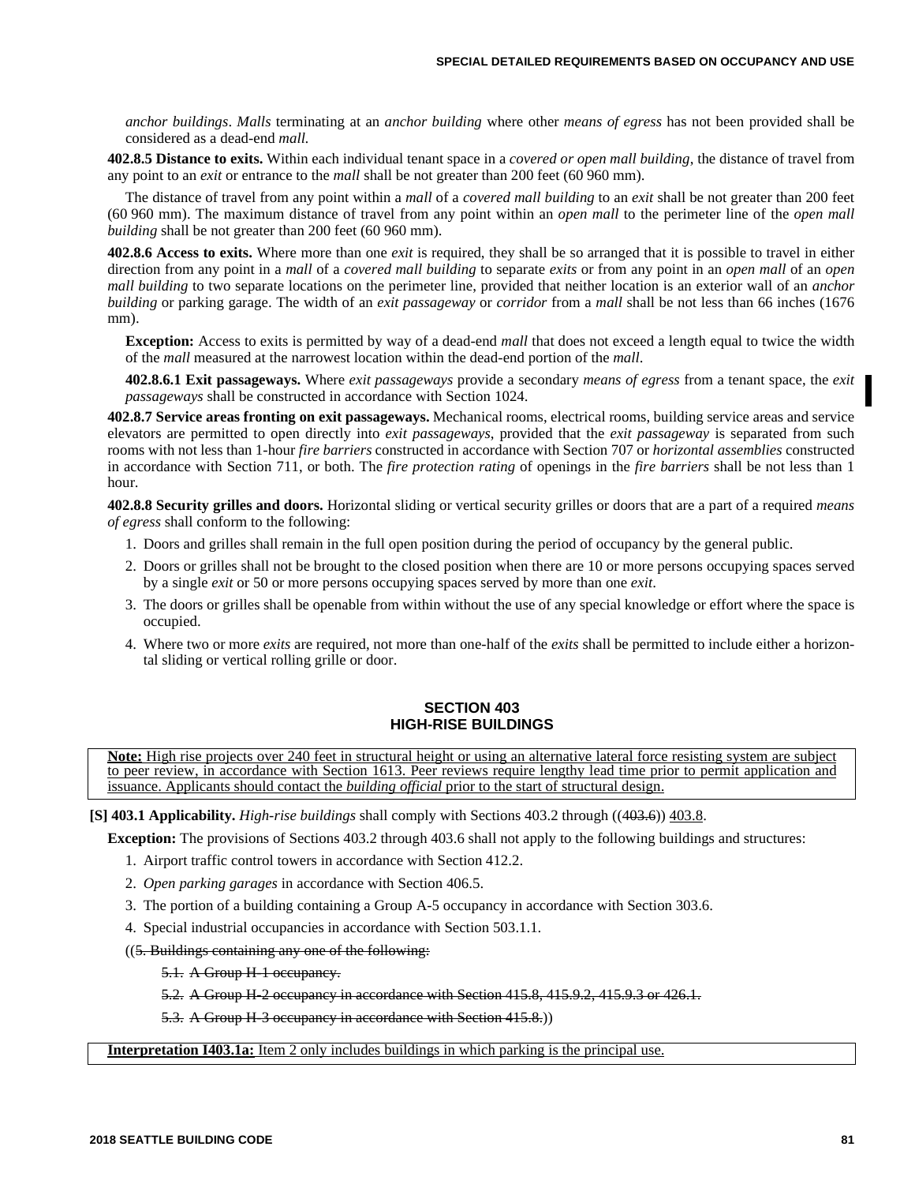*anchor buildings*. *Malls* terminating at an *anchor building* where other *means of egress* has not been provided shall be considered as a dead-end *mall.*

**402.8.5 Distance to exits.** Within each individual tenant space in a *covered or open mall building*, the distance of travel from any point to an *exit* or entrance to the *mall* shall be not greater than 200 feet (60 960 mm).

The distance of travel from any point within a *mall* of a *covered mall building* to an *exit* shall be not greater than 200 feet (60 960 mm). The maximum distance of travel from any point within an *open mall* to the perimeter line of the *open mall building* shall be not greater than 200 feet (60 960 mm).

**402.8.6 Access to exits.** Where more than one *exit* is required, they shall be so arranged that it is possible to travel in either direction from any point in a *mall* of a *covered mall building* to separate *exits* or from any point in an *open mall* of an *open mall building* to two separate locations on the perimeter line, provided that neither location is an exterior wall of an *anchor building* or parking garage. The width of an *exit passageway* or *corridor* from a *mall* shall be not less than 66 inches (1676 mm).

**Exception:** Access to exits is permitted by way of a dead-end *mall* that does not exceed a length equal to twice the width of the *mall* measured at the narrowest location within the dead-end portion of the *mall*.

**402.8.6.1 Exit passageways.** Where *exit passageways* provide a secondary *means of egress* from a tenant space, the *exit passageways* shall be constructed in accordance with Section 1024.

**402.8.7 Service areas fronting on exit passageways.** Mechanical rooms, electrical rooms, building service areas and service elevators are permitted to open directly into *exit passageways*, provided that the *exit passageway* is separated from such rooms with not less than 1-hour *fire barriers* constructed in accordance with Section 707 or *horizontal assemblies* constructed in accordance with Section 711, or both. The *fire protection rating* of openings in the *fire barriers* shall be not less than 1 hour.

**402.8.8 Security grilles and doors.** Horizontal sliding or vertical security grilles or doors that are a part of a required *means of egress* shall conform to the following:

1. Doors and grilles shall remain in the full open position during the period of occupancy by the general public.
2. Doors or grilles shall not be brought to the closed position when there are 10 or more persons occupying spaces served by a single *exit* or 50 or more persons occupying spaces served by more than one *exit*.
3. The doors or grilles shall be openable from within without the use of any special knowledge or effort where the space is occupied.
4. Where two or more *exits* are required, not more than one-half of the *exits* shall be permitted to include either a horizontal sliding or vertical rolling grille or door.

## SECTION 403
## HIGH-RISE BUILDINGS

**Note:** High rise projects over 240 feet in structural height or using an alternative lateral force resisting system are subject to peer review, in accordance with Section 1613. Peer reviews require lengthy lead time prior to permit application and issuance. Applicants should contact the *building official* prior to the start of structural design.

**[S] 403.1 Applicability.** *High-rise buildings* shall comply with Sections 403.2 through ((~~403.6~~)) 403.8.

**Exception:** The provisions of Sections 403.2 through 403.6 shall not apply to the following buildings and structures:

1. Airport traffic control towers in accordance with Section 412.2.
2. *Open parking garages* in accordance with Section 406.5.
3. The portion of a building containing a Group A-5 occupancy in accordance with Section 303.6.
4. Special industrial occupancies in accordance with Section 503.1.1.

((~~5. Buildings containing any one of the following:~~

~~5.1. A Group H-1 occupancy.~~

~~5.2. A Group H-2 occupancy in accordance with Section 415.8, 415.9.2, 415.9.3 or 426.1.~~

~~5.3. A Group H-3 occupancy in accordance with Section 415.8.~~))

**Interpretation I403.1a:** Item 2 only includes buildings in which parking is the principal use.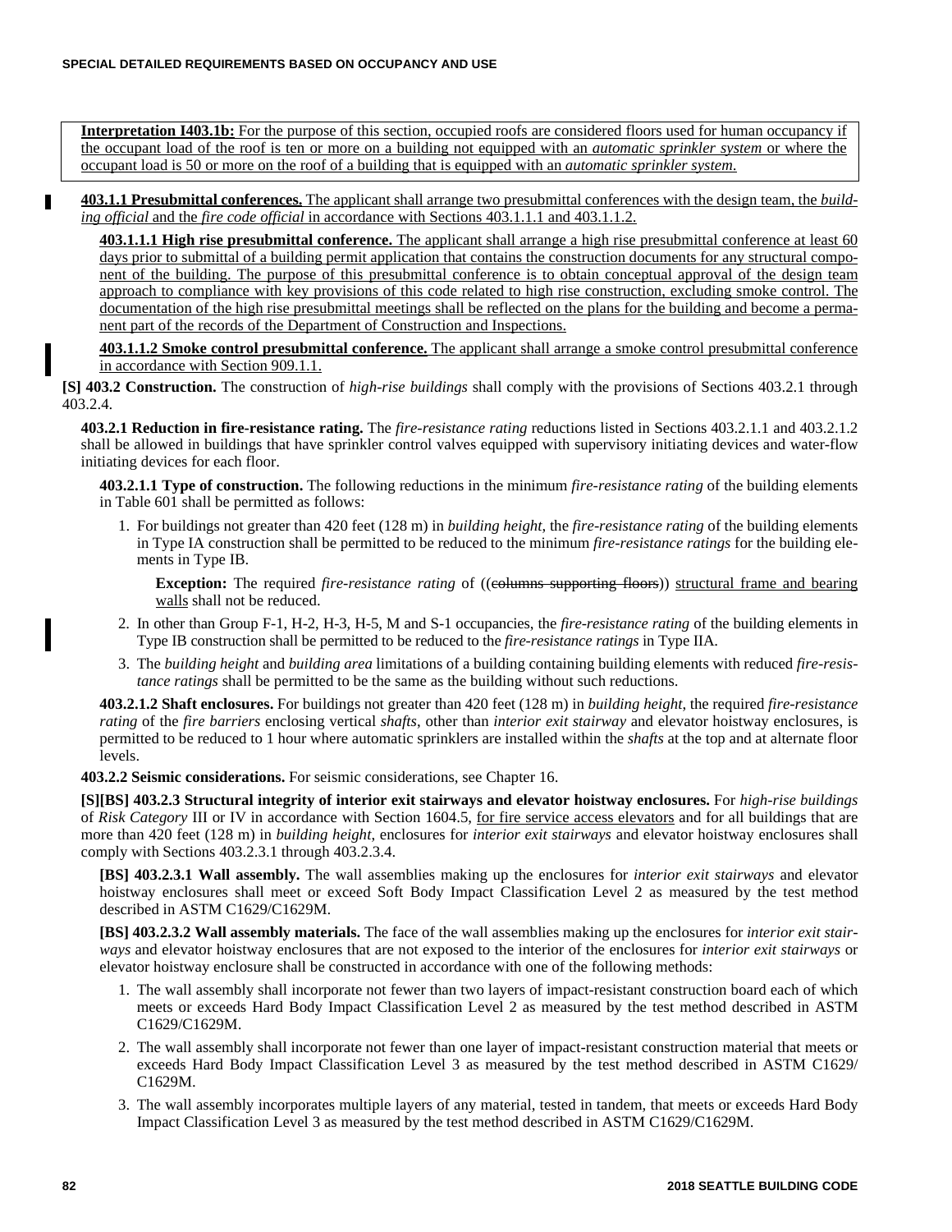Interpretation I403.1b: For the purpose of this section, occupied roofs are considered floors used for human occupancy if the occupant load of the roof is ten or more on a building not equipped with an *automatic sprinkler system* or where the occupant load is 50 or more on the roof of a building that is equipped with an *automatic sprinkler system*.

**403.1.1 Presubmittal conferences.** The applicant shall arrange two presubmittal conferences with the design team, the *building official* and the *fire code official* in accordance with Sections 403.1.1.1 and 403.1.1.2.

**403.1.1.1 High rise presubmittal conference.** The applicant shall arrange a high rise presubmittal conference at least 60 days prior to submittal of a building permit application that contains the construction documents for any structural component of the building. The purpose of this presubmittal conference is to obtain conceptual approval of the design team approach to compliance with key provisions of this code related to high rise construction, excluding smoke control. The documentation of the high rise presubmittal meetings shall be reflected on the plans for the building and become a permanent part of the records of the Department of Construction and Inspections.

**403.1.1.2 Smoke control presubmittal conference.** The applicant shall arrange a smoke control presubmittal conference in accordance with Section 909.1.1.

**[S] 403.2 Construction.** The construction of *high-rise buildings* shall comply with the provisions of Sections 403.2.1 through 403.2.4.

**403.2.1 Reduction in fire-resistance rating.** The *fire-resistance rating* reductions listed in Sections 403.2.1.1 and 403.2.1.2 shall be allowed in buildings that have sprinkler control valves equipped with supervisory initiating devices and water-flow initiating devices for each floor.

**403.2.1.1 Type of construction.** The following reductions in the minimum *fire-resistance rating* of the building elements in Table 601 shall be permitted as follows:

1. For buildings not greater than 420 feet (128 m) in *building height*, the *fire-resistance rating* of the building elements in Type IA construction shall be permitted to be reduced to the minimum *fire-resistance ratings* for the building elements in Type IB.

   **Exception:** The required *fire-resistance rating* of ((~~columns supporting floors~~)) structural frame and bearing walls shall not be reduced.

2. In other than Group F-1, H-2, H-3, H-5, M and S-1 occupancies, the *fire-resistance rating* of the building elements in Type IB construction shall be permitted to be reduced to the *fire-resistance ratings* in Type IIA.
3. The *building height* and *building area* limitations of a building containing building elements with reduced *fire-resistance ratings* shall be permitted to be the same as the building without such reductions.

**403.2.1.2 Shaft enclosures.** For buildings not greater than 420 feet (128 m) in *building height*, the required *fire-resistance rating* of the *fire barriers* enclosing vertical *shafts*, other than *interior exit stairway* and elevator hoistway enclosures, is permitted to be reduced to 1 hour where automatic sprinklers are installed within the *shafts* at the top and at alternate floor levels.

**403.2.2 Seismic considerations.** For seismic considerations, see Chapter 16.

**[S][BS] 403.2.3 Structural integrity of interior exit stairways and elevator hoistway enclosures.** For *high-rise buildings* of *Risk Category* III or IV in accordance with Section 1604.5, for fire service access elevators and for all buildings that are more than 420 feet (128 m) in *building height*, enclosures for *interior exit stairways* and elevator hoistway enclosures shall comply with Sections 403.2.3.1 through 403.2.3.4.

**[BS] 403.2.3.1 Wall assembly.** The wall assemblies making up the enclosures for *interior exit stairways* and elevator hoistway enclosures shall meet or exceed Soft Body Impact Classification Level 2 as measured by the test method described in ASTM C1629/C1629M.

**[BS] 403.2.3.2 Wall assembly materials.** The face of the wall assemblies making up the enclosures for *interior exit stairways* and elevator hoistway enclosures that are not exposed to the interior of the enclosures for *interior exit stairways* or elevator hoistway enclosure shall be constructed in accordance with one of the following methods:

1. The wall assembly shall incorporate not fewer than two layers of impact-resistant construction board each of which meets or exceeds Hard Body Impact Classification Level 2 as measured by the test method described in ASTM C1629/C1629M.
2. The wall assembly shall incorporate not fewer than one layer of impact-resistant construction material that meets or exceeds Hard Body Impact Classification Level 3 as measured by the test method described in ASTM C1629/C1629M.
3. The wall assembly incorporates multiple layers of any material, tested in tandem, that meets or exceeds Hard Body Impact Classification Level 3 as measured by the test method described in ASTM C1629/C1629M.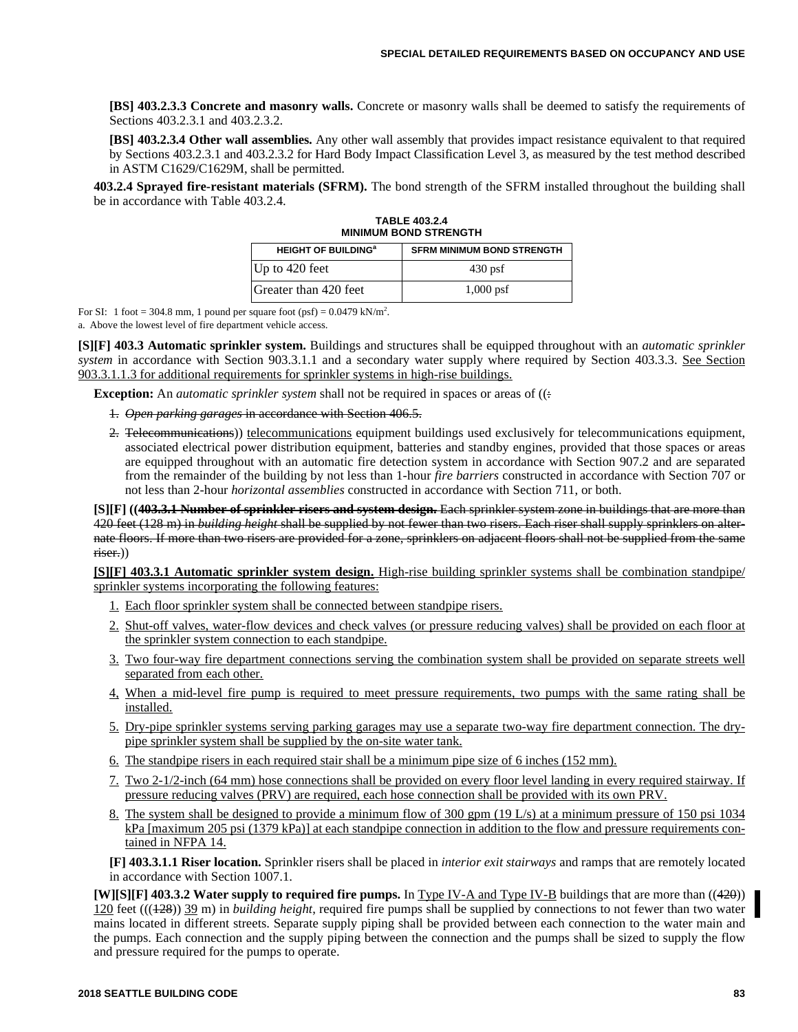**[BS] 403.2.3.3 Concrete and masonry walls.** Concrete or masonry walls shall be deemed to satisfy the requirements of Sections 403.2.3.1 and 403.2.3.2.

**[BS] 403.2.3.4 Other wall assemblies.** Any other wall assembly that provides impact resistance equivalent to that required by Sections 403.2.3.1 and 403.2.3.2 for Hard Body Impact Classification Level 3, as measured by the test method described in ASTM C1629/C1629M, shall be permitted.

**403.2.4 Sprayed fire-resistant materials (SFRM).** The bond strength of the SFRM installed throughout the building shall be in accordance with Table 403.2.4.

**TABLE 403.2.4**
**MINIMUM BOND STRENGTH**

| HEIGHT OF BUILDING[a] | SFRM MINIMUM BOND STRENGTH |
|---|---|
| Up to 420 feet | 430 psf |
| Greater than 420 feet | 1,000 psf |

For SI: 1 foot = 304.8 mm, 1 pound per square foot (psf) = 0.0479 kN/m$^2$.

a. Above the lowest level of fire department vehicle access.

**[S][F] 403.3 Automatic sprinkler system.** Buildings and structures shall be equipped throughout with an *automatic sprinkler system* in accordance with Section 903.3.1.1 and a secondary water supply where required by Section 403.3.3. See Section 903.3.1.1.3 for additional requirements for sprinkler systems in high-rise buildings.

**Exception:** An *automatic sprinkler system* shall not be required in spaces or areas of ((:

1. ~~*Open parking garages* in accordance with Section 406.5.~~
2. ~~Telecommunications~~)) telecommunications equipment buildings used exclusively for telecommunications equipment, associated electrical power distribution equipment, batteries and standby engines, provided that those spaces or areas are equipped throughout with an automatic fire detection system in accordance with Section 907.2 and are separated from the remainder of the building by not less than 1-hour *fire barriers* constructed in accordance with Section 707 or not less than 2-hour *horizontal assemblies* constructed in accordance with Section 711, or both.

**[S][F] ((~~403.3.1 Number of sprinkler risers and system design.~~** ~~Each sprinkler system zone in buildings that are more than 420 feet (128 m) in *building height* shall be supplied by not fewer than two risers. Each riser shall supply sprinklers on alternate floors. If more than two risers are provided for a zone, sprinklers on adjacent floors shall not be supplied from the same riser.~~))

**[S][F] 403.3.1 Automatic sprinkler system design.** High-rise building sprinkler systems shall be combination standpipe/sprinkler systems incorporating the following features:

1. Each floor sprinkler system shall be connected between standpipe risers.
2. Shut-off valves, water-flow devices and check valves (or pressure reducing valves) shall be provided on each floor at the sprinkler system connection to each standpipe.
3. Two four-way fire department connections serving the combination system shall be provided on separate streets well separated from each other.
4. When a mid-level fire pump is required to meet pressure requirements, two pumps with the same rating shall be installed.
5. Dry-pipe sprinkler systems serving parking garages may use a separate two-way fire department connection. The dry-pipe sprinkler system shall be supplied by the on-site water tank.
6. The standpipe risers in each required stair shall be a minimum pipe size of 6 inches (152 mm).
7. Two 2-1/2-inch (64 mm) hose connections shall be provided on every floor level landing in every required stairway. If pressure reducing valves (PRV) are required, each hose connection shall be provided with its own PRV.
8. The system shall be designed to provide a minimum flow of 300 gpm (19 L/s) at a minimum pressure of 150 psi 1034 kPa [maximum 205 psi (1379 kPa)] at each standpipe connection in addition to the flow and pressure requirements contained in NFPA 14.

**[F] 403.3.1.1 Riser location.** Sprinkler risers shall be placed in *interior exit stairways* and ramps that are remotely located in accordance with Section 1007.1.

**[W][S][F] 403.3.2 Water supply to required fire pumps.** In Type IV-A and Type IV-B buildings that are more than ((~~420~~)) 120 feet (((~~128~~)) 39 m) in *building height*, required fire pumps shall be supplied by connections to not fewer than two water mains located in different streets. Separate supply piping shall be provided between each connection to the water main and the pumps. Each connection and the supply piping between the connection and the pumps shall be sized to supply the flow and pressure required for the pumps to operate.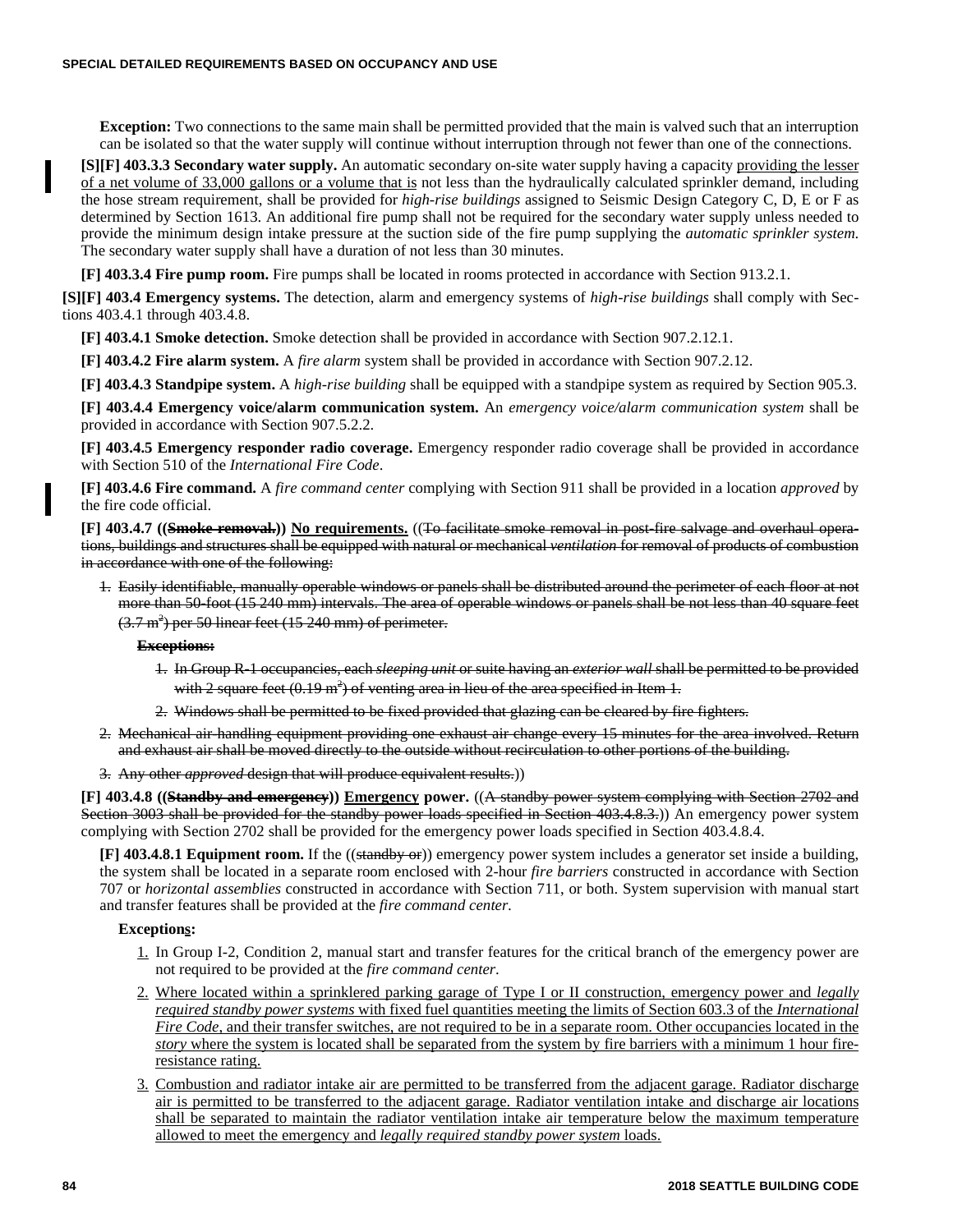**Exception:** Two connections to the same main shall be permitted provided that the main is valved such that an interruption can be isolated so that the water supply will continue without interruption through not fewer than one of the connections.

**[S][F] 403.3.3 Secondary water supply.** An automatic secondary on-site water supply having a capacity providing the lesser of a net volume of 33,000 gallons or a volume that is not less than the hydraulically calculated sprinkler demand, including the hose stream requirement, shall be provided for *high-rise buildings* assigned to Seismic Design Category C, D, E or F as determined by Section 1613. An additional fire pump shall not be required for the secondary water supply unless needed to provide the minimum design intake pressure at the suction side of the fire pump supplying the *automatic sprinkler system.* The secondary water supply shall have a duration of not less than 30 minutes.

**[F] 403.3.4 Fire pump room.** Fire pumps shall be located in rooms protected in accordance with Section 913.2.1.

**[S][F] 403.4 Emergency systems.** The detection, alarm and emergency systems of *high-rise buildings* shall comply with Sections 403.4.1 through 403.4.8.

**[F] 403.4.1 Smoke detection.** Smoke detection shall be provided in accordance with Section 907.2.12.1.

**[F] 403.4.2 Fire alarm system.** A *fire alarm* system shall be provided in accordance with Section 907.2.12.

**[F] 403.4.3 Standpipe system.** A *high-rise building* shall be equipped with a standpipe system as required by Section 905.3.

**[F] 403.4.4 Emergency voice/alarm communication system.** An *emergency voice/alarm communication system* shall be provided in accordance with Section 907.5.2.2.

**[F] 403.4.5 Emergency responder radio coverage.** Emergency responder radio coverage shall be provided in accordance with Section 510 of the *International Fire Code*.

**[F] 403.4.6 Fire command.** A *fire command center* complying with Section 911 shall be provided in a location *approved* by the fire code official.

**[F] 403.4.7 ((~~Smoke removal.~~)) No requirements.** ((~~To facilitate smoke removal in post-fire salvage and overhaul operations, buildings and structures shall be equipped with natural or mechanical *ventilation* for removal of products of combustion in accordance with one of the following:~~

1. ~~Easily identifiable, manually operable windows or panels shall be distributed around the perimeter of each floor at not more than 50-foot (15 240 mm) intervals. The area of operable windows or panels shall be not less than 40 square feet (3.7 $m^2$) per 50 linear feet (15 240 mm) of perimeter.~~

   ~~**Exceptions:**~~

   1. ~~In Group R-1 occupancies, each *sleeping unit* or suite having an *exterior wall* shall be permitted to be provided with 2 square feet (0.19 $m^2$) of venting area in lieu of the area specified in Item 1.~~
   2. ~~Windows shall be permitted to be fixed provided that glazing can be cleared by fire fighters.~~

2. ~~Mechanical air-handling equipment providing one exhaust air change every 15 minutes for the area involved. Return and exhaust air shall be moved directly to the outside without recirculation to other portions of the building.~~
3. ~~Any other *approved* design that will produce equivalent results.~~))

**[F] 403.4.8 ((~~Standby and emergency~~)) Emergency power.** ((~~A standby power system complying with Section 2702 and Section 3003 shall be provided for the standby power loads specified in Section 403.4.8.3.~~)) An emergency power system complying with Section 2702 shall be provided for the emergency power loads specified in Section 403.4.8.4.

**[F] 403.4.8.1 Equipment room.** If the ((~~standby or~~)) emergency power system includes a generator set inside a building, the system shall be located in a separate room enclosed with 2-hour *fire barriers* constructed in accordance with Section 707 or *horizontal assemblies* constructed in accordance with Section 711, or both. System supervision with manual start and transfer features shall be provided at the *fire command center.*

**Exceptions:**

1. In Group I-2, Condition 2, manual start and transfer features for the critical branch of the emergency power are not required to be provided at the *fire command center.*
2. Where located within a sprinklered parking garage of Type I or II construction, emergency power and *legally required standby power systems* with fixed fuel quantities meeting the limits of Section 603.3 of the *International Fire Code*, and their transfer switches, are not required to be in a separate room. Other occupancies located in the *story* where the system is located shall be separated from the system by fire barriers with a minimum 1 hour fire-resistance rating.
3. Combustion and radiator intake air are permitted to be transferred from the adjacent garage. Radiator discharge air is permitted to be transferred to the adjacent garage. Radiator ventilation intake and discharge air locations shall be separated to maintain the radiator ventilation intake air temperature below the maximum temperature allowed to meet the emergency and *legally required standby power system* loads.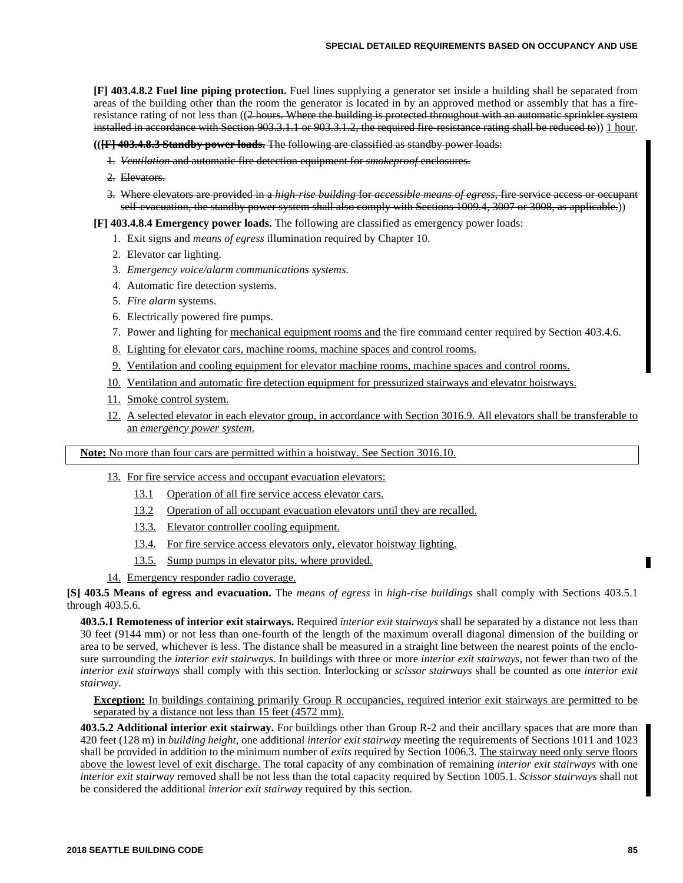**[F] 403.4.8.2 Fuel line piping protection.** Fuel lines supplying a generator set inside a building shall be separated from areas of the building other than the room the generator is located in by an approved method or assembly that has a fire-resistance rating of not less than ((~~2 hours. Where the building is protected throughout with an automatic sprinkler system installed in accordance with Section 903.3.1.1 or 903.3.1.2, the required fire-resistance rating shall be reduced to~~)) 1 hour.

((~~**[F] 403.4.8.3 Standby power loads.**~~ ~~The following are classified as standby power loads:~~

1. ~~*Ventilation* and automatic fire detection equipment for *smokeproof* enclosures.~~
2. ~~Elevators.~~
3. ~~Where elevators are provided in a *high-rise building* for *accessible means of egress*, fire service access or occupant self-evacuation, the standby power system shall also comply with Sections 1009.4, 3007 or 3008, as applicable.~~))

**[F] 403.4.8.4 Emergency power loads.** The following are classified as emergency power loads:

1. Exit signs and *means of egress* illumination required by Chapter 10.
2. Elevator car lighting.
3. *Emergency voice/alarm communications systems.*
4. Automatic fire detection systems.
5. *Fire alarm* systems.
6. Electrically powered fire pumps.
7. Power and lighting for mechanical equipment rooms and the fire command center required by Section 403.4.6.
8. Lighting for elevator cars, machine rooms, machine spaces and control rooms.
9. Ventilation and cooling equipment for elevator machine rooms, machine spaces and control rooms.
10. Ventilation and automatic fire detection equipment for pressurized stairways and elevator hoistways.
11. Smoke control system.
12. A selected elevator in each elevator group, in accordance with Section 3016.9. All elevators shall be transferable to an *emergency power system*.

**Note:** No more than four cars are permitted within a hoistway. See Section 3016.10.

13. For fire service access and occupant evacuation elevators:
    - 13.1 Operation of all fire service access elevator cars.
    - 13.2 Operation of all occupant evacuation elevators until they are recalled.
    - 13.3. Elevator controller cooling equipment.
    - 13.4. For fire service access elevators only, elevator hoistway lighting.
    - 13.5. Sump pumps in elevator pits, where provided.
14. Emergency responder radio coverage.

**[S] 403.5 Means of egress and evacuation.** The *means of egress* in *high-rise buildings* shall comply with Sections 403.5.1 through 403.5.6.

**403.5.1 Remoteness of interior exit stairways.** Required *interior exit stairways* shall be separated by a distance not less than 30 feet (9144 mm) or not less than one-fourth of the length of the maximum overall diagonal dimension of the building or area to be served, whichever is less. The distance shall be measured in a straight line between the nearest points of the enclosure surrounding the *interior exit stairways*. In buildings with three or more *interior exit stairways*, not fewer than two of the *interior exit stairways* shall comply with this section. Interlocking or *scissor stairways* shall be counted as one *interior exit stairway*.

**Exception:** In buildings containing primarily Group R occupancies, required interior exit stairways are permitted to be separated by a distance not less than 15 feet (4572 mm).

**403.5.2 Additional interior exit stairway.** For buildings other than Group R-2 and their ancillary spaces that are more than 420 feet (128 m) in *building height*, one additional *interior exit stairway* meeting the requirements of Sections 1011 and 1023 shall be provided in addition to the minimum number of *exits* required by Section 1006.3. The stairway need only serve floors above the lowest level of exit discharge. The total capacity of any combination of remaining *interior exit stairways* with one *interior exit stairway* removed shall be not less than the total capacity required by Section 1005.1. *Scissor stairways* shall not be considered the additional *interior exit stairway* required by this section.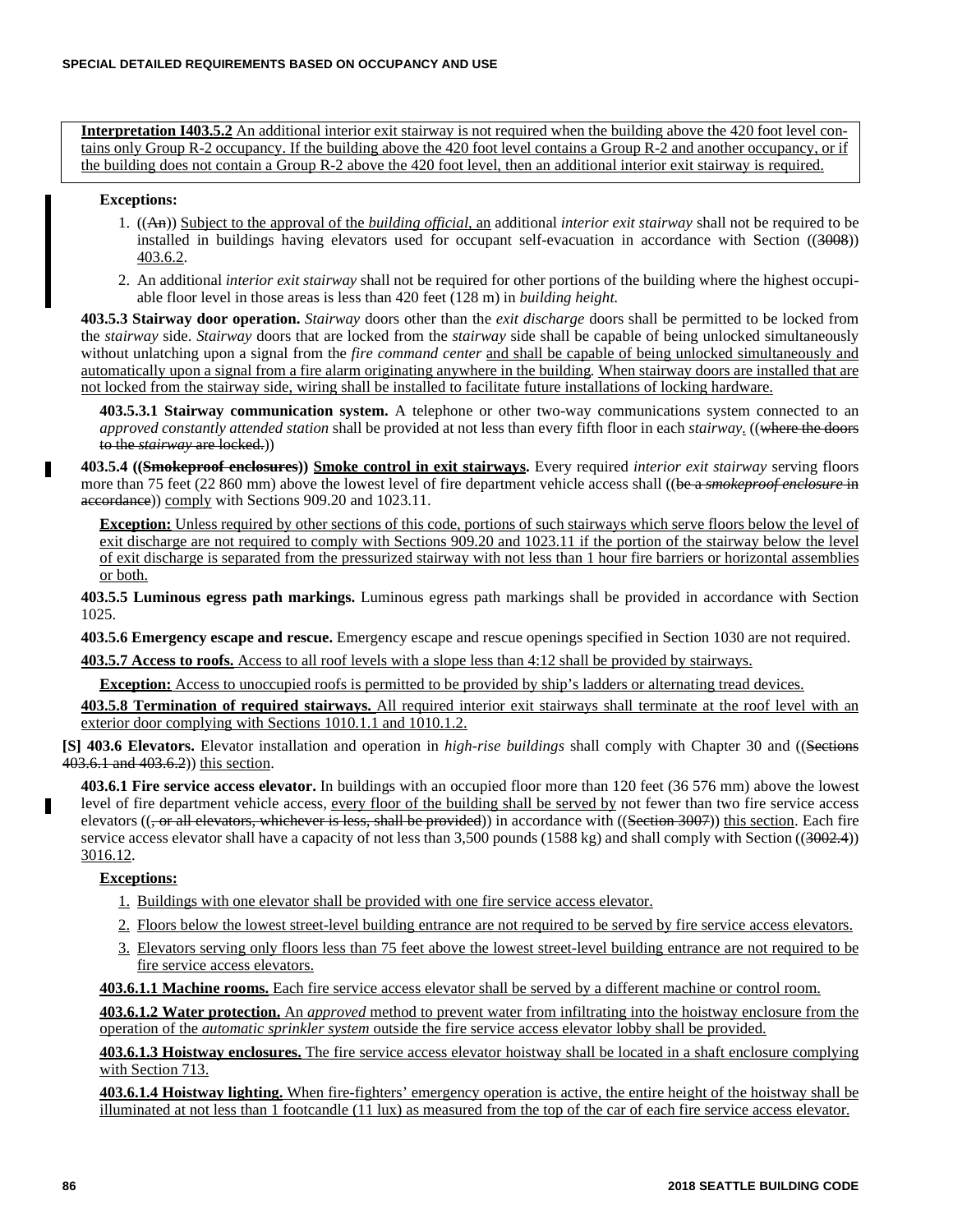**Interpretation I403.5.2** An additional interior exit stairway is not required when the building above the 420 foot level contains only Group R-2 occupancy. If the building above the 420 foot level contains a Group R-2 and another occupancy, or if the building does not contain a Group R-2 above the 420 foot level, then an additional interior exit stairway is required.

**Exceptions:**

1. ((An)) Subject to the approval of the *building official*, an additional *interior exit stairway* shall not be required to be installed in buildings having elevators used for occupant self-evacuation in accordance with Section ((3008)) 403.6.2.
2. An additional *interior exit stairway* shall not be required for other portions of the building where the highest occupiable floor level in those areas is less than 420 feet (128 m) in *building height.*

**403.5.3 Stairway door operation.** *Stairway* doors other than the *exit discharge* doors shall be permitted to be locked from the *stairway* side. *Stairway* doors that are locked from the *stairway* side shall be capable of being unlocked simultaneously without unlatching upon a signal from the *fire command center* and shall be capable of being unlocked simultaneously and automatically upon a signal from a fire alarm originating anywhere in the building. When stairway doors are installed that are not locked from the stairway side, wiring shall be installed to facilitate future installations of locking hardware.

**403.5.3.1 Stairway communication system.** A telephone or other two-way communications system connected to an *approved constantly attended station* shall be provided at not less than every fifth floor in each *stairway*. ((where the doors to the *stairway* are locked.))

**403.5.4 ((Smokeproof enclosures)) Smoke control in exit stairways.** Every required *interior exit stairway* serving floors more than 75 feet (22 860 mm) above the lowest level of fire department vehicle access shall ((be a *smokeproof enclosure* in accordance)) comply with Sections 909.20 and 1023.11.

**Exception:** Unless required by other sections of this code, portions of such stairways which serve floors below the level of exit discharge are not required to comply with Sections 909.20 and 1023.11 if the portion of the stairway below the level of exit discharge is separated from the pressurized stairway with not less than 1 hour fire barriers or horizontal assemblies or both.

**403.5.5 Luminous egress path markings.** Luminous egress path markings shall be provided in accordance with Section 1025.

**403.5.6 Emergency escape and rescue.** Emergency escape and rescue openings specified in Section 1030 are not required.

**403.5.7 Access to roofs.** Access to all roof levels with a slope less than 4:12 shall be provided by stairways.

**Exception:** Access to unoccupied roofs is permitted to be provided by ship's ladders or alternating tread devices.

**403.5.8 Termination of required stairways.** All required interior exit stairways shall terminate at the roof level with an exterior door complying with Sections 1010.1.1 and 1010.1.2.

**[S] 403.6 Elevators.** Elevator installation and operation in *high-rise buildings* shall comply with Chapter 30 and ((Sections 403.6.1 and 403.6.2)) this section.

**403.6.1 Fire service access elevator.** In buildings with an occupied floor more than 120 feet (36 576 mm) above the lowest level of fire department vehicle access, every floor of the building shall be served by not fewer than two fire service access elevators ((, or all elevators, whichever is less, shall be provided)) in accordance with ((Section 3007)) this section. Each fire service access elevator shall have a capacity of not less than 3,500 pounds (1588 kg) and shall comply with Section ((3002.4)) 3016.12.

**Exceptions:**

1. Buildings with one elevator shall be provided with one fire service access elevator.
2. Floors below the lowest street-level building entrance are not required to be served by fire service access elevators.
3. Elevators serving only floors less than 75 feet above the lowest street-level building entrance are not required to be fire service access elevators.

**403.6.1.1 Machine rooms.** Each fire service access elevator shall be served by a different machine or control room.

**403.6.1.2 Water protection.** An *approved* method to prevent water from infiltrating into the hoistway enclosure from the operation of the *automatic sprinkler system* outside the fire service access elevator lobby shall be provided.

**403.6.1.3 Hoistway enclosures.** The fire service access elevator hoistway shall be located in a shaft enclosure complying with Section 713.

**403.6.1.4 Hoistway lighting.** When fire-fighters' emergency operation is active, the entire height of the hoistway shall be illuminated at not less than 1 footcandle (11 lux) as measured from the top of the car of each fire service access elevator.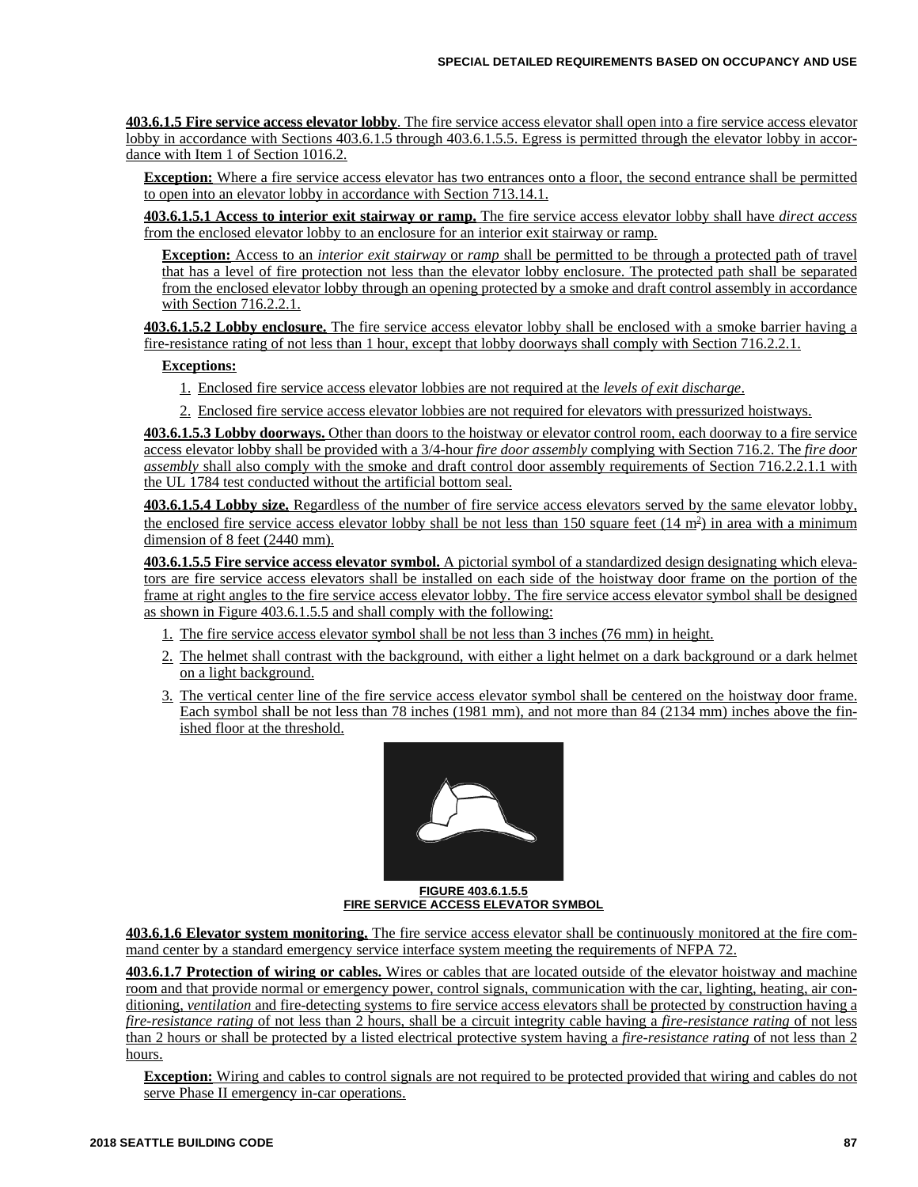**403.6.1.5 Fire service access elevator lobby**. The fire service access elevator shall open into a fire service access elevator lobby in accordance with Sections 403.6.1.5 through 403.6.1.5.5. Egress is permitted through the elevator lobby in accordance with Item 1 of Section 1016.2.

**Exception:** Where a fire service access elevator has two entrances onto a floor, the second entrance shall be permitted to open into an elevator lobby in accordance with Section 713.14.1.

**403.6.1.5.1 Access to interior exit stairway or ramp.** The fire service access elevator lobby shall have *direct access* from the enclosed elevator lobby to an enclosure for an interior exit stairway or ramp.

**Exception:** Access to an *interior exit stairway* or *ramp* shall be permitted to be through a protected path of travel that has a level of fire protection not less than the elevator lobby enclosure. The protected path shall be separated from the enclosed elevator lobby through an opening protected by a smoke and draft control assembly in accordance with Section 716.2.2.1.

**403.6.1.5.2 Lobby enclosure.** The fire service access elevator lobby shall be enclosed with a smoke barrier having a fire-resistance rating of not less than 1 hour, except that lobby doorways shall comply with Section 716.2.2.1.

**Exceptions:**

1. Enclosed fire service access elevator lobbies are not required at the *levels of exit discharge*.
2. Enclosed fire service access elevator lobbies are not required for elevators with pressurized hoistways.

**403.6.1.5.3 Lobby doorways.** Other than doors to the hoistway or elevator control room, each doorway to a fire service access elevator lobby shall be provided with a 3/4-hour *fire door assembly* complying with Section 716.2. The *fire door assembly* shall also comply with the smoke and draft control door assembly requirements of Section 716.2.2.1.1 with the UL 1784 test conducted without the artificial bottom seal.

**403.6.1.5.4 Lobby size.** Regardless of the number of fire service access elevators served by the same elevator lobby, the enclosed fire service access elevator lobby shall be not less than 150 square feet (14 $m^2$) in area with a minimum dimension of 8 feet (2440 mm).

**403.6.1.5.5 Fire service access elevator symbol.** A pictorial symbol of a standardized design designating which elevators are fire service access elevators shall be installed on each side of the hoistway door frame on the portion of the frame at right angles to the fire service access elevator lobby. The fire service access elevator symbol shall be designed as shown in Figure 403.6.1.5.5 and shall comply with the following:

1. The fire service access elevator symbol shall be not less than 3 inches (76 mm) in height.
2. The helmet shall contrast with the background, with either a light helmet on a dark background or a dark helmet on a light background.
3. The vertical center line of the fire service access elevator symbol shall be centered on the hoistway door frame. Each symbol shall be not less than 78 inches (1981 mm), and not more than 84 (2134 mm) inches above the finished floor at the threshold.

**FIGURE 403.6.1.5.5**
**FIRE SERVICE ACCESS ELEVATOR SYMBOL**

**403.6.1.6 Elevator system monitoring.** The fire service access elevator shall be continuously monitored at the fire command center by a standard emergency service interface system meeting the requirements of NFPA 72.

**403.6.1.7 Protection of wiring or cables.** Wires or cables that are located outside of the elevator hoistway and machine room and that provide normal or emergency power, control signals, communication with the car, lighting, heating, air conditioning, *ventilation* and fire-detecting systems to fire service access elevators shall be protected by construction having a *fire-resistance rating* of not less than 2 hours, shall be a circuit integrity cable having a *fire-resistance rating* of not less than 2 hours or shall be protected by a listed electrical protective system having a *fire-resistance rating* of not less than 2 hours.

**Exception:** Wiring and cables to control signals are not required to be protected provided that wiring and cables do not serve Phase II emergency in-car operations.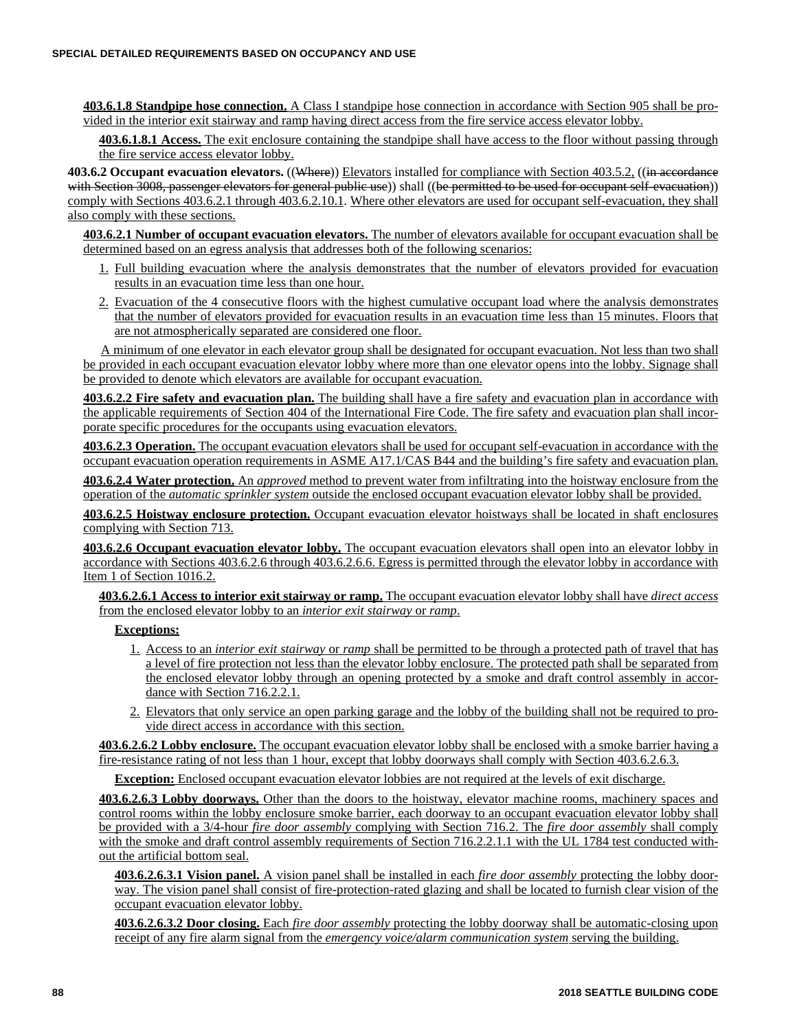**403.6.1.8 Standpipe hose connection.** A Class I standpipe hose connection in accordance with Section 905 shall be provided in the interior exit stairway and ramp having direct access from the fire service access elevator lobby.

**403.6.1.8.1 Access.** The exit enclosure containing the standpipe shall have access to the floor without passing through the fire service access elevator lobby.

**403.6.2 Occupant evacuation elevators.** ((~~Where~~)) Elevators installed for compliance with Section 403.5.2, ((~~in accordance with Section 3008, passenger elevators for general public use~~)) shall ((~~be permitted to be used for occupant self-evacuation~~)) comply with Sections 403.6.2.1 through 403.6.2.10.1. Where other elevators are used for occupant self-evacuation, they shall also comply with these sections.

**403.6.2.1 Number of occupant evacuation elevators.** The number of elevators available for occupant evacuation shall be determined based on an egress analysis that addresses both of the following scenarios:

1. Full building evacuation where the analysis demonstrates that the number of elevators provided for evacuation results in an evacuation time less than one hour.
2. Evacuation of the 4 consecutive floors with the highest cumulative occupant load where the analysis demonstrates that the number of elevators provided for evacuation results in an evacuation time less than 15 minutes. Floors that are not atmospherically separated are considered one floor.

A minimum of one elevator in each elevator group shall be designated for occupant evacuation. Not less than two shall be provided in each occupant evacuation elevator lobby where more than one elevator opens into the lobby. Signage shall be provided to denote which elevators are available for occupant evacuation.

**403.6.2.2 Fire safety and evacuation plan.** The building shall have a fire safety and evacuation plan in accordance with the applicable requirements of Section 404 of the International Fire Code. The fire safety and evacuation plan shall incorporate specific procedures for the occupants using evacuation elevators.

**403.6.2.3 Operation.** The occupant evacuation elevators shall be used for occupant self-evacuation in accordance with the occupant evacuation operation requirements in ASME A17.1/CAS B44 and the building's fire safety and evacuation plan.

**403.6.2.4 Water protection.** An *approved* method to prevent water from infiltrating into the hoistway enclosure from the operation of the *automatic sprinkler system* outside the enclosed occupant evacuation elevator lobby shall be provided.

**403.6.2.5 Hoistway enclosure protection.** Occupant evacuation elevator hoistways shall be located in shaft enclosures complying with Section 713.

**403.6.2.6 Occupant evacuation elevator lobby.** The occupant evacuation elevators shall open into an elevator lobby in accordance with Sections 403.6.2.6 through 403.6.2.6.6. Egress is permitted through the elevator lobby in accordance with Item 1 of Section 1016.2.

**403.6.2.6.1 Access to interior exit stairway or ramp.** The occupant evacuation elevator lobby shall have *direct access* from the enclosed elevator lobby to an *interior exit stairway* or *ramp*.

**Exceptions:**

1. Access to an *interior exit stairway* or *ramp* shall be permitted to be through a protected path of travel that has a level of fire protection not less than the elevator lobby enclosure. The protected path shall be separated from the enclosed elevator lobby through an opening protected by a smoke and draft control assembly in accordance with Section 716.2.2.1.
2. Elevators that only service an open parking garage and the lobby of the building shall not be required to provide direct access in accordance with this section.

**403.6.2.6.2 Lobby enclosure.** The occupant evacuation elevator lobby shall be enclosed with a smoke barrier having a fire-resistance rating of not less than 1 hour, except that lobby doorways shall comply with Section 403.6.2.6.3.

**Exception:** Enclosed occupant evacuation elevator lobbies are not required at the levels of exit discharge.

**403.6.2.6.3 Lobby doorways.** Other than the doors to the hoistway, elevator machine rooms, machinery spaces and control rooms within the lobby enclosure smoke barrier, each doorway to an occupant evacuation elevator lobby shall be provided with a 3/4-hour *fire door assembly* complying with Section 716.2. The *fire door assembly* shall comply with the smoke and draft control assembly requirements of Section 716.2.2.1.1 with the UL 1784 test conducted without the artificial bottom seal.

**403.6.2.6.3.1 Vision panel.** A vision panel shall be installed in each *fire door assembly* protecting the lobby doorway. The vision panel shall consist of fire-protection-rated glazing and shall be located to furnish clear vision of the occupant evacuation elevator lobby.

**403.6.2.6.3.2 Door closing.** Each *fire door assembly* protecting the lobby doorway shall be automatic-closing upon receipt of any fire alarm signal from the *emergency voice/alarm communication system* serving the building.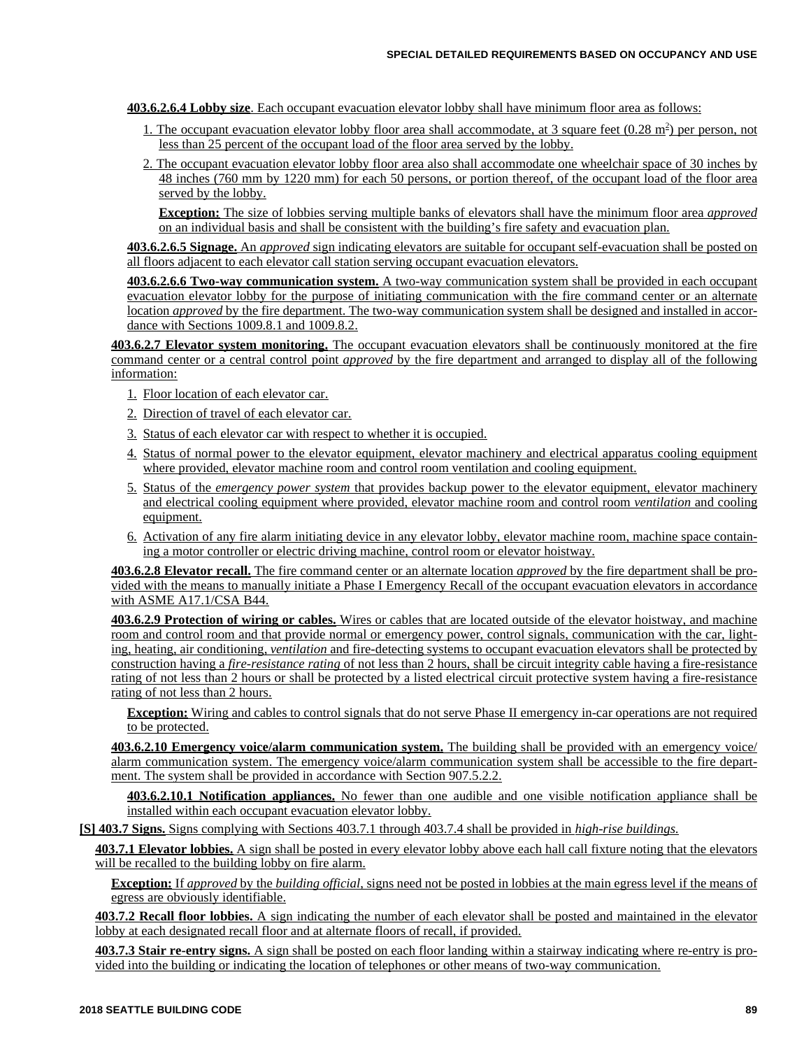**403.6.2.6.4 Lobby size**. Each occupant evacuation elevator lobby shall have minimum floor area as follows:

1. The occupant evacuation elevator lobby floor area shall accommodate, at 3 square feet (0.28 $m^2$) per person, not less than 25 percent of the occupant load of the floor area served by the lobby.
2. The occupant evacuation elevator lobby floor area also shall accommodate one wheelchair space of 30 inches by 48 inches (760 mm by 1220 mm) for each 50 persons, or portion thereof, of the occupant load of the floor area served by the lobby.

**Exception:** The size of lobbies serving multiple banks of elevators shall have the minimum floor area *approved* on an individual basis and shall be consistent with the building's fire safety and evacuation plan.

**403.6.2.6.5 Signage.** An *approved* sign indicating elevators are suitable for occupant self-evacuation shall be posted on all floors adjacent to each elevator call station serving occupant evacuation elevators.

**403.6.2.6.6 Two-way communication system.** A two-way communication system shall be provided in each occupant evacuation elevator lobby for the purpose of initiating communication with the fire command center or an alternate location *approved* by the fire department. The two-way communication system shall be designed and installed in accordance with Sections 1009.8.1 and 1009.8.2.

**403.6.2.7 Elevator system monitoring.** The occupant evacuation elevators shall be continuously monitored at the fire command center or a central control point *approved* by the fire department and arranged to display all of the following information:

1. Floor location of each elevator car.
2. Direction of travel of each elevator car.
3. Status of each elevator car with respect to whether it is occupied.
4. Status of normal power to the elevator equipment, elevator machinery and electrical apparatus cooling equipment where provided, elevator machine room and control room ventilation and cooling equipment.
5. Status of the *emergency power system* that provides backup power to the elevator equipment, elevator machinery and electrical cooling equipment where provided, elevator machine room and control room *ventilation* and cooling equipment.
6. Activation of any fire alarm initiating device in any elevator lobby, elevator machine room, machine space containing a motor controller or electric driving machine, control room or elevator hoistway.

**403.6.2.8 Elevator recall.** The fire command center or an alternate location *approved* by the fire department shall be provided with the means to manually initiate a Phase I Emergency Recall of the occupant evacuation elevators in accordance with ASME A17.1/CSA B44.

**403.6.2.9 Protection of wiring or cables.** Wires or cables that are located outside of the elevator hoistway, and machine room and control room and that provide normal or emergency power, control signals, communication with the car, lighting, heating, air conditioning, *ventilation* and fire-detecting systems to occupant evacuation elevators shall be protected by construction having a *fire-resistance rating* of not less than 2 hours, shall be circuit integrity cable having a fire-resistance rating of not less than 2 hours or shall be protected by a listed electrical circuit protective system having a fire-resistance rating of not less than 2 hours.

**Exception:** Wiring and cables to control signals that do not serve Phase II emergency in-car operations are not required to be protected.

**403.6.2.10 Emergency voice/alarm communication system.** The building shall be provided with an emergency voice/alarm communication system. The emergency voice/alarm communication system shall be accessible to the fire department. The system shall be provided in accordance with Section 907.5.2.2.

**403.6.2.10.1 Notification appliances.** No fewer than one audible and one visible notification appliance shall be installed within each occupant evacuation elevator lobby.

**[S] 403.7 Signs.** Signs complying with Sections 403.7.1 through 403.7.4 shall be provided in *high-rise buildings.*

**403.7.1 Elevator lobbies.** A sign shall be posted in every elevator lobby above each hall call fixture noting that the elevators will be recalled to the building lobby on fire alarm.

**Exception:** If *approved* by the *building official*, signs need not be posted in lobbies at the main egress level if the means of egress are obviously identifiable.

**403.7.2 Recall floor lobbies.** A sign indicating the number of each elevator shall be posted and maintained in the elevator lobby at each designated recall floor and at alternate floors of recall, if provided.

**403.7.3 Stair re-entry signs.** A sign shall be posted on each floor landing within a stairway indicating where re-entry is provided into the building or indicating the location of telephones or other means of two-way communication.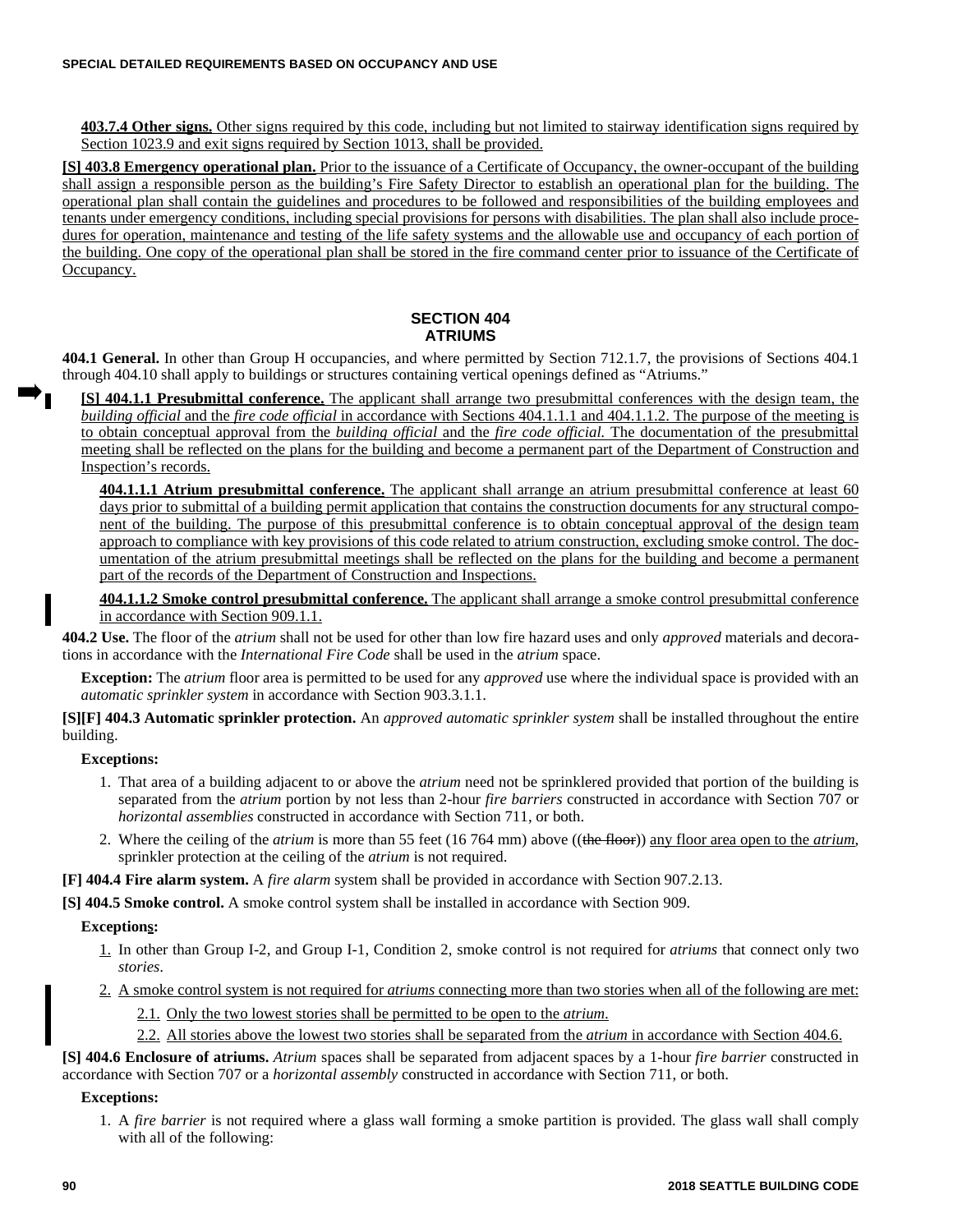**403.7.4 Other signs.** Other signs required by this code, including but not limited to stairway identification signs required by Section 1023.9 and exit signs required by Section 1013, shall be provided.

**[S] 403.8 Emergency operational plan.** Prior to the issuance of a Certificate of Occupancy, the owner-occupant of the building shall assign a responsible person as the building's Fire Safety Director to establish an operational plan for the building. The operational plan shall contain the guidelines and procedures to be followed and responsibilities of the building employees and tenants under emergency conditions, including special provisions for persons with disabilities. The plan shall also include procedures for operation, maintenance and testing of the life safety systems and the allowable use and occupancy of each portion of the building. One copy of the operational plan shall be stored in the fire command center prior to issuance of the Certificate of Occupancy.

## SECTION 404
## ATRIUMS

**404.1 General.** In other than Group H occupancies, and where permitted by Section 712.1.7, the provisions of Sections 404.1 through 404.10 shall apply to buildings or structures containing vertical openings defined as "Atriums."

**[S] 404.1.1 Presubmittal conference.** The applicant shall arrange two presubmittal conferences with the design team, the *building official* and the *fire code official* in accordance with Sections 404.1.1.1 and 404.1.1.2. The purpose of the meeting is to obtain conceptual approval from the *building official* and the *fire code official*. The documentation of the presubmittal meeting shall be reflected on the plans for the building and become a permanent part of the Department of Construction and Inspection's records.

**404.1.1.1 Atrium presubmittal conference.** The applicant shall arrange an atrium presubmittal conference at least 60 days prior to submittal of a building permit application that contains the construction documents for any structural component of the building. The purpose of this presubmittal conference is to obtain conceptual approval of the design team approach to compliance with key provisions of this code related to atrium construction, excluding smoke control. The documentation of the atrium presubmittal meetings shall be reflected on the plans for the building and become a permanent part of the records of the Department of Construction and Inspections.

**404.1.1.2 Smoke control presubmittal conference.** The applicant shall arrange a smoke control presubmittal conference in accordance with Section 909.1.1.

**404.2 Use.** The floor of the *atrium* shall not be used for other than low fire hazard uses and only *approved* materials and decorations in accordance with the *International Fire Code* shall be used in the *atrium* space.

**Exception:** The *atrium* floor area is permitted to be used for any *approved* use where the individual space is provided with an *automatic sprinkler system* in accordance with Section 903.3.1.1.

**[S][F] 404.3 Automatic sprinkler protection.** An *approved automatic sprinkler system* shall be installed throughout the entire building.

**Exceptions:**

1. That area of a building adjacent to or above the *atrium* need not be sprinklered provided that portion of the building is separated from the *atrium* portion by not less than 2-hour *fire barriers* constructed in accordance with Section 707 or *horizontal assemblies* constructed in accordance with Section 711, or both.
2. Where the ceiling of the *atrium* is more than 55 feet (16 764 mm) above ((~~the floor~~)) any floor area open to the *atrium*, sprinkler protection at the ceiling of the *atrium* is not required.

**[F] 404.4 Fire alarm system.** A *fire alarm* system shall be provided in accordance with Section 907.2.13.

**[S] 404.5 Smoke control.** A smoke control system shall be installed in accordance with Section 909.

**Exceptions:**

1. In other than Group I-2, and Group I-1, Condition 2, smoke control is not required for *atriums* that connect only two *stories*.
2. A smoke control system is not required for *atriums* connecting more than two stories when all of the following are met:
   - 2.1. Only the two lowest stories shall be permitted to be open to the *atrium*.
   - 2.2. All stories above the lowest two stories shall be separated from the *atrium* in accordance with Section 404.6.

**[S] 404.6 Enclosure of atriums.** *Atrium* spaces shall be separated from adjacent spaces by a 1-hour *fire barrier* constructed in accordance with Section 707 or a *horizontal assembly* constructed in accordance with Section 711, or both.

**Exceptions:**

1. A *fire barrier* is not required where a glass wall forming a smoke partition is provided. The glass wall shall comply with all of the following: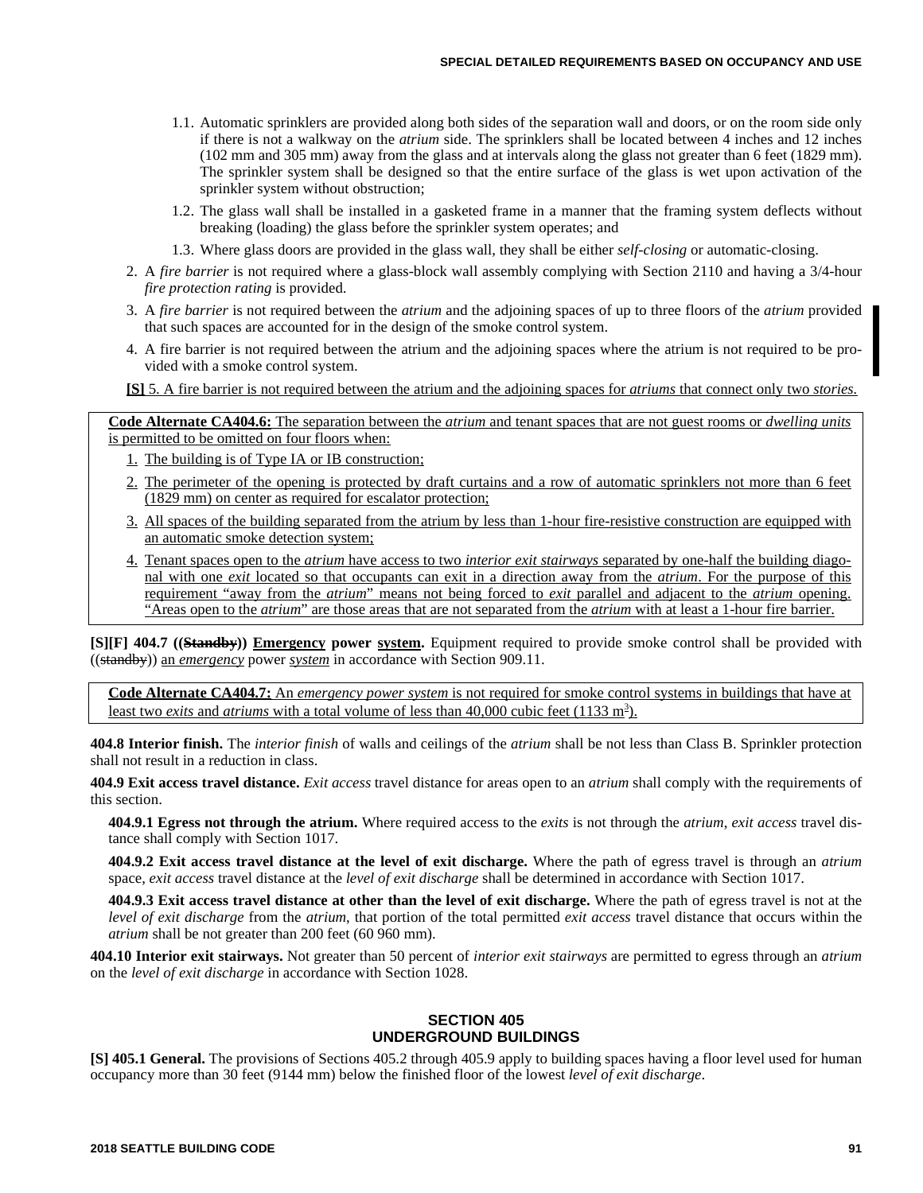1.1. Automatic sprinklers are provided along both sides of the separation wall and doors, or on the room side only if there is not a walkway on the *atrium* side. The sprinklers shall be located between 4 inches and 12 inches (102 mm and 305 mm) away from the glass and at intervals along the glass not greater than 6 feet (1829 mm). The sprinkler system shall be designed so that the entire surface of the glass is wet upon activation of the sprinkler system without obstruction;

1.2. The glass wall shall be installed in a gasketed frame in a manner that the framing system deflects without breaking (loading) the glass before the sprinkler system operates; and

1.3. Where glass doors are provided in the glass wall, they shall be either *self-closing* or automatic-closing.

2. A *fire barrier* is not required where a glass-block wall assembly complying with Section 2110 and having a 3/4-hour *fire protection rating* is provided.
3. A *fire barrier* is not required between the *atrium* and the adjoining spaces of up to three floors of the *atrium* provided that such spaces are accounted for in the design of the smoke control system.
4. A fire barrier is not required between the atrium and the adjoining spaces where the atrium is not required to be provided with a smoke control system.

**[S]** 5. A fire barrier is not required between the atrium and the adjoining spaces for *atriums* that connect only two *stories.*

**Code Alternate CA404.6:** The separation between the *atrium* and tenant spaces that are not guest rooms or *dwelling units* is permitted to be omitted on four floors when:

1. The building is of Type IA or IB construction;
2. The perimeter of the opening is protected by draft curtains and a row of automatic sprinklers not more than 6 feet (1829 mm) on center as required for escalator protection;
3. All spaces of the building separated from the atrium by less than 1-hour fire-resistive construction are equipped with an automatic smoke detection system;
4. Tenant spaces open to the *atrium* have access to two *interior exit stairways* separated by one-half the building diagonal with one *exit* located so that occupants can exit in a direction away from the *atrium*. For the purpose of this requirement "away from the *atrium*" means not being forced to *exit* parallel and adjacent to the *atrium* opening. "Areas open to the *atrium*" are those areas that are not separated from the *atrium* with at least a 1-hour fire barrier.

**[S][F] 404.7 ((~~Standby~~)) Emergency power system.** Equipment required to provide smoke control shall be provided with ((~~standby~~)) an *emergency* power *system* in accordance with Section 909.11.

**Code Alternate CA404.7:** An *emergency power system* is not required for smoke control systems in buildings that have at least two *exits* and *atriums* with a total volume of less than 40,000 cubic feet (1133 $m^3$).

**404.8 Interior finish.** The *interior finish* of walls and ceilings of the *atrium* shall be not less than Class B. Sprinkler protection shall not result in a reduction in class.

**404.9 Exit access travel distance.** *Exit access* travel distance for areas open to an *atrium* shall comply with the requirements of this section.

**404.9.1 Egress not through the atrium.** Where required access to the *exits* is not through the *atrium*, *exit access* travel distance shall comply with Section 1017.

**404.9.2 Exit access travel distance at the level of exit discharge.** Where the path of egress travel is through an *atrium* space, *exit access* travel distance at the *level of exit discharge* shall be determined in accordance with Section 1017.

**404.9.3 Exit access travel distance at other than the level of exit discharge.** Where the path of egress travel is not at the *level of exit discharge* from the *atrium*, that portion of the total permitted *exit access* travel distance that occurs within the *atrium* shall be not greater than 200 feet (60 960 mm).

**404.10 Interior exit stairways.** Not greater than 50 percent of *interior exit stairways* are permitted to egress through an *atrium* on the *level of exit discharge* in accordance with Section 1028.

## SECTION 405
## UNDERGROUND BUILDINGS

**[S] 405.1 General.** The provisions of Sections 405.2 through 405.9 apply to building spaces having a floor level used for human occupancy more than 30 feet (9144 mm) below the finished floor of the lowest *level of exit discharge*.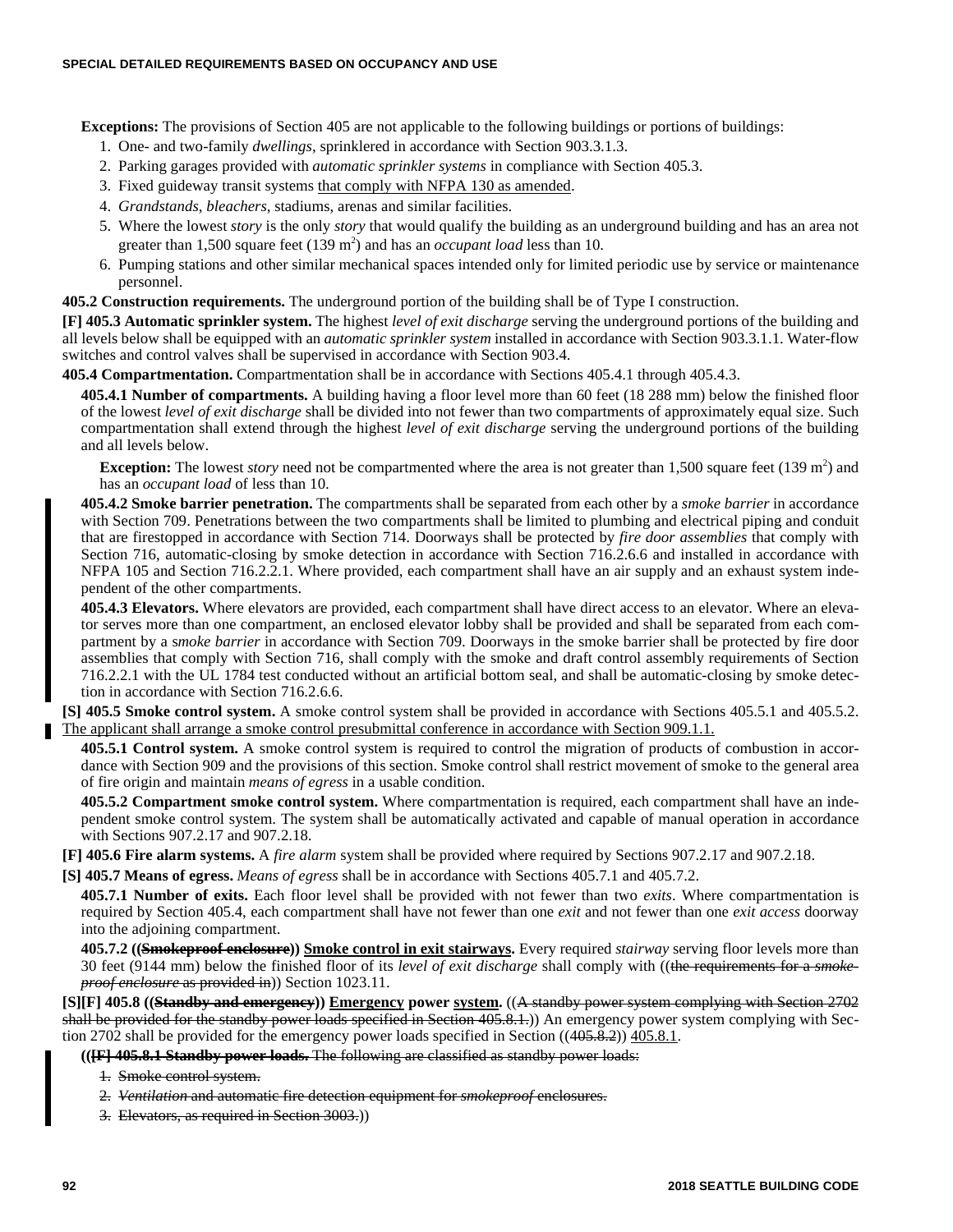**Exceptions:** The provisions of Section 405 are not applicable to the following buildings or portions of buildings:

1. One- and two-family *dwellings*, sprinklered in accordance with Section 903.3.1.3.
2. Parking garages provided with *automatic sprinkler systems* in compliance with Section 405.3.
3. Fixed guideway transit systems <u>that comply with NFPA 130 as amended</u>.
4. *Grandstands*, *bleachers*, stadiums, arenas and similar facilities.
5. Where the lowest *story* is the only *story* that would qualify the building as an underground building and has an area not greater than 1,500 square feet (139 $m^2$) and has an *occupant load* less than 10.
6. Pumping stations and other similar mechanical spaces intended only for limited periodic use by service or maintenance personnel.

**405.2 Construction requirements.** The underground portion of the building shall be of Type I construction.

**[F] 405.3 Automatic sprinkler system.** The highest *level of exit discharge* serving the underground portions of the building and all levels below shall be equipped with an *automatic sprinkler system* installed in accordance with Section 903.3.1.1. Water-flow switches and control valves shall be supervised in accordance with Section 903.4.

**405.4 Compartmentation.** Compartmentation shall be in accordance with Sections 405.4.1 through 405.4.3.

**405.4.1 Number of compartments.** A building having a floor level more than 60 feet (18 288 mm) below the finished floor of the lowest *level of exit discharge* shall be divided into not fewer than two compartments of approximately equal size. Such compartmentation shall extend through the highest *level of exit discharge* serving the underground portions of the building and all levels below.

**Exception:** The lowest *story* need not be compartmented where the area is not greater than 1,500 square feet (139 $m^2$) and has an *occupant load* of less than 10.

**405.4.2 Smoke barrier penetration.** The compartments shall be separated from each other by a *smoke barrier* in accordance with Section 709. Penetrations between the two compartments shall be limited to plumbing and electrical piping and conduit that are firestopped in accordance with Section 714. Doorways shall be protected by *fire door assemblies* that comply with Section 716, automatic-closing by smoke detection in accordance with Section 716.2.6.6 and installed in accordance with NFPA 105 and Section 716.2.2.1. Where provided, each compartment shall have an air supply and an exhaust system independent of the other compartments.

**405.4.3 Elevators.** Where elevators are provided, each compartment shall have direct access to an elevator. Where an elevator serves more than one compartment, an enclosed elevator lobby shall be provided and shall be separated from each compartment by a *smoke barrier* in accordance with Section 709. Doorways in the smoke barrier shall be protected by fire door assemblies that comply with Section 716, shall comply with the smoke and draft control assembly requirements of Section 716.2.2.1 with the UL 1784 test conducted without an artificial bottom seal, and shall be automatic-closing by smoke detection in accordance with Section 716.2.6.6.

**[S] 405.5 Smoke control system.** A smoke control system shall be provided in accordance with Sections 405.5.1 and 405.5.2. <u>The applicant shall arrange a smoke control presubmittal conference in accordance with Section 909.1.1.</u>

**405.5.1 Control system.** A smoke control system is required to control the migration of products of combustion in accordance with Section 909 and the provisions of this section. Smoke control shall restrict movement of smoke to the general area of fire origin and maintain *means of egress* in a usable condition.

**405.5.2 Compartment smoke control system.** Where compartmentation is required, each compartment shall have an independent smoke control system. The system shall be automatically activated and capable of manual operation in accordance with Sections 907.2.17 and 907.2.18.

**[F] 405.6 Fire alarm systems.** A *fire alarm* system shall be provided where required by Sections 907.2.17 and 907.2.18.

**[S] 405.7 Means of egress.** *Means of egress* shall be in accordance with Sections 405.7.1 and 405.7.2.

**405.7.1 Number of exits.** Each floor level shall be provided with not fewer than two *exits*. Where compartmentation is required by Section 405.4, each compartment shall have not fewer than one *exit* and not fewer than one *exit access* doorway into the adjoining compartment.

**405.7.2 ((~~Smokeproof enclosure~~)) <u>Smoke control in exit stairways</u>.** Every required *stairway* serving floor levels more than 30 feet (9144 mm) below the finished floor of its *level of exit discharge* shall comply with ((~~the requirements for a *smokeproof enclosure* as provided in~~)) Section 1023.11.

**[S][F] 405.8 ((~~Standby and emergency~~)) <u>Emergency</u> power <u>system</u>.** ((~~A standby power system complying with Section 2702 shall be provided for the standby power loads specified in Section 405.8.1.~~)) An emergency power system complying with Section 2702 shall be provided for the emergency power loads specified in Section ((~~405.8.2~~)) <u>405.8.1</u>.

((~~**[F] 405.8.1 Standby power loads.** The following are classified as standby power loads:~~

1. ~~Smoke control system.~~
2. ~~*Ventilation* and automatic fire detection equipment for *smokeproof* enclosures.~~
3. ~~Elevators, as required in Section 3003.~~))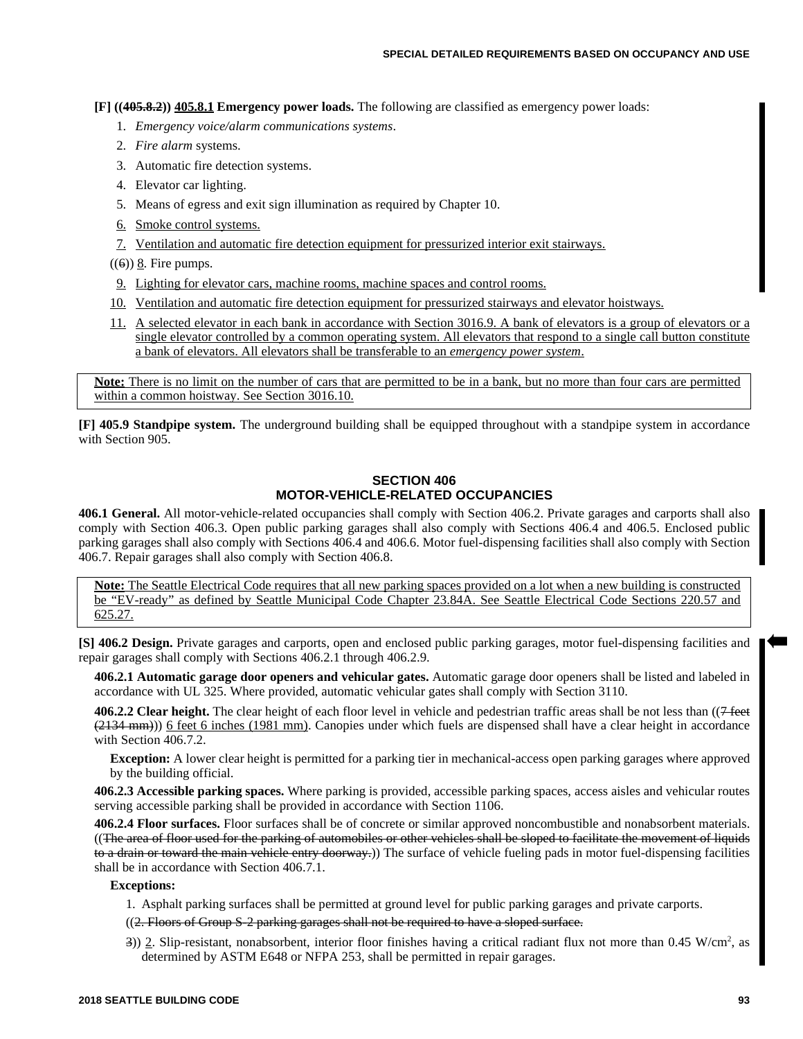**[F] ((~~405.8.2~~)) 405.8.1 Emergency power loads.** The following are classified as emergency power loads:

1. *Emergency voice/alarm communications systems*.
2. *Fire alarm* systems.
3. Automatic fire detection systems.
4. Elevator car lighting.
5. Means of egress and exit sign illumination as required by Chapter 10.
6. Smoke control systems.
7. Ventilation and automatic fire detection equipment for pressurized interior exit stairways.

((~~6~~)) 8. Fire pumps.

9. Lighting for elevator cars, machine rooms, machine spaces and control rooms.
10. Ventilation and automatic fire detection equipment for pressurized stairways and elevator hoistways.
11. A selected elevator in each bank in accordance with Section 3016.9. A bank of elevators is a group of elevators or a single elevator controlled by a common operating system. All elevators that respond to a single call button constitute a bank of elevators. All elevators shall be transferable to an *emergency power system*.

> **Note:** There is no limit on the number of cars that are permitted to be in a bank, but no more than four cars are permitted within a common hoistway. See Section 3016.10.

**[F] 405.9 Standpipe system.** The underground building shall be equipped throughout with a standpipe system in accordance with Section 905.

## SECTION 406
## MOTOR-VEHICLE-RELATED OCCUPANCIES

**406.1 General.** All motor-vehicle-related occupancies shall comply with Section 406.2. Private garages and carports shall also comply with Section 406.3. Open public parking garages shall also comply with Sections 406.4 and 406.5. Enclosed public parking garages shall also comply with Sections 406.4 and 406.6. Motor fuel-dispensing facilities shall also comply with Section 406.7. Repair garages shall also comply with Section 406.8.

> **Note:** The Seattle Electrical Code requires that all new parking spaces provided on a lot when a new building is constructed be "EV-ready" as defined by Seattle Municipal Code Chapter 23.84A. See Seattle Electrical Code Sections 220.57 and 625.27.

**[S] 406.2 Design.** Private garages and carports, open and enclosed public parking garages, motor fuel-dispensing facilities and repair garages shall comply with Sections 406.2.1 through 406.2.9.

**406.2.1 Automatic garage door openers and vehicular gates.** Automatic garage door openers shall be listed and labeled in accordance with UL 325. Where provided, automatic vehicular gates shall comply with Section 3110.

**406.2.2 Clear height.** The clear height of each floor level in vehicle and pedestrian traffic areas shall be not less than ((~~7 feet (2134 mm)~~)) 6 feet 6 inches (1981 mm). Canopies under which fuels are dispensed shall have a clear height in accordance with Section 406.7.2.

**Exception:** A lower clear height is permitted for a parking tier in mechanical-access open parking garages where approved by the building official.

**406.2.3 Accessible parking spaces.** Where parking is provided, accessible parking spaces, access aisles and vehicular routes serving accessible parking shall be provided in accordance with Section 1106.

**406.2.4 Floor surfaces.** Floor surfaces shall be of concrete or similar approved noncombustible and nonabsorbent materials. ((~~The area of floor used for the parking of automobiles or other vehicles shall be sloped to facilitate the movement of liquids to a drain or toward the main vehicle entry doorway.~~)) The surface of vehicle fueling pads in motor fuel-dispensing facilities shall be in accordance with Section 406.7.1.

**Exceptions:**

1. Asphalt parking surfaces shall be permitted at ground level for public parking garages and private carports.

((~~2. Floors of Group S-2 parking garages shall not be required to have a sloped surface.~~

~~3~~)) 2. Slip-resistant, nonabsorbent, interior floor finishes having a critical radiant flux not more than 0.45 W/cm$^2$, as determined by ASTM E648 or NFPA 253, shall be permitted in repair garages.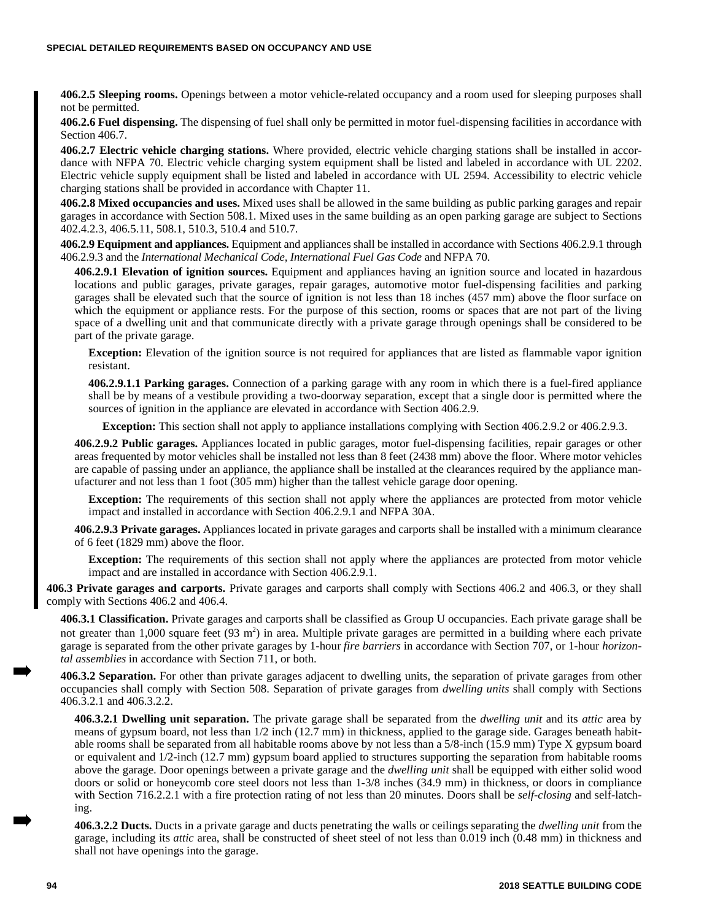**406.2.5 Sleeping rooms.** Openings between a motor vehicle-related occupancy and a room used for sleeping purposes shall not be permitted.

**406.2.6 Fuel dispensing.** The dispensing of fuel shall only be permitted in motor fuel-dispensing facilities in accordance with Section 406.7.

**406.2.7 Electric vehicle charging stations.** Where provided, electric vehicle charging stations shall be installed in accordance with NFPA 70. Electric vehicle charging system equipment shall be listed and labeled in accordance with UL 2202. Electric vehicle supply equipment shall be listed and labeled in accordance with UL 2594. Accessibility to electric vehicle charging stations shall be provided in accordance with Chapter 11.

**406.2.8 Mixed occupancies and uses.** Mixed uses shall be allowed in the same building as public parking garages and repair garages in accordance with Section 508.1. Mixed uses in the same building as an open parking garage are subject to Sections 402.4.2.3, 406.5.11, 508.1, 510.3, 510.4 and 510.7.

**406.2.9 Equipment and appliances.** Equipment and appliances shall be installed in accordance with Sections 406.2.9.1 through 406.2.9.3 and the *International Mechanical Code, International Fuel Gas Code* and NFPA 70.

**406.2.9.1 Elevation of ignition sources.** Equipment and appliances having an ignition source and located in hazardous locations and public garages, private garages, repair garages, automotive motor fuel-dispensing facilities and parking garages shall be elevated such that the source of ignition is not less than 18 inches (457 mm) above the floor surface on which the equipment or appliance rests. For the purpose of this section, rooms or spaces that are not part of the living space of a dwelling unit and that communicate directly with a private garage through openings shall be considered to be part of the private garage.

**Exception:** Elevation of the ignition source is not required for appliances that are listed as flammable vapor ignition resistant.

**406.2.9.1.1 Parking garages.** Connection of a parking garage with any room in which there is a fuel-fired appliance shall be by means of a vestibule providing a two-doorway separation, except that a single door is permitted where the sources of ignition in the appliance are elevated in accordance with Section 406.2.9.

**Exception:** This section shall not apply to appliance installations complying with Section 406.2.9.2 or 406.2.9.3.

**406.2.9.2 Public garages.** Appliances located in public garages, motor fuel-dispensing facilities, repair garages or other areas frequented by motor vehicles shall be installed not less than 8 feet (2438 mm) above the floor. Where motor vehicles are capable of passing under an appliance, the appliance shall be installed at the clearances required by the appliance manufacturer and not less than 1 foot (305 mm) higher than the tallest vehicle garage door opening.

**Exception:** The requirements of this section shall not apply where the appliances are protected from motor vehicle impact and installed in accordance with Section 406.2.9.1 and NFPA 30A.

**406.2.9.3 Private garages.** Appliances located in private garages and carports shall be installed with a minimum clearance of 6 feet (1829 mm) above the floor.

**Exception:** The requirements of this section shall not apply where the appliances are protected from motor vehicle impact and are installed in accordance with Section 406.2.9.1.

**406.3 Private garages and carports.** Private garages and carports shall comply with Sections 406.2 and 406.3, or they shall comply with Sections 406.2 and 406.4.

**406.3.1 Classification.** Private garages and carports shall be classified as Group U occupancies. Each private garage shall be not greater than 1,000 square feet (93 m$^2$) in area. Multiple private garages are permitted in a building where each private garage is separated from the other private garages by 1-hour *fire barriers* in accordance with Section 707, or 1-hour *horizontal assemblies* in accordance with Section 711, or both.

**406.3.2 Separation.** For other than private garages adjacent to dwelling units, the separation of private garages from other occupancies shall comply with Section 508. Separation of private garages from *dwelling units* shall comply with Sections 406.3.2.1 and 406.3.2.2.

**406.3.2.1 Dwelling unit separation.** The private garage shall be separated from the *dwelling unit* and its *attic* area by means of gypsum board, not less than 1/2 inch (12.7 mm) in thickness, applied to the garage side. Garages beneath habitable rooms shall be separated from all habitable rooms above by not less than a 5/8-inch (15.9 mm) Type X gypsum board or equivalent and 1/2-inch (12.7 mm) gypsum board applied to structures supporting the separation from habitable rooms above the garage. Door openings between a private garage and the *dwelling unit* shall be equipped with either solid wood doors or solid or honeycomb core steel doors not less than 1-3/8 inches (34.9 mm) in thickness, or doors in compliance with Section 716.2.2.1 with a fire protection rating of not less than 20 minutes. Doors shall be *self-closing* and self-latching.

**406.3.2.2 Ducts.** Ducts in a private garage and ducts penetrating the walls or ceilings separating the *dwelling unit* from the garage, including its *attic* area, shall be constructed of sheet steel of not less than 0.019 inch (0.48 mm) in thickness and shall not have openings into the garage.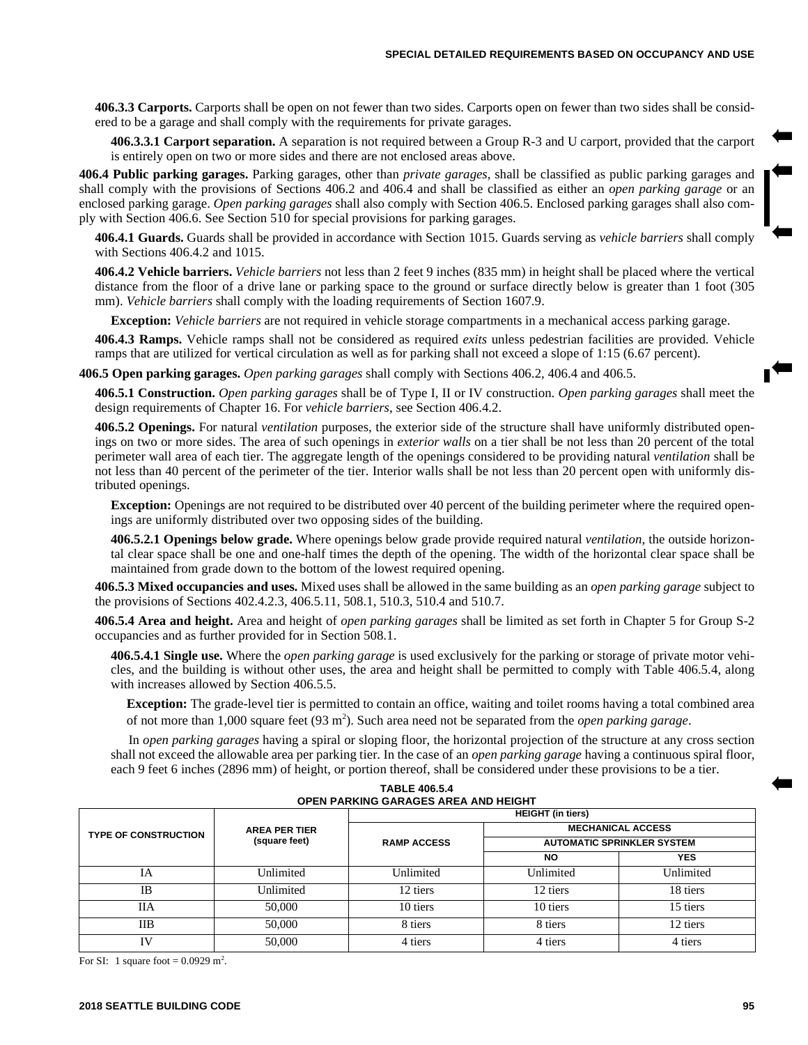**406.3.3 Carports.** Carports shall be open on not fewer than two sides. Carports open on fewer than two sides shall be considered to be a garage and shall comply with the requirements for private garages.

**406.3.3.1 Carport separation.** A separation is not required between a Group R-3 and U carport, provided that the carport is entirely open on two or more sides and there are not enclosed areas above.

**406.4 Public parking garages.** Parking garages, other than *private garages*, shall be classified as public parking garages and shall comply with the provisions of Sections 406.2 and 406.4 and shall be classified as either an *open parking garage* or an enclosed parking garage. *Open parking garages* shall also comply with Section 406.5. Enclosed parking garages shall also comply with Section 406.6. See Section 510 for special provisions for parking garages.

**406.4.1 Guards.** Guards shall be provided in accordance with Section 1015. Guards serving as *vehicle barriers* shall comply with Sections 406.4.2 and 1015.

**406.4.2 Vehicle barriers.** *Vehicle barriers* not less than 2 feet 9 inches (835 mm) in height shall be placed where the vertical distance from the floor of a drive lane or parking space to the ground or surface directly below is greater than 1 foot (305 mm). *Vehicle barriers* shall comply with the loading requirements of Section 1607.9.

**Exception:** *Vehicle barriers* are not required in vehicle storage compartments in a mechanical access parking garage.

**406.4.3 Ramps.** Vehicle ramps shall not be considered as required *exits* unless pedestrian facilities are provided. Vehicle ramps that are utilized for vertical circulation as well as for parking shall not exceed a slope of 1:15 (6.67 percent).

**406.5 Open parking garages.** *Open parking garages* shall comply with Sections 406.2, 406.4 and 406.5.

**406.5.1 Construction.** *Open parking garages* shall be of Type I, II or IV construction. *Open parking garages* shall meet the design requirements of Chapter 16. For *vehicle barriers*, see Section 406.4.2.

**406.5.2 Openings.** For natural *ventilation* purposes, the exterior side of the structure shall have uniformly distributed openings on two or more sides. The area of such openings in *exterior walls* on a tier shall be not less than 20 percent of the total perimeter wall area of each tier. The aggregate length of the openings considered to be providing natural *ventilation* shall be not less than 40 percent of the perimeter of the tier. Interior walls shall be not less than 20 percent open with uniformly distributed openings.

**Exception:** Openings are not required to be distributed over 40 percent of the building perimeter where the required openings are uniformly distributed over two opposing sides of the building.

**406.5.2.1 Openings below grade.** Where openings below grade provide required natural *ventilation*, the outside horizontal clear space shall be one and one-half times the depth of the opening. The width of the horizontal clear space shall be maintained from grade down to the bottom of the lowest required opening.

**406.5.3 Mixed occupancies and uses.** Mixed uses shall be allowed in the same building as an *open parking garage* subject to the provisions of Sections 402.4.2.3, 406.5.11, 508.1, 510.3, 510.4 and 510.7.

**406.5.4 Area and height.** Area and height of *open parking garages* shall be limited as set forth in Chapter 5 for Group S-2 occupancies and as further provided for in Section 508.1.

**406.5.4.1 Single use.** Where the *open parking garage* is used exclusively for the parking or storage of private motor vehicles, and the building is without other uses, the area and height shall be permitted to comply with Table 406.5.4, along with increases allowed by Section 406.5.5.

**Exception:** The grade-level tier is permitted to contain an office, waiting and toilet rooms having a total combined area of not more than 1,000 square feet (93 $m^2$). Such area need not be separated from the *open parking garage*.

In *open parking garages* having a spiral or sloping floor, the horizontal projection of the structure at any cross section shall not exceed the allowable area per parking tier. In the case of an *open parking garage* having a continuous spiral floor, each 9 feet 6 inches (2896 mm) of height, or portion thereof, shall be considered under these provisions to be a tier.

**TABLE 406.5.4**
**OPEN PARKING GARAGES AREA AND HEIGHT**

| TYPE OF CONSTRUCTION | AREA PER TIER (square feet) | HEIGHT (in tiers) | | |
|---|---|---|---|---|
| | | RAMP ACCESS | MECHANICAL ACCESS | |
| | | | AUTOMATIC SPRINKLER SYSTEM | |
| | | | NO | YES |
| IA | Unlimited | Unlimited | Unlimited | Unlimited |
| IB | Unlimited | 12 tiers | 12 tiers | 18 tiers |
| IIA | 50,000 | 10 tiers | 10 tiers | 15 tiers |
| IIB | 50,000 | 8 tiers | 8 tiers | 12 tiers |
| IV | 50,000 | 4 tiers | 4 tiers | 4 tiers |

For SI: 1 square foot = 0.0929 $m^2$.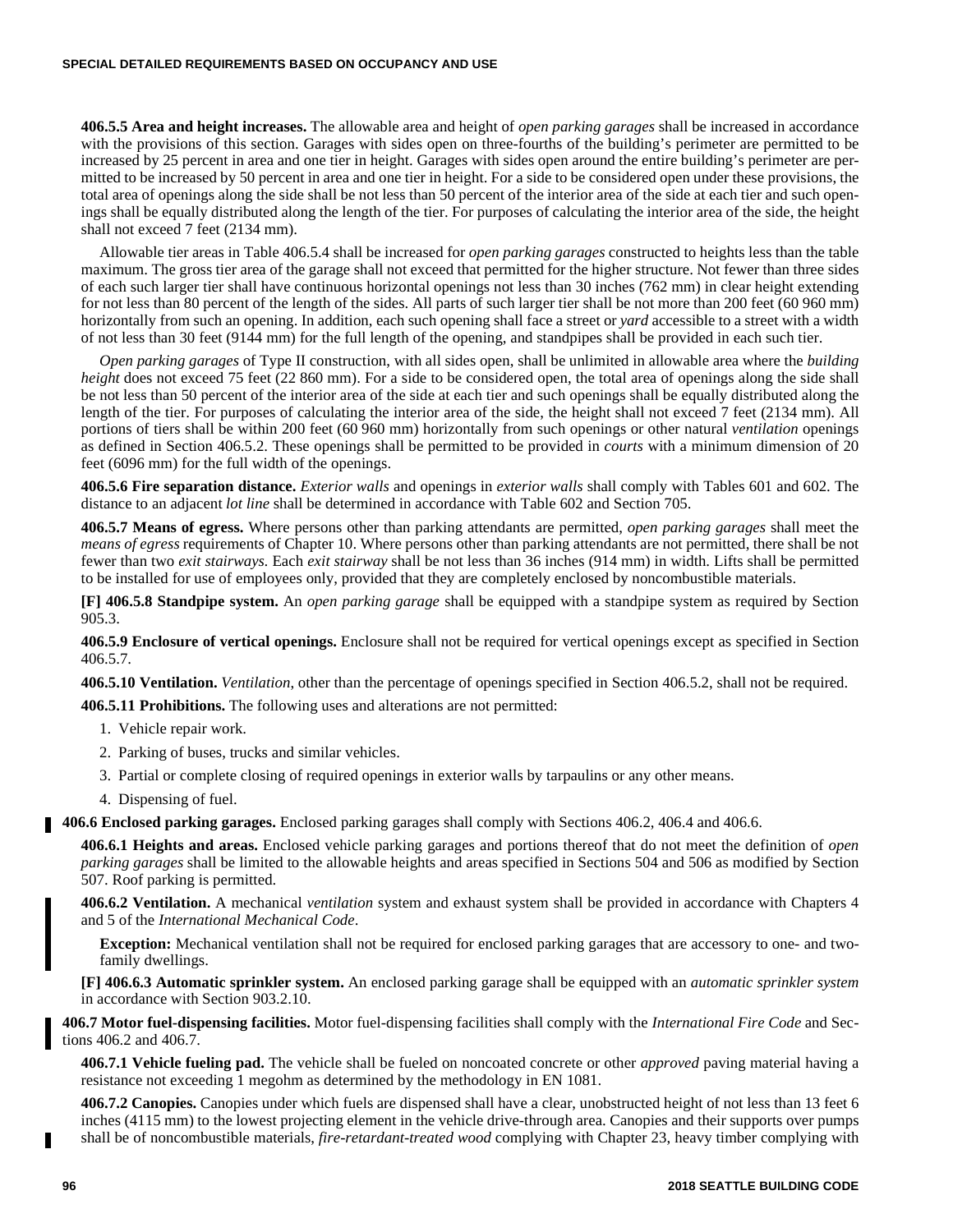**406.5.5 Area and height increases.** The allowable area and height of *open parking garages* shall be increased in accordance with the provisions of this section. Garages with sides open on three-fourths of the building's perimeter are permitted to be increased by 25 percent in area and one tier in height. Garages with sides open around the entire building's perimeter are permitted to be increased by 50 percent in area and one tier in height. For a side to be considered open under these provisions, the total area of openings along the side shall be not less than 50 percent of the interior area of the side at each tier and such openings shall be equally distributed along the length of the tier. For purposes of calculating the interior area of the side, the height shall not exceed 7 feet (2134 mm).

Allowable tier areas in Table 406.5.4 shall be increased for *open parking garages* constructed to heights less than the table maximum. The gross tier area of the garage shall not exceed that permitted for the higher structure. Not fewer than three sides of each such larger tier shall have continuous horizontal openings not less than 30 inches (762 mm) in clear height extending for not less than 80 percent of the length of the sides. All parts of such larger tier shall be not more than 200 feet (60 960 mm) horizontally from such an opening. In addition, each such opening shall face a street or *yard* accessible to a street with a width of not less than 30 feet (9144 mm) for the full length of the opening, and standpipes shall be provided in each such tier.

*Open parking garages* of Type II construction, with all sides open, shall be unlimited in allowable area where the *building height* does not exceed 75 feet (22 860 mm). For a side to be considered open, the total area of openings along the side shall be not less than 50 percent of the interior area of the side at each tier and such openings shall be equally distributed along the length of the tier. For purposes of calculating the interior area of the side, the height shall not exceed 7 feet (2134 mm). All portions of tiers shall be within 200 feet (60 960 mm) horizontally from such openings or other natural *ventilation* openings as defined in Section 406.5.2. These openings shall be permitted to be provided in *courts* with a minimum dimension of 20 feet (6096 mm) for the full width of the openings.

**406.5.6 Fire separation distance.** *Exterior walls* and openings in *exterior walls* shall comply with Tables 601 and 602. The distance to an adjacent *lot line* shall be determined in accordance with Table 602 and Section 705.

**406.5.7 Means of egress.** Where persons other than parking attendants are permitted, *open parking garages* shall meet the *means of egress* requirements of Chapter 10. Where persons other than parking attendants are not permitted, there shall be not fewer than two *exit stairways*. Each *exit stairway* shall be not less than 36 inches (914 mm) in width. Lifts shall be permitted to be installed for use of employees only, provided that they are completely enclosed by noncombustible materials.

**[F] 406.5.8 Standpipe system.** An *open parking garage* shall be equipped with a standpipe system as required by Section 905.3.

**406.5.9 Enclosure of vertical openings.** Enclosure shall not be required for vertical openings except as specified in Section 406.5.7.

**406.5.10 Ventilation.** *Ventilation*, other than the percentage of openings specified in Section 406.5.2, shall not be required.

**406.5.11 Prohibitions.** The following uses and alterations are not permitted:

1. Vehicle repair work.
2. Parking of buses, trucks and similar vehicles.
3. Partial or complete closing of required openings in exterior walls by tarpaulins or any other means.
4. Dispensing of fuel.

**406.6 Enclosed parking garages.** Enclosed parking garages shall comply with Sections 406.2, 406.4 and 406.6.

**406.6.1 Heights and areas.** Enclosed vehicle parking garages and portions thereof that do not meet the definition of *open parking garages* shall be limited to the allowable heights and areas specified in Sections 504 and 506 as modified by Section 507. Roof parking is permitted.

**406.6.2 Ventilation.** A mechanical *ventilation* system and exhaust system shall be provided in accordance with Chapters 4 and 5 of the *International Mechanical Code*.

**Exception:** Mechanical ventilation shall not be required for enclosed parking garages that are accessory to one- and two-family dwellings.

**[F] 406.6.3 Automatic sprinkler system.** An enclosed parking garage shall be equipped with an *automatic sprinkler system* in accordance with Section 903.2.10.

**406.7 Motor fuel-dispensing facilities.** Motor fuel-dispensing facilities shall comply with the *International Fire Code* and Sections 406.2 and 406.7.

**406.7.1 Vehicle fueling pad.** The vehicle shall be fueled on noncoated concrete or other *approved* paving material having a resistance not exceeding 1 megohm as determined by the methodology in EN 1081.

**406.7.2 Canopies.** Canopies under which fuels are dispensed shall have a clear, unobstructed height of not less than 13 feet 6 inches (4115 mm) to the lowest projecting element in the vehicle drive-through area. Canopies and their supports over pumps shall be of noncombustible materials, *fire-retardant-treated wood* complying with Chapter 23, heavy timber complying with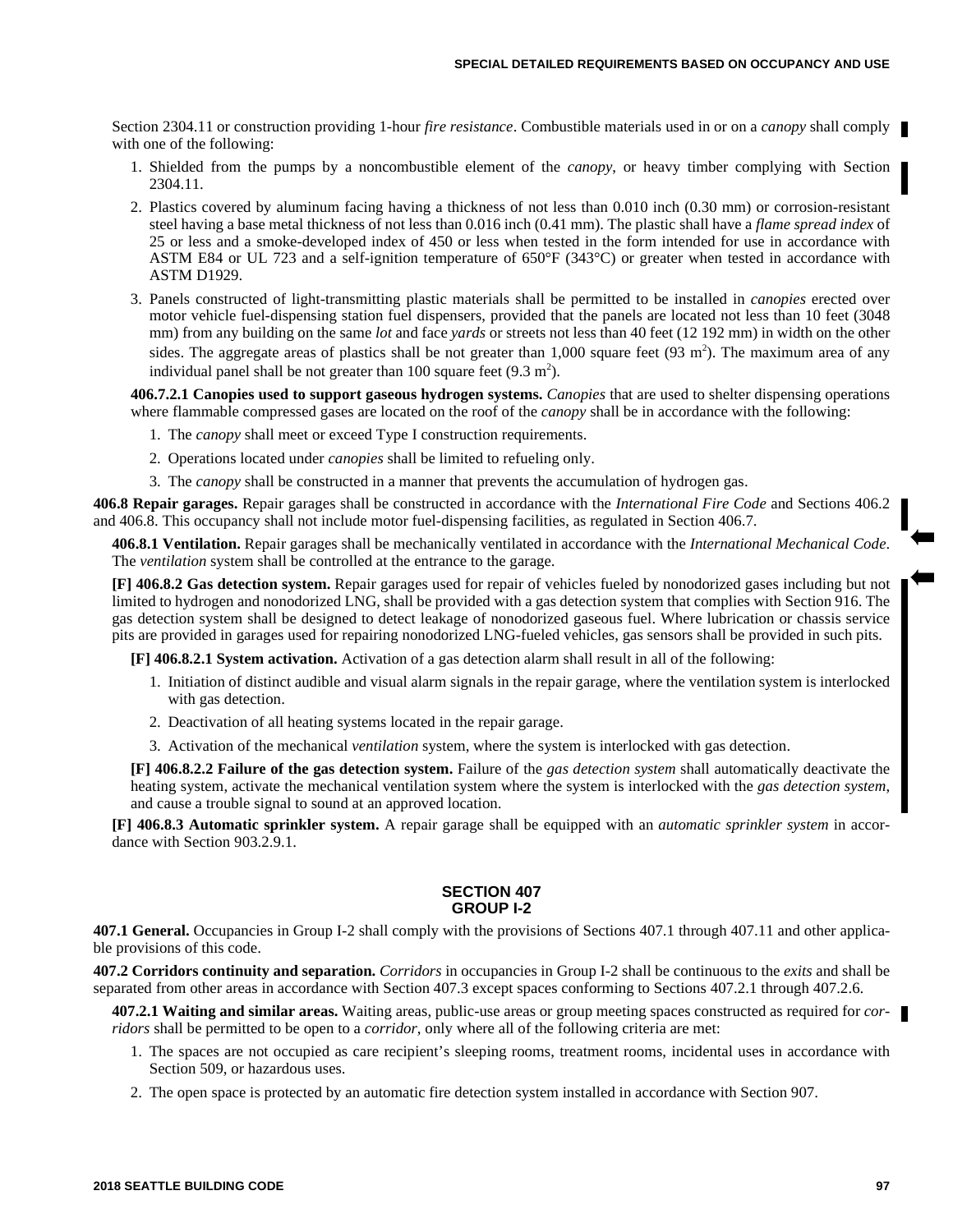Section 2304.11 or construction providing 1-hour *fire resistance*. Combustible materials used in or on a *canopy* shall comply with one of the following:

1. Shielded from the pumps by a noncombustible element of the *canopy*, or heavy timber complying with Section 2304.11.
2. Plastics covered by aluminum facing having a thickness of not less than 0.010 inch (0.30 mm) or corrosion-resistant steel having a base metal thickness of not less than 0.016 inch (0.41 mm). The plastic shall have a *flame spread index* of 25 or less and a smoke-developed index of 450 or less when tested in the form intended for use in accordance with ASTM E84 or UL 723 and a self-ignition temperature of 650°F (343°C) or greater when tested in accordance with ASTM D1929.
3. Panels constructed of light-transmitting plastic materials shall be permitted to be installed in *canopies* erected over motor vehicle fuel-dispensing station fuel dispensers, provided that the panels are located not less than 10 feet (3048 mm) from any building on the same *lot* and face *yards* or streets not less than 40 feet (12 192 mm) in width on the other sides. The aggregate areas of plastics shall be not greater than 1,000 square feet (93 $m^2$). The maximum area of any individual panel shall be not greater than 100 square feet (9.3 $m^2$).

**406.7.2.1 Canopies used to support gaseous hydrogen systems.** *Canopies* that are used to shelter dispensing operations where flammable compressed gases are located on the roof of the *canopy* shall be in accordance with the following:

1. The *canopy* shall meet or exceed Type I construction requirements.
2. Operations located under *canopies* shall be limited to refueling only.
3. The *canopy* shall be constructed in a manner that prevents the accumulation of hydrogen gas.

**406.8 Repair garages.** Repair garages shall be constructed in accordance with the *International Fire Code* and Sections 406.2 and 406.8. This occupancy shall not include motor fuel-dispensing facilities, as regulated in Section 406.7.

**406.8.1 Ventilation.** Repair garages shall be mechanically ventilated in accordance with the *International Mechanical Code*. The *ventilation* system shall be controlled at the entrance to the garage.

**[F] 406.8.2 Gas detection system.** Repair garages used for repair of vehicles fueled by nonodorized gases including but not limited to hydrogen and nonodorized LNG, shall be provided with a gas detection system that complies with Section 916. The gas detection system shall be designed to detect leakage of nonodorized gaseous fuel. Where lubrication or chassis service pits are provided in garages used for repairing nonodorized LNG-fueled vehicles, gas sensors shall be provided in such pits.

**[F] 406.8.2.1 System activation.** Activation of a gas detection alarm shall result in all of the following:

1. Initiation of distinct audible and visual alarm signals in the repair garage, where the ventilation system is interlocked with gas detection.
2. Deactivation of all heating systems located in the repair garage.
3. Activation of the mechanical *ventilation* system, where the system is interlocked with gas detection.

**[F] 406.8.2.2 Failure of the gas detection system.** Failure of the *gas detection system* shall automatically deactivate the heating system, activate the mechanical ventilation system where the system is interlocked with the *gas detection system*, and cause a trouble signal to sound at an approved location.

**[F] 406.8.3 Automatic sprinkler system.** A repair garage shall be equipped with an *automatic sprinkler system* in accordance with Section 903.2.9.1.

## SECTION 407
## GROUP I-2

**407.1 General.** Occupancies in Group I-2 shall comply with the provisions of Sections 407.1 through 407.11 and other applicable provisions of this code.

**407.2 Corridors continuity and separation.** *Corridors* in occupancies in Group I-2 shall be continuous to the *exits* and shall be separated from other areas in accordance with Section 407.3 except spaces conforming to Sections 407.2.1 through 407.2.6.

**407.2.1 Waiting and similar areas.** Waiting areas, public-use areas or group meeting spaces constructed as required for *corridors* shall be permitted to be open to a *corridor*, only where all of the following criteria are met:

1. The spaces are not occupied as care recipient's sleeping rooms, treatment rooms, incidental uses in accordance with Section 509, or hazardous uses.
2. The open space is protected by an automatic fire detection system installed in accordance with Section 907.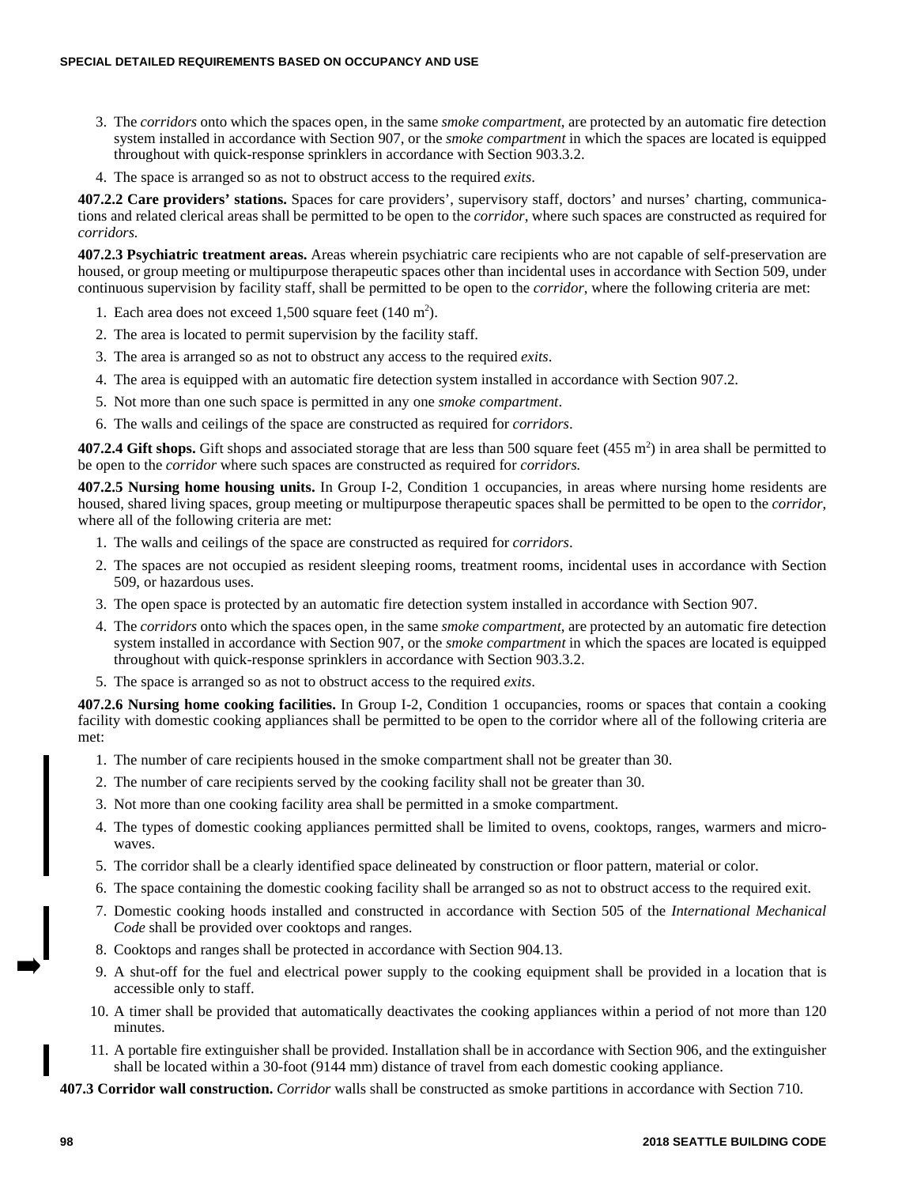3. The *corridors* onto which the spaces open, in the same *smoke compartment*, are protected by an automatic fire detection system installed in accordance with Section 907, or the *smoke compartment* in which the spaces are located is equipped throughout with quick-response sprinklers in accordance with Section 903.3.2.
4. The space is arranged so as not to obstruct access to the required *exits*.

**407.2.2 Care providers' stations.** Spaces for care providers', supervisory staff, doctors' and nurses' charting, communications and related clerical areas shall be permitted to be open to the *corridor*, where such spaces are constructed as required for *corridors.*

**407.2.3 Psychiatric treatment areas.** Areas wherein psychiatric care recipients who are not capable of self-preservation are housed, or group meeting or multipurpose therapeutic spaces other than incidental uses in accordance with Section 509, under continuous supervision by facility staff, shall be permitted to be open to the *corridor,* where the following criteria are met:

1. Each area does not exceed 1,500 square feet (140 $m^2$).
2. The area is located to permit supervision by the facility staff.
3. The area is arranged so as not to obstruct any access to the required *exits*.
4. The area is equipped with an automatic fire detection system installed in accordance with Section 907.2.
5. Not more than one such space is permitted in any one *smoke compartment*.
6. The walls and ceilings of the space are constructed as required for *corridors*.

**407.2.4 Gift shops.** Gift shops and associated storage that are less than 500 square feet (455 $m^2$) in area shall be permitted to be open to the *corridor* where such spaces are constructed as required for *corridors.*

**407.2.5 Nursing home housing units.** In Group I-2, Condition 1 occupancies, in areas where nursing home residents are housed, shared living spaces, group meeting or multipurpose therapeutic spaces shall be permitted to be open to the *corridor*, where all of the following criteria are met:

1. The walls and ceilings of the space are constructed as required for *corridors*.
2. The spaces are not occupied as resident sleeping rooms, treatment rooms, incidental uses in accordance with Section 509, or hazardous uses.
3. The open space is protected by an automatic fire detection system installed in accordance with Section 907.
4. The *corridors* onto which the spaces open, in the same *smoke compartment*, are protected by an automatic fire detection system installed in accordance with Section 907, or the *smoke compartment* in which the spaces are located is equipped throughout with quick-response sprinklers in accordance with Section 903.3.2.
5. The space is arranged so as not to obstruct access to the required *exits*.

**407.2.6 Nursing home cooking facilities.** In Group I-2, Condition 1 occupancies, rooms or spaces that contain a cooking facility with domestic cooking appliances shall be permitted to be open to the corridor where all of the following criteria are met:

1. The number of care recipients housed in the smoke compartment shall not be greater than 30.
2. The number of care recipients served by the cooking facility shall not be greater than 30.
3. Not more than one cooking facility area shall be permitted in a smoke compartment.
4. The types of domestic cooking appliances permitted shall be limited to ovens, cooktops, ranges, warmers and microwaves.
5. The corridor shall be a clearly identified space delineated by construction or floor pattern, material or color.
6. The space containing the domestic cooking facility shall be arranged so as not to obstruct access to the required exit.
7. Domestic cooking hoods installed and constructed in accordance with Section 505 of the *International Mechanical Code* shall be provided over cooktops and ranges.
8. Cooktops and ranges shall be protected in accordance with Section 904.13.
9. A shut-off for the fuel and electrical power supply to the cooking equipment shall be provided in a location that is accessible only to staff.
10. A timer shall be provided that automatically deactivates the cooking appliances within a period of not more than 120 minutes.
11. A portable fire extinguisher shall be provided. Installation shall be in accordance with Section 906, and the extinguisher shall be located within a 30-foot (9144 mm) distance of travel from each domestic cooking appliance.

**407.3 Corridor wall construction.** *Corridor* walls shall be constructed as smoke partitions in accordance with Section 710.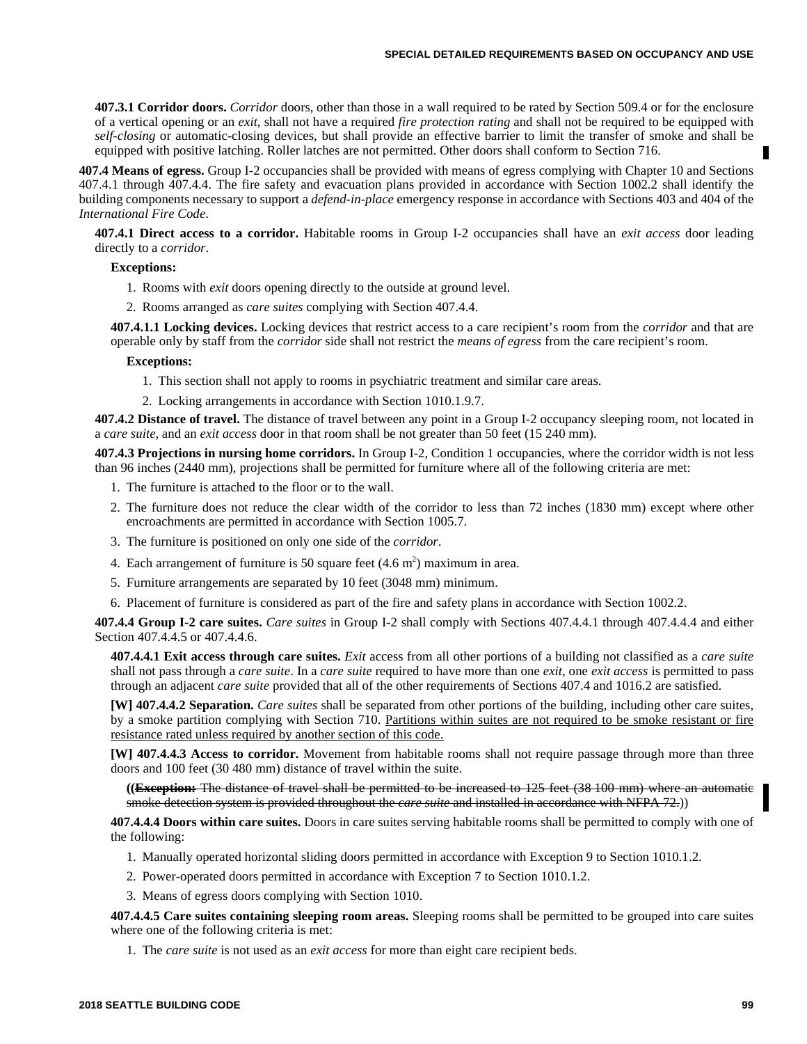**407.3.1 Corridor doors.** *Corridor* doors, other than those in a wall required to be rated by Section 509.4 or for the enclosure of a vertical opening or an *exit*, shall not have a required *fire protection rating* and shall not be required to be equipped with *self-closing* or automatic-closing devices, but shall provide an effective barrier to limit the transfer of smoke and shall be equipped with positive latching. Roller latches are not permitted. Other doors shall conform to Section 716.

**407.4 Means of egress.** Group I-2 occupancies shall be provided with means of egress complying with Chapter 10 and Sections 407.4.1 through 407.4.4. The fire safety and evacuation plans provided in accordance with Section 1002.2 shall identify the building components necessary to support a *defend-in-place* emergency response in accordance with Sections 403 and 404 of the *International Fire Code*.

**407.4.1 Direct access to a corridor.** Habitable rooms in Group I-2 occupancies shall have an *exit access* door leading directly to a *corridor*.

**Exceptions:**

1. Rooms with *exit* doors opening directly to the outside at ground level.
2. Rooms arranged as *care suites* complying with Section 407.4.4.

**407.4.1.1 Locking devices.** Locking devices that restrict access to a care recipient's room from the *corridor* and that are operable only by staff from the *corridor* side shall not restrict the *means of egress* from the care recipient's room.

**Exceptions:**

1. This section shall not apply to rooms in psychiatric treatment and similar care areas.
2. Locking arrangements in accordance with Section 1010.1.9.7.

**407.4.2 Distance of travel.** The distance of travel between any point in a Group I-2 occupancy sleeping room, not located in a *care suite*, and an *exit access* door in that room shall be not greater than 50 feet (15 240 mm).

**407.4.3 Projections in nursing home corridors.** In Group I-2, Condition 1 occupancies, where the corridor width is not less than 96 inches (2440 mm), projections shall be permitted for furniture where all of the following criteria are met:

1. The furniture is attached to the floor or to the wall.
2. The furniture does not reduce the clear width of the corridor to less than 72 inches (1830 mm) except where other encroachments are permitted in accordance with Section 1005.7.
3. The furniture is positioned on only one side of the *corridor*.
4. Each arrangement of furniture is 50 square feet (4.6 $m^2$) maximum in area.
5. Furniture arrangements are separated by 10 feet (3048 mm) minimum.
6. Placement of furniture is considered as part of the fire and safety plans in accordance with Section 1002.2.

**407.4.4 Group I-2 care suites.** *Care suites* in Group I-2 shall comply with Sections 407.4.4.1 through 407.4.4.4 and either Section 407.4.4.5 or 407.4.4.6.

**407.4.4.1 Exit access through care suites.** *Exit* access from all other portions of a building not classified as a *care suite* shall not pass through a *care suite*. In a *care suite* required to have more than one *exit*, one *exit access* is permitted to pass through an adjacent *care suite* provided that all of the other requirements of Sections 407.4 and 1016.2 are satisfied.

**[W] 407.4.4.2 Separation.** *Care suites* shall be separated from other portions of the building, including other care suites, by a smoke partition complying with Section 710. <u>Partitions within suites are not required to be smoke resistant or fire resistance rated unless required by another section of this code.</u>

**[W] 407.4.4.3 Access to corridor.** Movement from habitable rooms shall not require passage through more than three doors and 100 feet (30 480 mm) distance of travel within the suite.

((~~**Exception:** The distance of travel shall be permitted to be increased to 125 feet (38 100 mm) where an automatic smoke detection system is provided throughout the *care suite* and installed in accordance with NFPA 72.~~))

**407.4.4.4 Doors within care suites.** Doors in care suites serving habitable rooms shall be permitted to comply with one of the following:

1. Manually operated horizontal sliding doors permitted in accordance with Exception 9 to Section 1010.1.2.
2. Power-operated doors permitted in accordance with Exception 7 to Section 1010.1.2.
3. Means of egress doors complying with Section 1010.

**407.4.4.5 Care suites containing sleeping room areas.** Sleeping rooms shall be permitted to be grouped into care suites where one of the following criteria is met:

1. The *care suite* is not used as an *exit access* for more than eight care recipient beds.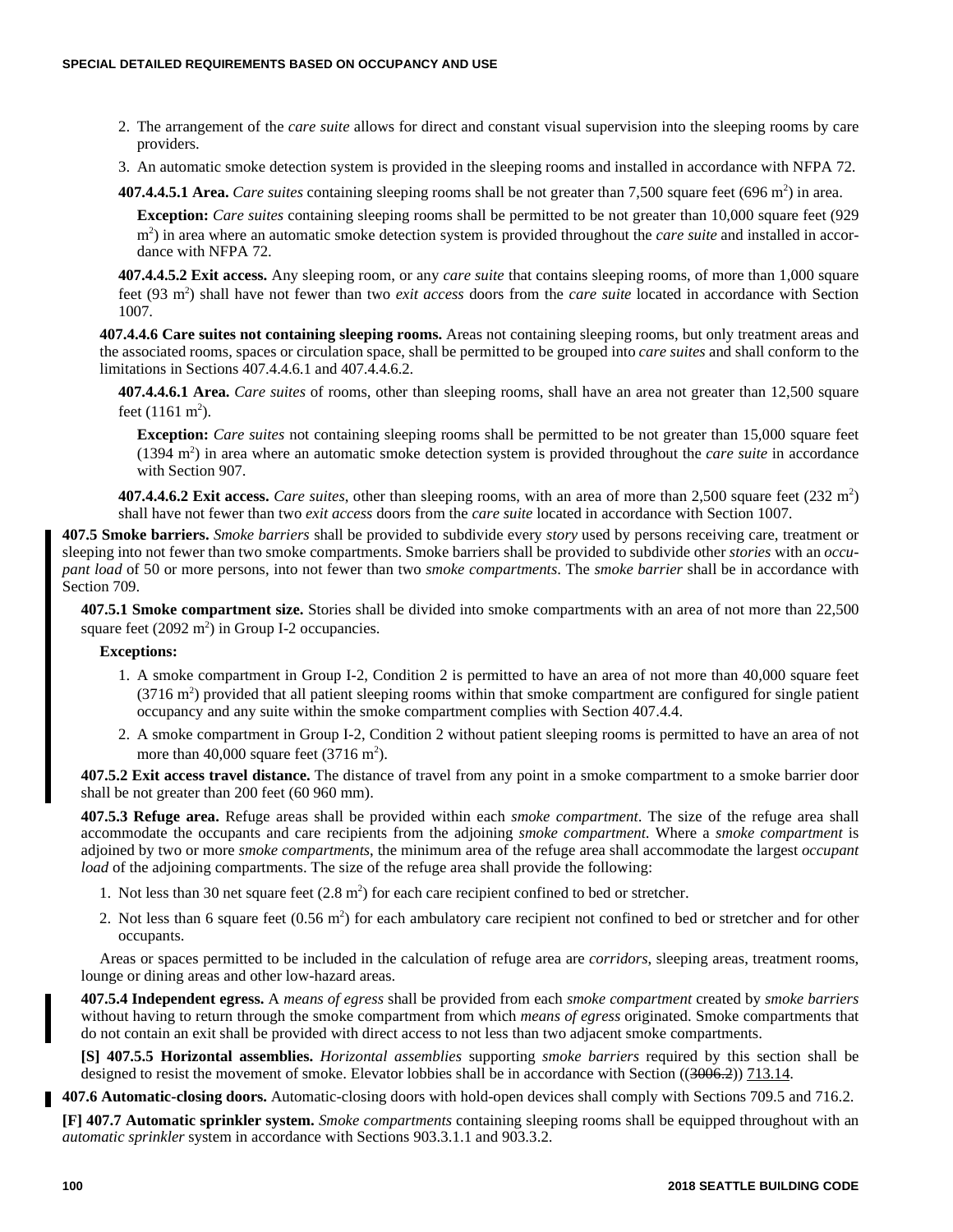2. The arrangement of the *care suite* allows for direct and constant visual supervision into the sleeping rooms by care providers.
3. An automatic smoke detection system is provided in the sleeping rooms and installed in accordance with NFPA 72.

**407.4.4.5.1 Area.** *Care suites* containing sleeping rooms shall be not greater than 7,500 square feet (696 $m^2$) in area.

**Exception:** *Care suites* containing sleeping rooms shall be permitted to be not greater than 10,000 square feet (929 $m^2$) in area where an automatic smoke detection system is provided throughout the *care suite* and installed in accordance with NFPA 72.

**407.4.4.5.2 Exit access.** Any sleeping room, or any *care suite* that contains sleeping rooms, of more than 1,000 square feet (93 $m^2$) shall have not fewer than two *exit access* doors from the *care suite* located in accordance with Section 1007.

**407.4.4.6 Care suites not containing sleeping rooms.** Areas not containing sleeping rooms, but only treatment areas and the associated rooms, spaces or circulation space, shall be permitted to be grouped into *care suites* and shall conform to the limitations in Sections 407.4.4.6.1 and 407.4.4.6.2.

**407.4.4.6.1 Area.** *Care suites* of rooms, other than sleeping rooms, shall have an area not greater than 12,500 square feet (1161 $m^2$).

**Exception:** *Care suites* not containing sleeping rooms shall be permitted to be not greater than 15,000 square feet (1394 $m^2$) in area where an automatic smoke detection system is provided throughout the *care suite* in accordance with Section 907.

**407.4.4.6.2 Exit access.** *Care suites*, other than sleeping rooms, with an area of more than 2,500 square feet (232 $m^2$) shall have not fewer than two *exit access* doors from the *care suite* located in accordance with Section 1007.

**407.5 Smoke barriers.** *Smoke barriers* shall be provided to subdivide every *story* used by persons receiving care, treatment or sleeping into not fewer than two smoke compartments. Smoke barriers shall be provided to subdivide other *stories* with an *occupant load* of 50 or more persons, into not fewer than two *smoke compartments*. The *smoke barrier* shall be in accordance with Section 709.

**407.5.1 Smoke compartment size.** Stories shall be divided into smoke compartments with an area of not more than 22,500 square feet (2092 $m^2$) in Group I-2 occupancies.

**Exceptions:**

1. A smoke compartment in Group I-2, Condition 2 is permitted to have an area of not more than 40,000 square feet (3716 $m^2$) provided that all patient sleeping rooms within that smoke compartment are configured for single patient occupancy and any suite within the smoke compartment complies with Section 407.4.4.
2. A smoke compartment in Group I-2, Condition 2 without patient sleeping rooms is permitted to have an area of not more than 40,000 square feet (3716 $m^2$).

**407.5.2 Exit access travel distance.** The distance of travel from any point in a smoke compartment to a smoke barrier door shall be not greater than 200 feet (60 960 mm).

**407.5.3 Refuge area.** Refuge areas shall be provided within each *smoke compartment*. The size of the refuge area shall accommodate the occupants and care recipients from the adjoining *smoke compartment*. Where a *smoke compartment* is adjoined by two or more *smoke compartments*, the minimum area of the refuge area shall accommodate the largest *occupant load* of the adjoining compartments. The size of the refuge area shall provide the following:

1. Not less than 30 net square feet (2.8 $m^2$) for each care recipient confined to bed or stretcher.
2. Not less than 6 square feet (0.56 $m^2$) for each ambulatory care recipient not confined to bed or stretcher and for other occupants.

Areas or spaces permitted to be included in the calculation of refuge area are *corridors*, sleeping areas, treatment rooms, lounge or dining areas and other low-hazard areas.

**407.5.4 Independent egress.** A *means of egress* shall be provided from each *smoke compartment* created by *smoke barriers* without having to return through the smoke compartment from which *means of egress* originated. Smoke compartments that do not contain an exit shall be provided with direct access to not less than two adjacent smoke compartments.

**[S] 407.5.5 Horizontal assemblies.** *Horizontal assemblies* supporting *smoke barriers* required by this section shall be designed to resist the movement of smoke. Elevator lobbies shall be in accordance with Section ((~~3006.2~~)) <u>713.14</u>.

**407.6 Automatic-closing doors.** Automatic-closing doors with hold-open devices shall comply with Sections 709.5 and 716.2.

**[F] 407.7 Automatic sprinkler system.** *Smoke compartments* containing sleeping rooms shall be equipped throughout with an *automatic sprinkler* system in accordance with Sections 903.3.1.1 and 903.3.2.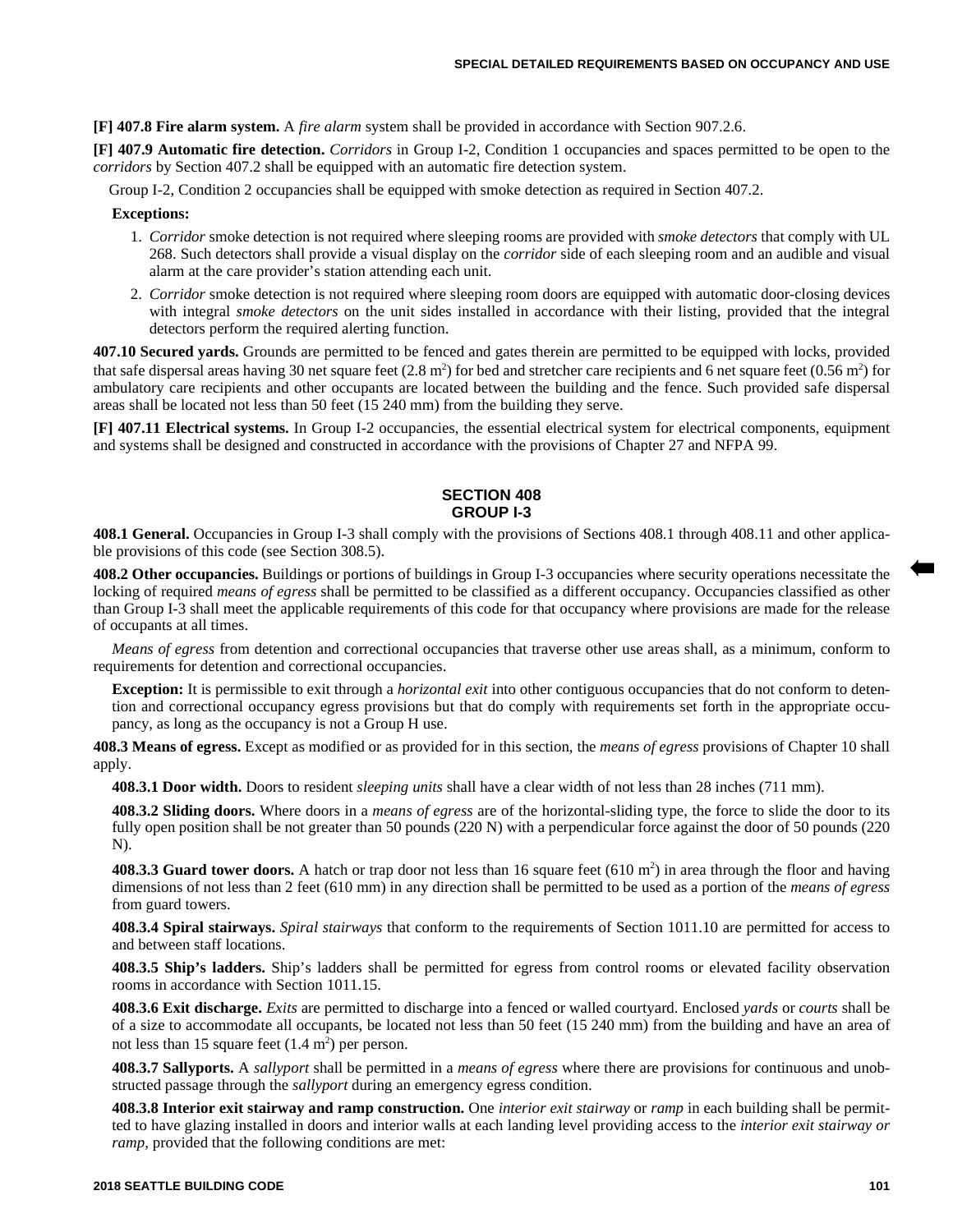**[F] 407.8 Fire alarm system.** A *fire alarm* system shall be provided in accordance with Section 907.2.6.

**[F] 407.9 Automatic fire detection.** *Corridors* in Group I-2, Condition 1 occupancies and spaces permitted to be open to the *corridors* by Section 407.2 shall be equipped with an automatic fire detection system.

Group I-2, Condition 2 occupancies shall be equipped with smoke detection as required in Section 407.2.

**Exceptions:**

1. *Corridor* smoke detection is not required where sleeping rooms are provided with *smoke detectors* that comply with UL 268. Such detectors shall provide a visual display on the *corridor* side of each sleeping room and an audible and visual alarm at the care provider's station attending each unit.
2. *Corridor* smoke detection is not required where sleeping room doors are equipped with automatic door-closing devices with integral *smoke detectors* on the unit sides installed in accordance with their listing, provided that the integral detectors perform the required alerting function.

**407.10 Secured yards.** Grounds are permitted to be fenced and gates therein are permitted to be equipped with locks, provided that safe dispersal areas having 30 net square feet (2.8 $m^2$) for bed and stretcher care recipients and 6 net square feet (0.56 $m^2$) for ambulatory care recipients and other occupants are located between the building and the fence. Such provided safe dispersal areas shall be located not less than 50 feet (15 240 mm) from the building they serve.

**[F] 407.11 Electrical systems.** In Group I-2 occupancies, the essential electrical system for electrical components, equipment and systems shall be designed and constructed in accordance with the provisions of Chapter 27 and NFPA 99.

## SECTION 408
## GROUP I-3

**408.1 General.** Occupancies in Group I-3 shall comply with the provisions of Sections 408.1 through 408.11 and other applicable provisions of this code (see Section 308.5).

**408.2 Other occupancies.** Buildings or portions of buildings in Group I-3 occupancies where security operations necessitate the locking of required *means of egress* shall be permitted to be classified as a different occupancy. Occupancies classified as other than Group I-3 shall meet the applicable requirements of this code for that occupancy where provisions are made for the release of occupants at all times.

*Means of egress* from detention and correctional occupancies that traverse other use areas shall, as a minimum, conform to requirements for detention and correctional occupancies.

**Exception:** It is permissible to exit through a *horizontal exit* into other contiguous occupancies that do not conform to detention and correctional occupancy egress provisions but that do comply with requirements set forth in the appropriate occupancy, as long as the occupancy is not a Group H use.

**408.3 Means of egress.** Except as modified or as provided for in this section, the *means of egress* provisions of Chapter 10 shall apply.

**408.3.1 Door width.** Doors to resident *sleeping units* shall have a clear width of not less than 28 inches (711 mm).

**408.3.2 Sliding doors.** Where doors in a *means of egress* are of the horizontal-sliding type, the force to slide the door to its fully open position shall be not greater than 50 pounds (220 N) with a perpendicular force against the door of 50 pounds (220 N).

**408.3.3 Guard tower doors.** A hatch or trap door not less than 16 square feet (610 $m^2$) in area through the floor and having dimensions of not less than 2 feet (610 mm) in any direction shall be permitted to be used as a portion of the *means of egress* from guard towers.

**408.3.4 Spiral stairways.** *Spiral stairways* that conform to the requirements of Section 1011.10 are permitted for access to and between staff locations.

**408.3.5 Ship's ladders.** Ship's ladders shall be permitted for egress from control rooms or elevated facility observation rooms in accordance with Section 1011.15.

**408.3.6 Exit discharge.** *Exits* are permitted to discharge into a fenced or walled courtyard. Enclosed *yards* or *courts* shall be of a size to accommodate all occupants, be located not less than 50 feet (15 240 mm) from the building and have an area of not less than 15 square feet (1.4 $m^2$) per person.

**408.3.7 Sallyports.** A *sallyport* shall be permitted in a *means of egress* where there are provisions for continuous and unobstructed passage through the *sallyport* during an emergency egress condition.

**408.3.8 Interior exit stairway and ramp construction.** One *interior exit stairway* or *ramp* in each building shall be permitted to have glazing installed in doors and interior walls at each landing level providing access to the *interior exit stairway or ramp*, provided that the following conditions are met: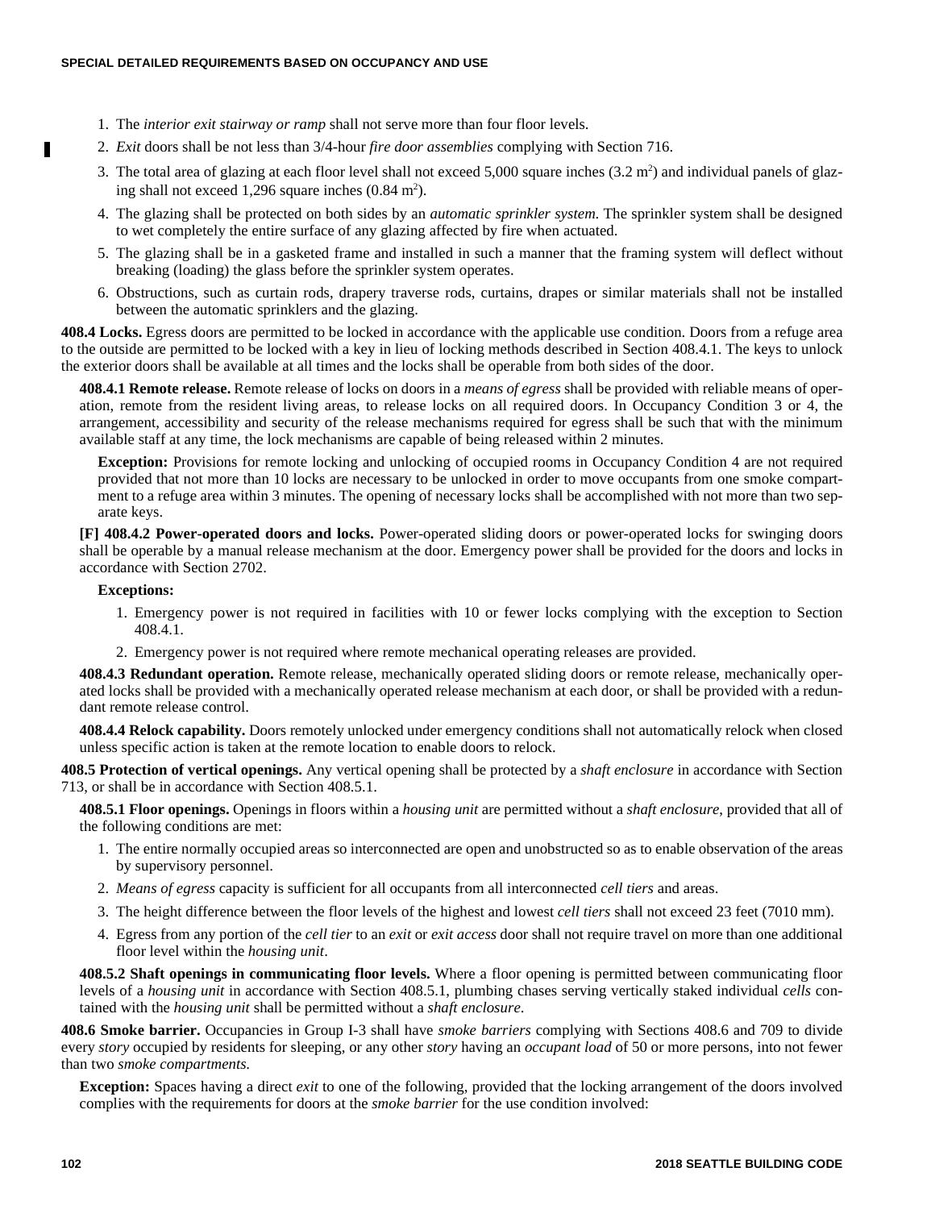1. The *interior exit stairway or ramp* shall not serve more than four floor levels.
2. *Exit* doors shall be not less than 3/4-hour *fire door assemblies* complying with Section 716.
3. The total area of glazing at each floor level shall not exceed 5,000 square inches (3.2 $m^2$) and individual panels of glazing shall not exceed 1,296 square inches (0.84 $m^2$).
4. The glazing shall be protected on both sides by an *automatic sprinkler system.* The sprinkler system shall be designed to wet completely the entire surface of any glazing affected by fire when actuated.
5. The glazing shall be in a gasketed frame and installed in such a manner that the framing system will deflect without breaking (loading) the glass before the sprinkler system operates.
6. Obstructions, such as curtain rods, drapery traverse rods, curtains, drapes or similar materials shall not be installed between the automatic sprinklers and the glazing.

**408.4 Locks.** Egress doors are permitted to be locked in accordance with the applicable use condition. Doors from a refuge area to the outside are permitted to be locked with a key in lieu of locking methods described in Section 408.4.1. The keys to unlock the exterior doors shall be available at all times and the locks shall be operable from both sides of the door.

**408.4.1 Remote release.** Remote release of locks on doors in a *means of egress* shall be provided with reliable means of operation, remote from the resident living areas, to release locks on all required doors. In Occupancy Condition 3 or 4, the arrangement, accessibility and security of the release mechanisms required for egress shall be such that with the minimum available staff at any time, the lock mechanisms are capable of being released within 2 minutes.

**Exception:** Provisions for remote locking and unlocking of occupied rooms in Occupancy Condition 4 are not required provided that not more than 10 locks are necessary to be unlocked in order to move occupants from one smoke compartment to a refuge area within 3 minutes. The opening of necessary locks shall be accomplished with not more than two separate keys.

**[F] 408.4.2 Power-operated doors and locks.** Power-operated sliding doors or power-operated locks for swinging doors shall be operable by a manual release mechanism at the door. Emergency power shall be provided for the doors and locks in accordance with Section 2702.

**Exceptions:**

1. Emergency power is not required in facilities with 10 or fewer locks complying with the exception to Section 408.4.1.
2. Emergency power is not required where remote mechanical operating releases are provided.

**408.4.3 Redundant operation.** Remote release, mechanically operated sliding doors or remote release, mechanically operated locks shall be provided with a mechanically operated release mechanism at each door, or shall be provided with a redundant remote release control.

**408.4.4 Relock capability.** Doors remotely unlocked under emergency conditions shall not automatically relock when closed unless specific action is taken at the remote location to enable doors to relock.

**408.5 Protection of vertical openings.** Any vertical opening shall be protected by a *shaft enclosure* in accordance with Section 713, or shall be in accordance with Section 408.5.1.

**408.5.1 Floor openings.** Openings in floors within a *housing unit* are permitted without a *shaft enclosure*, provided that all of the following conditions are met:

1. The entire normally occupied areas so interconnected are open and unobstructed so as to enable observation of the areas by supervisory personnel.
2. *Means of egress* capacity is sufficient for all occupants from all interconnected *cell tiers* and areas.
3. The height difference between the floor levels of the highest and lowest *cell tiers* shall not exceed 23 feet (7010 mm).
4. Egress from any portion of the *cell tier* to an *exit* or *exit access* door shall not require travel on more than one additional floor level within the *housing unit*.

**408.5.2 Shaft openings in communicating floor levels.** Where a floor opening is permitted between communicating floor levels of a *housing unit* in accordance with Section 408.5.1, plumbing chases serving vertically staked individual *cells* contained with the *housing unit* shall be permitted without a *shaft enclosure*.

**408.6 Smoke barrier.** Occupancies in Group I-3 shall have *smoke barriers* complying with Sections 408.6 and 709 to divide every *story* occupied by residents for sleeping, or any other *story* having an *occupant load* of 50 or more persons, into not fewer than two *smoke compartments.*

**Exception:** Spaces having a direct *exit* to one of the following, provided that the locking arrangement of the doors involved complies with the requirements for doors at the *smoke barrier* for the use condition involved: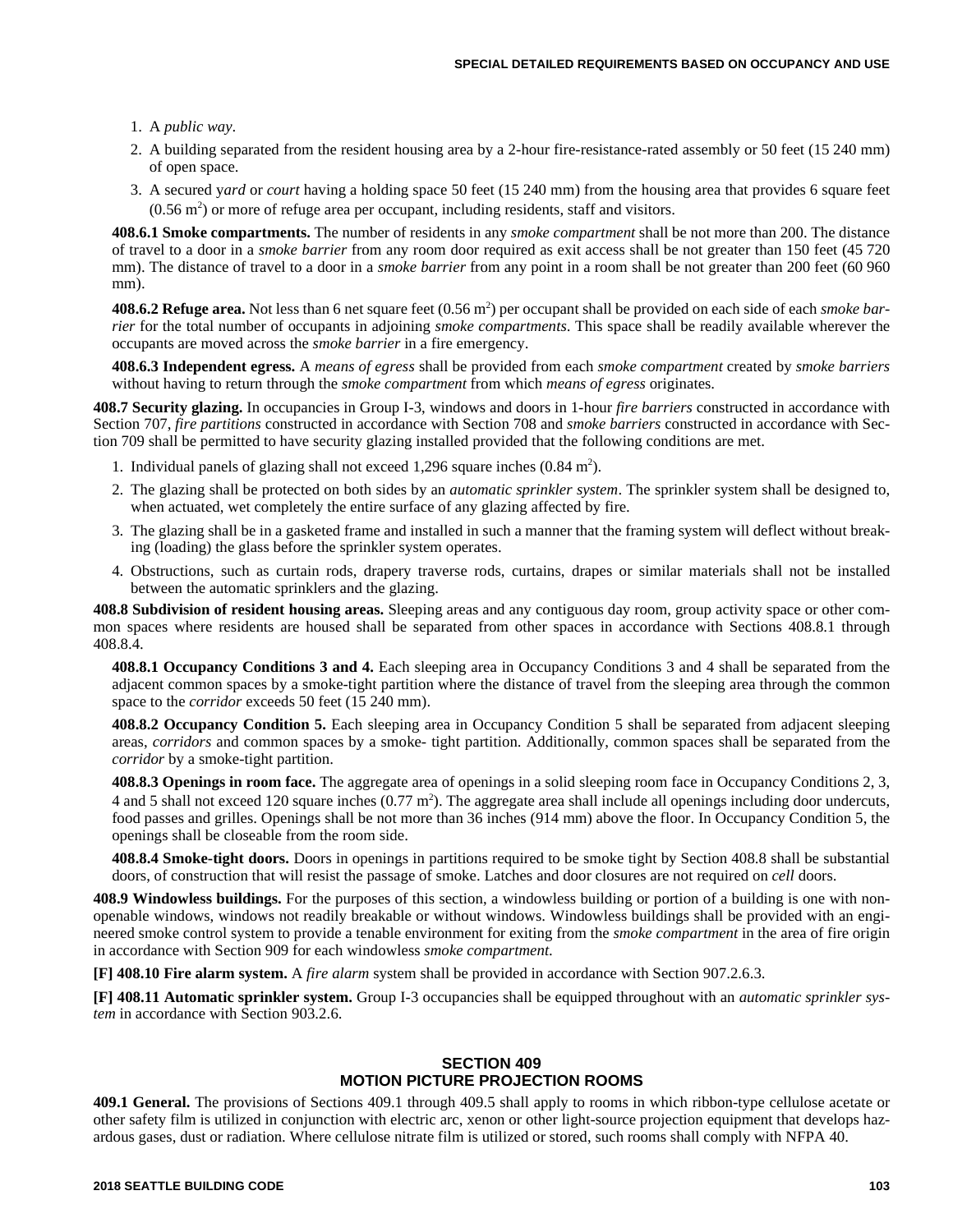1. A *public way*.
2. A building separated from the resident housing area by a 2-hour fire-resistance-rated assembly or 50 feet (15 240 mm) of open space.
3. A secured y*ard* or *court* having a holding space 50 feet (15 240 mm) from the housing area that provides 6 square feet (0.56 $m^2$) or more of refuge area per occupant, including residents, staff and visitors.

**408.6.1 Smoke compartments.** The number of residents in any *smoke compartment* shall be not more than 200. The distance of travel to a door in a *smoke barrier* from any room door required as exit access shall be not greater than 150 feet (45 720 mm). The distance of travel to a door in a *smoke barrier* from any point in a room shall be not greater than 200 feet (60 960 mm).

**408.6.2 Refuge area.** Not less than 6 net square feet (0.56 $m^2$) per occupant shall be provided on each side of each *smoke barrier* for the total number of occupants in adjoining *smoke compartments*. This space shall be readily available wherever the occupants are moved across the *smoke barrier* in a fire emergency.

**408.6.3 Independent egress.** A *means of egress* shall be provided from each *smoke compartment* created by *smoke barriers* without having to return through the *smoke compartment* from which *means of egress* originates.

**408.7 Security glazing.** In occupancies in Group I-3, windows and doors in 1-hour *fire barriers* constructed in accordance with Section 707, *fire partitions* constructed in accordance with Section 708 and *smoke barriers* constructed in accordance with Section 709 shall be permitted to have security glazing installed provided that the following conditions are met.

1. Individual panels of glazing shall not exceed 1,296 square inches (0.84 $m^2$).
2. The glazing shall be protected on both sides by an *automatic sprinkler system*. The sprinkler system shall be designed to, when actuated, wet completely the entire surface of any glazing affected by fire.
3. The glazing shall be in a gasketed frame and installed in such a manner that the framing system will deflect without breaking (loading) the glass before the sprinkler system operates.
4. Obstructions, such as curtain rods, drapery traverse rods, curtains, drapes or similar materials shall not be installed between the automatic sprinklers and the glazing.

**408.8 Subdivision of resident housing areas.** Sleeping areas and any contiguous day room, group activity space or other common spaces where residents are housed shall be separated from other spaces in accordance with Sections 408.8.1 through 408.8.4.

**408.8.1 Occupancy Conditions 3 and 4.** Each sleeping area in Occupancy Conditions 3 and 4 shall be separated from the adjacent common spaces by a smoke-tight partition where the distance of travel from the sleeping area through the common space to the *corridor* exceeds 50 feet (15 240 mm).

**408.8.2 Occupancy Condition 5.** Each sleeping area in Occupancy Condition 5 shall be separated from adjacent sleeping areas, *corridors* and common spaces by a smoke- tight partition. Additionally, common spaces shall be separated from the *corridor* by a smoke-tight partition.

**408.8.3 Openings in room face.** The aggregate area of openings in a solid sleeping room face in Occupancy Conditions 2, 3, 4 and 5 shall not exceed 120 square inches (0.77 $m^2$). The aggregate area shall include all openings including door undercuts, food passes and grilles. Openings shall be not more than 36 inches (914 mm) above the floor. In Occupancy Condition 5, the openings shall be closeable from the room side.

**408.8.4 Smoke-tight doors.** Doors in openings in partitions required to be smoke tight by Section 408.8 shall be substantial doors, of construction that will resist the passage of smoke. Latches and door closures are not required on *cell* doors.

**408.9 Windowless buildings.** For the purposes of this section, a windowless building or portion of a building is one with nonopenable windows, windows not readily breakable or without windows. Windowless buildings shall be provided with an engineered smoke control system to provide a tenable environment for exiting from the *smoke compartment* in the area of fire origin in accordance with Section 909 for each windowless *smoke compartment*.

**[F] 408.10 Fire alarm system.** A *fire alarm* system shall be provided in accordance with Section 907.2.6.3.

**[F] 408.11 Automatic sprinkler system.** Group I-3 occupancies shall be equipped throughout with an *automatic sprinkler system* in accordance with Section 903.2.6.

## SECTION 409
## MOTION PICTURE PROJECTION ROOMS

**409.1 General.** The provisions of Sections 409.1 through 409.5 shall apply to rooms in which ribbon-type cellulose acetate or other safety film is utilized in conjunction with electric arc, xenon or other light-source projection equipment that develops hazardous gases, dust or radiation. Where cellulose nitrate film is utilized or stored, such rooms shall comply with NFPA 40.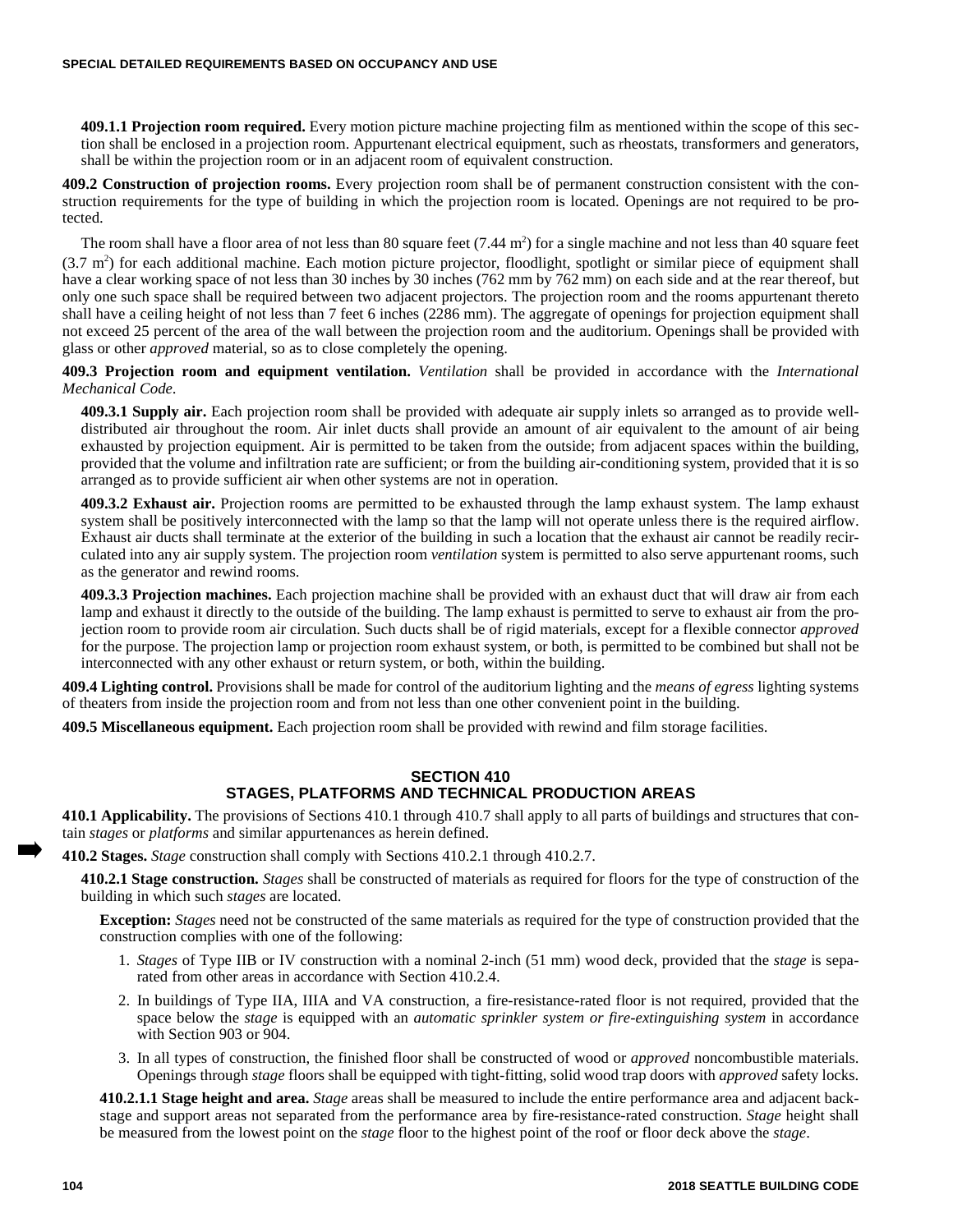**409.1.1 Projection room required.** Every motion picture machine projecting film as mentioned within the scope of this section shall be enclosed in a projection room. Appurtenant electrical equipment, such as rheostats, transformers and generators, shall be within the projection room or in an adjacent room of equivalent construction.

**409.2 Construction of projection rooms.** Every projection room shall be of permanent construction consistent with the construction requirements for the type of building in which the projection room is located. Openings are not required to be protected.

The room shall have a floor area of not less than 80 square feet (7.44 $m^2$) for a single machine and not less than 40 square feet (3.7 $m^2$) for each additional machine. Each motion picture projector, floodlight, spotlight or similar piece of equipment shall have a clear working space of not less than 30 inches by 30 inches (762 mm by 762 mm) on each side and at the rear thereof, but only one such space shall be required between two adjacent projectors. The projection room and the rooms appurtenant thereto shall have a ceiling height of not less than 7 feet 6 inches (2286 mm). The aggregate of openings for projection equipment shall not exceed 25 percent of the area of the wall between the projection room and the auditorium. Openings shall be provided with glass or other *approved* material, so as to close completely the opening.

**409.3 Projection room and equipment ventilation.** *Ventilation* shall be provided in accordance with the *International Mechanical Code*.

**409.3.1 Supply air.** Each projection room shall be provided with adequate air supply inlets so arranged as to provide well-distributed air throughout the room. Air inlet ducts shall provide an amount of air equivalent to the amount of air being exhausted by projection equipment. Air is permitted to be taken from the outside; from adjacent spaces within the building, provided that the volume and infiltration rate are sufficient; or from the building air-conditioning system, provided that it is so arranged as to provide sufficient air when other systems are not in operation.

**409.3.2 Exhaust air.** Projection rooms are permitted to be exhausted through the lamp exhaust system. The lamp exhaust system shall be positively interconnected with the lamp so that the lamp will not operate unless there is the required airflow. Exhaust air ducts shall terminate at the exterior of the building in such a location that the exhaust air cannot be readily recirculated into any air supply system. The projection room *ventilation* system is permitted to also serve appurtenant rooms, such as the generator and rewind rooms.

**409.3.3 Projection machines.** Each projection machine shall be provided with an exhaust duct that will draw air from each lamp and exhaust it directly to the outside of the building. The lamp exhaust is permitted to serve to exhaust air from the projection room to provide room air circulation. Such ducts shall be of rigid materials, except for a flexible connector *approved* for the purpose. The projection lamp or projection room exhaust system, or both, is permitted to be combined but shall not be interconnected with any other exhaust or return system, or both, within the building.

**409.4 Lighting control.** Provisions shall be made for control of the auditorium lighting and the *means of egress* lighting systems of theaters from inside the projection room and from not less than one other convenient point in the building.

**409.5 Miscellaneous equipment.** Each projection room shall be provided with rewind and film storage facilities.

## SECTION 410
## STAGES, PLATFORMS AND TECHNICAL PRODUCTION AREAS

**410.1 Applicability.** The provisions of Sections 410.1 through 410.7 shall apply to all parts of buildings and structures that contain *stages* or *platforms* and similar appurtenances as herein defined.

**410.2 Stages.** *Stage* construction shall comply with Sections 410.2.1 through 410.2.7.

**410.2.1 Stage construction.** *Stages* shall be constructed of materials as required for floors for the type of construction of the building in which such *stages* are located.

**Exception:** *Stages* need not be constructed of the same materials as required for the type of construction provided that the construction complies with one of the following:

1. *Stages* of Type IIB or IV construction with a nominal 2-inch (51 mm) wood deck, provided that the *stage* is separated from other areas in accordance with Section 410.2.4.
2. In buildings of Type IIA, IIIA and VA construction, a fire-resistance-rated floor is not required, provided that the space below the *stage* is equipped with an *automatic sprinkler system or fire-extinguishing system* in accordance with Section 903 or 904.
3. In all types of construction, the finished floor shall be constructed of wood or *approved* noncombustible materials. Openings through *stage* floors shall be equipped with tight-fitting, solid wood trap doors with *approved* safety locks.

**410.2.1.1 Stage height and area.** *Stage* areas shall be measured to include the entire performance area and adjacent backstage and support areas not separated from the performance area by fire-resistance-rated construction. *Stage* height shall be measured from the lowest point on the *stage* floor to the highest point of the roof or floor deck above the *stage*.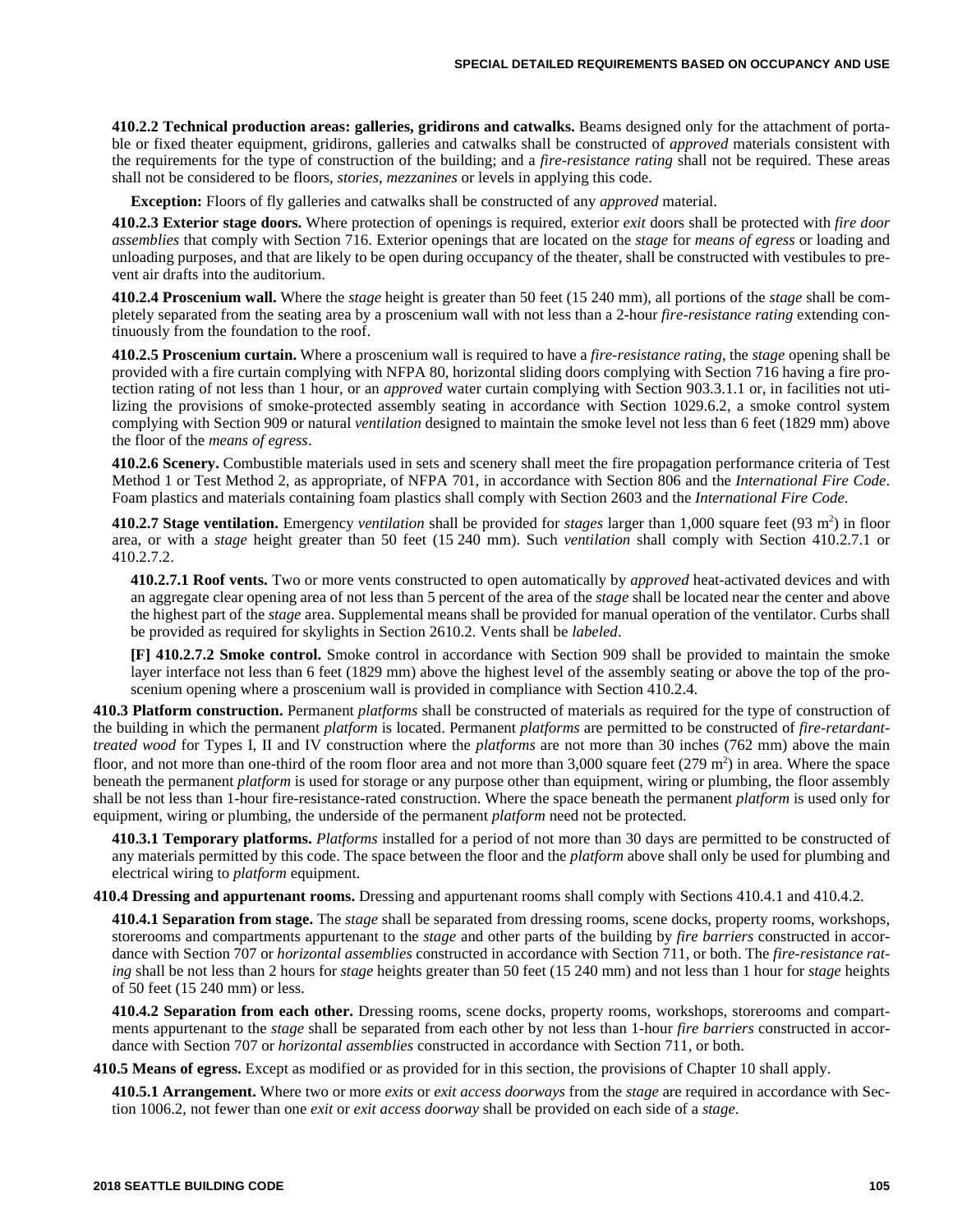**410.2.2 Technical production areas: galleries, gridirons and catwalks.** Beams designed only for the attachment of portable or fixed theater equipment, gridirons, galleries and catwalks shall be constructed of *approved* materials consistent with the requirements for the type of construction of the building; and a *fire-resistance rating* shall not be required. These areas shall not be considered to be floors, *stories*, *mezzanines* or levels in applying this code.

**Exception:** Floors of fly galleries and catwalks shall be constructed of any *approved* material.

**410.2.3 Exterior stage doors.** Where protection of openings is required, exterior *exit* doors shall be protected with *fire door assemblies* that comply with Section 716. Exterior openings that are located on the *stage* for *means of egress* or loading and unloading purposes, and that are likely to be open during occupancy of the theater, shall be constructed with vestibules to prevent air drafts into the auditorium.

**410.2.4 Proscenium wall.** Where the *stage* height is greater than 50 feet (15 240 mm), all portions of the *stage* shall be completely separated from the seating area by a proscenium wall with not less than a 2-hour *fire-resistance rating* extending continuously from the foundation to the roof.

**410.2.5 Proscenium curtain.** Where a proscenium wall is required to have a *fire-resistance rating*, the *stage* opening shall be provided with a fire curtain complying with NFPA 80, horizontal sliding doors complying with Section 716 having a fire protection rating of not less than 1 hour, or an *approved* water curtain complying with Section 903.3.1.1 or, in facilities not utilizing the provisions of smoke-protected assembly seating in accordance with Section 1029.6.2, a smoke control system complying with Section 909 or natural *ventilation* designed to maintain the smoke level not less than 6 feet (1829 mm) above the floor of the *means of egress*.

**410.2.6 Scenery.** Combustible materials used in sets and scenery shall meet the fire propagation performance criteria of Test Method 1 or Test Method 2, as appropriate, of NFPA 701, in accordance with Section 806 and the *International Fire Code*. Foam plastics and materials containing foam plastics shall comply with Section 2603 and the *International Fire Code*.

**410.2.7 Stage ventilation.** Emergency *ventilation* shall be provided for *stages* larger than 1,000 square feet (93 $m^2$) in floor area, or with a *stage* height greater than 50 feet (15 240 mm). Such *ventilation* shall comply with Section 410.2.7.1 or 410.2.7.2.

**410.2.7.1 Roof vents.** Two or more vents constructed to open automatically by *approved* heat-activated devices and with an aggregate clear opening area of not less than 5 percent of the area of the *stage* shall be located near the center and above the highest part of the *stage* area. Supplemental means shall be provided for manual operation of the ventilator. Curbs shall be provided as required for skylights in Section 2610.2. Vents shall be *labeled*.

**[F] 410.2.7.2 Smoke control.** Smoke control in accordance with Section 909 shall be provided to maintain the smoke layer interface not less than 6 feet (1829 mm) above the highest level of the assembly seating or above the top of the proscenium opening where a proscenium wall is provided in compliance with Section 410.2.4.

**410.3 Platform construction.** Permanent *platforms* shall be constructed of materials as required for the type of construction of the building in which the permanent *platform* is located. Permanent *platforms* are permitted to be constructed of *fire-retardant-treated wood* for Types I, II and IV construction where the *platforms* are not more than 30 inches (762 mm) above the main floor, and not more than one-third of the room floor area and not more than 3,000 square feet (279 $m^2$) in area. Where the space beneath the permanent *platform* is used for storage or any purpose other than equipment, wiring or plumbing, the floor assembly shall be not less than 1-hour fire-resistance-rated construction. Where the space beneath the permanent *platform* is used only for equipment, wiring or plumbing, the underside of the permanent *platform* need not be protected.

**410.3.1 Temporary platforms.** *Platforms* installed for a period of not more than 30 days are permitted to be constructed of any materials permitted by this code. The space between the floor and the *platform* above shall only be used for plumbing and electrical wiring to *platform* equipment.

**410.4 Dressing and appurtenant rooms.** Dressing and appurtenant rooms shall comply with Sections 410.4.1 and 410.4.2.

**410.4.1 Separation from stage.** The *stage* shall be separated from dressing rooms, scene docks, property rooms, workshops, storerooms and compartments appurtenant to the *stage* and other parts of the building by *fire barriers* constructed in accordance with Section 707 or *horizontal assemblies* constructed in accordance with Section 711, or both. The *fire-resistance rating* shall be not less than 2 hours for *stage* heights greater than 50 feet (15 240 mm) and not less than 1 hour for *stage* heights of 50 feet (15 240 mm) or less.

**410.4.2 Separation from each other.** Dressing rooms, scene docks, property rooms, workshops, storerooms and compartments appurtenant to the *stage* shall be separated from each other by not less than 1-hour *fire barriers* constructed in accordance with Section 707 or *horizontal assemblies* constructed in accordance with Section 711, or both.

**410.5 Means of egress.** Except as modified or as provided for in this section, the provisions of Chapter 10 shall apply.

**410.5.1 Arrangement.** Where two or more *exits* or *exit access doorways* from the *stage* are required in accordance with Section 1006.2, not fewer than one *exit* or *exit access doorway* shall be provided on each side of a *stage*.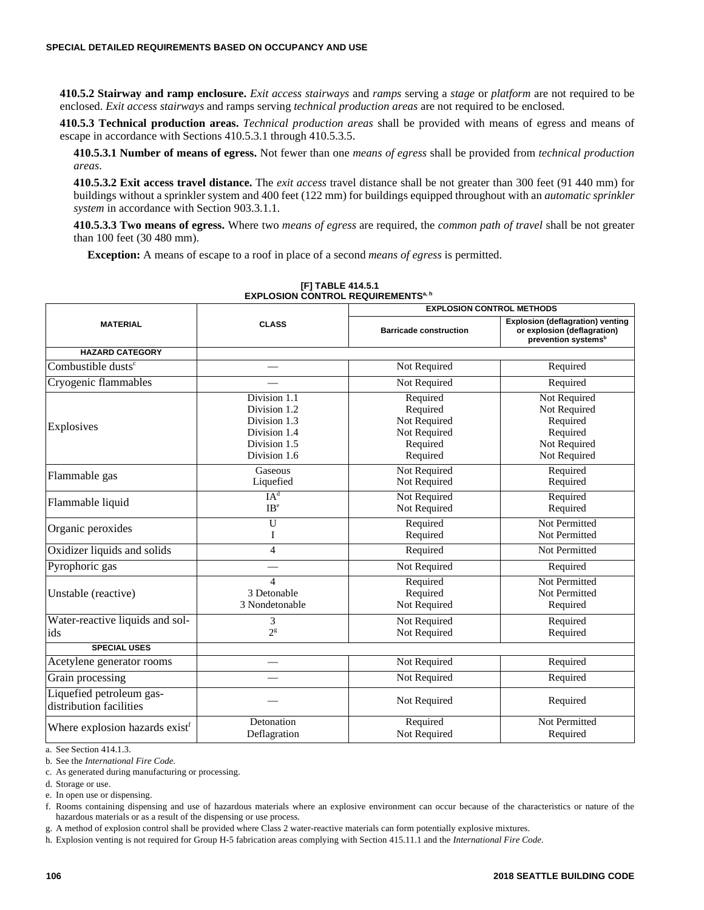**410.5.2 Stairway and ramp enclosure.** *Exit access stairways* and *ramps* serving a *stage* or *platform* are not required to be enclosed. *Exit access stairways* and ramps serving *technical production areas* are not required to be enclosed.

**410.5.3 Technical production areas.** *Technical production areas* shall be provided with means of egress and means of escape in accordance with Sections 410.5.3.1 through 410.5.3.5.

**410.5.3.1 Number of means of egress.** Not fewer than one *means of egress* shall be provided from *technical production areas*.

**410.5.3.2 Exit access travel distance.** The *exit access* travel distance shall be not greater than 300 feet (91 440 mm) for buildings without a sprinkler system and 400 feet (122 mm) for buildings equipped throughout with an *automatic sprinkler system* in accordance with Section 903.3.1.1.

**410.5.3.3 Two means of egress.** Where two *means of egress* are required, the *common path of travel* shall be not greater than 100 feet (30 480 mm).

**Exception:** A means of escape to a roof in place of a second *means of egress* is permitted.

**[F] TABLE 414.5.1**
**EXPLOSION CONTROL REQUIREMENTS[a, h]**

| MATERIAL | CLASS | EXPLOSION CONTROL METHODS | |
|---|---|---|---|
| | | Barricade construction | Explosion (deflagration) venting or explosion (deflagration) prevention systems[b] |
| **HAZARD CATEGORY** | | | |
| Combustible dusts[c] | — | Not Required | Required |
| Cryogenic flammables | — | Not Required | Required |
| Explosives | Division 1.1<br>Division 1.2<br>Division 1.3<br>Division 1.4<br>Division 1.5<br>Division 1.6 | Required<br>Required<br>Not Required<br>Not Required<br>Required<br>Required | Not Required<br>Not Required<br>Required<br>Required<br>Not Required<br>Not Required |
| Flammable gas | Gaseous<br>Liquefied | Not Required<br>Not Required | Required<br>Required |
| Flammable liquid | IA[d]<br>IB[e] | Not Required<br>Not Required | Required<br>Required |
| Organic peroxides | U<br>I | Required<br>Required | Not Permitted<br>Not Permitted |
| Oxidizer liquids and solids | 4 | Required | Not Permitted |
| Pyrophoric gas | — | Not Required | Required |
| Unstable (reactive) | 4<br>3 Detonable<br>3 Nondetonable | Required<br>Required<br>Not Required | Not Permitted<br>Not Permitted<br>Required |
| Water-reactive liquids and solids | 3<br>2[g] | Not Required<br>Not Required | Required<br>Required |
| **SPECIAL USES** | | | |
| Acetylene generator rooms | — | Not Required | Required |
| Grain processing | — | Not Required | Required |
| Liquefied petroleum gas-distribution facilities | — | Not Required | Required |
| Where explosion hazards exist[f] | Detonation<br>Deflagration | Required<br>Not Required | Not Permitted<br>Required |

a. See Section 414.1.3.

b. See the *International Fire Code.*

c. As generated during manufacturing or processing.

d. Storage or use.

e. In open use or dispensing.

f. Rooms containing dispensing and use of hazardous materials where an explosive environment can occur because of the characteristics or nature of the hazardous materials or as a result of the dispensing or use process.

g. A method of explosion control shall be provided where Class 2 water-reactive materials can form potentially explosive mixtures.

h. Explosion venting is not required for Group H-5 fabrication areas complying with Section 415.11.1 and the *International Fire Code.*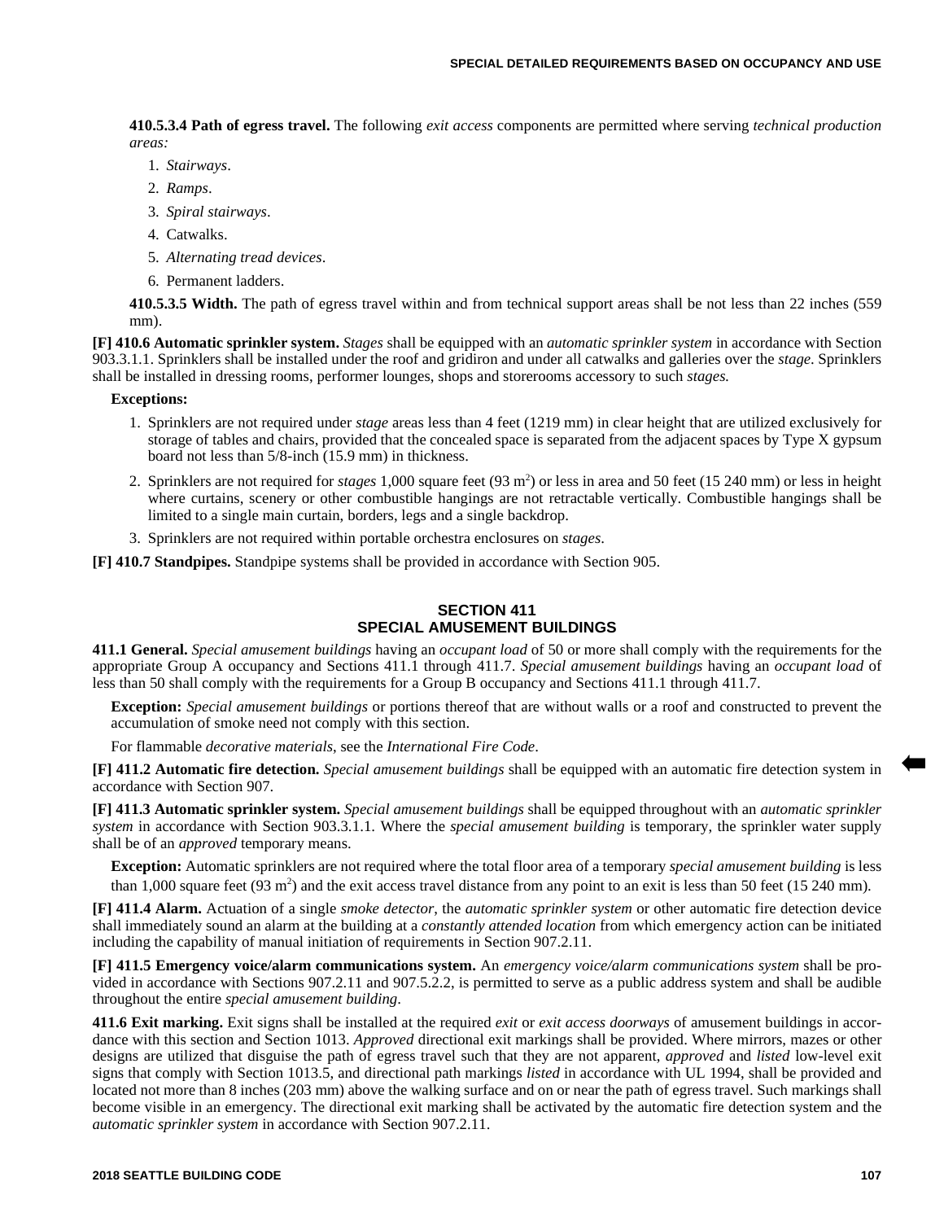**410.5.3.4 Path of egress travel.** The following *exit access* components are permitted where serving *technical production areas:*

1. *Stairways*.
2. *Ramps*.
3. *Spiral stairways*.
4. Catwalks.
5. *Alternating tread devices*.
6. Permanent ladders.

**410.5.3.5 Width.** The path of egress travel within and from technical support areas shall be not less than 22 inches (559 mm).

**[F] 410.6 Automatic sprinkler system.** *Stages* shall be equipped with an *automatic sprinkler system* in accordance with Section 903.3.1.1. Sprinklers shall be installed under the roof and gridiron and under all catwalks and galleries over the *stage*. Sprinklers shall be installed in dressing rooms, performer lounges, shops and storerooms accessory to such *stages.*

**Exceptions:**

1. Sprinklers are not required under *stage* areas less than 4 feet (1219 mm) in clear height that are utilized exclusively for storage of tables and chairs, provided that the concealed space is separated from the adjacent spaces by Type X gypsum board not less than 5/8-inch (15.9 mm) in thickness.
2. Sprinklers are not required for *stages* 1,000 square feet (93 $m^2$) or less in area and 50 feet (15 240 mm) or less in height where curtains, scenery or other combustible hangings are not retractable vertically. Combustible hangings shall be limited to a single main curtain, borders, legs and a single backdrop.
3. Sprinklers are not required within portable orchestra enclosures on *stages*.

**[F] 410.7 Standpipes.** Standpipe systems shall be provided in accordance with Section 905.

## SECTION 411
## SPECIAL AMUSEMENT BUILDINGS

**411.1 General.** *Special amusement buildings* having an *occupant load* of 50 or more shall comply with the requirements for the appropriate Group A occupancy and Sections 411.1 through 411.7. *Special amusement buildings* having an *occupant load* of less than 50 shall comply with the requirements for a Group B occupancy and Sections 411.1 through 411.7.

**Exception:** *Special amusement buildings* or portions thereof that are without walls or a roof and constructed to prevent the accumulation of smoke need not comply with this section.

For flammable *decorative materials*, see the *International Fire Code*.

**[F] 411.2 Automatic fire detection.** *Special amusement buildings* shall be equipped with an automatic fire detection system in accordance with Section 907.

**[F] 411.3 Automatic sprinkler system.** *Special amusement buildings* shall be equipped throughout with an *automatic sprinkler system* in accordance with Section 903.3.1.1. Where the *special amusement building* is temporary, the sprinkler water supply shall be of an *approved* temporary means.

**Exception:** Automatic sprinklers are not required where the total floor area of a temporary *special amusement building* is less than 1,000 square feet (93 $m^2$) and the exit access travel distance from any point to an exit is less than 50 feet (15 240 mm).

**[F] 411.4 Alarm.** Actuation of a single *smoke detector*, the *automatic sprinkler system* or other automatic fire detection device shall immediately sound an alarm at the building at a *constantly attended location* from which emergency action can be initiated including the capability of manual initiation of requirements in Section 907.2.11.

**[F] 411.5 Emergency voice/alarm communications system.** An *emergency voice/alarm communications system* shall be provided in accordance with Sections 907.2.11 and 907.5.2.2, is permitted to serve as a public address system and shall be audible throughout the entire *special amusement building*.

**411.6 Exit marking.** Exit signs shall be installed at the required *exit* or *exit access doorways* of amusement buildings in accordance with this section and Section 1013. *Approved* directional exit markings shall be provided. Where mirrors, mazes or other designs are utilized that disguise the path of egress travel such that they are not apparent, *approved* and *listed* low-level exit signs that comply with Section 1013.5, and directional path markings *listed* in accordance with UL 1994, shall be provided and located not more than 8 inches (203 mm) above the walking surface and on or near the path of egress travel. Such markings shall become visible in an emergency. The directional exit marking shall be activated by the automatic fire detection system and the *automatic sprinkler system* in accordance with Section 907.2.11.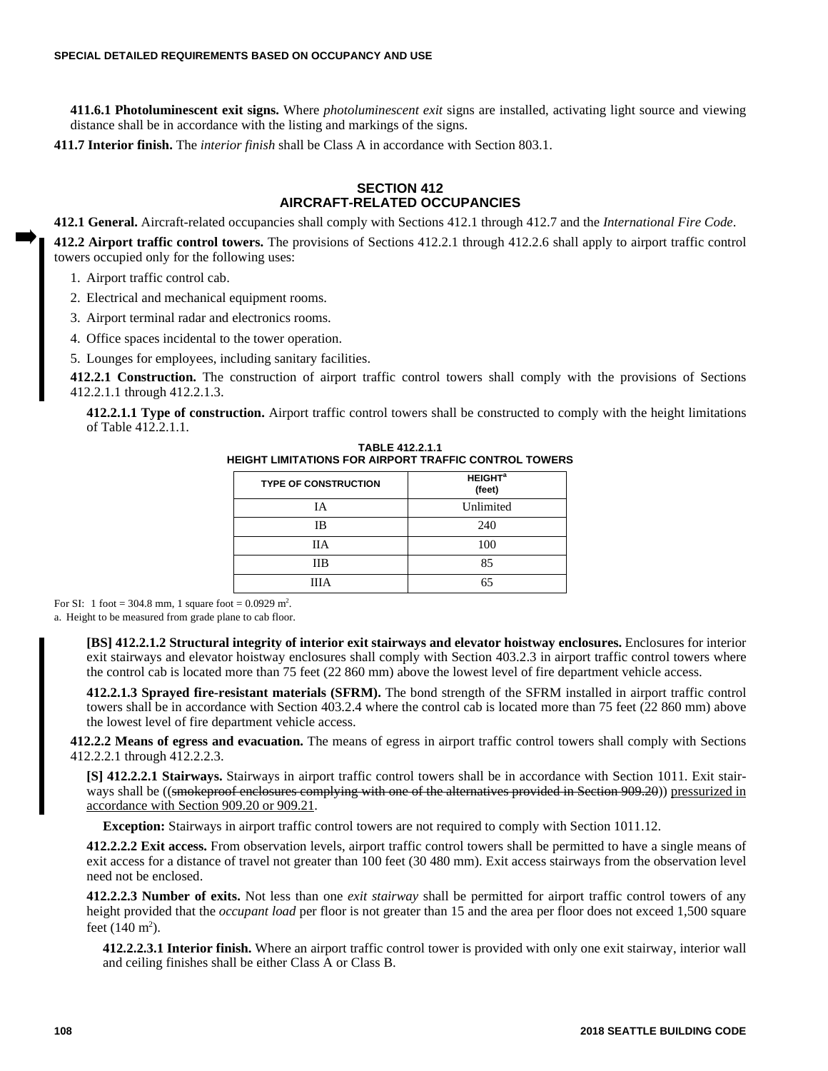**411.6.1 Photoluminescent exit signs.** Where *photoluminescent exit* signs are installed, activating light source and viewing distance shall be in accordance with the listing and markings of the signs.

**411.7 Interior finish.** The *interior finish* shall be Class A in accordance with Section 803.1.

## SECTION 412
## AIRCRAFT-RELATED OCCUPANCIES

**412.1 General.** Aircraft-related occupancies shall comply with Sections 412.1 through 412.7 and the *International Fire Code*.

**412.2 Airport traffic control towers.** The provisions of Sections 412.2.1 through 412.2.6 shall apply to airport traffic control towers occupied only for the following uses:

1. Airport traffic control cab.
2. Electrical and mechanical equipment rooms.
3. Airport terminal radar and electronics rooms.
4. Office spaces incidental to the tower operation.
5. Lounges for employees, including sanitary facilities.

**412.2.1 Construction.** The construction of airport traffic control towers shall comply with the provisions of Sections 412.2.1.1 through 412.2.1.3.

**412.2.1.1 Type of construction.** Airport traffic control towers shall be constructed to comply with the height limitations of Table 412.2.1.1.

**TABLE 412.2.1.1**
**HEIGHT LIMITATIONS FOR AIRPORT TRAFFIC CONTROL TOWERS**

| TYPE OF CONSTRUCTION | HEIGHT[a] (feet) |
|---|---|
| IA | Unlimited |
| IB | 240 |
| IIA | 100 |
| IIB | 85 |
| IIIA | 65 |

For SI: 1 foot = 304.8 mm, 1 square foot = 0.0929 m$^2$.

a. Height to be measured from grade plane to cab floor.

**[BS] 412.2.1.2 Structural integrity of interior exit stairways and elevator hoistway enclosures.** Enclosures for interior exit stairways and elevator hoistway enclosures shall comply with Section 403.2.3 in airport traffic control towers where the control cab is located more than 75 feet (22 860 mm) above the lowest level of fire department vehicle access.

**412.2.1.3 Sprayed fire-resistant materials (SFRM).** The bond strength of the SFRM installed in airport traffic control towers shall be in accordance with Section 403.2.4 where the control cab is located more than 75 feet (22 860 mm) above the lowest level of fire department vehicle access.

**412.2.2 Means of egress and evacuation.** The means of egress in airport traffic control towers shall comply with Sections 412.2.2.1 through 412.2.2.3.

**[S] 412.2.2.1 Stairways.** Stairways in airport traffic control towers shall be in accordance with Section 1011. Exit stairways shall be ((~~smokeproof enclosures complying with one of the alternatives provided in Section 909.20~~)) <u>pressurized in accordance with Section 909.20 or 909.21</u>.

**Exception:** Stairways in airport traffic control towers are not required to comply with Section 1011.12.

**412.2.2.2 Exit access.** From observation levels, airport traffic control towers shall be permitted to have a single means of exit access for a distance of travel not greater than 100 feet (30 480 mm). Exit access stairways from the observation level need not be enclosed.

**412.2.2.3 Number of exits.** Not less than one *exit stairway* shall be permitted for airport traffic control towers of any height provided that the *occupant load* per floor is not greater than 15 and the area per floor does not exceed 1,500 square feet (140 m$^2$).

**412.2.2.3.1 Interior finish.** Where an airport traffic control tower is provided with only one exit stairway, interior wall and ceiling finishes shall be either Class A or Class B.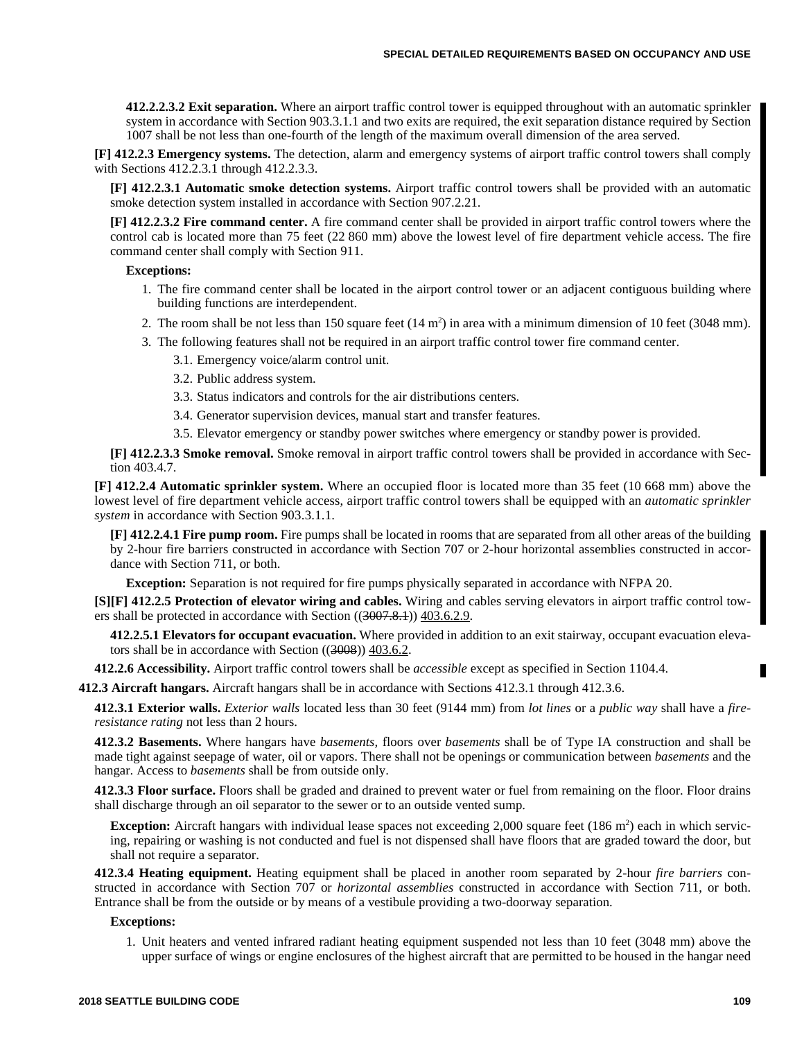**412.2.2.3.2 Exit separation.** Where an airport traffic control tower is equipped throughout with an automatic sprinkler system in accordance with Section 903.3.1.1 and two exits are required, the exit separation distance required by Section 1007 shall be not less than one-fourth of the length of the maximum overall dimension of the area served.

**[F] 412.2.3 Emergency systems.** The detection, alarm and emergency systems of airport traffic control towers shall comply with Sections 412.2.3.1 through 412.2.3.3.

**[F] 412.2.3.1 Automatic smoke detection systems.** Airport traffic control towers shall be provided with an automatic smoke detection system installed in accordance with Section 907.2.21.

**[F] 412.2.3.2 Fire command center.** A fire command center shall be provided in airport traffic control towers where the control cab is located more than 75 feet (22 860 mm) above the lowest level of fire department vehicle access. The fire command center shall comply with Section 911.

**Exceptions:**

1. The fire command center shall be located in the airport control tower or an adjacent contiguous building where building functions are interdependent.
2. The room shall be not less than 150 square feet (14 $m^2$) in area with a minimum dimension of 10 feet (3048 mm).
3. The following features shall not be required in an airport traffic control tower fire command center.
   - 3.1. Emergency voice/alarm control unit.
   - 3.2. Public address system.
   - 3.3. Status indicators and controls for the air distributions centers.
   - 3.4. Generator supervision devices, manual start and transfer features.
   - 3.5. Elevator emergency or standby power switches where emergency or standby power is provided.

**[F] 412.2.3.3 Smoke removal.** Smoke removal in airport traffic control towers shall be provided in accordance with Section 403.4.7.

**[F] 412.2.4 Automatic sprinkler system.** Where an occupied floor is located more than 35 feet (10 668 mm) above the lowest level of fire department vehicle access, airport traffic control towers shall be equipped with an *automatic sprinkler system* in accordance with Section 903.3.1.1.

**[F] 412.2.4.1 Fire pump room.** Fire pumps shall be located in rooms that are separated from all other areas of the building by 2-hour fire barriers constructed in accordance with Section 707 or 2-hour horizontal assemblies constructed in accordance with Section 711, or both.

**Exception:** Separation is not required for fire pumps physically separated in accordance with NFPA 20.

**[S][F] 412.2.5 Protection of elevator wiring and cables.** Wiring and cables serving elevators in airport traffic control towers shall be protected in accordance with Section ((~~3007.8.1~~)) 403.6.2.9.

**412.2.5.1 Elevators for occupant evacuation.** Where provided in addition to an exit stairway, occupant evacuation elevators shall be in accordance with Section ((~~3008~~)) 403.6.2.

**412.2.6 Accessibility.** Airport traffic control towers shall be *accessible* except as specified in Section 1104.4.

**412.3 Aircraft hangars.** Aircraft hangars shall be in accordance with Sections 412.3.1 through 412.3.6.

**412.3.1 Exterior walls.** *Exterior walls* located less than 30 feet (9144 mm) from *lot lines* or a *public way* shall have a *fire-resistance rating* not less than 2 hours.

**412.3.2 Basements.** Where hangars have *basements,* floors over *basements* shall be of Type IA construction and shall be made tight against seepage of water, oil or vapors. There shall not be openings or communication between *basements* and the hangar. Access to *basements* shall be from outside only.

**412.3.3 Floor surface.** Floors shall be graded and drained to prevent water or fuel from remaining on the floor. Floor drains shall discharge through an oil separator to the sewer or to an outside vented sump.

**Exception:** Aircraft hangars with individual lease spaces not exceeding 2,000 square feet (186 $m^2$) each in which servicing, repairing or washing is not conducted and fuel is not dispensed shall have floors that are graded toward the door, but shall not require a separator.

**412.3.4 Heating equipment.** Heating equipment shall be placed in another room separated by 2-hour *fire barriers* constructed in accordance with Section 707 or *horizontal assemblies* constructed in accordance with Section 711, or both. Entrance shall be from the outside or by means of a vestibule providing a two-doorway separation.

**Exceptions:**

1. Unit heaters and vented infrared radiant heating equipment suspended not less than 10 feet (3048 mm) above the upper surface of wings or engine enclosures of the highest aircraft that are permitted to be housed in the hangar need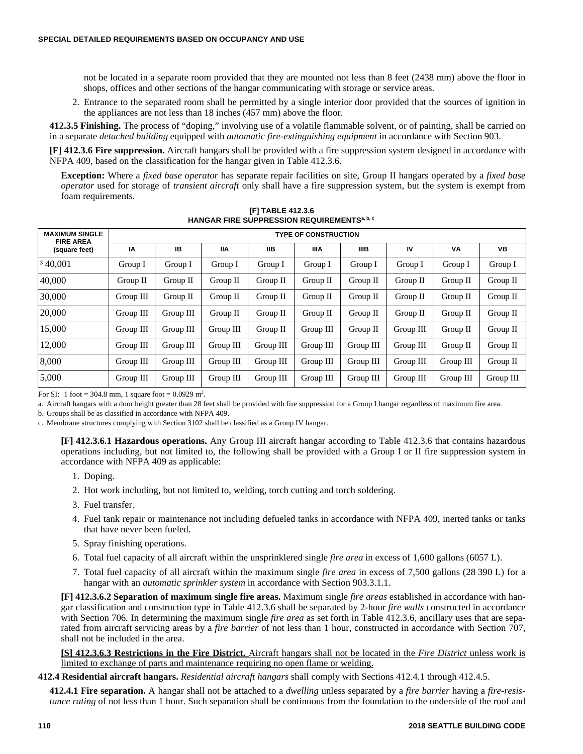not be located in a separate room provided that they are mounted not less than 8 feet (2438 mm) above the floor in shops, offices and other sections of the hangar communicating with storage or service areas.

2. Entrance to the separated room shall be permitted by a single interior door provided that the sources of ignition in the appliances are not less than 18 inches (457 mm) above the floor.

**412.3.5 Finishing.** The process of "doping," involving use of a volatile flammable solvent, or of painting, shall be carried on in a separate *detached building* equipped with *automatic fire-extinguishing equipment* in accordance with Section 903.

**[F] 412.3.6 Fire suppression.** Aircraft hangars shall be provided with a fire suppression system designed in accordance with NFPA 409, based on the classification for the hangar given in Table 412.3.6.

**Exception:** Where a *fixed base operator* has separate repair facilities on site, Group II hangars operated by a *fixed base operator* used for storage of *transient aircraft* only shall have a fire suppression system, but the system is exempt from foam requirements.

**[F] TABLE 412.3.6**
**HANGAR FIRE SUPPRESSION REQUIREMENTS[a, b, c]**

| MAXIMUM SINGLE FIRE AREA (square feet) | TYPE OF CONSTRUCTION | | | | | | | | |
|---|---|---|---|---|---|---|---|---|---|
| | IA | IB | IIA | IIB | IIIA | IIIB | IV | VA | VB |
| ≥ 40,001 | Group I | Group I | Group I | Group I | Group I | Group I | Group I | Group I | Group I |
| 40,000 | Group II | Group II | Group II | Group II | Group II | Group II | Group II | Group II | Group II |
| 30,000 | Group III | Group II | Group II | Group II | Group II | Group II | Group II | Group II | Group II |
| 20,000 | Group III | Group III | Group II | Group II | Group II | Group II | Group II | Group II | Group II |
| 15,000 | Group III | Group III | Group III | Group II | Group III | Group II | Group III | Group II | Group II |
| 12,000 | Group III | Group III | Group III | Group III | Group III | Group III | Group III | Group II | Group II |
| 8,000 | Group III | Group III | Group III | Group III | Group III | Group III | Group III | Group III | Group II |
| 5,000 | Group III | Group III | Group III | Group III | Group III | Group III | Group III | Group III | Group III |

For SI: 1 foot = 304.8 mm, 1 square foot = 0.0929 $m^2$.

a. Aircraft hangars with a door height greater than 28 feet shall be provided with fire suppression for a Group I hangar regardless of maximum fire area.

b. Groups shall be as classified in accordance with NFPA 409.

c. Membrane structures complying with Section 3102 shall be classified as a Group IV hangar.

**[F] 412.3.6.1 Hazardous operations.** Any Group III aircraft hangar according to Table 412.3.6 that contains hazardous operations including, but not limited to, the following shall be provided with a Group I or II fire suppression system in accordance with NFPA 409 as applicable:

1. Doping.
2. Hot work including, but not limited to, welding, torch cutting and torch soldering.
3. Fuel transfer.
4. Fuel tank repair or maintenance not including defueled tanks in accordance with NFPA 409, inerted tanks or tanks that have never been fueled.
5. Spray finishing operations.
6. Total fuel capacity of all aircraft within the unsprinklered single *fire area* in excess of 1,600 gallons (6057 L).
7. Total fuel capacity of all aircraft within the maximum single *fire area* in excess of 7,500 gallons (28 390 L) for a hangar with an *automatic sprinkler system* in accordance with Section 903.3.1.1.

**[F] 412.3.6.2 Separation of maximum single fire areas.** Maximum single *fire areas* established in accordance with hangar classification and construction type in Table 412.3.6 shall be separated by 2-hour *fire walls* constructed in accordance with Section 706. In determining the maximum single *fire area* as set forth in Table 412.3.6, ancillary uses that are separated from aircraft servicing areas by a *fire barrier* of not less than 1 hour, constructed in accordance with Section 707, shall not be included in the area.

**[S] 412.3.6.3 Restrictions in the Fire District.** Aircraft hangars shall not be located in the *Fire District* unless work is limited to exchange of parts and maintenance requiring no open flame or welding.

**412.4 Residential aircraft hangars.** *Residential aircraft hangars* shall comply with Sections 412.4.1 through 412.4.5.

**412.4.1 Fire separation.** A hangar shall not be attached to a *dwelling* unless separated by a *fire barrier* having a *fire-resistance rating* of not less than 1 hour. Such separation shall be continuous from the foundation to the underside of the roof and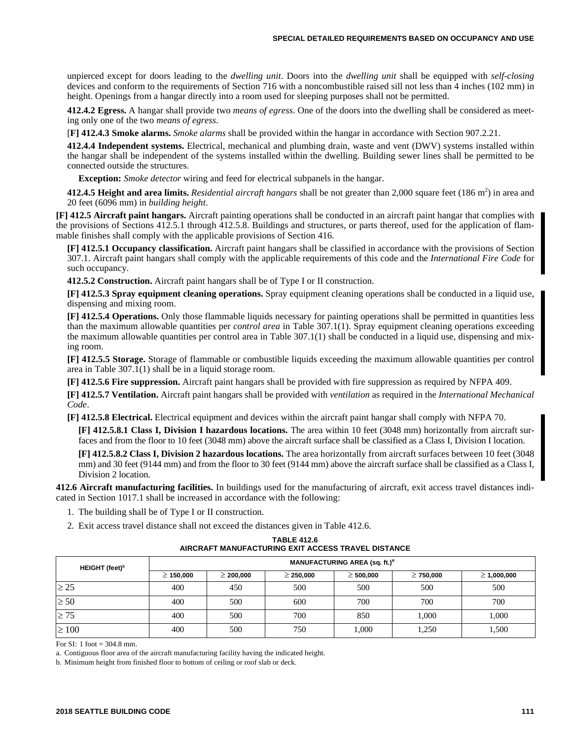unpierced except for doors leading to the *dwelling unit*. Doors into the *dwelling unit* shall be equipped with *self-closing* devices and conform to the requirements of Section 716 with a noncombustible raised sill not less than 4 inches (102 mm) in height. Openings from a hangar directly into a room used for sleeping purposes shall not be permitted.

**412.4.2 Egress.** A hangar shall provide two *means of egress*. One of the doors into the dwelling shall be considered as meeting only one of the two *means of egress*.

**[F] 412.4.3 Smoke alarms.** *Smoke alarms* shall be provided within the hangar in accordance with Section 907.2.21.

**412.4.4 Independent systems.** Electrical, mechanical and plumbing drain, waste and vent (DWV) systems installed within the hangar shall be independent of the systems installed within the dwelling. Building sewer lines shall be permitted to be connected outside the structures.

**Exception:** *Smoke detector* wiring and feed for electrical subpanels in the hangar.

**412.4.5 Height and area limits.** *Residential aircraft hangars* shall be not greater than 2,000 square feet (186 $m^2$) in area and 20 feet (6096 mm) in *building height*.

**[F] 412.5 Aircraft paint hangars.** Aircraft painting operations shall be conducted in an aircraft paint hangar that complies with the provisions of Sections 412.5.1 through 412.5.8. Buildings and structures, or parts thereof, used for the application of flammable finishes shall comply with the applicable provisions of Section 416.

**[F] 412.5.1 Occupancy classification.** Aircraft paint hangars shall be classified in accordance with the provisions of Section 307.1. Aircraft paint hangars shall comply with the applicable requirements of this code and the *International Fire Code* for such occupancy.

**412.5.2 Construction.** Aircraft paint hangars shall be of Type I or II construction.

**[F] 412.5.3 Spray equipment cleaning operations.** Spray equipment cleaning operations shall be conducted in a liquid use, dispensing and mixing room.

**[F] 412.5.4 Operations.** Only those flammable liquids necessary for painting operations shall be permitted in quantities less than the maximum allowable quantities per *control area* in Table 307.1(1). Spray equipment cleaning operations exceeding the maximum allowable quantities per control area in Table 307.1(1) shall be conducted in a liquid use, dispensing and mixing room.

**[F] 412.5.5 Storage.** Storage of flammable or combustible liquids exceeding the maximum allowable quantities per control area in Table 307.1(1) shall be in a liquid storage room.

**[F] 412.5.6 Fire suppression.** Aircraft paint hangars shall be provided with fire suppression as required by NFPA 409.

**[F] 412.5.7 Ventilation.** Aircraft paint hangars shall be provided with *ventilation* as required in the *International Mechanical Code*.

**[F] 412.5.8 Electrical.** Electrical equipment and devices within the aircraft paint hangar shall comply with NFPA 70.

**[F] 412.5.8.1 Class I, Division I hazardous locations.** The area within 10 feet (3048 mm) horizontally from aircraft surfaces and from the floor to 10 feet (3048 mm) above the aircraft surface shall be classified as a Class I, Division I location.

**[F] 412.5.8.2 Class I, Division 2 hazardous locations.** The area horizontally from aircraft surfaces between 10 feet (3048 mm) and 30 feet (9144 mm) and from the floor to 30 feet (9144 mm) above the aircraft surface shall be classified as a Class I, Division 2 location.

**412.6 Aircraft manufacturing facilities.** In buildings used for the manufacturing of aircraft, exit access travel distances indicated in Section 1017.1 shall be increased in accordance with the following:

1. The building shall be of Type I or II construction.
2. Exit access travel distance shall not exceed the distances given in Table 412.6.

**TABLE 412.6**
**AIRCRAFT MANUFACTURING EXIT ACCESS TRAVEL DISTANCE**

| HEIGHT (feet)[b] | MANUFACTURING AREA (sq. ft.)[a] | | | | | |
|---|---|---|---|---|---|---|
| | ≥ 150,000 | ≥ 200,000 | ≥ 250,000 | ≥ 500,000 | ≥ 750,000 | ≥ 1,000,000 |
| ≥ 25 | 400 | 450 | 500 | 500 | 500 | 500 |
| ≥ 50 | 400 | 500 | 600 | 700 | 700 | 700 |
| ≥ 75 | 400 | 500 | 700 | 850 | 1,000 | 1,000 |
| ≥ 100 | 400 | 500 | 750 | 1,000 | 1,250 | 1,500 |

For SI: 1 foot = 304.8 mm.

a. Contiguous floor area of the aircraft manufacturing facility having the indicated height.

b. Minimum height from finished floor to bottom of ceiling or roof slab or deck.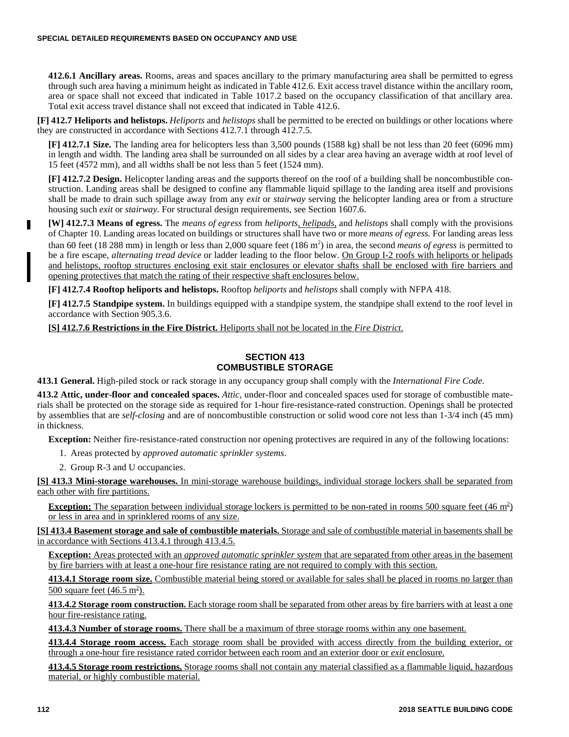**412.6.1 Ancillary areas.** Rooms, areas and spaces ancillary to the primary manufacturing area shall be permitted to egress through such area having a minimum height as indicated in Table 412.6. Exit access travel distance within the ancillary room, area or space shall not exceed that indicated in Table 1017.2 based on the occupancy classification of that ancillary area. Total exit access travel distance shall not exceed that indicated in Table 412.6.

**[F] 412.7 Heliports and helistops.** *Heliports* and *helistops* shall be permitted to be erected on buildings or other locations where they are constructed in accordance with Sections 412.7.1 through 412.7.5.

**[F] 412.7.1 Size.** The landing area for helicopters less than 3,500 pounds (1588 kg) shall be not less than 20 feet (6096 mm) in length and width. The landing area shall be surrounded on all sides by a clear area having an average width at roof level of 15 feet (4572 mm), and all widths shall be not less than 5 feet (1524 mm).

**[F] 412.7.2 Design.** Helicopter landing areas and the supports thereof on the roof of a building shall be noncombustible construction. Landing areas shall be designed to confine any flammable liquid spillage to the landing area itself and provisions shall be made to drain such spillage away from any *exit* or *stairway* serving the helicopter landing area or from a structure housing such *exit* or *stairway*. For structural design requirements, see Section 1607.6.

**[W] 412.7.3 Means of egress.** The *means of egress* from *heliports, helipads,* and *helistops* shall comply with the provisions of Chapter 10. Landing areas located on buildings or structures shall have two or more *means of egress.* For landing areas less than 60 feet (18 288 mm) in length or less than 2,000 square feet (186 $m^2$) in area, the second *means of egress* is permitted to be a fire escape, *alternating tread device* or ladder leading to the floor below. On Group I-2 roofs with heliports or helipads and helistops, rooftop structures enclosing exit stair enclosures or elevator shafts shall be enclosed with fire barriers and opening protectives that match the rating of their respective shaft enclosures below.

**[F] 412.7.4 Rooftop heliports and helistops.** Rooftop *heliports* and *helistops* shall comply with NFPA 418.

**[F] 412.7.5 Standpipe system.** In buildings equipped with a standpipe system, the standpipe shall extend to the roof level in accordance with Section 905.3.6.

**[S] 412.7.6 Restrictions in the Fire District.** Heliports shall not be located in the *Fire District*.

## SECTION 413
## COMBUSTIBLE STORAGE

**413.1 General.** High-piled stock or rack storage in any occupancy group shall comply with the *International Fire Code.*

**413.2 Attic, under-floor and concealed spaces.** *Attic,* under-floor and concealed spaces used for storage of combustible materials shall be protected on the storage side as required for 1-hour fire-resistance-rated construction. Openings shall be protected by assemblies that are *self-closing* and are of noncombustible construction or solid wood core not less than 1-3/4 inch (45 mm) in thickness.

**Exception:** Neither fire-resistance-rated construction nor opening protectives are required in any of the following locations:

1. Areas protected by *approved automatic sprinkler systems*.
2. Group R-3 and U occupancies.

**[S] 413.3 Mini-storage warehouses.** In mini-storage warehouse buildings, individual storage lockers shall be separated from each other with fire partitions.

**Exception:** The separation between individual storage lockers is permitted to be non-rated in rooms 500 square feet (46 $m^2$) or less in area and in sprinklered rooms of any size.

**[S] 413.4 Basement storage and sale of combustible materials.** Storage and sale of combustible material in basements shall be in accordance with Sections 413.4.1 through 413.4.5.

**Exception:** Areas protected with an *approved automatic sprinkler system* that are separated from other areas in the basement by fire barriers with at least a one-hour fire resistance rating are not required to comply with this section.

**413.4.1 Storage room size.** Combustible material being stored or available for sales shall be placed in rooms no larger than 500 square feet (46.5 $m^2$).

**413.4.2 Storage room construction.** Each storage room shall be separated from other areas by fire barriers with at least a one hour fire-resistance rating.

**413.4.3 Number of storage rooms.** There shall be a maximum of three storage rooms within any one basement.

**413.4.4 Storage room access.** Each storage room shall be provided with access directly from the building exterior, or through a one-hour fire resistance rated corridor between each room and an exterior door or *exit* enclosure.

**413.4.5 Storage room restrictions.** Storage rooms shall not contain any material classified as a flammable liquid, hazardous material, or highly combustible material.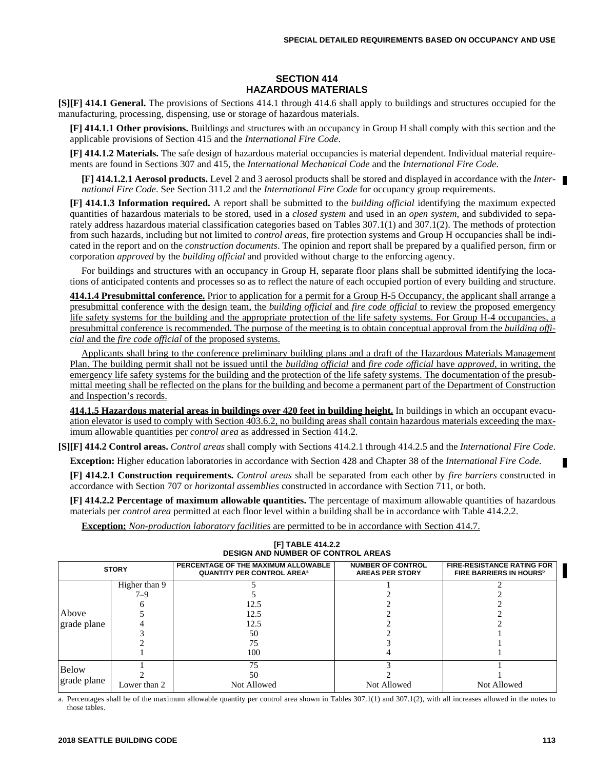## SECTION 414
## HAZARDOUS MATERIALS

**[S][F] 414.1 General.** The provisions of Sections 414.1 through 414.6 shall apply to buildings and structures occupied for the manufacturing, processing, dispensing, use or storage of hazardous materials.

**[F] 414.1.1 Other provisions.** Buildings and structures with an occupancy in Group H shall comply with this section and the applicable provisions of Section 415 and the *International Fire Code*.

**[F] 414.1.2 Materials.** The safe design of hazardous material occupancies is material dependent. Individual material requirements are found in Sections 307 and 415, the *International Mechanical Code* and the *International Fire Code*.

**[F] 414.1.2.1 Aerosol products.** Level 2 and 3 aerosol products shall be stored and displayed in accordance with the *International Fire Code*. See Section 311.2 and the *International Fire Code* for occupancy group requirements.

**[F] 414.1.3 Information required.** A report shall be submitted to the *building official* identifying the maximum expected quantities of hazardous materials to be stored, used in a *closed system* and used in an *open system*, and subdivided to separately address hazardous material classification categories based on Tables 307.1(1) and 307.1(2). The methods of protection from such hazards, including but not limited to *control areas*, fire protection systems and Group H occupancies shall be indicated in the report and on the *construction documents*. The opinion and report shall be prepared by a qualified person, firm or corporation *approved* by the *building official* and provided without charge to the enforcing agency.

For buildings and structures with an occupancy in Group H, separate floor plans shall be submitted identifying the locations of anticipated contents and processes so as to reflect the nature of each occupied portion of every building and structure.

**414.1.4 Presubmittal conference.** Prior to application for a permit for a Group H-5 Occupancy, the applicant shall arrange a presubmittal conference with the design team, the *building official* and *fire code official* to review the proposed emergency life safety systems for the building and the appropriate protection of the life safety systems. For Group H-4 occupancies, a presubmittal conference is recommended. The purpose of the meeting is to obtain conceptual approval from the *building official* and the *fire code official* of the proposed systems.

Applicants shall bring to the conference preliminary building plans and a draft of the Hazardous Materials Management Plan. The building permit shall not be issued until the *building official* and *fire code official* have *approved*, in writing, the emergency life safety systems for the building and the protection of the life safety systems. The documentation of the presubmittal meeting shall be reflected on the plans for the building and become a permanent part of the Department of Construction and Inspection's records.

**414.1.5 Hazardous material areas in buildings over 420 feet in building height.** In buildings in which an occupant evacuation elevator is used to comply with Section 403.6.2, no building areas shall contain hazardous materials exceeding the maximum allowable quantities per *control area* as addressed in Section 414.2.

**[S][F] 414.2 Control areas.** *Control areas* shall comply with Sections 414.2.1 through 414.2.5 and the *International Fire Code*.

**Exception:** Higher education laboratories in accordance with Section 428 and Chapter 38 of the *International Fire Code*.

**[F] 414.2.1 Construction requirements.** *Control areas* shall be separated from each other by *fire barriers* constructed in accordance with Section 707 or *horizontal assemblies* constructed in accordance with Section 711, or both.

**[F] 414.2.2 Percentage of maximum allowable quantities.** The percentage of maximum allowable quantities of hazardous materials per *control area* permitted at each floor level within a building shall be in accordance with Table 414.2.2.

**Exception:** *Non-production laboratory facilities* are permitted to be in accordance with Section 414.7.

**[F] TABLE 414.2.2**
**DESIGN AND NUMBER OF CONTROL AREAS**

| STORY | | PERCENTAGE OF THE MAXIMUM ALLOWABLE QUANTITY PER CONTROL AREA[a] | NUMBER OF CONTROL AREAS PER STORY | FIRE-RESISTANCE RATING FOR FIRE BARRIERS IN HOURS[b] |
|---|---|---|---|---|
| Above grade plane | Higher than 9 | 5 | 1 | 2 |
| | 7–9 | 5 | 2 | 2 |
| | 6 | 12.5 | 2 | 2 |
| | 5 | 12.5 | 2 | 2 |
| | 4 | 12.5 | 2 | 2 |
| | 3 | 50 | 2 | 1 |
| | 2 | 75 | 3 | 1 |
| | 1 | 100 | 4 | 1 |
| Below grade plane | 1 | 75 | 3 | 1 |
| | 2 | 50 | 2 | 1 |
| | Lower than 2 | Not Allowed | Not Allowed | Not Allowed |

a. Percentages shall be of the maximum allowable quantity per control area shown in Tables 307.1(1) and 307.1(2), with all increases allowed in the notes to those tables.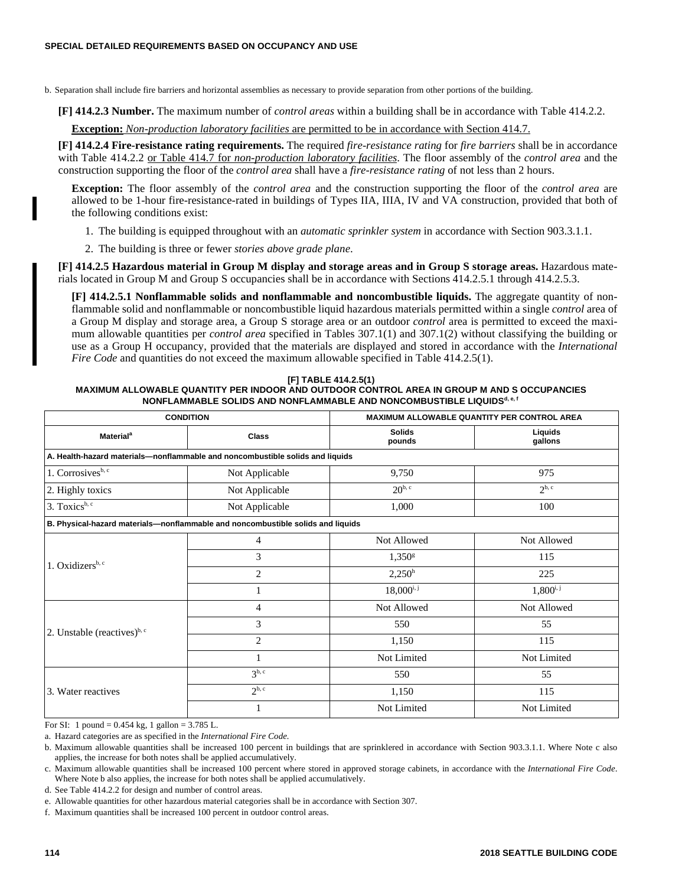b. Separation shall include fire barriers and horizontal assemblies as necessary to provide separation from other portions of the building.

**[F] 414.2.3 Number.** The maximum number of *control areas* within a building shall be in accordance with Table 414.2.2.

**Exception:** *Non-production laboratory facilities* are permitted to be in accordance with Section 414.7.

**[F] 414.2.4 Fire-resistance rating requirements.** The required *fire-resistance rating* for *fire barriers* shall be in accordance with Table 414.2.2 or Table 414.7 for *non-production laboratory facilities*. The floor assembly of the *control area* and the construction supporting the floor of the *control area* shall have a *fire-resistance rating* of not less than 2 hours.

**Exception:** The floor assembly of the *control area* and the construction supporting the floor of the *control area* are allowed to be 1-hour fire-resistance-rated in buildings of Types IIA, IIIA, IV and VA construction, provided that both of the following conditions exist:

1. The building is equipped throughout with an *automatic sprinkler system* in accordance with Section 903.3.1.1.
2. The building is three or fewer *stories above grade plane*.

**[F] 414.2.5 Hazardous material in Group M display and storage areas and in Group S storage areas.** Hazardous materials located in Group M and Group S occupancies shall be in accordance with Sections 414.2.5.1 through 414.2.5.3.

**[F] 414.2.5.1 Nonflammable solids and nonflammable and noncombustible liquids.** The aggregate quantity of nonflammable solid and nonflammable or noncombustible liquid hazardous materials permitted within a single *control* area of a Group M display and storage area, a Group S storage area or an outdoor *control* area is permitted to exceed the maximum allowable quantities per *control area* specified in Tables 307.1(1) and 307.1(2) without classifying the building or use as a Group H occupancy, provided that the materials are displayed and stored in accordance with the *International Fire Code* and quantities do not exceed the maximum allowable specified in Table 414.2.5(1).

**[F] TABLE 414.2.5(1)**
**MAXIMUM ALLOWABLE QUANTITY PER INDOOR AND OUTDOOR CONTROL AREA IN GROUP M AND S OCCUPANCIES NONFLAMMABLE SOLIDS AND NONFLAMMABLE AND NONCOMBUSTIBLE LIQUIDS[d, e, f]**

| CONDITION | | MAXIMUM ALLOWABLE QUANTITY PER CONTROL AREA | |
|---|---|---|---|
| Material[a] | Class | Solids pounds | Liquids gallons |
| **A. Health-hazard materials—nonflammable and noncombustible solids and liquids** | | | |
| 1. Corrosives[b, c] | Not Applicable | 9,750 | 975 |
| 2. Highly toxics | Not Applicable | 20[b, c] | 2[b, c] |
| 3. Toxics[b, c] | Not Applicable | 1,000 | 100 |
| **B. Physical-hazard materials—nonflammable and noncombustible solids and liquids** | | | |
| 1. Oxidizers[b, c] | 4 | Not Allowed | Not Allowed |
| | 3 | 1,350[g] | 115 |
| | 2 | 2,250[h] | 225 |
| | 1 | 18,000[i, j] | 1,800[i, j] |
| 2. Unstable (reactives)[b, c] | 4 | Not Allowed | Not Allowed |
| | 3 | 550 | 55 |
| | 2 | 1,150 | 115 |
| | 1 | Not Limited | Not Limited |
| 3. Water reactives | 3[b, c] | 550 | 55 |
| | 2[b, c] | 1,150 | 115 |
| | 1 | Not Limited | Not Limited |

For SI: 1 pound = 0.454 kg, 1 gallon = 3.785 L.

a. Hazard categories are as specified in the *International Fire Code.*

b. Maximum allowable quantities shall be increased 100 percent in buildings that are sprinklered in accordance with Section 903.3.1.1. Where Note c also applies, the increase for both notes shall be applied accumulatively.

c. Maximum allowable quantities shall be increased 100 percent where stored in approved storage cabinets, in accordance with the *International Fire Code*. Where Note b also applies, the increase for both notes shall be applied accumulatively.

d. See Table 414.2.2 for design and number of control areas.

e. Allowable quantities for other hazardous material categories shall be in accordance with Section 307.

f. Maximum quantities shall be increased 100 percent in outdoor control areas.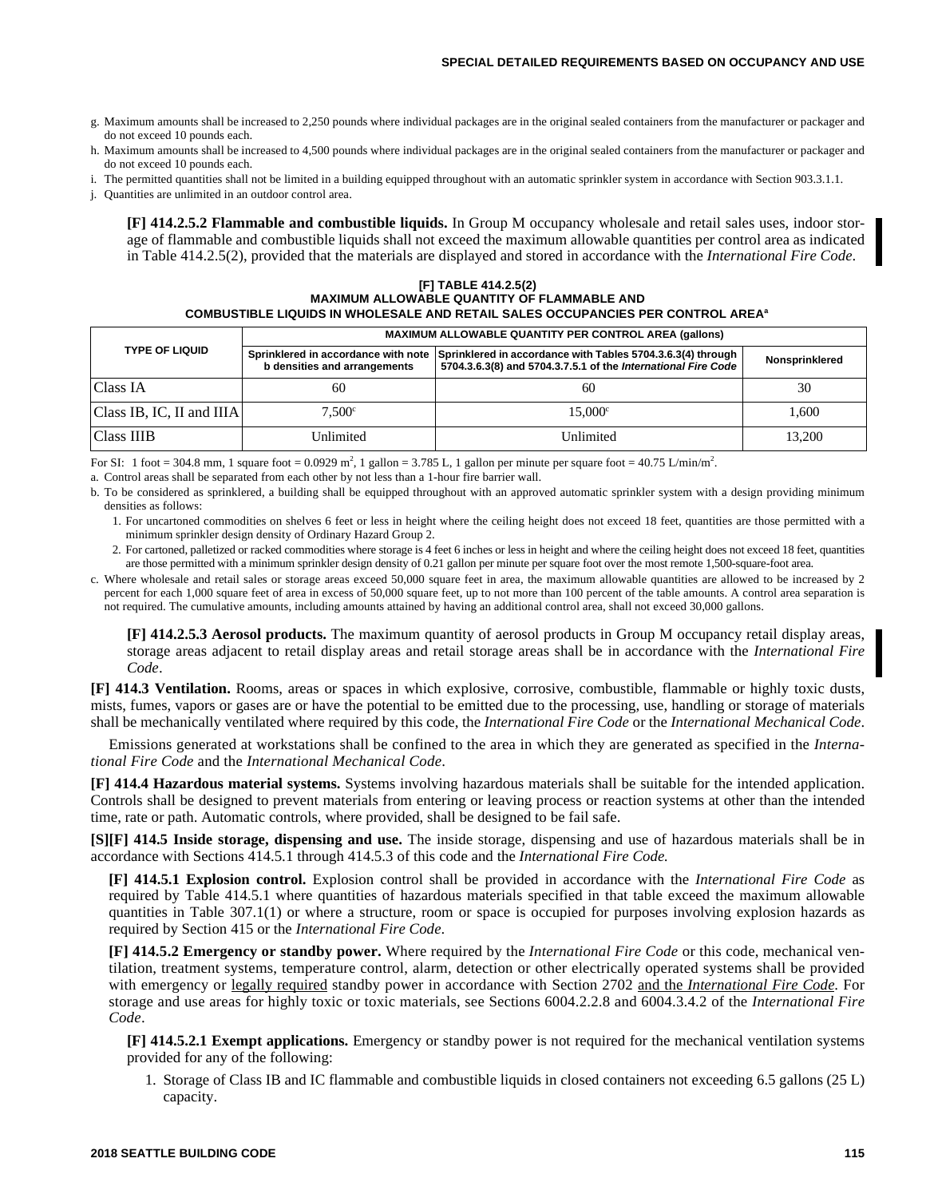g. Maximum amounts shall be increased to 2,250 pounds where individual packages are in the original sealed containers from the manufacturer or packager and do not exceed 10 pounds each.

h. Maximum amounts shall be increased to 4,500 pounds where individual packages are in the original sealed containers from the manufacturer or packager and do not exceed 10 pounds each.

i. The permitted quantities shall not be limited in a building equipped throughout with an automatic sprinkler system in accordance with Section 903.3.1.1.

j. Quantities are unlimited in an outdoor control area.

**[F] 414.2.5.2 Flammable and combustible liquids.** In Group M occupancy wholesale and retail sales uses, indoor storage of flammable and combustible liquids shall not exceed the maximum allowable quantities per control area as indicated in Table 414.2.5(2), provided that the materials are displayed and stored in accordance with the *International Fire Code*.

**[F] TABLE 414.2.5(2)**
**MAXIMUM ALLOWABLE QUANTITY OF FLAMMABLE AND COMBUSTIBLE LIQUIDS IN WHOLESALE AND RETAIL SALES OCCUPANCIES PER CONTROL AREA[a]**

| TYPE OF LIQUID | MAXIMUM ALLOWABLE QUANTITY PER CONTROL AREA (gallons) | | |
|---|---|---|---|
| | Sprinklered in accordance with note b densities and arrangements | Sprinklered in accordance with Tables 5704.3.6.3(4) through 5704.3.6.3(8) and 5704.3.7.5.1 of the *International Fire Code* | Nonsprinklered |
| Class IA | 60 | 60 | 30 |
| Class IB, IC, II and IIIA | 7,500[c] | 15,000[c] | 1,600 |
| Class IIIB | Unlimited | Unlimited | 13,200 |

For SI: 1 foot = 304.8 mm, 1 square foot = 0.0929 $m^2$, 1 gallon = 3.785 L, 1 gallon per minute per square foot = 40.75 L/min/$m^2$.

a. Control areas shall be separated from each other by not less than a 1-hour fire barrier wall.

b. To be considered as sprinklered, a building shall be equipped throughout with an approved automatic sprinkler system with a design providing minimum densities as follows:

1. For uncartoned commodities on shelves 6 feet or less in height where the ceiling height does not exceed 18 feet, quantities are those permitted with a minimum sprinkler design density of Ordinary Hazard Group 2.
2. For cartoned, palletized or racked commodities where storage is 4 feet 6 inches or less in height and where the ceiling height does not exceed 18 feet, quantities are those permitted with a minimum sprinkler design density of 0.21 gallon per minute per square foot over the most remote 1,500-square-foot area.

c. Where wholesale and retail sales or storage areas exceed 50,000 square feet in area, the maximum allowable quantities are allowed to be increased by 2 percent for each 1,000 square feet of area in excess of 50,000 square feet, up to not more than 100 percent of the table amounts. A control area separation is not required. The cumulative amounts, including amounts attained by having an additional control area, shall not exceed 30,000 gallons.

**[F] 414.2.5.3 Aerosol products.** The maximum quantity of aerosol products in Group M occupancy retail display areas, storage areas adjacent to retail display areas and retail storage areas shall be in accordance with the *International Fire Code*.

**[F] 414.3 Ventilation.** Rooms, areas or spaces in which explosive, corrosive, combustible, flammable or highly toxic dusts, mists, fumes, vapors or gases are or have the potential to be emitted due to the processing, use, handling or storage of materials shall be mechanically ventilated where required by this code, the *International Fire Code* or the *International Mechanical Code*.

Emissions generated at workstations shall be confined to the area in which they are generated as specified in the *International Fire Code* and the *International Mechanical Code*.

**[F] 414.4 Hazardous material systems.** Systems involving hazardous materials shall be suitable for the intended application. Controls shall be designed to prevent materials from entering or leaving process or reaction systems at other than the intended time, rate or path. Automatic controls, where provided, shall be designed to be fail safe.

**[S][F] 414.5 Inside storage, dispensing and use.** The inside storage, dispensing and use of hazardous materials shall be in accordance with Sections 414.5.1 through 414.5.3 of this code and the *International Fire Code.*

**[F] 414.5.1 Explosion control.** Explosion control shall be provided in accordance with the *International Fire Code* as required by Table 414.5.1 where quantities of hazardous materials specified in that table exceed the maximum allowable quantities in Table 307.1(1) or where a structure, room or space is occupied for purposes involving explosion hazards as required by Section 415 or the *International Fire Code*.

**[F] 414.5.2 Emergency or standby power.** Where required by the *International Fire Code* or this code, mechanical ventilation, treatment systems, temperature control, alarm, detection or other electrically operated systems shall be provided with emergency or legally required standby power in accordance with Section 2702 and the *International Fire Code.* For storage and use areas for highly toxic or toxic materials, see Sections 6004.2.2.8 and 6004.3.4.2 of the *International Fire Code*.

**[F] 414.5.2.1 Exempt applications.** Emergency or standby power is not required for the mechanical ventilation systems provided for any of the following:

1. Storage of Class IB and IC flammable and combustible liquids in closed containers not exceeding 6.5 gallons (25 L) capacity.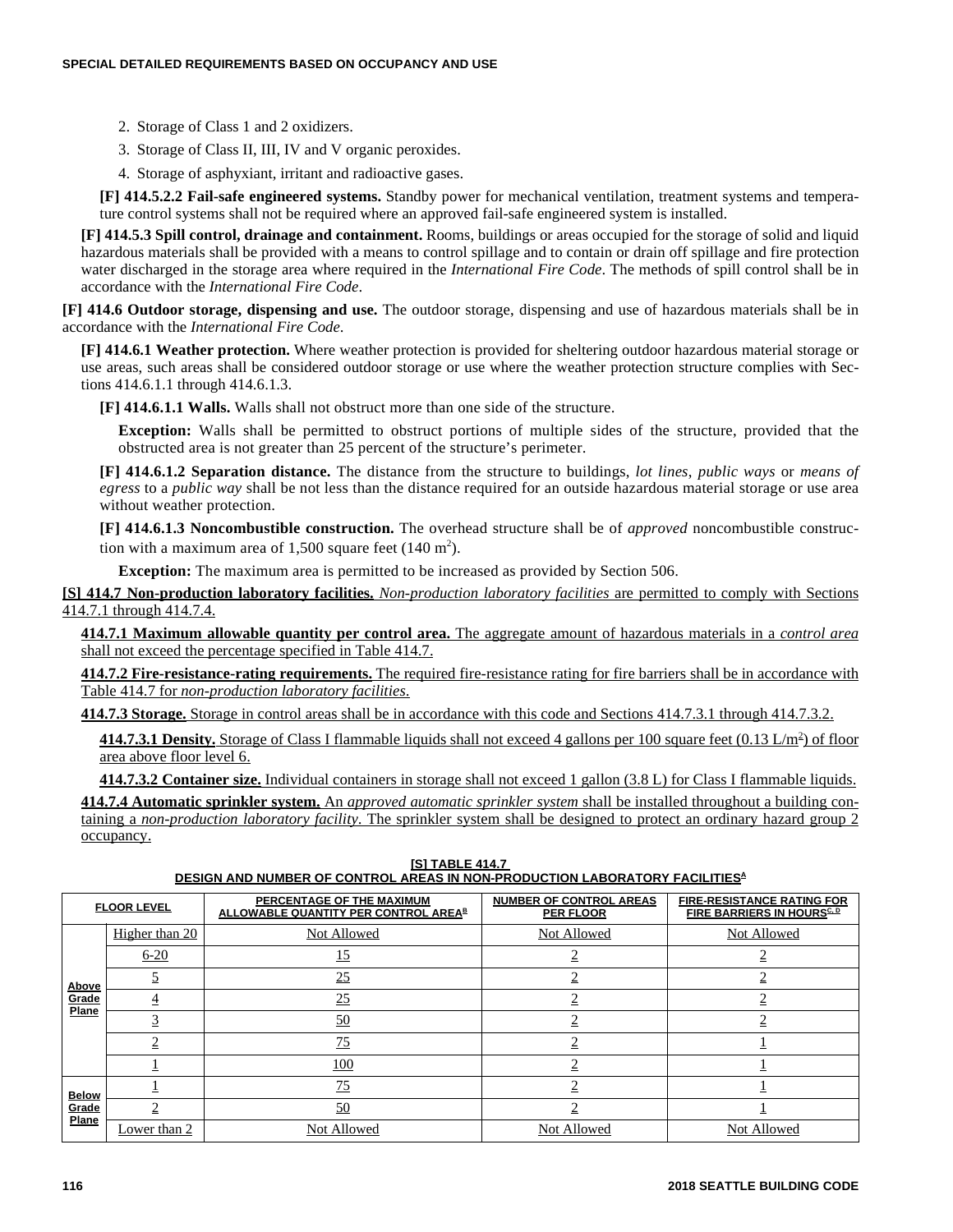2. Storage of Class 1 and 2 oxidizers.
3. Storage of Class II, III, IV and V organic peroxides.
4. Storage of asphyxiant, irritant and radioactive gases.

**[F] 414.5.2.2 Fail-safe engineered systems.** Standby power for mechanical ventilation, treatment systems and temperature control systems shall not be required where an approved fail-safe engineered system is installed.

**[F] 414.5.3 Spill control, drainage and containment.** Rooms, buildings or areas occupied for the storage of solid and liquid hazardous materials shall be provided with a means to control spillage and to contain or drain off spillage and fire protection water discharged in the storage area where required in the *International Fire Code*. The methods of spill control shall be in accordance with the *International Fire Code*.

**[F] 414.6 Outdoor storage, dispensing and use.** The outdoor storage, dispensing and use of hazardous materials shall be in accordance with the *International Fire Code*.

**[F] 414.6.1 Weather protection.** Where weather protection is provided for sheltering outdoor hazardous material storage or use areas, such areas shall be considered outdoor storage or use where the weather protection structure complies with Sections 414.6.1.1 through 414.6.1.3.

**[F] 414.6.1.1 Walls.** Walls shall not obstruct more than one side of the structure.

**Exception:** Walls shall be permitted to obstruct portions of multiple sides of the structure, provided that the obstructed area is not greater than 25 percent of the structure's perimeter.

**[F] 414.6.1.2 Separation distance.** The distance from the structure to buildings, *lot lines*, *public ways* or *means of egress* to a *public way* shall be not less than the distance required for an outside hazardous material storage or use area without weather protection.

**[F] 414.6.1.3 Noncombustible construction.** The overhead structure shall be of *approved* noncombustible construction with a maximum area of 1,500 square feet (140 $m^2$).

**Exception:** The maximum area is permitted to be increased as provided by Section 506.

**[S] 414.7 Non-production laboratory facilities.** *Non-production laboratory facilities* are permitted to comply with Sections 414.7.1 through 414.7.4.

**414.7.1 Maximum allowable quantity per control area.** The aggregate amount of hazardous materials in a *control area* shall not exceed the percentage specified in Table 414.7.

**414.7.2 Fire-resistance-rating requirements.** The required fire-resistance rating for fire barriers shall be in accordance with Table 414.7 for *non-production laboratory facilities*.

**414.7.3 Storage.** Storage in control areas shall be in accordance with this code and Sections 414.7.3.1 through 414.7.3.2.

**414.7.3.1 Density.** Storage of Class I flammable liquids shall not exceed 4 gallons per 100 square feet (0.13 L/$m^2$) of floor area above floor level 6.

**414.7.3.2 Container size.** Individual containers in storage shall not exceed 1 gallon (3.8 L) for Class I flammable liquids.

**414.7.4 Automatic sprinkler system.** An *approved automatic sprinkler system* shall be installed throughout a building containing a *non-production laboratory facility*. The sprinkler system shall be designed to protect an ordinary hazard group 2 occupancy.

**[S] TABLE 414.7**
**DESIGN AND NUMBER OF CONTROL AREAS IN NON-PRODUCTION LABORATORY FACILITIES[A]**

| FLOOR LEVEL | | PERCENTAGE OF THE MAXIMUM ALLOWABLE QUANTITY PER CONTROL AREA[B] | NUMBER OF CONTROL AREAS PER FLOOR | FIRE-RESISTANCE RATING FOR FIRE BARRIERS IN HOURS[C, D] |
|---|---|---|---|---|
| Above Grade Plane | Higher than 20 | Not Allowed | Not Allowed | Not Allowed |
| | 6-20 | 15 | 2 | 2 |
| | 5 | 25 | 2 | 2 |
| | 4 | 25 | 2 | 2 |
| | 3 | 50 | 2 | 2 |
| | 2 | 75 | 2 | 1 |
| | 1 | 100 | 2 | 1 |
| Below Grade Plane | 1 | 75 | 2 | 1 |
| | 2 | 50 | 2 | 1 |
| | Lower than 2 | Not Allowed | Not Allowed | Not Allowed |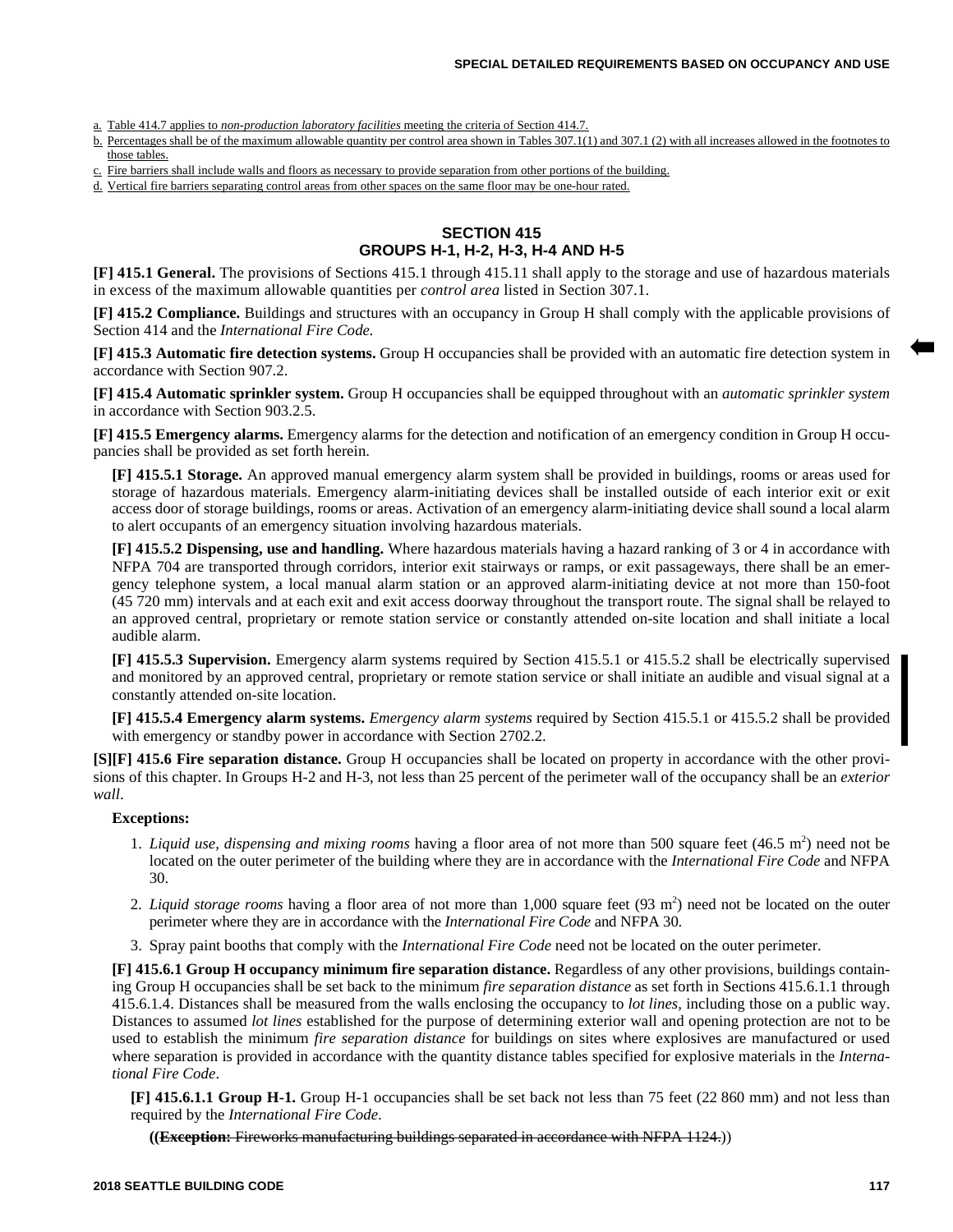a. Table 414.7 applies to *non-production laboratory facilities* meeting the criteria of Section 414.7.

b. Percentages shall be of the maximum allowable quantity per control area shown in Tables 307.1(1) and 307.1 (2) with all increases allowed in the footnotes to those tables.

c. Fire barriers shall include walls and floors as necessary to provide separation from other portions of the building.

d. Vertical fire barriers separating control areas from other spaces on the same floor may be one-hour rated.

## SECTION 415
## GROUPS H-1, H-2, H-3, H-4 AND H-5

**[F] 415.1 General.** The provisions of Sections 415.1 through 415.11 shall apply to the storage and use of hazardous materials in excess of the maximum allowable quantities per *control area* listed in Section 307.1.

**[F] 415.2 Compliance.** Buildings and structures with an occupancy in Group H shall comply with the applicable provisions of Section 414 and the *International Fire Code.*

**[F] 415.3 Automatic fire detection systems.** Group H occupancies shall be provided with an automatic fire detection system in accordance with Section 907.2.

**[F] 415.4 Automatic sprinkler system.** Group H occupancies shall be equipped throughout with an *automatic sprinkler system* in accordance with Section 903.2.5.

**[F] 415.5 Emergency alarms.** Emergency alarms for the detection and notification of an emergency condition in Group H occupancies shall be provided as set forth herein.

**[F] 415.5.1 Storage.** An approved manual emergency alarm system shall be provided in buildings, rooms or areas used for storage of hazardous materials. Emergency alarm-initiating devices shall be installed outside of each interior exit or exit access door of storage buildings, rooms or areas. Activation of an emergency alarm-initiating device shall sound a local alarm to alert occupants of an emergency situation involving hazardous materials.

**[F] 415.5.2 Dispensing, use and handling.** Where hazardous materials having a hazard ranking of 3 or 4 in accordance with NFPA 704 are transported through corridors, interior exit stairways or ramps, or exit passageways, there shall be an emergency telephone system, a local manual alarm station or an approved alarm-initiating device at not more than 150-foot (45 720 mm) intervals and at each exit and exit access doorway throughout the transport route. The signal shall be relayed to an approved central, proprietary or remote station service or constantly attended on-site location and shall initiate a local audible alarm.

**[F] 415.5.3 Supervision.** Emergency alarm systems required by Section 415.5.1 or 415.5.2 shall be electrically supervised and monitored by an approved central, proprietary or remote station service or shall initiate an audible and visual signal at a constantly attended on-site location.

**[F] 415.5.4 Emergency alarm systems.** *Emergency alarm systems* required by Section 415.5.1 or 415.5.2 shall be provided with emergency or standby power in accordance with Section 2702.2.

**[S][F] 415.6 Fire separation distance.** Group H occupancies shall be located on property in accordance with the other provisions of this chapter. In Groups H-2 and H-3, not less than 25 percent of the perimeter wall of the occupancy shall be an *exterior wall*.

**Exceptions:**

1. *Liquid use, dispensing and mixing rooms* having a floor area of not more than 500 square feet (46.5 $m^2$) need not be located on the outer perimeter of the building where they are in accordance with the *International Fire Code* and NFPA 30.
2. *Liquid storage rooms* having a floor area of not more than 1,000 square feet (93 $m^2$) need not be located on the outer perimeter where they are in accordance with the *International Fire Code* and NFPA 30.
3. Spray paint booths that comply with the *International Fire Code* need not be located on the outer perimeter.

**[F] 415.6.1 Group H occupancy minimum fire separation distance.** Regardless of any other provisions, buildings containing Group H occupancies shall be set back to the minimum *fire separation distance* as set forth in Sections 415.6.1.1 through 415.6.1.4. Distances shall be measured from the walls enclosing the occupancy to *lot lines*, including those on a public way. Distances to assumed *lot lines* established for the purpose of determining exterior wall and opening protection are not to be used to establish the minimum *fire separation distance* for buildings on sites where explosives are manufactured or used where separation is provided in accordance with the quantity distance tables specified for explosive materials in the *International Fire Code*.

**[F] 415.6.1.1 Group H-1.** Group H-1 occupancies shall be set back not less than 75 feet (22 860 mm) and not less than required by the *International Fire Code*.

((~~**Exception:** Fireworks manufacturing buildings separated in accordance with NFPA 1124.~~))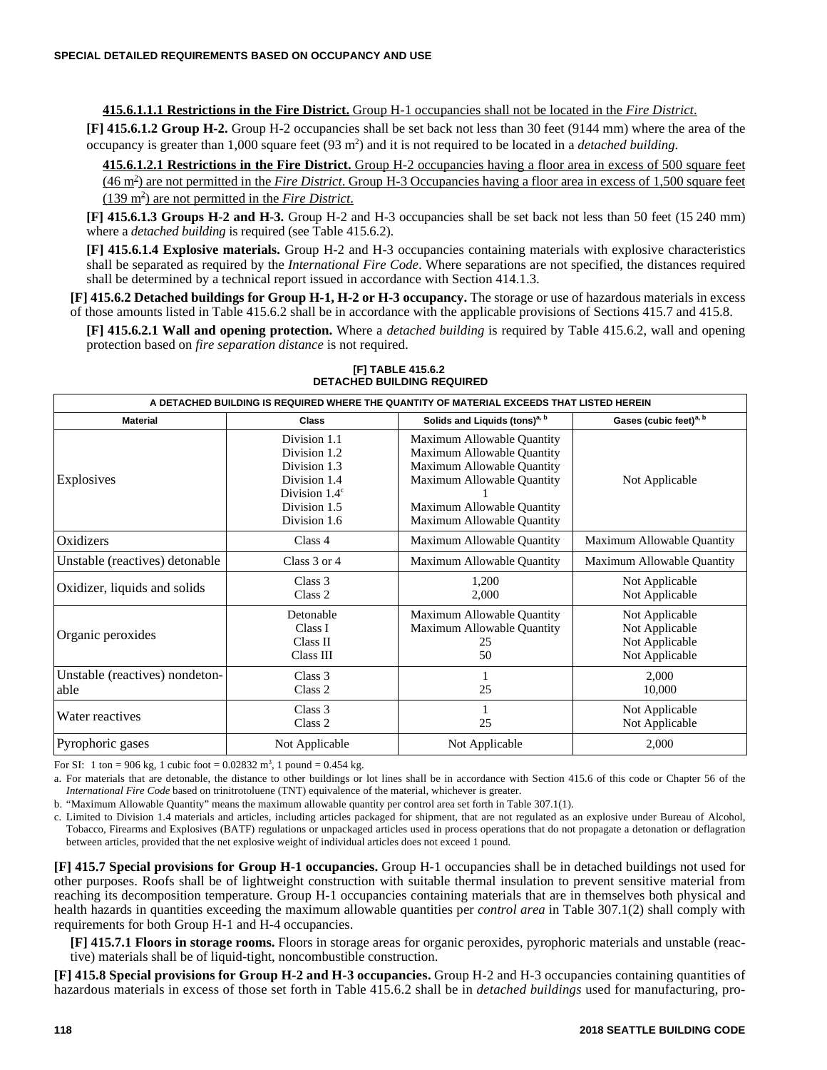**415.6.1.1.1 Restrictions in the Fire District.** Group H-1 occupancies shall not be located in the *Fire District*.

**[F] 415.6.1.2 Group H-2.** Group H-2 occupancies shall be set back not less than 30 feet (9144 mm) where the area of the occupancy is greater than 1,000 square feet (93 $m^2$) and it is not required to be located in a *detached building*.

**415.6.1.2.1 Restrictions in the Fire District.** Group H-2 occupancies having a floor area in excess of 500 square feet (46 $m^2$) are not permitted in the *Fire District*. Group H-3 Occupancies having a floor area in excess of 1,500 square feet (139 $m^2$) are not permitted in the *Fire District*.

**[F] 415.6.1.3 Groups H-2 and H-3.** Group H-2 and H-3 occupancies shall be set back not less than 50 feet (15 240 mm) where a *detached building* is required (see Table 415.6.2).

**[F] 415.6.1.4 Explosive materials.** Group H-2 and H-3 occupancies containing materials with explosive characteristics shall be separated as required by the *International Fire Code*. Where separations are not specified, the distances required shall be determined by a technical report issued in accordance with Section 414.1.3.

**[F] 415.6.2 Detached buildings for Group H-1, H-2 or H-3 occupancy.** The storage or use of hazardous materials in excess of those amounts listed in Table 415.6.2 shall be in accordance with the applicable provisions of Sections 415.7 and 415.8.

**[F] 415.6.2.1 Wall and opening protection.** Where a *detached building* is required by Table 415.6.2, wall and opening protection based on *fire separation distance* is not required.

**[F] TABLE 415.6.2**
**DETACHED BUILDING REQUIRED**

| A DETACHED BUILDING IS REQUIRED WHERE THE QUANTITY OF MATERIAL EXCEEDS THAT LISTED HEREIN | | | |
|---|---|---|---|
| **Material** | **Class** | **Solids and Liquids (tons)[a, b]** | **Gases (cubic feet)[a, b]** |
| Explosives | Division 1.1<br>Division 1.2<br>Division 1.3<br>Division 1.4<br>Division 1.4[c]<br>Division 1.5<br>Division 1.6 | Maximum Allowable Quantity<br>Maximum Allowable Quantity<br>Maximum Allowable Quantity<br>Maximum Allowable Quantity<br>1<br>Maximum Allowable Quantity<br>Maximum Allowable Quantity | Not Applicable |
| Oxidizers | Class 4 | Maximum Allowable Quantity | Maximum Allowable Quantity |
| Unstable (reactives) detonable | Class 3 or 4 | Maximum Allowable Quantity | Maximum Allowable Quantity |
| Oxidizer, liquids and solids | Class 3<br>Class 2 | 1,200<br>2,000 | Not Applicable<br>Not Applicable |
| Organic peroxides | Detonable<br>Class I<br>Class II<br>Class III | Maximum Allowable Quantity<br>Maximum Allowable Quantity<br>25<br>50 | Not Applicable<br>Not Applicable<br>Not Applicable<br>Not Applicable |
| Unstable (reactives) nondetonable | Class 3<br>Class 2 | 1<br>25 | 2,000<br>10,000 |
| Water reactives | Class 3<br>Class 2 | 1<br>25 | Not Applicable<br>Not Applicable |
| Pyrophoric gases | Not Applicable | Not Applicable | 2,000 |

For SI: 1 ton = 906 kg, 1 cubic foot = 0.02832 $m^3$, 1 pound = 0.454 kg.

a. For materials that are detonable, the distance to other buildings or lot lines shall be in accordance with Section 415.6 of this code or Chapter 56 of the *International Fire Code* based on trinitrotoluene (TNT) equivalence of the material, whichever is greater.

b. "Maximum Allowable Quantity" means the maximum allowable quantity per control area set forth in Table 307.1(1).

c. Limited to Division 1.4 materials and articles, including articles packaged for shipment, that are not regulated as an explosive under Bureau of Alcohol, Tobacco, Firearms and Explosives (BATF) regulations or unpackaged articles used in process operations that do not propagate a detonation or deflagration between articles, provided that the net explosive weight of individual articles does not exceed 1 pound.

**[F] 415.7 Special provisions for Group H-1 occupancies.** Group H-1 occupancies shall be in detached buildings not used for other purposes. Roofs shall be of lightweight construction with suitable thermal insulation to prevent sensitive material from reaching its decomposition temperature. Group H-1 occupancies containing materials that are in themselves both physical and health hazards in quantities exceeding the maximum allowable quantities per *control area* in Table 307.1(2) shall comply with requirements for both Group H-1 and H-4 occupancies.

**[F] 415.7.1 Floors in storage rooms.** Floors in storage areas for organic peroxides, pyrophoric materials and unstable (reactive) materials shall be of liquid-tight, noncombustible construction.

**[F] 415.8 Special provisions for Group H-2 and H-3 occupancies.** Group H-2 and H-3 occupancies containing quantities of hazardous materials in excess of those set forth in Table 415.6.2 shall be in *detached buildings* used for manufacturing, pro-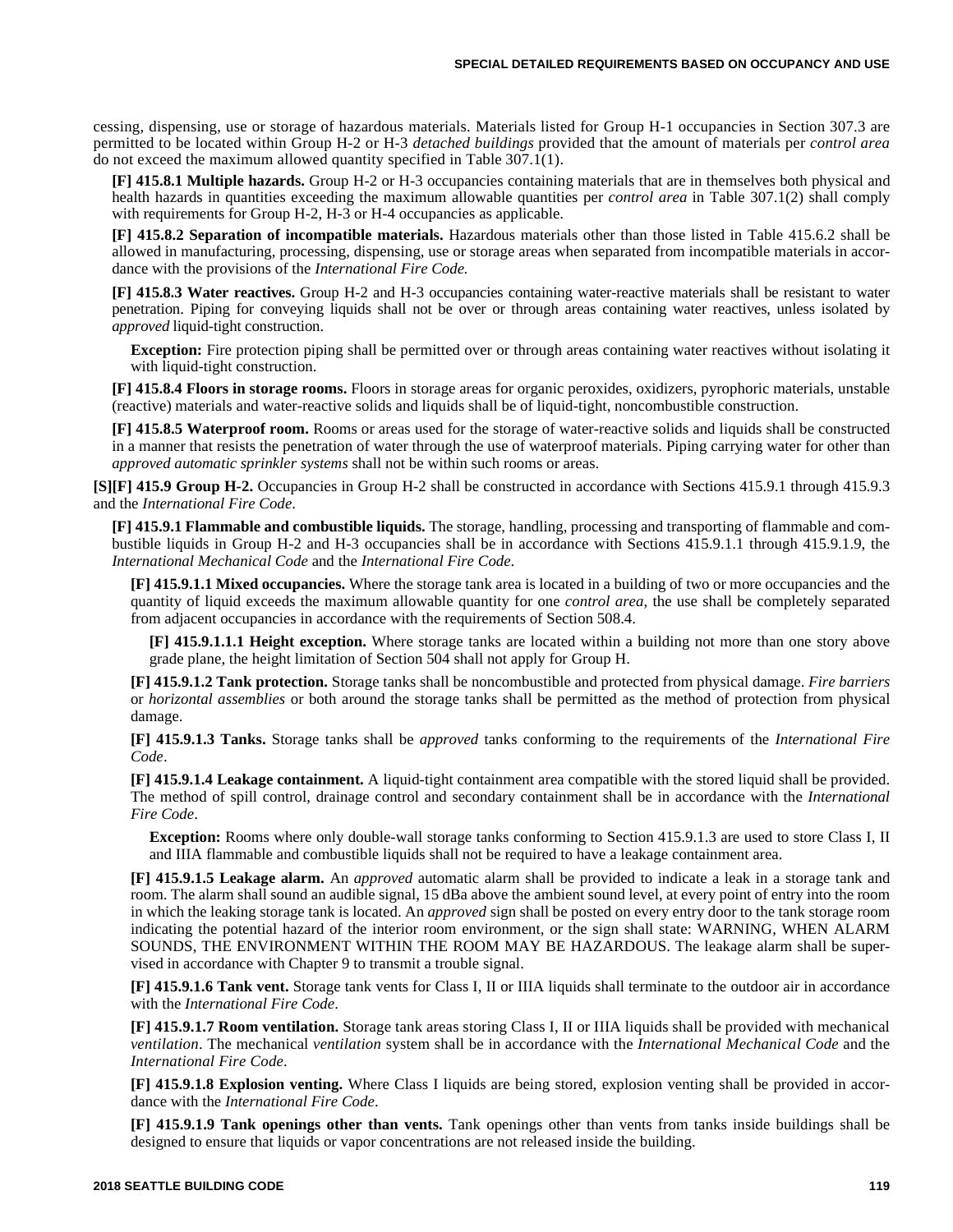cessing, dispensing, use or storage of hazardous materials. Materials listed for Group H-1 occupancies in Section 307.3 are permitted to be located within Group H-2 or H-3 *detached buildings* provided that the amount of materials per *control area* do not exceed the maximum allowed quantity specified in Table 307.1(1).

**[F] 415.8.1 Multiple hazards.** Group H-2 or H-3 occupancies containing materials that are in themselves both physical and health hazards in quantities exceeding the maximum allowable quantities per *control area* in Table 307.1(2) shall comply with requirements for Group H-2, H-3 or H-4 occupancies as applicable.

**[F] 415.8.2 Separation of incompatible materials.** Hazardous materials other than those listed in Table 415.6.2 shall be allowed in manufacturing, processing, dispensing, use or storage areas when separated from incompatible materials in accordance with the provisions of the *International Fire Code.*

**[F] 415.8.3 Water reactives.** Group H-2 and H-3 occupancies containing water-reactive materials shall be resistant to water penetration. Piping for conveying liquids shall not be over or through areas containing water reactives, unless isolated by *approved* liquid-tight construction.

**Exception:** Fire protection piping shall be permitted over or through areas containing water reactives without isolating it with liquid-tight construction.

**[F] 415.8.4 Floors in storage rooms.** Floors in storage areas for organic peroxides, oxidizers, pyrophoric materials, unstable (reactive) materials and water-reactive solids and liquids shall be of liquid-tight, noncombustible construction.

**[F] 415.8.5 Waterproof room.** Rooms or areas used for the storage of water-reactive solids and liquids shall be constructed in a manner that resists the penetration of water through the use of waterproof materials. Piping carrying water for other than *approved automatic sprinkler systems* shall not be within such rooms or areas.

**[S][F] 415.9 Group H-2.** Occupancies in Group H-2 shall be constructed in accordance with Sections 415.9.1 through 415.9.3 and the *International Fire Code*.

**[F] 415.9.1 Flammable and combustible liquids.** The storage, handling, processing and transporting of flammable and combustible liquids in Group H-2 and H-3 occupancies shall be in accordance with Sections 415.9.1.1 through 415.9.1.9, the *International Mechanical Code* and the *International Fire Code*.

**[F] 415.9.1.1 Mixed occupancies.** Where the storage tank area is located in a building of two or more occupancies and the quantity of liquid exceeds the maximum allowable quantity for one *control area*, the use shall be completely separated from adjacent occupancies in accordance with the requirements of Section 508.4.

**[F] 415.9.1.1.1 Height exception.** Where storage tanks are located within a building not more than one story above grade plane, the height limitation of Section 504 shall not apply for Group H.

**[F] 415.9.1.2 Tank protection.** Storage tanks shall be noncombustible and protected from physical damage. *Fire barriers* or *horizontal assemblies* or both around the storage tanks shall be permitted as the method of protection from physical damage.

**[F] 415.9.1.3 Tanks.** Storage tanks shall be *approved* tanks conforming to the requirements of the *International Fire Code*.

**[F] 415.9.1.4 Leakage containment.** A liquid-tight containment area compatible with the stored liquid shall be provided. The method of spill control, drainage control and secondary containment shall be in accordance with the *International Fire Code*.

**Exception:** Rooms where only double-wall storage tanks conforming to Section 415.9.1.3 are used to store Class I, II and IIIA flammable and combustible liquids shall not be required to have a leakage containment area.

**[F] 415.9.1.5 Leakage alarm.** An *approved* automatic alarm shall be provided to indicate a leak in a storage tank and room. The alarm shall sound an audible signal, 15 dBa above the ambient sound level, at every point of entry into the room in which the leaking storage tank is located. An *approved* sign shall be posted on every entry door to the tank storage room indicating the potential hazard of the interior room environment, or the sign shall state: WARNING, WHEN ALARM SOUNDS, THE ENVIRONMENT WITHIN THE ROOM MAY BE HAZARDOUS. The leakage alarm shall be supervised in accordance with Chapter 9 to transmit a trouble signal.

**[F] 415.9.1.6 Tank vent.** Storage tank vents for Class I, II or IIIA liquids shall terminate to the outdoor air in accordance with the *International Fire Code*.

**[F] 415.9.1.7 Room ventilation.** Storage tank areas storing Class I, II or IIIA liquids shall be provided with mechanical *ventilation*. The mechanical *ventilation* system shall be in accordance with the *International Mechanical Code* and the *International Fire Code*.

**[F] 415.9.1.8 Explosion venting.** Where Class I liquids are being stored, explosion venting shall be provided in accordance with the *International Fire Code*.

**[F] 415.9.1.9 Tank openings other than vents.** Tank openings other than vents from tanks inside buildings shall be designed to ensure that liquids or vapor concentrations are not released inside the building.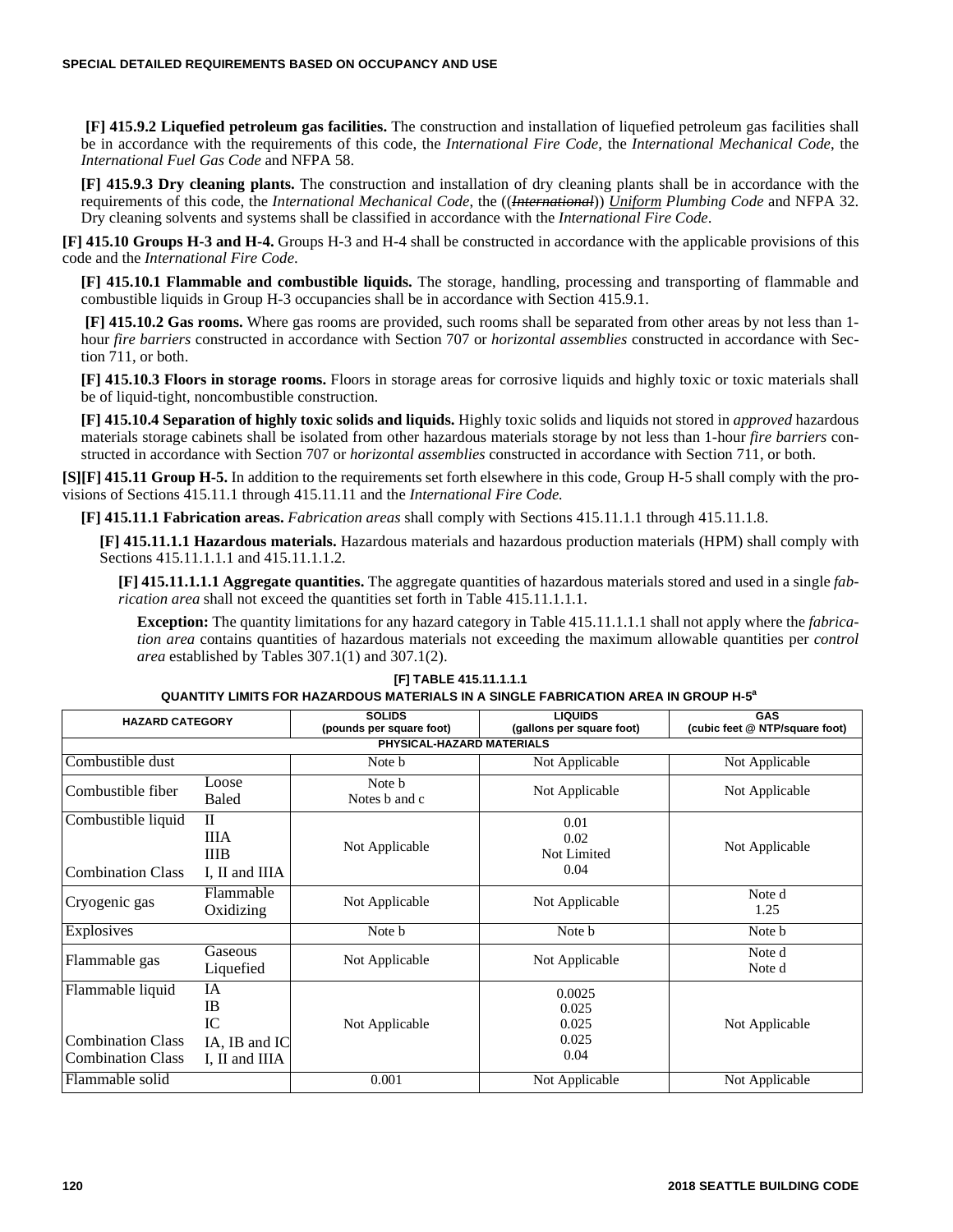**[F] 415.9.2 Liquefied petroleum gas facilities.** The construction and installation of liquefied petroleum gas facilities shall be in accordance with the requirements of this code, the *International Fire Code*, the *International Mechanical Code*, the *International Fuel Gas Code* and NFPA 58.

**[F] 415.9.3 Dry cleaning plants.** The construction and installation of dry cleaning plants shall be in accordance with the requirements of this code, the *International Mechanical Code*, the ((~~*International*~~)) *Uniform Plumbing Code* and NFPA 32. Dry cleaning solvents and systems shall be classified in accordance with the *International Fire Code*.

**[F] 415.10 Groups H-3 and H-4.** Groups H-3 and H-4 shall be constructed in accordance with the applicable provisions of this code and the *International Fire Code*.

**[F] 415.10.1 Flammable and combustible liquids.** The storage, handling, processing and transporting of flammable and combustible liquids in Group H-3 occupancies shall be in accordance with Section 415.9.1.

**[F] 415.10.2 Gas rooms.** Where gas rooms are provided, such rooms shall be separated from other areas by not less than 1-hour *fire barriers* constructed in accordance with Section 707 or *horizontal assemblies* constructed in accordance with Section 711, or both.

**[F] 415.10.3 Floors in storage rooms.** Floors in storage areas for corrosive liquids and highly toxic or toxic materials shall be of liquid-tight, noncombustible construction.

**[F] 415.10.4 Separation of highly toxic solids and liquids.** Highly toxic solids and liquids not stored in *approved* hazardous materials storage cabinets shall be isolated from other hazardous materials storage by not less than 1-hour *fire barriers* constructed in accordance with Section 707 or *horizontal assemblies* constructed in accordance with Section 711, or both.

**[S][F] 415.11 Group H-5.** In addition to the requirements set forth elsewhere in this code, Group H-5 shall comply with the provisions of Sections 415.11.1 through 415.11.11 and the *International Fire Code.*

**[F] 415.11.1 Fabrication areas.** *Fabrication areas* shall comply with Sections 415.11.1.1 through 415.11.1.8.

**[F] 415.11.1.1 Hazardous materials.** Hazardous materials and hazardous production materials (HPM) shall comply with Sections 415.11.1.1.1 and 415.11.1.1.2.

**[F] 415.11.1.1.1 Aggregate quantities.** The aggregate quantities of hazardous materials stored and used in a single *fabrication area* shall not exceed the quantities set forth in Table 415.11.1.1.1.

**Exception:** The quantity limitations for any hazard category in Table 415.11.1.1.1 shall not apply where the *fabrication area* contains quantities of hazardous materials not exceeding the maximum allowable quantities per *control area* established by Tables 307.1(1) and 307.1(2).

**[F] TABLE 415.11.1.1.1**
**QUANTITY LIMITS FOR HAZARDOUS MATERIALS IN A SINGLE FABRICATION AREA IN GROUP H-5[a]**

| HAZARD CATEGORY | | SOLIDS (pounds per square foot) | LIQUIDS (gallons per square foot) | GAS (cubic feet @ NTP/square foot) |
|---|---|---|---|---|
| PHYSICAL-HAZARD MATERIALS | | | | |
| Combustible dust | | Note b | Not Applicable | Not Applicable |
| Combustible fiber | Loose | Note b | Not Applicable | Not Applicable |
| | Baled | Notes b and c | | |
| Combustible liquid | II | Not Applicable | 0.01 | Not Applicable |
| | IIIA | | 0.02 | |
| | IIIB | | Not Limited | |
| Combination Class | I, II and IIIA | | 0.04 | |
| Cryogenic gas | Flammable | Not Applicable | Not Applicable | Note d |
| | Oxidizing | | | 1.25 |
| Explosives | | Note b | Note b | Note b |
| Flammable gas | Gaseous | Not Applicable | Not Applicable | Note d |
| | Liquefied | | | Note d |
| Flammable liquid | IA | Not Applicable | 0.0025 | Not Applicable |
| | IB | | 0.025 | |
| | IC | | 0.025 | |
| Combination Class | IA, IB and IC | | 0.025 | |
| Combination Class | I, II and IIIA | | 0.04 | |
| Flammable solid | | 0.001 | Not Applicable | Not Applicable |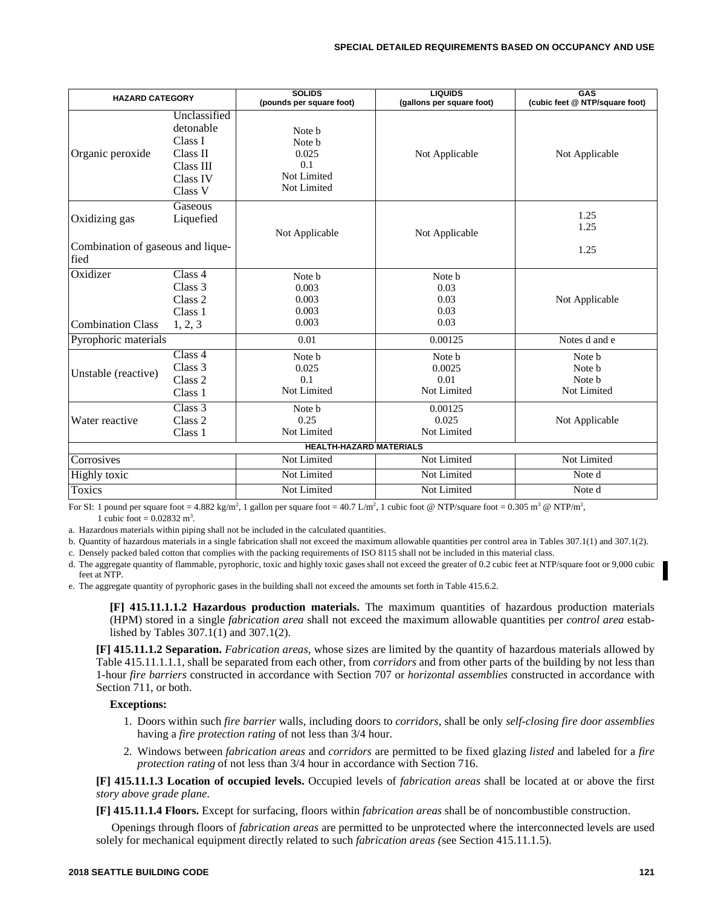| HAZARD CATEGORY | | SOLIDS (pounds per square foot) | LIQUIDS (gallons per square foot) | GAS (cubic feet @ NTP/square foot) |
|---|---|---|---|---|
| Organic peroxide | Unclassified detonable | Note b | Not Applicable | Not Applicable |
| | Class I | Note b | | |
| | Class II | 0.025 | | |
| | Class III | 0.1 | | |
| | Class IV | Not Limited | | |
| | Class V | Not Limited | | |
| Oxidizing gas | Gaseous | Not Applicable | Not Applicable | 1.25 |
| | Liquefied | | | 1.25 |
| Combination of gaseous and liquefied | | | | 1.25 |
| Oxidizer | Class 4 | Note b | Note b | Not Applicable |
| | Class 3 | 0.003 | 0.03 | |
| | Class 2 | 0.003 | 0.03 | |
| | Class 1 | 0.003 | 0.03 | |
| Combination Class | 1, 2, 3 | 0.003 | 0.03 | |
| Pyrophoric materials | | 0.01 | 0.00125 | Notes d and e |
| Unstable (reactive) | Class 4 | Note b | Note b | Note b |
| | Class 3 | 0.025 | 0.0025 | Note b |
| | Class 2 | 0.1 | 0.01 | Note b |
| | Class 1 | Not Limited | Not Limited | Not Limited |
| Water reactive | Class 3 | Note b | 0.00125 | Not Applicable |
| | Class 2 | 0.25 | 0.025 | |
| | Class 1 | Not Limited | Not Limited | |
| **HEALTH-HAZARD MATERIALS** | | | | |
| Corrosives | | Not Limited | Not Limited | Not Limited |
| Highly toxic | | Not Limited | Not Limited | Note d |
| Toxics | | Not Limited | Not Limited | Note d |

For SI: 1 pound per square foot = 4.882 kg/m$^2$, 1 gallon per square foot = 40.7 L/m$^2$, 1 cubic foot @ NTP/square foot = 0.305 m$^3$ @ NTP/m$^2$, 1 cubic foot = 0.02832 m$^3$.

a. Hazardous materials within piping shall not be included in the calculated quantities.

b. Quantity of hazardous materials in a single fabrication shall not exceed the maximum allowable quantities per control area in Tables 307.1(1) and 307.1(2).

c. Densely packed baled cotton that complies with the packing requirements of ISO 8115 shall not be included in this material class.

d. The aggregate quantity of flammable, pyrophoric, toxic and highly toxic gases shall not exceed the greater of 0.2 cubic feet at NTP/square foot or 9,000 cubic feet at NTP.

e. The aggregate quantity of pyrophoric gases in the building shall not exceed the amounts set forth in Table 415.6.2.

**[F] 415.11.1.1.2 Hazardous production materials.** The maximum quantities of hazardous production materials (HPM) stored in a single *fabrication area* shall not exceed the maximum allowable quantities per *control area* established by Tables 307.1(1) and 307.1(2).

**[F] 415.11.1.2 Separation.** *Fabrication areas*, whose sizes are limited by the quantity of hazardous materials allowed by Table 415.11.1.1.1, shall be separated from each other, from *corridors* and from other parts of the building by not less than 1-hour *fire barriers* constructed in accordance with Section 707 or *horizontal assemblies* constructed in accordance with Section 711, or both.

**Exceptions:**

1. Doors within such *fire barrier* walls, including doors to *corridors*, shall be only *self-closing fire door assemblies* having a *fire protection rating* of not less than 3/4 hour.
2. Windows between *fabrication areas* and *corridors* are permitted to be fixed glazing *listed* and labeled for a *fire protection rating* of not less than 3/4 hour in accordance with Section 716.

**[F] 415.11.1.3 Location of occupied levels.** Occupied levels of *fabrication areas* shall be located at or above the first *story above grade plane*.

**[F] 415.11.1.4 Floors.** Except for surfacing, floors within *fabrication areas* shall be of noncombustible construction.

Openings through floors of *fabrication areas* are permitted to be unprotected where the interconnected levels are used solely for mechanical equipment directly related to such *fabrication areas (*see Section 415.11.1.5).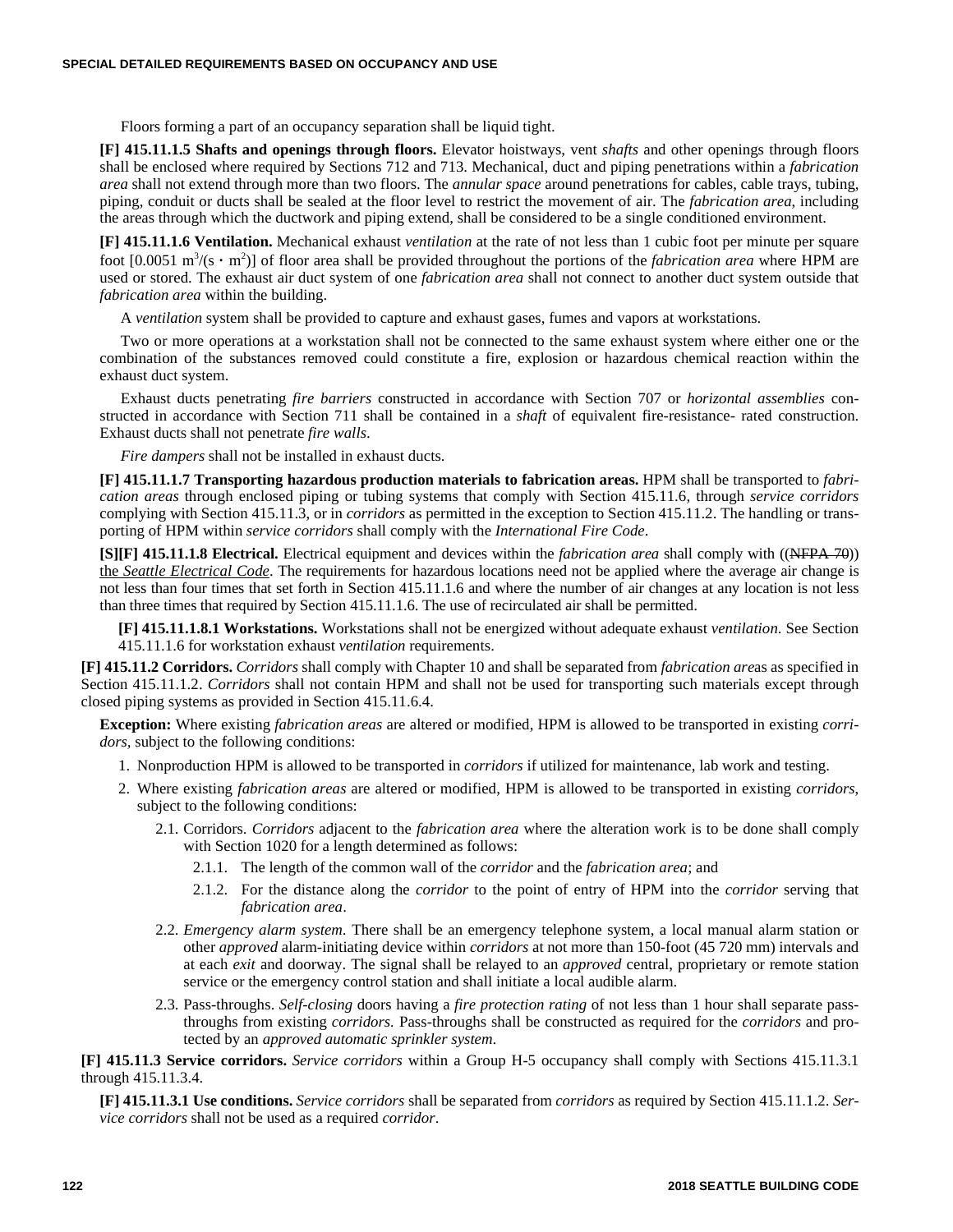Floors forming a part of an occupancy separation shall be liquid tight.

**[F] 415.11.1.5 Shafts and openings through floors.** Elevator hoistways, vent *shafts* and other openings through floors shall be enclosed where required by Sections 712 and 713. Mechanical, duct and piping penetrations within a *fabrication area* shall not extend through more than two floors. The *annular space* around penetrations for cables, cable trays, tubing, piping, conduit or ducts shall be sealed at the floor level to restrict the movement of air. The *fabrication area*, including the areas through which the ductwork and piping extend, shall be considered to be a single conditioned environment.

**[F] 415.11.1.6 Ventilation.** Mechanical exhaust *ventilation* at the rate of not less than 1 cubic foot per minute per square foot [0.0051 $m^3/(s \cdot m^2)$] of floor area shall be provided throughout the portions of the *fabrication area* where HPM are used or stored. The exhaust air duct system of one *fabrication area* shall not connect to another duct system outside that *fabrication area* within the building.

A *ventilation* system shall be provided to capture and exhaust gases, fumes and vapors at workstations.

Two or more operations at a workstation shall not be connected to the same exhaust system where either one or the combination of the substances removed could constitute a fire, explosion or hazardous chemical reaction within the exhaust duct system.

Exhaust ducts penetrating *fire barriers* constructed in accordance with Section 707 or *horizontal assemblies* constructed in accordance with Section 711 shall be contained in a *shaft* of equivalent fire-resistance- rated construction. Exhaust ducts shall not penetrate *fire walls*.

*Fire dampers* shall not be installed in exhaust ducts.

**[F] 415.11.1.7 Transporting hazardous production materials to fabrication areas.** HPM shall be transported to *fabrication areas* through enclosed piping or tubing systems that comply with Section 415.11.6, through *service corridors* complying with Section 415.11.3, or in *corridors* as permitted in the exception to Section 415.11.2. The handling or transporting of HPM within *service corridors* shall comply with the *International Fire Code*.

**[S][F] 415.11.1.8 Electrical.** Electrical equipment and devices within the *fabrication area* shall comply with ((~~NFPA 70~~)) the *Seattle Electrical Code*. The requirements for hazardous locations need not be applied where the average air change is not less than four times that set forth in Section 415.11.1.6 and where the number of air changes at any location is not less than three times that required by Section 415.11.1.6. The use of recirculated air shall be permitted.

**[F] 415.11.1.8.1 Workstations.** Workstations shall not be energized without adequate exhaust *ventilation*. See Section 415.11.1.6 for workstation exhaust *ventilation* requirements.

**[F] 415.11.2 Corridors.** *Corridors* shall comply with Chapter 10 and shall be separated from *fabrication areas* as specified in Section 415.11.1.2. *Corridors* shall not contain HPM and shall not be used for transporting such materials except through closed piping systems as provided in Section 415.11.6.4.

**Exception:** Where existing *fabrication areas* are altered or modified, HPM is allowed to be transported in existing *corridors*, subject to the following conditions:

1. Nonproduction HPM is allowed to be transported in *corridors* if utilized for maintenance, lab work and testing.
2. Where existing *fabrication areas* are altered or modified, HPM is allowed to be transported in existing *corridors*, subject to the following conditions:
   - 2.1. Corridors. *Corridors* adjacent to the *fabrication area* where the alteration work is to be done shall comply with Section 1020 for a length determined as follows:
     - 2.1.1. The length of the common wall of the *corridor* and the *fabrication area*; and
     - 2.1.2. For the distance along the *corridor* to the point of entry of HPM into the *corridor* serving that *fabrication area*.
   - 2.2. *Emergency alarm system*. There shall be an emergency telephone system, a local manual alarm station or other *approved* alarm-initiating device within *corridors* at not more than 150-foot (45 720 mm) intervals and at each *exit* and doorway. The signal shall be relayed to an *approved* central, proprietary or remote station service or the emergency control station and shall initiate a local audible alarm.
   - 2.3. Pass-throughs. *Self-closing* doors having a *fire protection rating* of not less than 1 hour shall separate pass-throughs from existing *corridors*. Pass-throughs shall be constructed as required for the *corridors* and protected by an *approved automatic sprinkler system*.

**[F] 415.11.3 Service corridors.** *Service corridors* within a Group H-5 occupancy shall comply with Sections 415.11.3.1 through 415.11.3.4.

**[F] 415.11.3.1 Use conditions.** *Service corridors* shall be separated from *corridors* as required by Section 415.11.1.2. *Service corridors* shall not be used as a required *corridor*.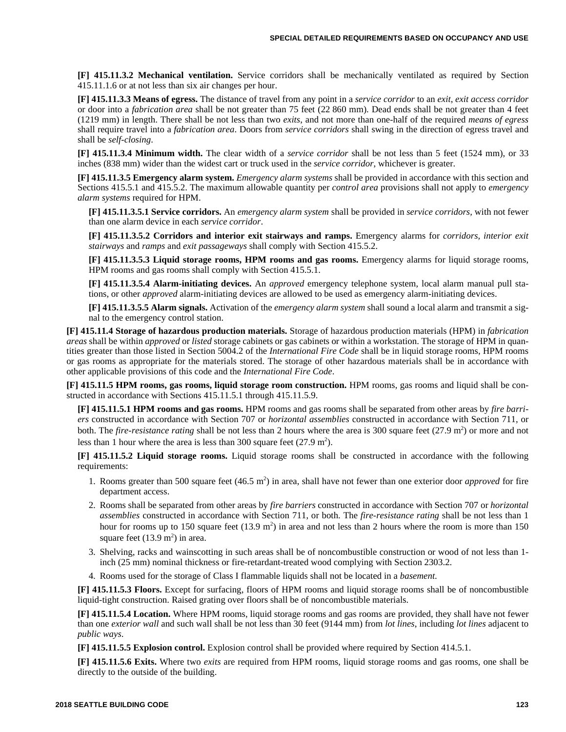**[F] 415.11.3.2 Mechanical ventilation.** Service corridors shall be mechanically ventilated as required by Section 415.11.1.6 or at not less than six air changes per hour.

**[F] 415.11.3.3 Means of egress.** The distance of travel from any point in a *service corridor* to an *exit*, *exit access corridor* or door into a *fabrication area* shall be not greater than 75 feet (22 860 mm). Dead ends shall be not greater than 4 feet (1219 mm) in length. There shall be not less than two *exits*, and not more than one-half of the required *means of egress* shall require travel into a *fabrication area*. Doors from *service corridors* shall swing in the direction of egress travel and shall be *self-closing*.

**[F] 415.11.3.4 Minimum width.** The clear width of a *service corridor* shall be not less than 5 feet (1524 mm), or 33 inches (838 mm) wider than the widest cart or truck used in the *service corridor*, whichever is greater.

**[F] 415.11.3.5 Emergency alarm system.** *Emergency alarm systems* shall be provided in accordance with this section and Sections 415.5.1 and 415.5.2. The maximum allowable quantity per *control area* provisions shall not apply to *emergency alarm systems* required for HPM.

**[F] 415.11.3.5.1 Service corridors.** An *emergency alarm system* shall be provided in *service corridors*, with not fewer than one alarm device in each *service corridor*.

**[F] 415.11.3.5.2 Corridors and interior exit stairways and ramps.** Emergency alarms for *corridors*, *interior exit stairways* and *ramps* and *exit passageways* shall comply with Section 415.5.2.

**[F] 415.11.3.5.3 Liquid storage rooms, HPM rooms and gas rooms.** Emergency alarms for liquid storage rooms, HPM rooms and gas rooms shall comply with Section 415.5.1.

**[F] 415.11.3.5.4 Alarm-initiating devices.** An *approved* emergency telephone system, local alarm manual pull stations, or other *approved* alarm-initiating devices are allowed to be used as emergency alarm-initiating devices.

**[F] 415.11.3.5.5 Alarm signals.** Activation of the *emergency alarm system* shall sound a local alarm and transmit a signal to the emergency control station.

**[F] 415.11.4 Storage of hazardous production materials.** Storage of hazardous production materials (HPM) in *fabrication areas* shall be within *approved* or *listed* storage cabinets or gas cabinets or within a workstation. The storage of HPM in quantities greater than those listed in Section 5004.2 of the *International Fire Code* shall be in liquid storage rooms, HPM rooms or gas rooms as appropriate for the materials stored. The storage of other hazardous materials shall be in accordance with other applicable provisions of this code and the *International Fire Code*.

**[F] 415.11.5 HPM rooms, gas rooms, liquid storage room construction.** HPM rooms, gas rooms and liquid shall be constructed in accordance with Sections 415.11.5.1 through 415.11.5.9.

**[F] 415.11.5.1 HPM rooms and gas rooms.** HPM rooms and gas rooms shall be separated from other areas by *fire barriers* constructed in accordance with Section 707 or *horizontal assemblies* constructed in accordance with Section 711, or both. The *fire-resistance rating* shall be not less than 2 hours where the area is 300 square feet (27.9 $m^2$) or more and not less than 1 hour where the area is less than 300 square feet (27.9 $m^2$).

**[F] 415.11.5.2 Liquid storage rooms.** Liquid storage rooms shall be constructed in accordance with the following requirements:

1. Rooms greater than 500 square feet (46.5 $m^2$) in area, shall have not fewer than one exterior door *approved* for fire department access.
2. Rooms shall be separated from other areas by *fire barriers* constructed in accordance with Section 707 or *horizontal assemblies* constructed in accordance with Section 711, or both. The *fire-resistance rating* shall be not less than 1 hour for rooms up to 150 square feet (13.9 $m^2$) in area and not less than 2 hours where the room is more than 150 square feet (13.9 $m^2$) in area.
3. Shelving, racks and wainscotting in such areas shall be of noncombustible construction or wood of not less than 1-inch (25 mm) nominal thickness or fire-retardant-treated wood complying with Section 2303.2.
4. Rooms used for the storage of Class I flammable liquids shall not be located in a *basement*.

**[F] 415.11.5.3 Floors.** Except for surfacing, floors of HPM rooms and liquid storage rooms shall be of noncombustible liquid-tight construction. Raised grating over floors shall be of noncombustible materials.

**[F] 415.11.5.4 Location.** Where HPM rooms, liquid storage rooms and gas rooms are provided, they shall have not fewer than one *exterior wall* and such wall shall be not less than 30 feet (9144 mm) from *lot lines*, including *lot lines* adjacent to *public ways*.

**[F] 415.11.5.5 Explosion control.** Explosion control shall be provided where required by Section 414.5.1.

**[F] 415.11.5.6 Exits.** Where two *exits* are required from HPM rooms, liquid storage rooms and gas rooms, one shall be directly to the outside of the building.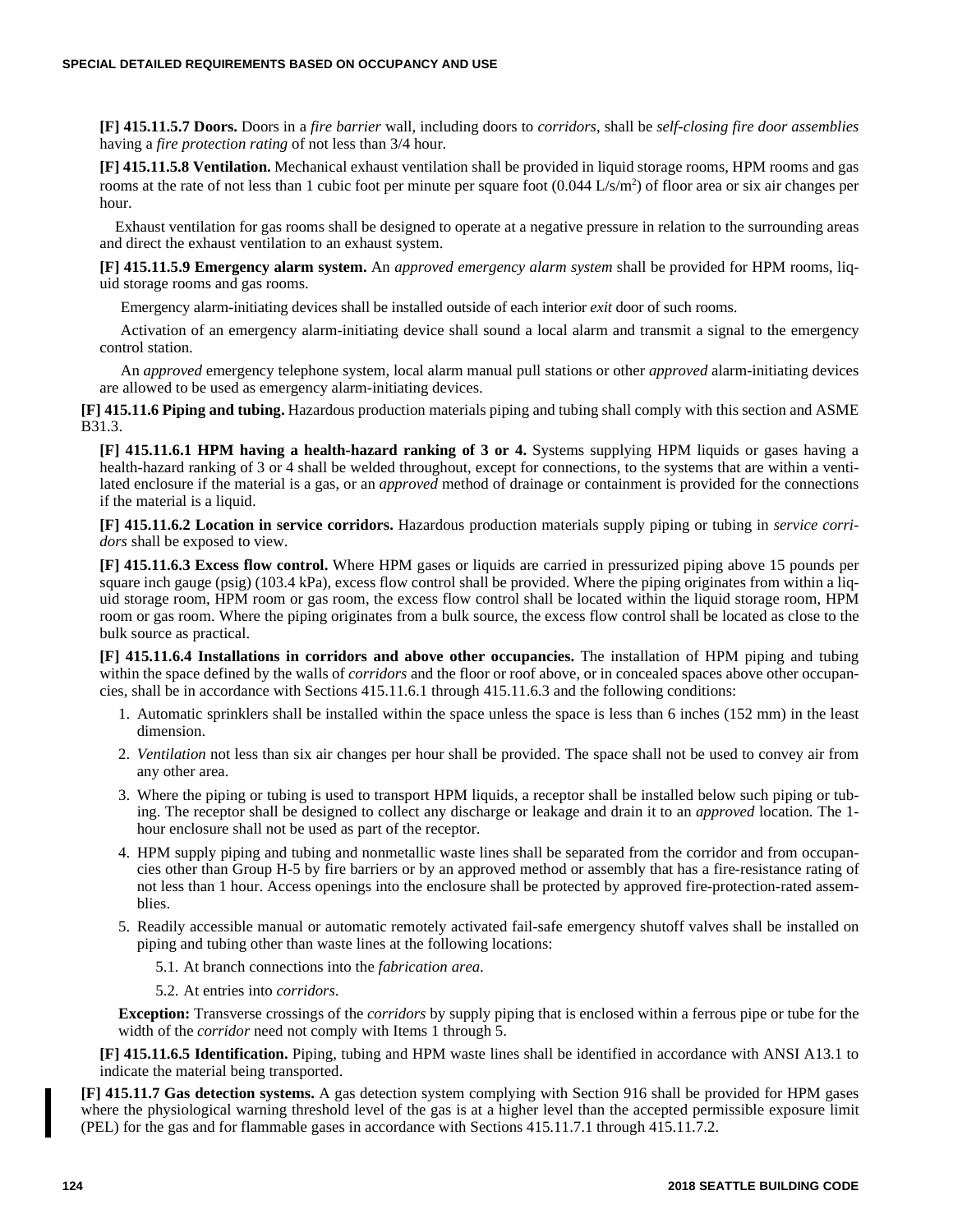**[F] 415.11.5.7 Doors.** Doors in a *fire barrier* wall, including doors to *corridors*, shall be *self-closing fire door assemblies* having a *fire protection rating* of not less than 3/4 hour.

**[F] 415.11.5.8 Ventilation.** Mechanical exhaust ventilation shall be provided in liquid storage rooms, HPM rooms and gas rooms at the rate of not less than 1 cubic foot per minute per square foot (0.044 L/s/m$^2$) of floor area or six air changes per hour.

Exhaust ventilation for gas rooms shall be designed to operate at a negative pressure in relation to the surrounding areas and direct the exhaust ventilation to an exhaust system.

**[F] 415.11.5.9 Emergency alarm system.** An *approved emergency alarm system* shall be provided for HPM rooms, liquid storage rooms and gas rooms.

Emergency alarm-initiating devices shall be installed outside of each interior *exit* door of such rooms.

Activation of an emergency alarm-initiating device shall sound a local alarm and transmit a signal to the emergency control station.

An *approved* emergency telephone system, local alarm manual pull stations or other *approved* alarm-initiating devices are allowed to be used as emergency alarm-initiating devices.

**[F] 415.11.6 Piping and tubing.** Hazardous production materials piping and tubing shall comply with this section and ASME B31.3.

**[F] 415.11.6.1 HPM having a health-hazard ranking of 3 or 4.** Systems supplying HPM liquids or gases having a health-hazard ranking of 3 or 4 shall be welded throughout, except for connections, to the systems that are within a ventilated enclosure if the material is a gas, or an *approved* method of drainage or containment is provided for the connections if the material is a liquid.

**[F] 415.11.6.2 Location in service corridors.** Hazardous production materials supply piping or tubing in *service corridors* shall be exposed to view.

**[F] 415.11.6.3 Excess flow control.** Where HPM gases or liquids are carried in pressurized piping above 15 pounds per square inch gauge (psig) (103.4 kPa), excess flow control shall be provided. Where the piping originates from within a liquid storage room, HPM room or gas room, the excess flow control shall be located within the liquid storage room, HPM room or gas room. Where the piping originates from a bulk source, the excess flow control shall be located as close to the bulk source as practical.

**[F] 415.11.6.4 Installations in corridors and above other occupancies.** The installation of HPM piping and tubing within the space defined by the walls of *corridors* and the floor or roof above, or in concealed spaces above other occupancies, shall be in accordance with Sections 415.11.6.1 through 415.11.6.3 and the following conditions:

1. Automatic sprinklers shall be installed within the space unless the space is less than 6 inches (152 mm) in the least dimension.
2. *Ventilation* not less than six air changes per hour shall be provided. The space shall not be used to convey air from any other area.
3. Where the piping or tubing is used to transport HPM liquids, a receptor shall be installed below such piping or tubing. The receptor shall be designed to collect any discharge or leakage and drain it to an *approved* location. The 1-hour enclosure shall not be used as part of the receptor.
4. HPM supply piping and tubing and nonmetallic waste lines shall be separated from the corridor and from occupancies other than Group H-5 by fire barriers or by an approved method or assembly that has a fire-resistance rating of not less than 1 hour. Access openings into the enclosure shall be protected by approved fire-protection-rated assemblies.
5. Readily accessible manual or automatic remotely activated fail-safe emergency shutoff valves shall be installed on piping and tubing other than waste lines at the following locations:
   - 5.1. At branch connections into the *fabrication area*.
   - 5.2. At entries into *corridors*.

**Exception:** Transverse crossings of the *corridors* by supply piping that is enclosed within a ferrous pipe or tube for the width of the *corridor* need not comply with Items 1 through 5.

**[F] 415.11.6.5 Identification.** Piping, tubing and HPM waste lines shall be identified in accordance with ANSI A13.1 to indicate the material being transported.

**[F] 415.11.7 Gas detection systems.** A gas detection system complying with Section 916 shall be provided for HPM gases where the physiological warning threshold level of the gas is at a higher level than the accepted permissible exposure limit (PEL) for the gas and for flammable gases in accordance with Sections 415.11.7.1 through 415.11.7.2.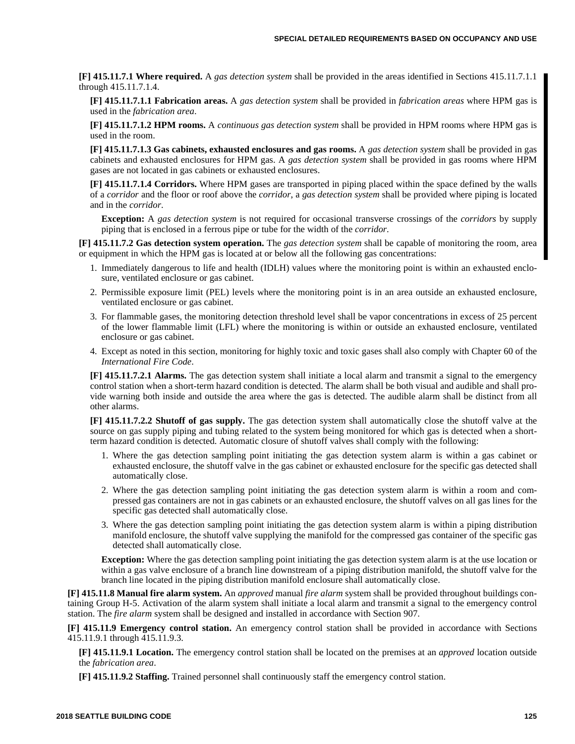**[F] 415.11.7.1 Where required.** A *gas detection system* shall be provided in the areas identified in Sections 415.11.7.1.1 through 415.11.7.1.4.

**[F] 415.11.7.1.1 Fabrication areas.** A *gas detection system* shall be provided in *fabrication areas* where HPM gas is used in the *fabrication area*.

**[F] 415.11.7.1.2 HPM rooms.** A *continuous gas detection system* shall be provided in HPM rooms where HPM gas is used in the room.

**[F] 415.11.7.1.3 Gas cabinets, exhausted enclosures and gas rooms.** A *gas detection system* shall be provided in gas cabinets and exhausted enclosures for HPM gas. A *gas detection system* shall be provided in gas rooms where HPM gases are not located in gas cabinets or exhausted enclosures.

**[F] 415.11.7.1.4 Corridors.** Where HPM gases are transported in piping placed within the space defined by the walls of a *corridor* and the floor or roof above the *corridor*, a *gas detection system* shall be provided where piping is located and in the *corridor*.

**Exception:** A *gas detection system* is not required for occasional transverse crossings of the *corridors* by supply piping that is enclosed in a ferrous pipe or tube for the width of the *corridor*.

**[F] 415.11.7.2 Gas detection system operation.** The *gas detection system* shall be capable of monitoring the room, area or equipment in which the HPM gas is located at or below all the following gas concentrations:

1. Immediately dangerous to life and health (IDLH) values where the monitoring point is within an exhausted enclosure, ventilated enclosure or gas cabinet.
2. Permissible exposure limit (PEL) levels where the monitoring point is in an area outside an exhausted enclosure, ventilated enclosure or gas cabinet.
3. For flammable gases, the monitoring detection threshold level shall be vapor concentrations in excess of 25 percent of the lower flammable limit (LFL) where the monitoring is within or outside an exhausted enclosure, ventilated enclosure or gas cabinet.
4. Except as noted in this section, monitoring for highly toxic and toxic gases shall also comply with Chapter 60 of the *International Fire Code*.

**[F] 415.11.7.2.1 Alarms.** The gas detection system shall initiate a local alarm and transmit a signal to the emergency control station when a short-term hazard condition is detected. The alarm shall be both visual and audible and shall provide warning both inside and outside the area where the gas is detected. The audible alarm shall be distinct from all other alarms.

**[F] 415.11.7.2.2 Shutoff of gas supply.** The gas detection system shall automatically close the shutoff valve at the source on gas supply piping and tubing related to the system being monitored for which gas is detected when a short-term hazard condition is detected. Automatic closure of shutoff valves shall comply with the following:

1. Where the gas detection sampling point initiating the gas detection system alarm is within a gas cabinet or exhausted enclosure, the shutoff valve in the gas cabinet or exhausted enclosure for the specific gas detected shall automatically close.
2. Where the gas detection sampling point initiating the gas detection system alarm is within a room and compressed gas containers are not in gas cabinets or an exhausted enclosure, the shutoff valves on all gas lines for the specific gas detected shall automatically close.
3. Where the gas detection sampling point initiating the gas detection system alarm is within a piping distribution manifold enclosure, the shutoff valve supplying the manifold for the compressed gas container of the specific gas detected shall automatically close.

**Exception:** Where the gas detection sampling point initiating the gas detection system alarm is at the use location or within a gas valve enclosure of a branch line downstream of a piping distribution manifold, the shutoff valve for the branch line located in the piping distribution manifold enclosure shall automatically close.

**[F] 415.11.8 Manual fire alarm system.** An *approved* manual *fire alarm* system shall be provided throughout buildings containing Group H-5. Activation of the alarm system shall initiate a local alarm and transmit a signal to the emergency control station. The *fire alarm* system shall be designed and installed in accordance with Section 907.

**[F] 415.11.9 Emergency control station.** An emergency control station shall be provided in accordance with Sections 415.11.9.1 through 415.11.9.3.

**[F] 415.11.9.1 Location.** The emergency control station shall be located on the premises at an *approved* location outside the *fabrication area*.

**[F] 415.11.9.2 Staffing.** Trained personnel shall continuously staff the emergency control station.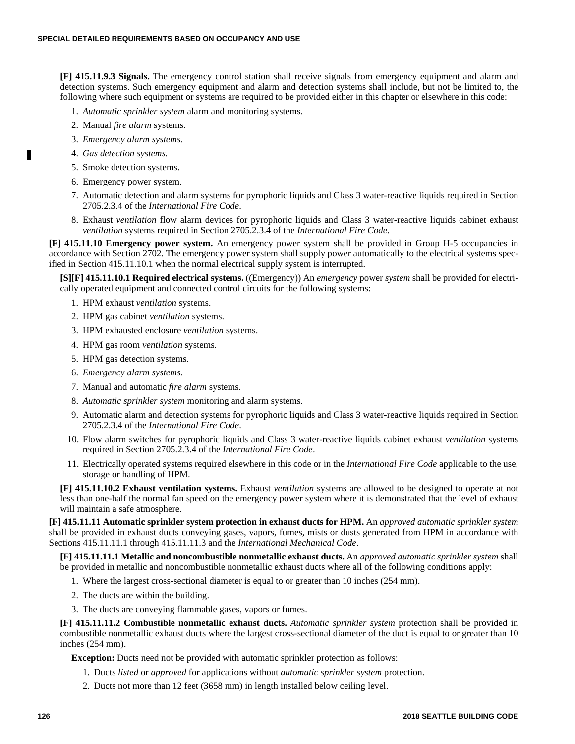**[F] 415.11.9.3 Signals.** The emergency control station shall receive signals from emergency equipment and alarm and detection systems. Such emergency equipment and alarm and detection systems shall include, but not be limited to, the following where such equipment or systems are required to be provided either in this chapter or elsewhere in this code:

1. *Automatic sprinkler system* alarm and monitoring systems.
2. Manual *fire alarm* systems.
3. *Emergency alarm systems.*
4. *Gas detection systems.*
5. Smoke detection systems.
6. Emergency power system.
7. Automatic detection and alarm systems for pyrophoric liquids and Class 3 water-reactive liquids required in Section 2705.2.3.4 of the *International Fire Code*.
8. Exhaust *ventilation* flow alarm devices for pyrophoric liquids and Class 3 water-reactive liquids cabinet exhaust *ventilation* systems required in Section 2705.2.3.4 of the *International Fire Code*.

**[F] 415.11.10 Emergency power system.** An emergency power system shall be provided in Group H-5 occupancies in accordance with Section 2702. The emergency power system shall supply power automatically to the electrical systems specified in Section 415.11.10.1 when the normal electrical supply system is interrupted.

**[S][F] 415.11.10.1 Required electrical systems.** ((~~Emergency~~)) <u>An *emergency*</u> power <u>*system*</u> shall be provided for electrically operated equipment and connected control circuits for the following systems:

1. HPM exhaust *ventilation* systems.
2. HPM gas cabinet *ventilation* systems.
3. HPM exhausted enclosure *ventilation* systems.
4. HPM gas room *ventilation* systems.
5. HPM gas detection systems.
6. *Emergency alarm systems.*
7. Manual and automatic *fire alarm* systems.
8. *Automatic sprinkler system* monitoring and alarm systems.
9. Automatic alarm and detection systems for pyrophoric liquids and Class 3 water-reactive liquids required in Section 2705.2.3.4 of the *International Fire Code*.
10. Flow alarm switches for pyrophoric liquids and Class 3 water-reactive liquids cabinet exhaust *ventilation* systems required in Section 2705.2.3.4 of the *International Fire Code*.
11. Electrically operated systems required elsewhere in this code or in the *International Fire Code* applicable to the use, storage or handling of HPM.

**[F] 415.11.10.2 Exhaust ventilation systems.** Exhaust *ventilation* systems are allowed to be designed to operate at not less than one-half the normal fan speed on the emergency power system where it is demonstrated that the level of exhaust will maintain a safe atmosphere.

**[F] 415.11.11 Automatic sprinkler system protection in exhaust ducts for HPM.** An *approved automatic sprinkler system* shall be provided in exhaust ducts conveying gases, vapors, fumes, mists or dusts generated from HPM in accordance with Sections 415.11.11.1 through 415.11.11.3 and the *International Mechanical Code*.

**[F] 415.11.11.1 Metallic and noncombustible nonmetallic exhaust ducts.** An *approved automatic sprinkler system* shall be provided in metallic and noncombustible nonmetallic exhaust ducts where all of the following conditions apply:

1. Where the largest cross-sectional diameter is equal to or greater than 10 inches (254 mm).
2. The ducts are within the building.
3. The ducts are conveying flammable gases, vapors or fumes.

**[F] 415.11.11.2 Combustible nonmetallic exhaust ducts.** *Automatic sprinkler system* protection shall be provided in combustible nonmetallic exhaust ducts where the largest cross-sectional diameter of the duct is equal to or greater than 10 inches (254 mm).

**Exception:** Ducts need not be provided with automatic sprinkler protection as follows:

1. Ducts *listed* or *approved* for applications without *automatic sprinkler system* protection.
2. Ducts not more than 12 feet (3658 mm) in length installed below ceiling level.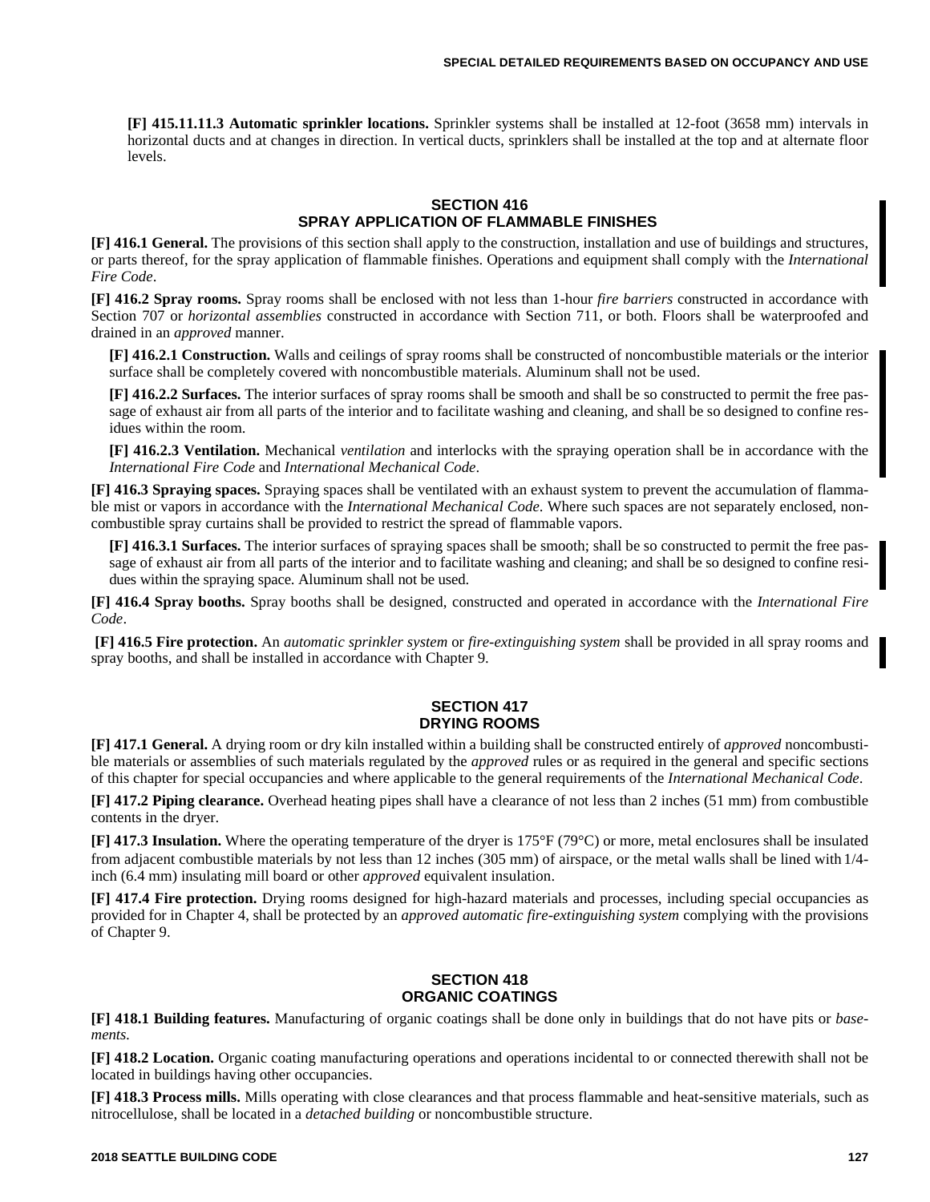**[F] 415.11.11.3 Automatic sprinkler locations.** Sprinkler systems shall be installed at 12-foot (3658 mm) intervals in horizontal ducts and at changes in direction. In vertical ducts, sprinklers shall be installed at the top and at alternate floor levels.

## SECTION 416
## SPRAY APPLICATION OF FLAMMABLE FINISHES

**[F] 416.1 General.** The provisions of this section shall apply to the construction, installation and use of buildings and structures, or parts thereof, for the spray application of flammable finishes. Operations and equipment shall comply with the *International Fire Code*.

**[F] 416.2 Spray rooms.** Spray rooms shall be enclosed with not less than 1-hour *fire barriers* constructed in accordance with Section 707 or *horizontal assemblies* constructed in accordance with Section 711, or both. Floors shall be waterproofed and drained in an *approved* manner.

**[F] 416.2.1 Construction.** Walls and ceilings of spray rooms shall be constructed of noncombustible materials or the interior surface shall be completely covered with noncombustible materials. Aluminum shall not be used.

**[F] 416.2.2 Surfaces.** The interior surfaces of spray rooms shall be smooth and shall be so constructed to permit the free passage of exhaust air from all parts of the interior and to facilitate washing and cleaning, and shall be so designed to confine residues within the room.

**[F] 416.2.3 Ventilation.** Mechanical *ventilation* and interlocks with the spraying operation shall be in accordance with the *International Fire Code* and *International Mechanical Code*.

**[F] 416.3 Spraying spaces.** Spraying spaces shall be ventilated with an exhaust system to prevent the accumulation of flammable mist or vapors in accordance with the *International Mechanical Code*. Where such spaces are not separately enclosed, noncombustible spray curtains shall be provided to restrict the spread of flammable vapors.

**[F] 416.3.1 Surfaces.** The interior surfaces of spraying spaces shall be smooth; shall be so constructed to permit the free passage of exhaust air from all parts of the interior and to facilitate washing and cleaning; and shall be so designed to confine residues within the spraying space. Aluminum shall not be used.

**[F] 416.4 Spray booths.** Spray booths shall be designed, constructed and operated in accordance with the *International Fire Code*.

**[F] 416.5 Fire protection.** An *automatic sprinkler system* or *fire-extinguishing system* shall be provided in all spray rooms and spray booths, and shall be installed in accordance with Chapter 9.

## SECTION 417
## DRYING ROOMS

**[F] 417.1 General.** A drying room or dry kiln installed within a building shall be constructed entirely of *approved* noncombustible materials or assemblies of such materials regulated by the *approved* rules or as required in the general and specific sections of this chapter for special occupancies and where applicable to the general requirements of the *International Mechanical Code*.

**[F] 417.2 Piping clearance.** Overhead heating pipes shall have a clearance of not less than 2 inches (51 mm) from combustible contents in the dryer.

**[F] 417.3 Insulation.** Where the operating temperature of the dryer is 175°F (79°C) or more, metal enclosures shall be insulated from adjacent combustible materials by not less than 12 inches (305 mm) of airspace, or the metal walls shall be lined with 1/4-inch (6.4 mm) insulating mill board or other *approved* equivalent insulation.

**[F] 417.4 Fire protection.** Drying rooms designed for high-hazard materials and processes, including special occupancies as provided for in Chapter 4, shall be protected by an *approved automatic fire-extinguishing system* complying with the provisions of Chapter 9.

## SECTION 418
## ORGANIC COATINGS

**[F] 418.1 Building features.** Manufacturing of organic coatings shall be done only in buildings that do not have pits or *basements*.

**[F] 418.2 Location.** Organic coating manufacturing operations and operations incidental to or connected therewith shall not be located in buildings having other occupancies.

**[F] 418.3 Process mills.** Mills operating with close clearances and that process flammable and heat-sensitive materials, such as nitrocellulose, shall be located in a *detached building* or noncombustible structure.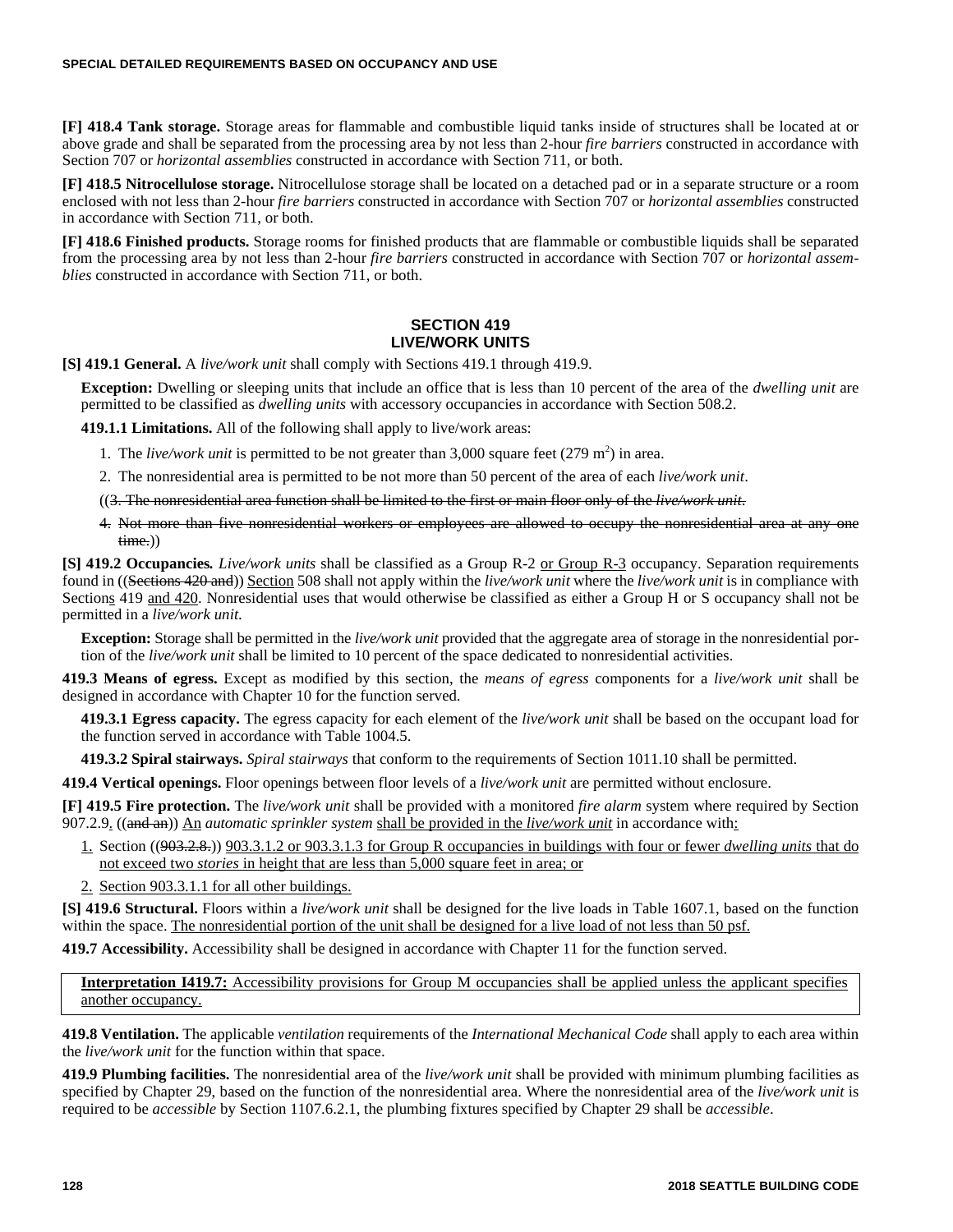**[F] 418.4 Tank storage.** Storage areas for flammable and combustible liquid tanks inside of structures shall be located at or above grade and shall be separated from the processing area by not less than 2-hour *fire barriers* constructed in accordance with Section 707 or *horizontal assemblies* constructed in accordance with Section 711, or both.

**[F] 418.5 Nitrocellulose storage.** Nitrocellulose storage shall be located on a detached pad or in a separate structure or a room enclosed with not less than 2-hour *fire barriers* constructed in accordance with Section 707 or *horizontal assemblies* constructed in accordance with Section 711, or both.

**[F] 418.6 Finished products.** Storage rooms for finished products that are flammable or combustible liquids shall be separated from the processing area by not less than 2-hour *fire barriers* constructed in accordance with Section 707 or *horizontal assemblies* constructed in accordance with Section 711, or both.

## SECTION 419
## LIVE/WORK UNITS

**[S] 419.1 General.** A *live/work unit* shall comply with Sections 419.1 through 419.9.

**Exception:** Dwelling or sleeping units that include an office that is less than 10 percent of the area of the *dwelling unit* are permitted to be classified as *dwelling units* with accessory occupancies in accordance with Section 508.2.

**419.1.1 Limitations.** All of the following shall apply to live/work areas:

1. The *live/work unit* is permitted to be not greater than 3,000 square feet (279 $m^2$) in area.
2. The nonresidential area is permitted to be not more than 50 percent of the area of each *live/work unit*.

((~~3. The nonresidential area function shall be limited to the first or main floor only of the *live/work unit*.~~

~~4. Not more than five nonresidential workers or employees are allowed to occupy the nonresidential area at any one time.~~))

**[S] 419.2 Occupancies.** *Live/work units* shall be classified as a Group R-2 <u>or Group R-3</u> occupancy. Separation requirements found in ((~~Sections 420 and~~)) <u>Section</u> 508 shall not apply within the *live/work unit* where the *live/work unit* is in compliance with Section<u>s</u> 419 <u>and 420</u>. Nonresidential uses that would otherwise be classified as either a Group H or S occupancy shall not be permitted in a *live/work unit*.

**Exception:** Storage shall be permitted in the *live/work unit* provided that the aggregate area of storage in the nonresidential portion of the *live/work unit* shall be limited to 10 percent of the space dedicated to nonresidential activities.

**419.3 Means of egress.** Except as modified by this section, the *means of egress* components for a *live/work unit* shall be designed in accordance with Chapter 10 for the function served.

**419.3.1 Egress capacity.** The egress capacity for each element of the *live/work unit* shall be based on the occupant load for the function served in accordance with Table 1004.5.

**419.3.2 Spiral stairways.** *Spiral stairways* that conform to the requirements of Section 1011.10 shall be permitted.

**419.4 Vertical openings.** Floor openings between floor levels of a *live/work unit* are permitted without enclosure.

**[F] 419.5 Fire protection.** The *live/work unit* shall be provided with a monitored *fire alarm* system where required by Section 907.2.9<u>.</u> ((~~and an~~)) <u>An</u> *automatic sprinkler system* <u>shall be provided in the *live/work unit*</u> in accordance with<u>:</u>

<u>1.</u> Section ((~~903.2.8.~~)) <u>903.3.1.2 or 903.3.1.3 for Group R occupancies in buildings with four or fewer *dwelling units* that do not exceed two *stories* in height that are less than 5,000 square feet in area; or</u>

<u>2.</u> <u>Section 903.3.1.1 for all other buildings.</u>

**[S] 419.6 Structural.** Floors within a *live/work unit* shall be designed for the live loads in Table 1607.1, based on the function within the space. <u>The nonresidential portion of the unit shall be designed for a live load of not less than 50 psf.</u>

**419.7 Accessibility.** Accessibility shall be designed in accordance with Chapter 11 for the function served.

<u>**Interpretation I419.7:** Accessibility provisions for Group M occupancies shall be applied unless the applicant specifies another occupancy.</u>

**419.8 Ventilation.** The applicable *ventilation* requirements of the *International Mechanical Code* shall apply to each area within the *live/work unit* for the function within that space.

**419.9 Plumbing facilities.** The nonresidential area of the *live/work unit* shall be provided with minimum plumbing facilities as specified by Chapter 29, based on the function of the nonresidential area. Where the nonresidential area of the *live/work unit* is required to be *accessible* by Section 1107.6.2.1, the plumbing fixtures specified by Chapter 29 shall be *accessible*.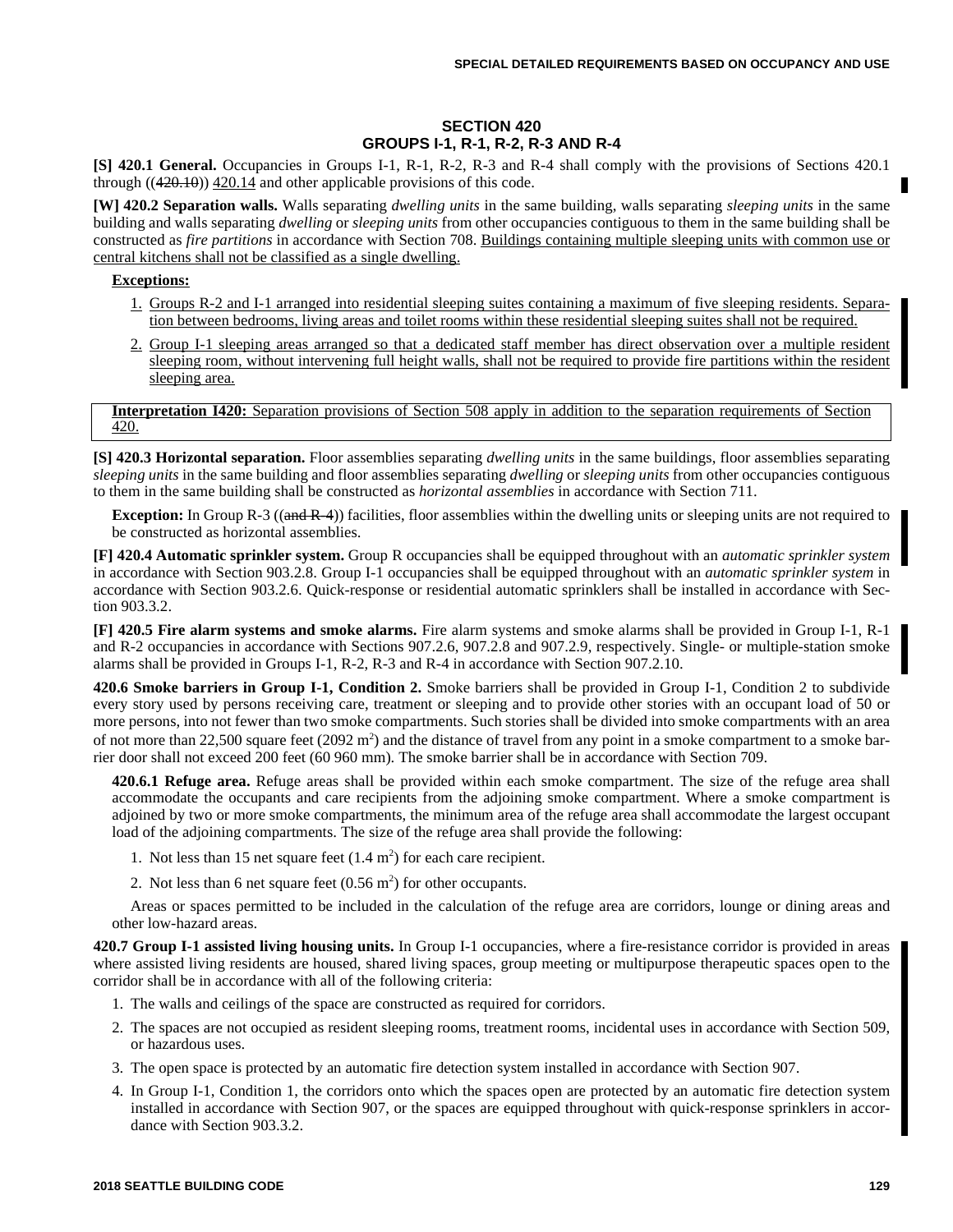## SECTION 420
## GROUPS I-1, R-1, R-2, R-3 AND R-4

**[S] 420.1 General.** Occupancies in Groups I-1, R-1, R-2, R-3 and R-4 shall comply with the provisions of Sections 420.1 through ((~~420.10~~)) 420.14 and other applicable provisions of this code.

**[W] 420.2 Separation walls.** Walls separating *dwelling units* in the same building, walls separating *sleeping units* in the same building and walls separating *dwelling* or *sleeping units* from other occupancies contiguous to them in the same building shall be constructed as *fire partitions* in accordance with Section 708. Buildings containing multiple sleeping units with common use or central kitchens shall not be classified as a single dwelling.

**Exceptions:**

1. Groups R-2 and I-1 arranged into residential sleeping suites containing a maximum of five sleeping residents. Separation between bedrooms, living areas and toilet rooms within these residential sleeping suites shall not be required.
2. Group I-1 sleeping areas arranged so that a dedicated staff member has direct observation over a multiple resident sleeping room, without intervening full height walls, shall not be required to provide fire partitions within the resident sleeping area.

**Interpretation I420:** Separation provisions of Section 508 apply in addition to the separation requirements of Section 420.

**[S] 420.3 Horizontal separation.** Floor assemblies separating *dwelling units* in the same buildings, floor assemblies separating *sleeping units* in the same building and floor assemblies separating *dwelling* or *sleeping units* from other occupancies contiguous to them in the same building shall be constructed as *horizontal assemblies* in accordance with Section 711.

**Exception:** In Group R-3 ((~~and R-4~~)) facilities, floor assemblies within the dwelling units or sleeping units are not required to be constructed as horizontal assemblies.

**[F] 420.4 Automatic sprinkler system.** Group R occupancies shall be equipped throughout with an *automatic sprinkler system* in accordance with Section 903.2.8. Group I-1 occupancies shall be equipped throughout with an *automatic sprinkler system* in accordance with Section 903.2.6. Quick-response or residential automatic sprinklers shall be installed in accordance with Section 903.3.2.

**[F] 420.5 Fire alarm systems and smoke alarms.** Fire alarm systems and smoke alarms shall be provided in Group I-1, R-1 and R-2 occupancies in accordance with Sections 907.2.6, 907.2.8 and 907.2.9, respectively. Single- or multiple-station smoke alarms shall be provided in Groups I-1, R-2, R-3 and R-4 in accordance with Section 907.2.10.

**420.6 Smoke barriers in Group I-1, Condition 2.** Smoke barriers shall be provided in Group I-1, Condition 2 to subdivide every story used by persons receiving care, treatment or sleeping and to provide other stories with an occupant load of 50 or more persons, into not fewer than two smoke compartments. Such stories shall be divided into smoke compartments with an area of not more than 22,500 square feet (2092 $m^2$) and the distance of travel from any point in a smoke compartment to a smoke barrier door shall not exceed 200 feet (60 960 mm). The smoke barrier shall be in accordance with Section 709.

**420.6.1 Refuge area.** Refuge areas shall be provided within each smoke compartment. The size of the refuge area shall accommodate the occupants and care recipients from the adjoining smoke compartment. Where a smoke compartment is adjoined by two or more smoke compartments, the minimum area of the refuge area shall accommodate the largest occupant load of the adjoining compartments. The size of the refuge area shall provide the following:

1. Not less than 15 net square feet (1.4 $m^2$) for each care recipient.
2. Not less than 6 net square feet (0.56 $m^2$) for other occupants.

Areas or spaces permitted to be included in the calculation of the refuge area are corridors, lounge or dining areas and other low-hazard areas.

**420.7 Group I-1 assisted living housing units.** In Group I-1 occupancies, where a fire-resistance corridor is provided in areas where assisted living residents are housed, shared living spaces, group meeting or multipurpose therapeutic spaces open to the corridor shall be in accordance with all of the following criteria:

1. The walls and ceilings of the space are constructed as required for corridors.
2. The spaces are not occupied as resident sleeping rooms, treatment rooms, incidental uses in accordance with Section 509, or hazardous uses.
3. The open space is protected by an automatic fire detection system installed in accordance with Section 907.
4. In Group I-1, Condition 1, the corridors onto which the spaces open are protected by an automatic fire detection system installed in accordance with Section 907, or the spaces are equipped throughout with quick-response sprinklers in accordance with Section 903.3.2.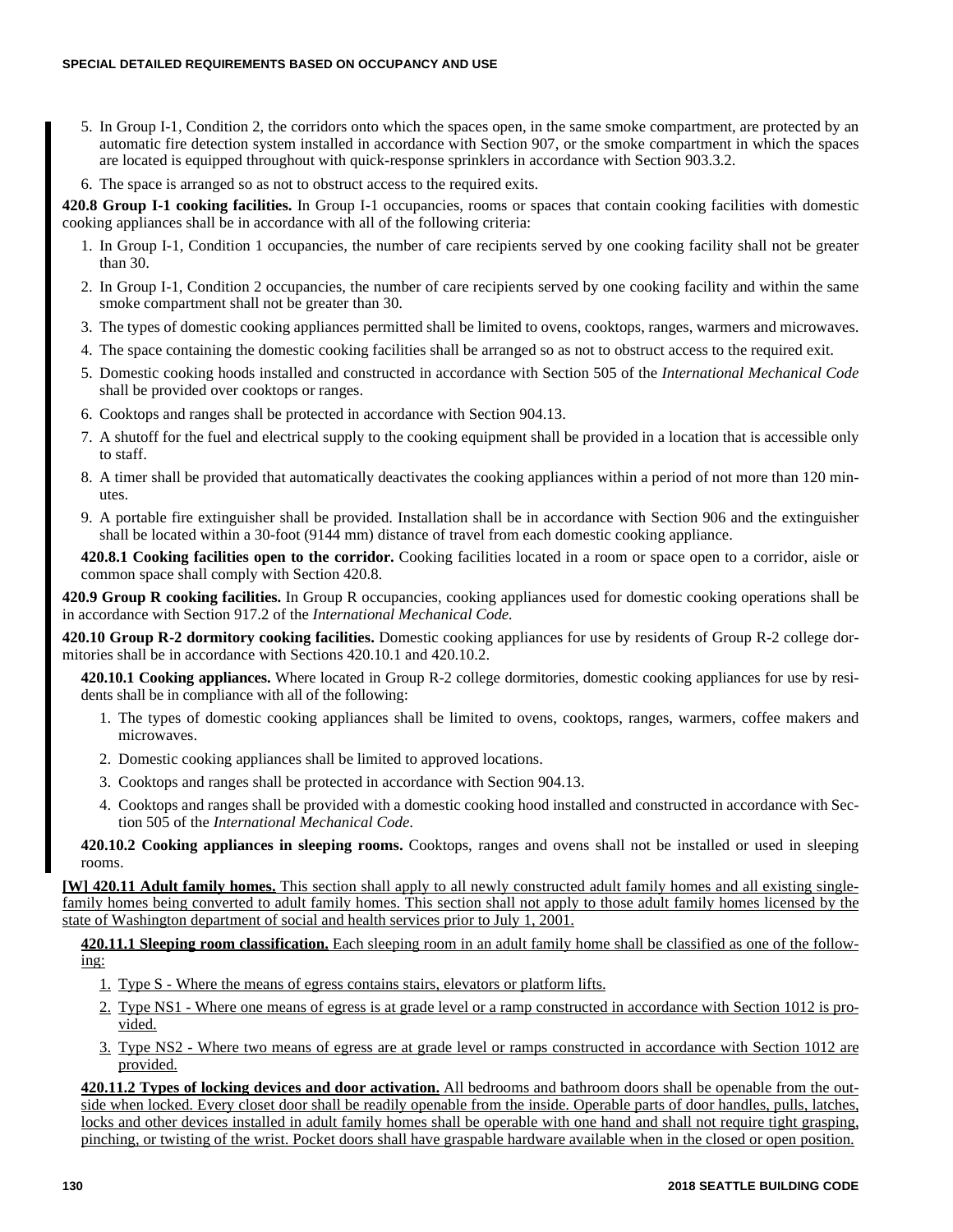5. In Group I-1, Condition 2, the corridors onto which the spaces open, in the same smoke compartment, are protected by an automatic fire detection system installed in accordance with Section 907, or the smoke compartment in which the spaces are located is equipped throughout with quick-response sprinklers in accordance with Section 903.3.2.
6. The space is arranged so as not to obstruct access to the required exits.

**420.8 Group I-1 cooking facilities.** In Group I-1 occupancies, rooms or spaces that contain cooking facilities with domestic cooking appliances shall be in accordance with all of the following criteria:

1. In Group I-1, Condition 1 occupancies, the number of care recipients served by one cooking facility shall not be greater than 30.
2. In Group I-1, Condition 2 occupancies, the number of care recipients served by one cooking facility and within the same smoke compartment shall not be greater than 30.
3. The types of domestic cooking appliances permitted shall be limited to ovens, cooktops, ranges, warmers and microwaves.
4. The space containing the domestic cooking facilities shall be arranged so as not to obstruct access to the required exit.
5. Domestic cooking hoods installed and constructed in accordance with Section 505 of the *International Mechanical Code* shall be provided over cooktops or ranges.
6. Cooktops and ranges shall be protected in accordance with Section 904.13.
7. A shutoff for the fuel and electrical supply to the cooking equipment shall be provided in a location that is accessible only to staff.
8. A timer shall be provided that automatically deactivates the cooking appliances within a period of not more than 120 minutes.
9. A portable fire extinguisher shall be provided. Installation shall be in accordance with Section 906 and the extinguisher shall be located within a 30-foot (9144 mm) distance of travel from each domestic cooking appliance.

**420.8.1 Cooking facilities open to the corridor.** Cooking facilities located in a room or space open to a corridor, aisle or common space shall comply with Section 420.8.

**420.9 Group R cooking facilities.** In Group R occupancies, cooking appliances used for domestic cooking operations shall be in accordance with Section 917.2 of the *International Mechanical Code.*

**420.10 Group R-2 dormitory cooking facilities.** Domestic cooking appliances for use by residents of Group R-2 college dormitories shall be in accordance with Sections 420.10.1 and 420.10.2.

**420.10.1 Cooking appliances.** Where located in Group R-2 college dormitories, domestic cooking appliances for use by residents shall be in compliance with all of the following:

1. The types of domestic cooking appliances shall be limited to ovens, cooktops, ranges, warmers, coffee makers and microwaves.
2. Domestic cooking appliances shall be limited to approved locations.
3. Cooktops and ranges shall be protected in accordance with Section 904.13.
4. Cooktops and ranges shall be provided with a domestic cooking hood installed and constructed in accordance with Section 505 of the *International Mechanical Code*.

**420.10.2 Cooking appliances in sleeping rooms.** Cooktops, ranges and ovens shall not be installed or used in sleeping rooms.

**[W] 420.11 Adult family homes.** This section shall apply to all newly constructed adult family homes and all existing single-family homes being converted to adult family homes. This section shall not apply to those adult family homes licensed by the state of Washington department of social and health services prior to July 1, 2001.

**420.11.1 Sleeping room classification.** Each sleeping room in an adult family home shall be classified as one of the following:

1. Type S - Where the means of egress contains stairs, elevators or platform lifts.
2. Type NS1 - Where one means of egress is at grade level or a ramp constructed in accordance with Section 1012 is provided.
3. Type NS2 - Where two means of egress are at grade level or ramps constructed in accordance with Section 1012 are provided.

**420.11.2 Types of locking devices and door activation.** All bedrooms and bathroom doors shall be openable from the outside when locked. Every closet door shall be readily openable from the inside. Operable parts of door handles, pulls, latches, locks and other devices installed in adult family homes shall be operable with one hand and shall not require tight grasping, pinching, or twisting of the wrist. Pocket doors shall have graspable hardware available when in the closed or open position.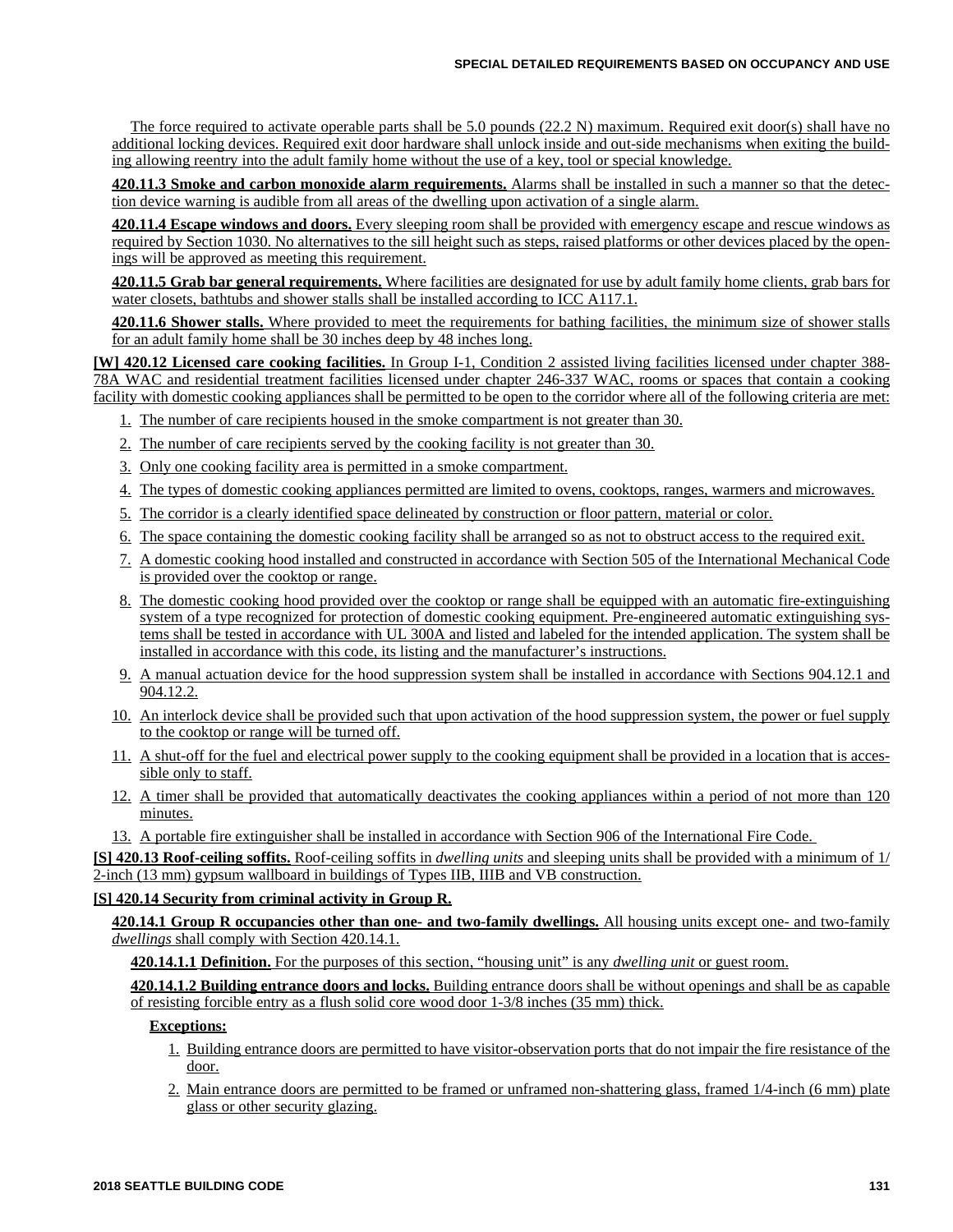The force required to activate operable parts shall be 5.0 pounds (22.2 N) maximum. Required exit door(s) shall have no additional locking devices. Required exit door hardware shall unlock inside and out-side mechanisms when exiting the building allowing reentry into the adult family home without the use of a key, tool or special knowledge.

**420.11.3 Smoke and carbon monoxide alarm requirements.** Alarms shall be installed in such a manner so that the detection device warning is audible from all areas of the dwelling upon activation of a single alarm.

**420.11.4 Escape windows and doors.** Every sleeping room shall be provided with emergency escape and rescue windows as required by Section 1030. No alternatives to the sill height such as steps, raised platforms or other devices placed by the openings will be approved as meeting this requirement.

**420.11.5 Grab bar general requirements.** Where facilities are designated for use by adult family home clients, grab bars for water closets, bathtubs and shower stalls shall be installed according to ICC A117.1.

**420.11.6 Shower stalls.** Where provided to meet the requirements for bathing facilities, the minimum size of shower stalls for an adult family home shall be 30 inches deep by 48 inches long.

**[W] 420.12 Licensed care cooking facilities.** In Group I-1, Condition 2 assisted living facilities licensed under chapter 388-78A WAC and residential treatment facilities licensed under chapter 246-337 WAC, rooms or spaces that contain a cooking facility with domestic cooking appliances shall be permitted to be open to the corridor where all of the following criteria are met:

1. The number of care recipients housed in the smoke compartment is not greater than 30.
2. The number of care recipients served by the cooking facility is not greater than 30.
3. Only one cooking facility area is permitted in a smoke compartment.
4. The types of domestic cooking appliances permitted are limited to ovens, cooktops, ranges, warmers and microwaves.
5. The corridor is a clearly identified space delineated by construction or floor pattern, material or color.
6. The space containing the domestic cooking facility shall be arranged so as not to obstruct access to the required exit.
7. A domestic cooking hood installed and constructed in accordance with Section 505 of the International Mechanical Code is provided over the cooktop or range.
8. The domestic cooking hood provided over the cooktop or range shall be equipped with an automatic fire-extinguishing system of a type recognized for protection of domestic cooking equipment. Pre-engineered automatic extinguishing systems shall be tested in accordance with UL 300A and listed and labeled for the intended application. The system shall be installed in accordance with this code, its listing and the manufacturer's instructions.
9. A manual actuation device for the hood suppression system shall be installed in accordance with Sections 904.12.1 and 904.12.2.
10. An interlock device shall be provided such that upon activation of the hood suppression system, the power or fuel supply to the cooktop or range will be turned off.
11. A shut-off for the fuel and electrical power supply to the cooking equipment shall be provided in a location that is accessible only to staff.
12. A timer shall be provided that automatically deactivates the cooking appliances within a period of not more than 120 minutes.
13. A portable fire extinguisher shall be installed in accordance with Section 906 of the International Fire Code.

**[S] 420.13 Roof-ceiling soffits.** Roof-ceiling soffits in *dwelling units* and sleeping units shall be provided with a minimum of 1/2-inch (13 mm) gypsum wallboard in buildings of Types IIB, IIIB and VB construction.

**[S] 420.14 Security from criminal activity in Group R.**

**420.14.1 Group R occupancies other than one- and two-family dwellings.** All housing units except one- and two-family *dwellings* shall comply with Section 420.14.1.

**420.14.1.1 Definition.** For the purposes of this section, "housing unit" is any *dwelling unit* or guest room.

**420.14.1.2 Building entrance doors and locks.** Building entrance doors shall be without openings and shall be as capable of resisting forcible entry as a flush solid core wood door 1-3/8 inches (35 mm) thick.

**Exceptions:**

1. Building entrance doors are permitted to have visitor-observation ports that do not impair the fire resistance of the door.
2. Main entrance doors are permitted to be framed or unframed non-shattering glass, framed 1/4-inch (6 mm) plate glass or other security glazing.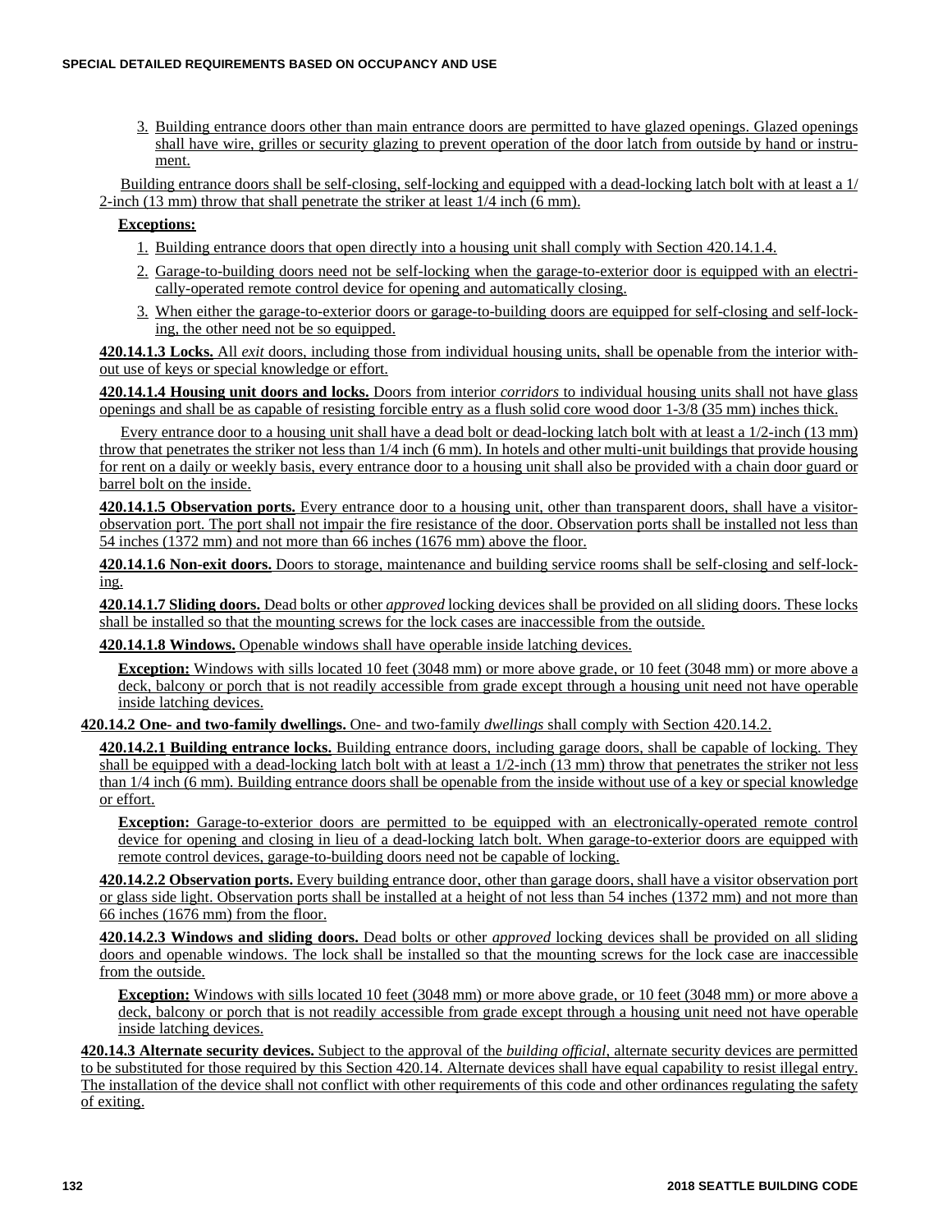3. Building entrance doors other than main entrance doors are permitted to have glazed openings. Glazed openings shall have wire, grilles or security glazing to prevent operation of the door latch from outside by hand or instrument.

Building entrance doors shall be self-closing, self-locking and equipped with a dead-locking latch bolt with at least a 1/2-inch (13 mm) throw that shall penetrate the striker at least 1/4 inch (6 mm).

**Exceptions:**

1. Building entrance doors that open directly into a housing unit shall comply with Section 420.14.1.4.
2. Garage-to-building doors need not be self-locking when the garage-to-exterior door is equipped with an electrically-operated remote control device for opening and automatically closing.
3. When either the garage-to-exterior doors or garage-to-building doors are equipped for self-closing and self-locking, the other need not be so equipped.

**420.14.1.3 Locks.** All *exit* doors, including those from individual housing units, shall be openable from the interior without use of keys or special knowledge or effort.

**420.14.1.4 Housing unit doors and locks.** Doors from interior *corridors* to individual housing units shall not have glass openings and shall be as capable of resisting forcible entry as a flush solid core wood door 1-3/8 (35 mm) inches thick.

Every entrance door to a housing unit shall have a dead bolt or dead-locking latch bolt with at least a 1/2-inch (13 mm) throw that penetrates the striker not less than 1/4 inch (6 mm). In hotels and other multi-unit buildings that provide housing for rent on a daily or weekly basis, every entrance door to a housing unit shall also be provided with a chain door guard or barrel bolt on the inside.

**420.14.1.5 Observation ports.** Every entrance door to a housing unit, other than transparent doors, shall have a visitor-observation port. The port shall not impair the fire resistance of the door. Observation ports shall be installed not less than 54 inches (1372 mm) and not more than 66 inches (1676 mm) above the floor.

**420.14.1.6 Non-exit doors.** Doors to storage, maintenance and building service rooms shall be self-closing and self-locking.

**420.14.1.7 Sliding doors.** Dead bolts or other *approved* locking devices shall be provided on all sliding doors. These locks shall be installed so that the mounting screws for the lock cases are inaccessible from the outside.

**420.14.1.8 Windows.** Openable windows shall have operable inside latching devices.

**Exception:** Windows with sills located 10 feet (3048 mm) or more above grade, or 10 feet (3048 mm) or more above a deck, balcony or porch that is not readily accessible from grade except through a housing unit need not have operable inside latching devices.

**420.14.2 One- and two-family dwellings.** One- and two-family *dwellings* shall comply with Section 420.14.2.

**420.14.2.1 Building entrance locks.** Building entrance doors, including garage doors, shall be capable of locking. They shall be equipped with a dead-locking latch bolt with at least a 1/2-inch (13 mm) throw that penetrates the striker not less than 1/4 inch (6 mm). Building entrance doors shall be openable from the inside without use of a key or special knowledge or effort.

**Exception:** Garage-to-exterior doors are permitted to be equipped with an electronically-operated remote control device for opening and closing in lieu of a dead-locking latch bolt. When garage-to-exterior doors are equipped with remote control devices, garage-to-building doors need not be capable of locking.

**420.14.2.2 Observation ports.** Every building entrance door, other than garage doors, shall have a visitor observation port or glass side light. Observation ports shall be installed at a height of not less than 54 inches (1372 mm) and not more than 66 inches (1676 mm) from the floor.

**420.14.2.3 Windows and sliding doors.** Dead bolts or other *approved* locking devices shall be provided on all sliding doors and openable windows. The lock shall be installed so that the mounting screws for the lock case are inaccessible from the outside.

**Exception:** Windows with sills located 10 feet (3048 mm) or more above grade, or 10 feet (3048 mm) or more above a deck, balcony or porch that is not readily accessible from grade except through a housing unit need not have operable inside latching devices.

**420.14.3 Alternate security devices.** Subject to the approval of the *building official*, alternate security devices are permitted to be substituted for those required by this Section 420.14. Alternate devices shall have equal capability to resist illegal entry. The installation of the device shall not conflict with other requirements of this code and other ordinances regulating the safety of exiting.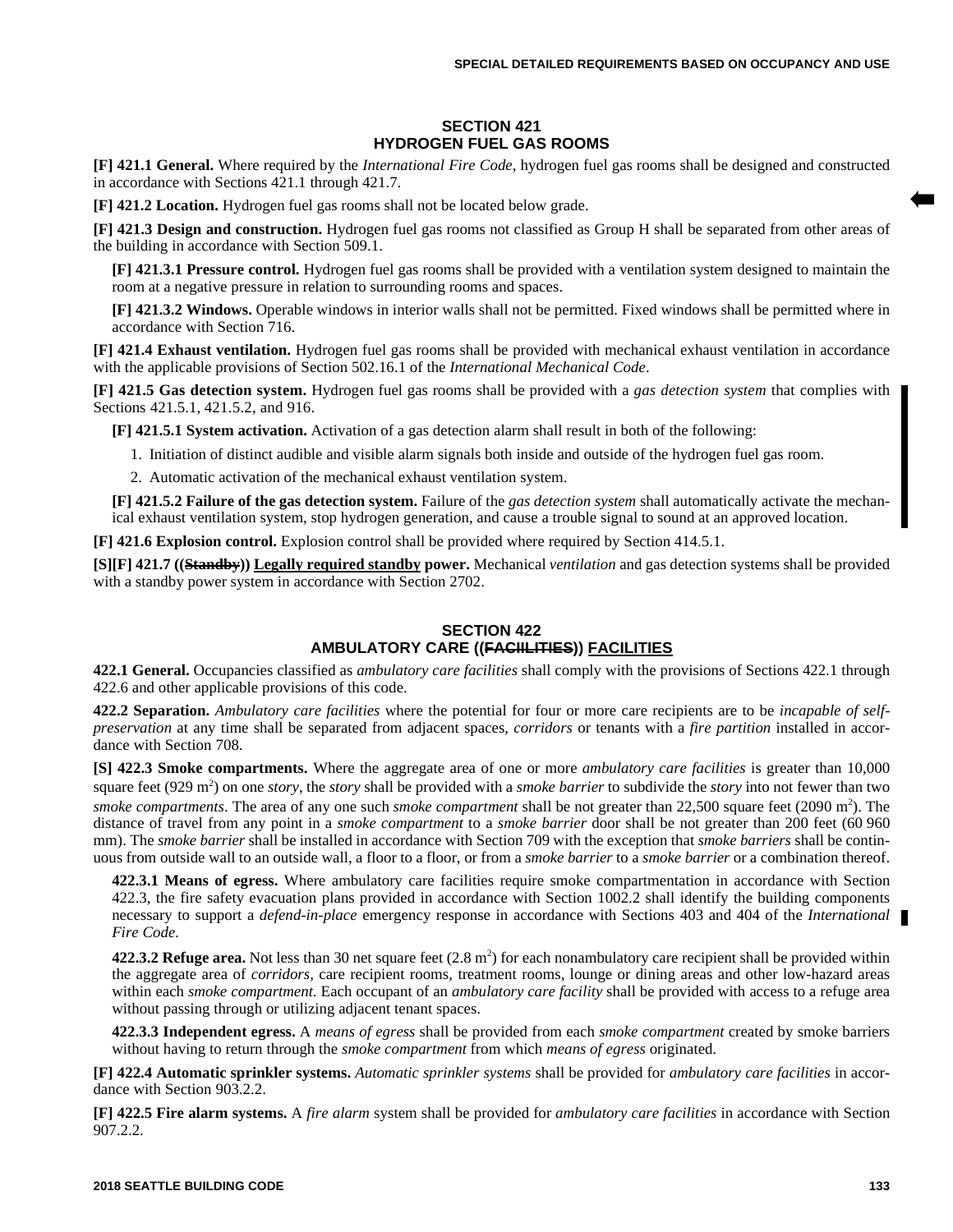## SECTION 421
## HYDROGEN FUEL GAS ROOMS

**[F] 421.1 General.** Where required by the *International Fire Code*, hydrogen fuel gas rooms shall be designed and constructed in accordance with Sections 421.1 through 421.7.

**[F] 421.2 Location.** Hydrogen fuel gas rooms shall not be located below grade.

**[F] 421.3 Design and construction.** Hydrogen fuel gas rooms not classified as Group H shall be separated from other areas of the building in accordance with Section 509.1.

**[F] 421.3.1 Pressure control.** Hydrogen fuel gas rooms shall be provided with a ventilation system designed to maintain the room at a negative pressure in relation to surrounding rooms and spaces.

**[F] 421.3.2 Windows.** Operable windows in interior walls shall not be permitted. Fixed windows shall be permitted where in accordance with Section 716.

**[F] 421.4 Exhaust ventilation.** Hydrogen fuel gas rooms shall be provided with mechanical exhaust ventilation in accordance with the applicable provisions of Section 502.16.1 of the *International Mechanical Code*.

**[F] 421.5 Gas detection system.** Hydrogen fuel gas rooms shall be provided with a *gas detection system* that complies with Sections 421.5.1, 421.5.2, and 916.

**[F] 421.5.1 System activation.** Activation of a gas detection alarm shall result in both of the following:

1. Initiation of distinct audible and visible alarm signals both inside and outside of the hydrogen fuel gas room.
2. Automatic activation of the mechanical exhaust ventilation system.

**[F] 421.5.2 Failure of the gas detection system.** Failure of the *gas detection system* shall automatically activate the mechanical exhaust ventilation system, stop hydrogen generation, and cause a trouble signal to sound at an approved location.

**[F] 421.6 Explosion control.** Explosion control shall be provided where required by Section 414.5.1.

**[S][F] 421.7 ((~~Standby~~)) <u>Legally required standby</u> power.** Mechanical *ventilation* and gas detection systems shall be provided with a standby power system in accordance with Section 2702.

## SECTION 422
## AMBULATORY CARE ((~~FACIILITIES~~)) <u>FACILITIES</u>

**422.1 General.** Occupancies classified as *ambulatory care facilities* shall comply with the provisions of Sections 422.1 through 422.6 and other applicable provisions of this code.

**422.2 Separation.** *Ambulatory care facilities* where the potential for four or more care recipients are to be *incapable of self-preservation* at any time shall be separated from adjacent spaces, *corridors* or tenants with a *fire partition* installed in accordance with Section 708.

**[S] 422.3 Smoke compartments.** Where the aggregate area of one or more *ambulatory care facilities* is greater than 10,000 square feet (929 m$^2$) on one *story*, the *story* shall be provided with a *smoke barrier* to subdivide the *story* into not fewer than two *smoke compartments*. The area of any one such *smoke compartment* shall be not greater than 22,500 square feet (2090 m$^2$). The distance of travel from any point in a *smoke compartment* to a *smoke barrier* door shall be not greater than 200 feet (60 960 mm). The *smoke barrier* shall be installed in accordance with Section 709 with the exception that *smoke barriers* shall be continuous from outside wall to an outside wall, a floor to a floor, or from a *smoke barrier* to a *smoke barrier* or a combination thereof.

**422.3.1 Means of egress.** Where ambulatory care facilities require smoke compartmentation in accordance with Section 422.3, the fire safety evacuation plans provided in accordance with Section 1002.2 shall identify the building components necessary to support a *defend-in-place* emergency response in accordance with Sections 403 and 404 of the *International Fire Code.*

**422.3.2 Refuge area.** Not less than 30 net square feet (2.8 m$^2$) for each nonambulatory care recipient shall be provided within the aggregate area of *corridors*, care recipient rooms, treatment rooms, lounge or dining areas and other low-hazard areas within each *smoke compartment.* Each occupant of an *ambulatory care facility* shall be provided with access to a refuge area without passing through or utilizing adjacent tenant spaces.

**422.3.3 Independent egress.** A *means of egress* shall be provided from each *smoke compartment* created by smoke barriers without having to return through the *smoke compartment* from which *means of egress* originated.

**[F] 422.4 Automatic sprinkler systems.** *Automatic sprinkler systems* shall be provided for *ambulatory care facilities* in accordance with Section 903.2.2.

**[F] 422.5 Fire alarm systems.** A *fire alarm* system shall be provided for *ambulatory care facilities* in accordance with Section 907.2.2.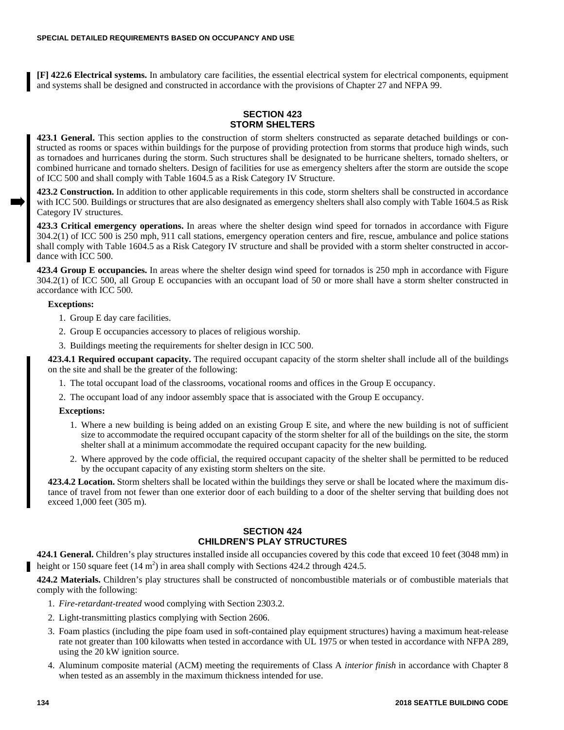**[F] 422.6 Electrical systems.** In ambulatory care facilities, the essential electrical system for electrical components, equipment and systems shall be designed and constructed in accordance with the provisions of Chapter 27 and NFPA 99.

## SECTION 423 STORM SHELTERS

**423.1 General.** This section applies to the construction of storm shelters constructed as separate detached buildings or constructed as rooms or spaces within buildings for the purpose of providing protection from storms that produce high winds, such as tornadoes and hurricanes during the storm. Such structures shall be designated to be hurricane shelters, tornado shelters, or combined hurricane and tornado shelters. Design of facilities for use as emergency shelters after the storm are outside the scope of ICC 500 and shall comply with Table 1604.5 as a Risk Category IV Structure.

**423.2 Construction.** In addition to other applicable requirements in this code, storm shelters shall be constructed in accordance with ICC 500. Buildings or structures that are also designated as emergency shelters shall also comply with Table 1604.5 as Risk Category IV structures.

**423.3 Critical emergency operations.** In areas where the shelter design wind speed for tornados in accordance with Figure 304.2(1) of ICC 500 is 250 mph, 911 call stations, emergency operation centers and fire, rescue, ambulance and police stations shall comply with Table 1604.5 as a Risk Category IV structure and shall be provided with a storm shelter constructed in accordance with ICC 500.

**423.4 Group E occupancies.** In areas where the shelter design wind speed for tornados is 250 mph in accordance with Figure 304.2(1) of ICC 500, all Group E occupancies with an occupant load of 50 or more shall have a storm shelter constructed in accordance with ICC 500.

**Exceptions:**

1. Group E day care facilities.
2. Group E occupancies accessory to places of religious worship.
3. Buildings meeting the requirements for shelter design in ICC 500.

**423.4.1 Required occupant capacity.** The required occupant capacity of the storm shelter shall include all of the buildings on the site and shall be the greater of the following:

1. The total occupant load of the classrooms, vocational rooms and offices in the Group E occupancy.
2. The occupant load of any indoor assembly space that is associated with the Group E occupancy.

**Exceptions:**

1. Where a new building is being added on an existing Group E site, and where the new building is not of sufficient size to accommodate the required occupant capacity of the storm shelter for all of the buildings on the site, the storm shelter shall at a minimum accommodate the required occupant capacity for the new building.
2. Where approved by the code official, the required occupant capacity of the shelter shall be permitted to be reduced by the occupant capacity of any existing storm shelters on the site.

**423.4.2 Location.** Storm shelters shall be located within the buildings they serve or shall be located where the maximum distance of travel from not fewer than one exterior door of each building to a door of the shelter serving that building does not exceed 1,000 feet (305 m).

## SECTION 424 CHILDREN'S PLAY STRUCTURES

**424.1 General.** Children's play structures installed inside all occupancies covered by this code that exceed 10 feet (3048 mm) in height or 150 square feet (14 $m^2$) in area shall comply with Sections 424.2 through 424.5.

**424.2 Materials.** Children's play structures shall be constructed of noncombustible materials or of combustible materials that comply with the following:

1. *Fire-retardant-treated* wood complying with Section 2303.2.
2. Light-transmitting plastics complying with Section 2606.
3. Foam plastics (including the pipe foam used in soft-contained play equipment structures) having a maximum heat-release rate not greater than 100 kilowatts when tested in accordance with UL 1975 or when tested in accordance with NFPA 289, using the 20 kW ignition source.
4. Aluminum composite material (ACM) meeting the requirements of Class A *interior finish* in accordance with Chapter 8 when tested as an assembly in the maximum thickness intended for use.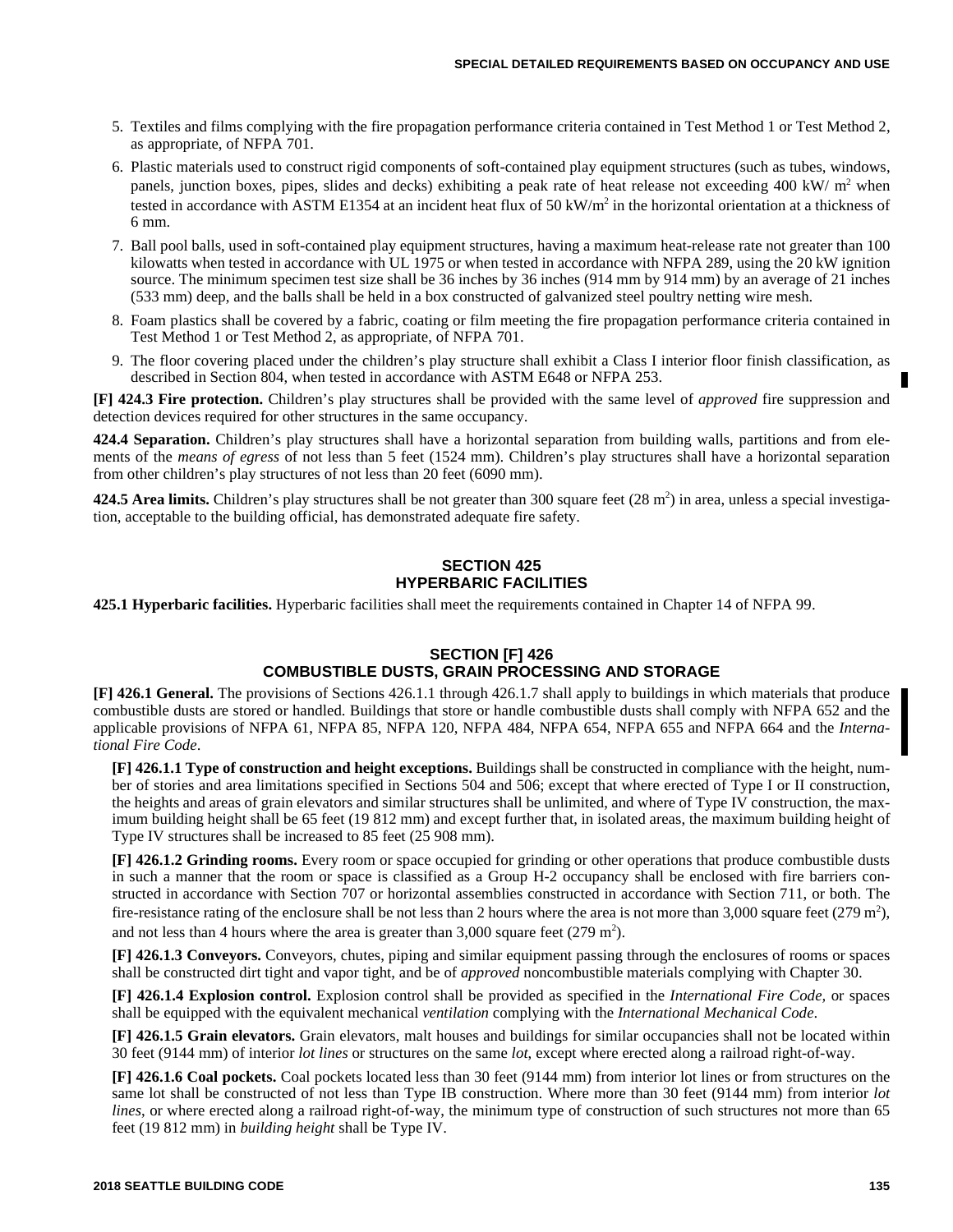5. Textiles and films complying with the fire propagation performance criteria contained in Test Method 1 or Test Method 2, as appropriate, of NFPA 701.
6. Plastic materials used to construct rigid components of soft-contained play equipment structures (such as tubes, windows, panels, junction boxes, pipes, slides and decks) exhibiting a peak rate of heat release not exceeding 400 kW/ $m^2$ when tested in accordance with ASTM E1354 at an incident heat flux of 50 kW/$m^2$ in the horizontal orientation at a thickness of 6 mm.
7. Ball pool balls, used in soft-contained play equipment structures, having a maximum heat-release rate not greater than 100 kilowatts when tested in accordance with UL 1975 or when tested in accordance with NFPA 289, using the 20 kW ignition source. The minimum specimen test size shall be 36 inches by 36 inches (914 mm by 914 mm) by an average of 21 inches (533 mm) deep, and the balls shall be held in a box constructed of galvanized steel poultry netting wire mesh.
8. Foam plastics shall be covered by a fabric, coating or film meeting the fire propagation performance criteria contained in Test Method 1 or Test Method 2, as appropriate, of NFPA 701.
9. The floor covering placed under the children's play structure shall exhibit a Class I interior floor finish classification, as described in Section 804, when tested in accordance with ASTM E648 or NFPA 253.

**[F] 424.3 Fire protection.** Children's play structures shall be provided with the same level of *approved* fire suppression and detection devices required for other structures in the same occupancy.

**424.4 Separation.** Children's play structures shall have a horizontal separation from building walls, partitions and from elements of the *means of egress* of not less than 5 feet (1524 mm). Children's play structures shall have a horizontal separation from other children's play structures of not less than 20 feet (6090 mm).

**424.5 Area limits.** Children's play structures shall be not greater than 300 square feet (28 $m^2$) in area, unless a special investigation, acceptable to the building official, has demonstrated adequate fire safety.

## SECTION 425 HYPERBARIC FACILITIES

**425.1 Hyperbaric facilities.** Hyperbaric facilities shall meet the requirements contained in Chapter 14 of NFPA 99.

## SECTION [F] 426 COMBUSTIBLE DUSTS, GRAIN PROCESSING AND STORAGE

**[F] 426.1 General.** The provisions of Sections 426.1.1 through 426.1.7 shall apply to buildings in which materials that produce combustible dusts are stored or handled. Buildings that store or handle combustible dusts shall comply with NFPA 652 and the applicable provisions of NFPA 61, NFPA 85, NFPA 120, NFPA 484, NFPA 654, NFPA 655 and NFPA 664 and the *International Fire Code*.

**[F] 426.1.1 Type of construction and height exceptions.** Buildings shall be constructed in compliance with the height, number of stories and area limitations specified in Sections 504 and 506; except that where erected of Type I or II construction, the heights and areas of grain elevators and similar structures shall be unlimited, and where of Type IV construction, the maximum building height shall be 65 feet (19 812 mm) and except further that, in isolated areas, the maximum building height of Type IV structures shall be increased to 85 feet (25 908 mm).

**[F] 426.1.2 Grinding rooms.** Every room or space occupied for grinding or other operations that produce combustible dusts in such a manner that the room or space is classified as a Group H-2 occupancy shall be enclosed with fire barriers constructed in accordance with Section 707 or horizontal assemblies constructed in accordance with Section 711, or both. The fire-resistance rating of the enclosure shall be not less than 2 hours where the area is not more than 3,000 square feet (279 $m^2$), and not less than 4 hours where the area is greater than 3,000 square feet (279 $m^2$).

**[F] 426.1.3 Conveyors.** Conveyors, chutes, piping and similar equipment passing through the enclosures of rooms or spaces shall be constructed dirt tight and vapor tight, and be of *approved* noncombustible materials complying with Chapter 30.

**[F] 426.1.4 Explosion control.** Explosion control shall be provided as specified in the *International Fire Code*, or spaces shall be equipped with the equivalent mechanical *ventilation* complying with the *International Mechanical Code*.

**[F] 426.1.5 Grain elevators.** Grain elevators, malt houses and buildings for similar occupancies shall not be located within 30 feet (9144 mm) of interior *lot lines* or structures on the same *lot*, except where erected along a railroad right-of-way.

**[F] 426.1.6 Coal pockets.** Coal pockets located less than 30 feet (9144 mm) from interior lot lines or from structures on the same lot shall be constructed of not less than Type IB construction. Where more than 30 feet (9144 mm) from interior *lot lines*, or where erected along a railroad right-of-way, the minimum type of construction of such structures not more than 65 feet (19 812 mm) in *building height* shall be Type IV.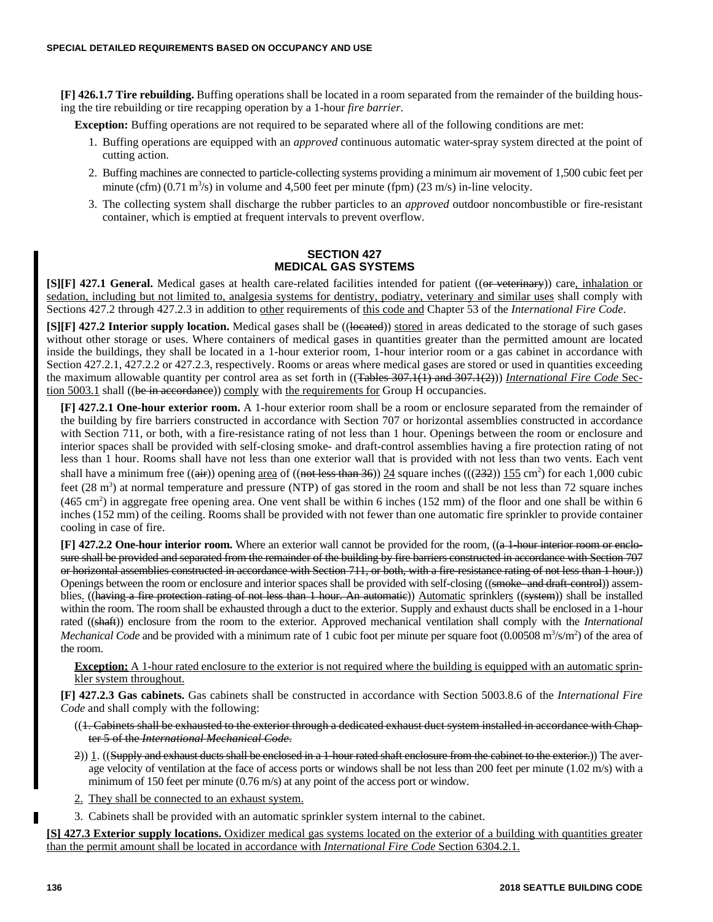**[F] 426.1.7 Tire rebuilding.** Buffing operations shall be located in a room separated from the remainder of the building housing the tire rebuilding or tire recapping operation by a 1-hour *fire barrier*.

**Exception:** Buffing operations are not required to be separated where all of the following conditions are met:

1. Buffing operations are equipped with an *approved* continuous automatic water-spray system directed at the point of cutting action.
2. Buffing machines are connected to particle-collecting systems providing a minimum air movement of 1,500 cubic feet per minute (cfm) (0.71 $m^3$/s) in volume and 4,500 feet per minute (fpm) (23 m/s) in-line velocity.
3. The collecting system shall discharge the rubber particles to an *approved* outdoor noncombustible or fire-resistant container, which is emptied at frequent intervals to prevent overflow.

## SECTION 427
## MEDICAL GAS SYSTEMS

**[S][F] 427.1 General.** Medical gases at health care-related facilities intended for patient ((~~or veterinary~~)) care<u>, inhalation or sedation, including but not limited to, analgesia systems for dentistry, podiatry, veterinary and similar uses</u> shall comply with Sections 427.2 through 427.2.3 in addition to <u>other</u> requirements of <u>this code and</u> Chapter 53 of the *International Fire Code*.

**[S][F] 427.2 Interior supply location.** Medical gases shall be ((~~located~~)) <u>stored</u> in areas dedicated to the storage of such gases without other storage or uses. Where containers of medical gases in quantities greater than the permitted amount are located inside the buildings, they shall be located in a 1-hour exterior room, 1-hour interior room or a gas cabinet in accordance with Section 427.2.1, 427.2.2 or 427.2.3, respectively. Rooms or areas where medical gases are stored or used in quantities exceeding the maximum allowable quantity per control area as set forth in ((~~Tables 307.1(1) and 307.1(2)~~)) <u>*International Fire Code* Section 5003.1</u> shall ((~~be in accordance~~)) <u>comply</u> with <u>the requirements for</u> Group H occupancies.

**[F] 427.2.1 One-hour exterior room.** A 1-hour exterior room shall be a room or enclosure separated from the remainder of the building by fire barriers constructed in accordance with Section 707 or horizontal assemblies constructed in accordance with Section 711, or both, with a fire-resistance rating of not less than 1 hour. Openings between the room or enclosure and interior spaces shall be provided with self-closing smoke- and draft-control assemblies having a fire protection rating of not less than 1 hour. Rooms shall have not less than one exterior wall that is provided with not less than two vents. Each vent shall have a minimum free ((~~air~~)) opening <u>area</u> of ((~~not less than 36~~)) <u>24</u> square inches (((~~232~~)) <u>155</u> $cm^2$) for each 1,000 cubic feet (28 $m^3$) at normal temperature and pressure (NTP) of gas stored in the room and shall be not less than 72 square inches (465 $cm^2$) in aggregate free opening area. One vent shall be within 6 inches (152 mm) of the floor and one shall be within 6 inches (152 mm) of the ceiling. Rooms shall be provided with not fewer than one automatic fire sprinkler to provide container cooling in case of fire.

**[F] 427.2.2 One-hour interior room.** Where an exterior wall cannot be provided for the room, ((~~a 1-hour interior room or enclosure shall be provided and separated from the remainder of the building by fire barriers constructed in accordance with Section 707 or horizontal assemblies constructed in accordance with Section 711, or both, with a fire-resistance rating of not less than 1 hour.~~)) Openings between the room or enclosure and interior spaces shall be provided with self-closing ((~~smoke- and draft-control~~)) assemblies<u>.</u> ((~~having a fire protection rating of not less than 1 hour. An automatic~~)) <u>Automatic</u> sprinkler<u>s</u> ((~~system~~)) shall be installed within the room. The room shall be exhausted through a duct to the exterior. Supply and exhaust ducts shall be enclosed in a 1-hour rated ((~~shaft~~)) enclosure from the room to the exterior. Approved mechanical ventilation shall comply with the *International Mechanical Code* and be provided with a minimum rate of 1 cubic foot per minute per square foot (0.00508 $m^3/s/m^2$) of the area of the room.

<u>**Exception:** A 1-hour rated enclosure to the exterior is not required where the building is equipped with an automatic sprinkler system throughout.</u>

**[F] 427.2.3 Gas cabinets.** Gas cabinets shall be constructed in accordance with Section 5003.8.6 of the *International Fire Code* and shall comply with the following:

((~~1. Cabinets shall be exhausted to the exterior through a dedicated exhaust duct system installed in accordance with Chapter 5 of the *International Mechanical Code*.~~

~~2~~)) <u>1</u>. ((~~Supply and exhaust ducts shall be enclosed in a 1-hour rated shaft enclosure from the cabinet to the exterior.~~)) The average velocity of ventilation at the face of access ports or windows shall be not less than 200 feet per minute (1.02 m/s) with a minimum of 150 feet per minute (0.76 m/s) at any point of the access port or window.

<u>2. They shall be connected to an exhaust system.</u>

3. Cabinets shall be provided with an automatic sprinkler system internal to the cabinet.

<u>**[S] 427.3 Exterior supply locations.** Oxidizer medical gas systems located on the exterior of a building with quantities greater than the permit amount shall be located in accordance with *International Fire Code* Section 6304.2.1.</u>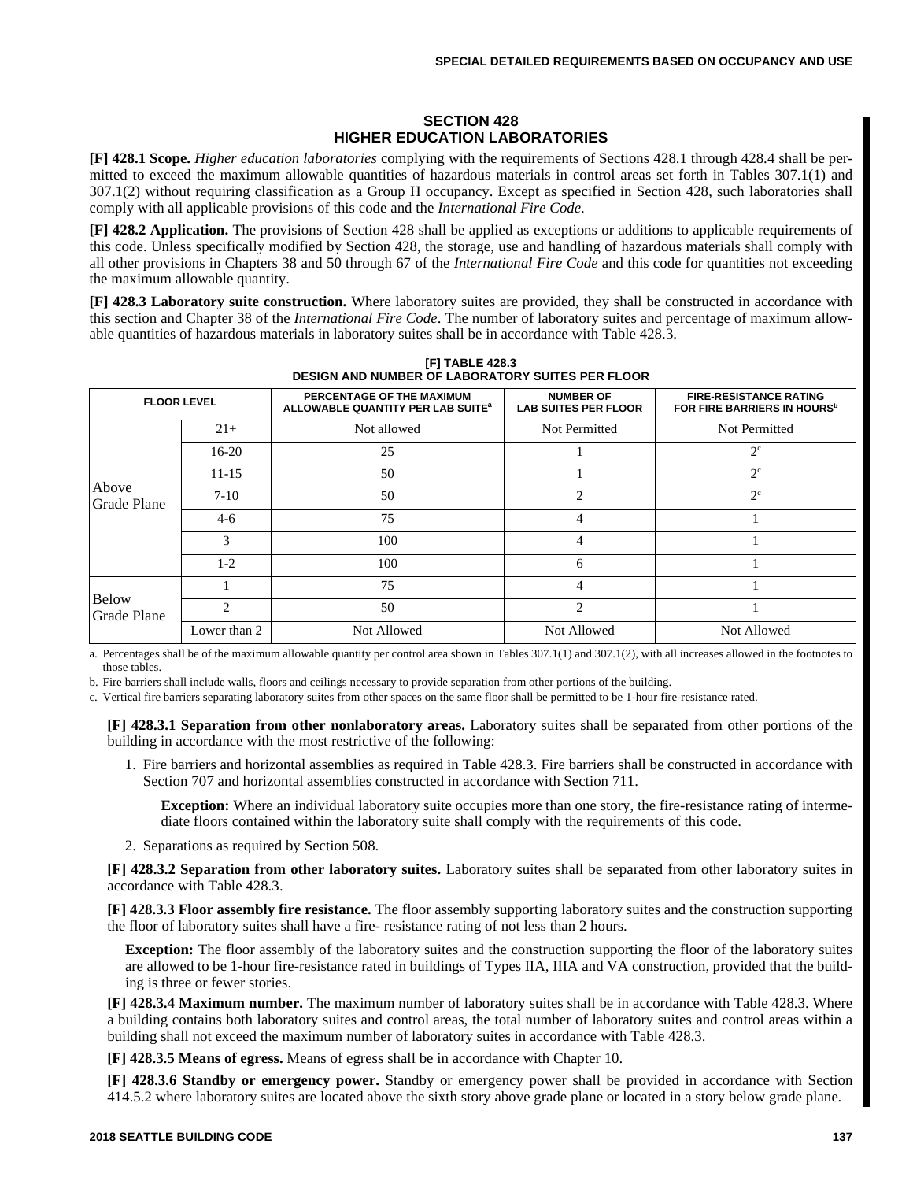## SECTION 428
## HIGHER EDUCATION LABORATORIES

**[F] 428.1 Scope.** *Higher education laboratories* complying with the requirements of Sections 428.1 through 428.4 shall be permitted to exceed the maximum allowable quantities of hazardous materials in control areas set forth in Tables 307.1(1) and 307.1(2) without requiring classification as a Group H occupancy. Except as specified in Section 428, such laboratories shall comply with all applicable provisions of this code and the *International Fire Code*.

**[F] 428.2 Application.** The provisions of Section 428 shall be applied as exceptions or additions to applicable requirements of this code. Unless specifically modified by Section 428, the storage, use and handling of hazardous materials shall comply with all other provisions in Chapters 38 and 50 through 67 of the *International Fire Code* and this code for quantities not exceeding the maximum allowable quantity.

**[F] 428.3 Laboratory suite construction.** Where laboratory suites are provided, they shall be constructed in accordance with this section and Chapter 38 of the *International Fire Code*. The number of laboratory suites and percentage of maximum allowable quantities of hazardous materials in laboratory suites shall be in accordance with Table 428.3.

**[F] TABLE 428.3**
**DESIGN AND NUMBER OF LABORATORY SUITES PER FLOOR**

| FLOOR LEVEL | | PERCENTAGE OF THE MAXIMUM ALLOWABLE QUANTITY PER LAB SUITE[a] | NUMBER OF LAB SUITES PER FLOOR | FIRE-RESISTANCE RATING FOR FIRE BARRIERS IN HOURS[b] |
|---|---|---|---|---|
| Above Grade Plane | 21+ | Not allowed | Not Permitted | Not Permitted |
| | 16-20 | 25 | 1 | 2[c] |
| | 11-15 | 50 | 1 | 2[c] |
| | 7-10 | 50 | 2 | 2[c] |
| | 4-6 | 75 | 4 | 1 |
| | 3 | 100 | 4 | 1 |
| | 1-2 | 100 | 6 | 1 |
| Below Grade Plane | 1 | 75 | 4 | 1 |
| | 2 | 50 | 2 | 1 |
| | Lower than 2 | Not Allowed | Not Allowed | Not Allowed |

a. Percentages shall be of the maximum allowable quantity per control area shown in Tables 307.1(1) and 307.1(2), with all increases allowed in the footnotes to those tables.

b. Fire barriers shall include walls, floors and ceilings necessary to provide separation from other portions of the building.

c. Vertical fire barriers separating laboratory suites from other spaces on the same floor shall be permitted to be 1-hour fire-resistance rated.

**[F] 428.3.1 Separation from other nonlaboratory areas.** Laboratory suites shall be separated from other portions of the building in accordance with the most restrictive of the following:

1. Fire barriers and horizontal assemblies as required in Table 428.3. Fire barriers shall be constructed in accordance with Section 707 and horizontal assemblies constructed in accordance with Section 711.

   **Exception:** Where an individual laboratory suite occupies more than one story, the fire-resistance rating of intermediate floors contained within the laboratory suite shall comply with the requirements of this code.

2. Separations as required by Section 508.

**[F] 428.3.2 Separation from other laboratory suites.** Laboratory suites shall be separated from other laboratory suites in accordance with Table 428.3.

**[F] 428.3.3 Floor assembly fire resistance.** The floor assembly supporting laboratory suites and the construction supporting the floor of laboratory suites shall have a fire- resistance rating of not less than 2 hours.

**Exception:** The floor assembly of the laboratory suites and the construction supporting the floor of the laboratory suites are allowed to be 1-hour fire-resistance rated in buildings of Types IIA, IIIA and VA construction, provided that the building is three or fewer stories.

**[F] 428.3.4 Maximum number.** The maximum number of laboratory suites shall be in accordance with Table 428.3. Where a building contains both laboratory suites and control areas, the total number of laboratory suites and control areas within a building shall not exceed the maximum number of laboratory suites in accordance with Table 428.3.

**[F] 428.3.5 Means of egress.** Means of egress shall be in accordance with Chapter 10.

**[F] 428.3.6 Standby or emergency power.** Standby or emergency power shall be provided in accordance with Section 414.5.2 where laboratory suites are located above the sixth story above grade plane or located in a story below grade plane.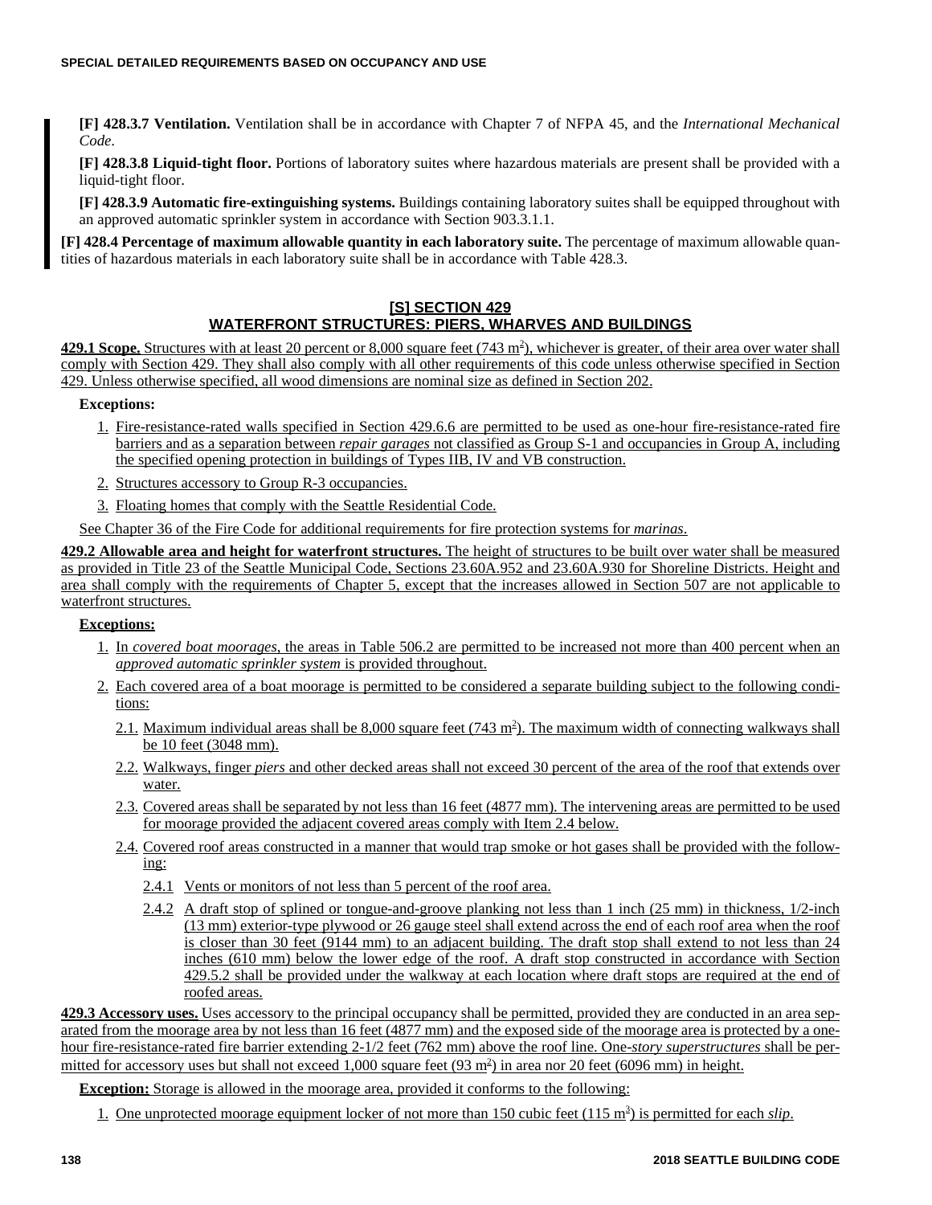**[F] 428.3.7 Ventilation.** Ventilation shall be in accordance with Chapter 7 of NFPA 45, and the *International Mechanical Code*.

**[F] 428.3.8 Liquid-tight floor.** Portions of laboratory suites where hazardous materials are present shall be provided with a liquid-tight floor.

**[F] 428.3.9 Automatic fire-extinguishing systems.** Buildings containing laboratory suites shall be equipped throughout with an approved automatic sprinkler system in accordance with Section 903.3.1.1.

**[F] 428.4 Percentage of maximum allowable quantity in each laboratory suite.** The percentage of maximum allowable quantities of hazardous materials in each laboratory suite shall be in accordance with Table 428.3.

## [S] SECTION 429
## WATERFRONT STRUCTURES: PIERS, WHARVES AND BUILDINGS

**429.1 Scope.** Structures with at least 20 percent or 8,000 square feet (743 $m^2$), whichever is greater, of their area over water shall comply with Section 429. They shall also comply with all other requirements of this code unless otherwise specified in Section 429. Unless otherwise specified, all wood dimensions are nominal size as defined in Section 202.

**Exceptions:**

1. Fire-resistance-rated walls specified in Section 429.6.6 are permitted to be used as one-hour fire-resistance-rated fire barriers and as a separation between *repair garages* not classified as Group S-1 and occupancies in Group A, including the specified opening protection in buildings of Types IIB, IV and VB construction.
2. Structures accessory to Group R-3 occupancies.
3. Floating homes that comply with the Seattle Residential Code.

See Chapter 36 of the Fire Code for additional requirements for fire protection systems for *marinas*.

**429.2 Allowable area and height for waterfront structures.** The height of structures to be built over water shall be measured as provided in Title 23 of the Seattle Municipal Code, Sections 23.60A.952 and 23.60A.930 for Shoreline Districts. Height and area shall comply with the requirements of Chapter 5, except that the increases allowed in Section 507 are not applicable to waterfront structures.

**Exceptions:**

1. In *covered boat moorages*, the areas in Table 506.2 are permitted to be increased not more than 400 percent when an *approved automatic sprinkler system* is provided throughout.
2. Each covered area of a boat moorage is permitted to be considered a separate building subject to the following conditions:
   - 2.1. Maximum individual areas shall be 8,000 square feet (743 $m^2$). The maximum width of connecting walkways shall be 10 feet (3048 mm).
   - 2.2. Walkways, finger *piers* and other decked areas shall not exceed 30 percent of the area of the roof that extends over water.
   - 2.3. Covered areas shall be separated by not less than 16 feet (4877 mm). The intervening areas are permitted to be used for moorage provided the adjacent covered areas comply with Item 2.4 below.
   - 2.4. Covered roof areas constructed in a manner that would trap smoke or hot gases shall be provided with the following:
     - 2.4.1 Vents or monitors of not less than 5 percent of the roof area.
     - 2.4.2 A draft stop of splined or tongue-and-groove planking not less than 1 inch (25 mm) in thickness, 1/2-inch (13 mm) exterior-type plywood or 26 gauge steel shall extend across the end of each roof area when the roof is closer than 30 feet (9144 mm) to an adjacent building. The draft stop shall extend to not less than 24 inches (610 mm) below the lower edge of the roof. A draft stop constructed in accordance with Section 429.5.2 shall be provided under the walkway at each location where draft stops are required at the end of roofed areas.

**429.3 Accessory uses.** Uses accessory to the principal occupancy shall be permitted, provided they are conducted in an area separated from the moorage area by not less than 16 feet (4877 mm) and the exposed side of the moorage area is protected by a one-hour fire-resistance-rated fire barrier extending 2-1/2 feet (762 mm) above the roof line. One-*story superstructures* shall be permitted for accessory uses but shall not exceed 1,000 square feet (93 $m^2$) in area nor 20 feet (6096 mm) in height.

**Exception:** Storage is allowed in the moorage area, provided it conforms to the following:

1. One unprotected moorage equipment locker of not more than 150 cubic feet (115 $m^3$) is permitted for each *slip*.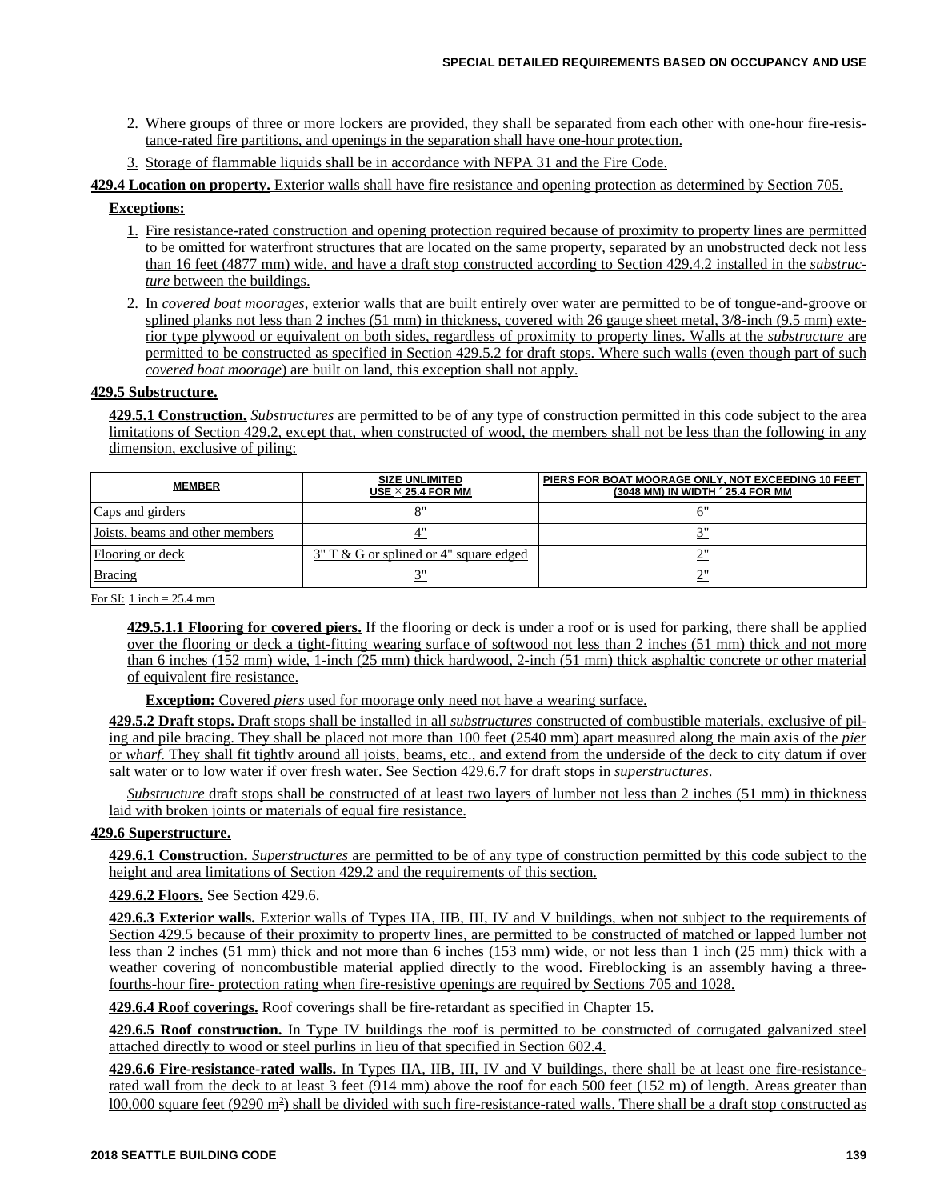2. Where groups of three or more lockers are provided, they shall be separated from each other with one-hour fire-resistance-rated fire partitions, and openings in the separation shall have one-hour protection.
3. Storage of flammable liquids shall be in accordance with NFPA 31 and the Fire Code.

**429.4 Location on property.** Exterior walls shall have fire resistance and opening protection as determined by Section 705.

**Exceptions:**

1. Fire resistance-rated construction and opening protection required because of proximity to property lines are permitted to be omitted for waterfront structures that are located on the same property, separated by an unobstructed deck not less than 16 feet (4877 mm) wide, and have a draft stop constructed according to Section 429.4.2 installed in the *substructure* between the buildings.
2. In *covered boat moorages*, exterior walls that are built entirely over water are permitted to be of tongue-and-groove or splined planks not less than 2 inches (51 mm) in thickness, covered with 26 gauge sheet metal, 3/8-inch (9.5 mm) exterior type plywood or equivalent on both sides, regardless of proximity to property lines. Walls at the *substructure* are permitted to be constructed as specified in Section 429.5.2 for draft stops. Where such walls (even though part of such *covered boat moorage*) are built on land, this exception shall not apply.

**429.5 Substructure.**

**429.5.1 Construction.** *Substructures* are permitted to be of any type of construction permitted in this code subject to the area limitations of Section 429.2, except that, when constructed of wood, the members shall not be less than the following in any dimension, exclusive of piling:

| MEMBER | SIZE UNLIMITED USE × 25.4 FOR MM | PIERS FOR BOAT MOORAGE ONLY, NOT EXCEEDING 10 FEET (3048 MM) IN WIDTH ´ 25.4 FOR MM |
|---|---|---|
| Caps and girders | 8" | 6" |
| Joists, beams and other members | 4" | 3" |
| Flooring or deck | 3" T & G or splined or 4" square edged | 2" |
| Bracing | 3" | 2" |

For SI: 1 inch = 25.4 mm

**429.5.1.1 Flooring for covered piers.** If the flooring or deck is under a roof or is used for parking, there shall be applied over the flooring or deck a tight-fitting wearing surface of softwood not less than 2 inches (51 mm) thick and not more than 6 inches (152 mm) wide, 1-inch (25 mm) thick hardwood, 2-inch (51 mm) thick asphaltic concrete or other material of equivalent fire resistance.

**Exception:** Covered *piers* used for moorage only need not have a wearing surface.

**429.5.2 Draft stops.** Draft stops shall be installed in all *substructures* constructed of combustible materials, exclusive of piling and pile bracing. They shall be placed not more than 100 feet (2540 mm) apart measured along the main axis of the *pier* or *wharf*. They shall fit tightly around all joists, beams, etc., and extend from the underside of the deck to city datum if over salt water or to low water if over fresh water. See Section 429.6.7 for draft stops in *superstructures*.

*Substructure* draft stops shall be constructed of at least two layers of lumber not less than 2 inches (51 mm) in thickness laid with broken joints or materials of equal fire resistance.

**429.6 Superstructure.**

**429.6.1 Construction.** *Superstructures* are permitted to be of any type of construction permitted by this code subject to the height and area limitations of Section 429.2 and the requirements of this section.

**429.6.2 Floors.** See Section 429.6.

**429.6.3 Exterior walls.** Exterior walls of Types IIA, IIB, III, IV and V buildings, when not subject to the requirements of Section 429.5 because of their proximity to property lines, are permitted to be constructed of matched or lapped lumber not less than 2 inches (51 mm) thick and not more than 6 inches (153 mm) wide, or not less than 1 inch (25 mm) thick with a weather covering of noncombustible material applied directly to the wood. Fireblocking is an assembly having a three-fourths-hour fire- protection rating when fire-resistive openings are required by Sections 705 and 1028.

**429.6.4 Roof coverings.** Roof coverings shall be fire-retardant as specified in Chapter 15.

**429.6.5 Roof construction.** In Type IV buildings the roof is permitted to be constructed of corrugated galvanized steel attached directly to wood or steel purlins in lieu of that specified in Section 602.4.

**429.6.6 Fire-resistance-rated walls.** In Types IIA, IIB, III, IV and V buildings, there shall be at least one fire-resistance-rated wall from the deck to at least 3 feet (914 mm) above the roof for each 500 feet (152 m) of length. Areas greater than l00,000 square feet (9290 m$^2$) shall be divided with such fire-resistance-rated walls. There shall be a draft stop constructed as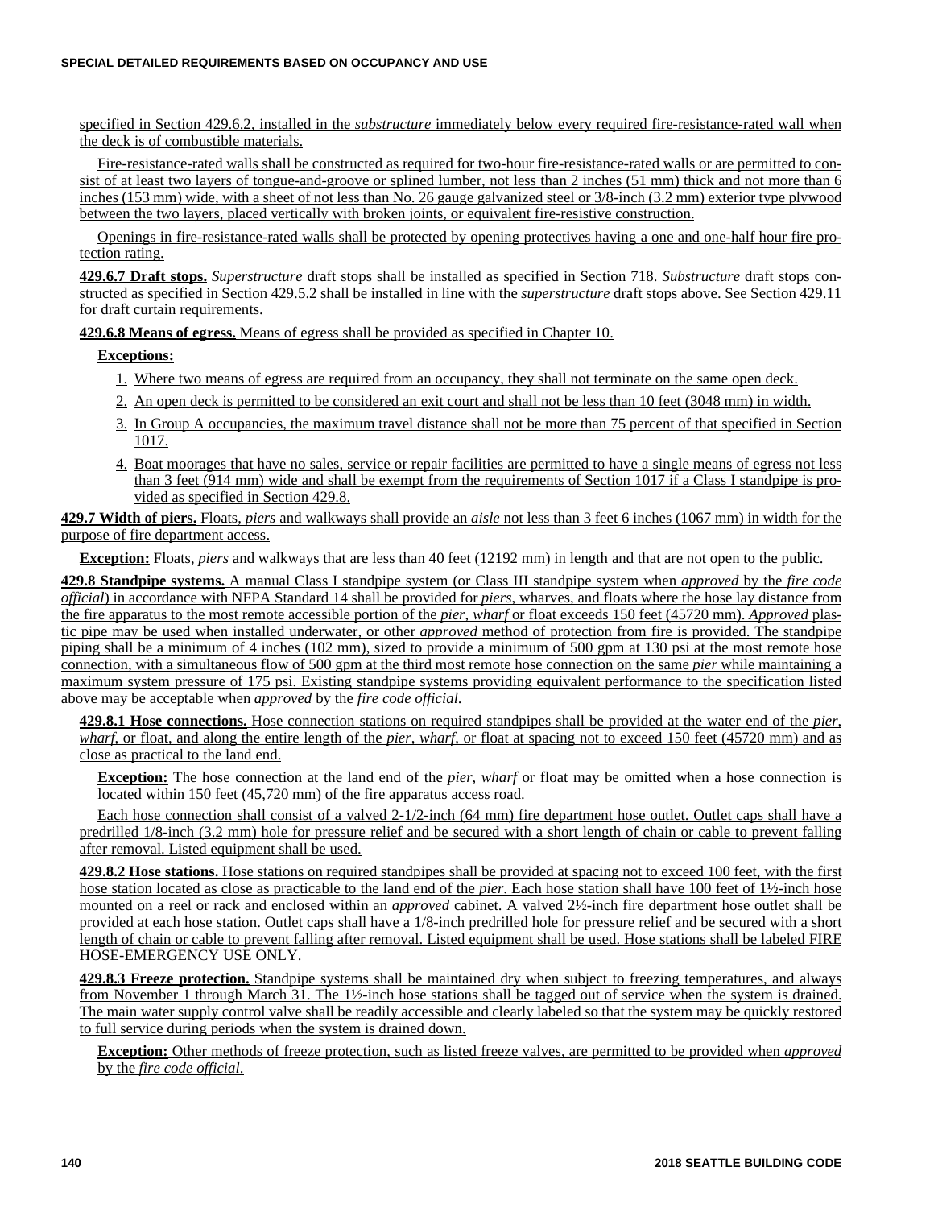specified in Section 429.6.2, installed in the *substructure* immediately below every required fire-resistance-rated wall when the deck is of combustible materials.

Fire-resistance-rated walls shall be constructed as required for two-hour fire-resistance-rated walls or are permitted to consist of at least two layers of tongue-and-groove or splined lumber, not less than 2 inches (51 mm) thick and not more than 6 inches (153 mm) wide, with a sheet of not less than No. 26 gauge galvanized steel or 3/8-inch (3.2 mm) exterior type plywood between the two layers, placed vertically with broken joints, or equivalent fire-resistive construction.

Openings in fire-resistance-rated walls shall be protected by opening protectives having a one and one-half hour fire protection rating.

**429.6.7 Draft stops.** *Superstructure* draft stops shall be installed as specified in Section 718. *Substructure* draft stops constructed as specified in Section 429.5.2 shall be installed in line with the *superstructure* draft stops above. See Section 429.11 for draft curtain requirements.

**429.6.8 Means of egress.** Means of egress shall be provided as specified in Chapter 10.

**Exceptions:**

1. Where two means of egress are required from an occupancy, they shall not terminate on the same open deck.
2. An open deck is permitted to be considered an exit court and shall not be less than 10 feet (3048 mm) in width.
3. In Group A occupancies, the maximum travel distance shall not be more than 75 percent of that specified in Section 1017.
4. Boat moorages that have no sales, service or repair facilities are permitted to have a single means of egress not less than 3 feet (914 mm) wide and shall be exempt from the requirements of Section 1017 if a Class I standpipe is provided as specified in Section 429.8.

**429.7 Width of piers.** Floats, *piers* and walkways shall provide an *aisle* not less than 3 feet 6 inches (1067 mm) in width for the purpose of fire department access.

**Exception:** Floats, *piers* and walkways that are less than 40 feet (12192 mm) in length and that are not open to the public.

**429.8 Standpipe systems.** A manual Class I standpipe system (or Class III standpipe system when *approved* by the *fire code official*) in accordance with NFPA Standard 14 shall be provided for *piers*, wharves, and floats where the hose lay distance from the fire apparatus to the most remote accessible portion of the *pier*, *wharf* or float exceeds 150 feet (45720 mm). *Approved* plastic pipe may be used when installed underwater, or other *approved* method of protection from fire is provided. The standpipe piping shall be a minimum of 4 inches (102 mm), sized to provide a minimum of 500 gpm at 130 psi at the most remote hose connection, with a simultaneous flow of 500 gpm at the third most remote hose connection on the same *pier* while maintaining a maximum system pressure of 175 psi. Existing standpipe systems providing equivalent performance to the specification listed above may be acceptable when *approved* by the *fire code official*.

**429.8.1 Hose connections.** Hose connection stations on required standpipes shall be provided at the water end of the *pier*, *wharf*, or float, and along the entire length of the *pier*, *wharf*, or float at spacing not to exceed 150 feet (45720 mm) and as close as practical to the land end.

**Exception:** The hose connection at the land end of the *pier*, *wharf* or float may be omitted when a hose connection is located within 150 feet (45,720 mm) of the fire apparatus access road.

Each hose connection shall consist of a valved 2-1/2-inch (64 mm) fire department hose outlet. Outlet caps shall have a predrilled 1/8-inch (3.2 mm) hole for pressure relief and be secured with a short length of chain or cable to prevent falling after removal. Listed equipment shall be used.

**429.8.2 Hose stations.** Hose stations on required standpipes shall be provided at spacing not to exceed 100 feet, with the first hose station located as close as practicable to the land end of the *pier*. Each hose station shall have 100 feet of 1½-inch hose mounted on a reel or rack and enclosed within an *approved* cabinet. A valved 2½-inch fire department hose outlet shall be provided at each hose station. Outlet caps shall have a 1/8-inch predrilled hole for pressure relief and be secured with a short length of chain or cable to prevent falling after removal. Listed equipment shall be used. Hose stations shall be labeled FIRE HOSE-EMERGENCY USE ONLY.

**429.8.3 Freeze protection.** Standpipe systems shall be maintained dry when subject to freezing temperatures, and always from November 1 through March 31. The 1½-inch hose stations shall be tagged out of service when the system is drained. The main water supply control valve shall be readily accessible and clearly labeled so that the system may be quickly restored to full service during periods when the system is drained down.

**Exception:** Other methods of freeze protection, such as listed freeze valves, are permitted to be provided when *approved* by the *fire code official*.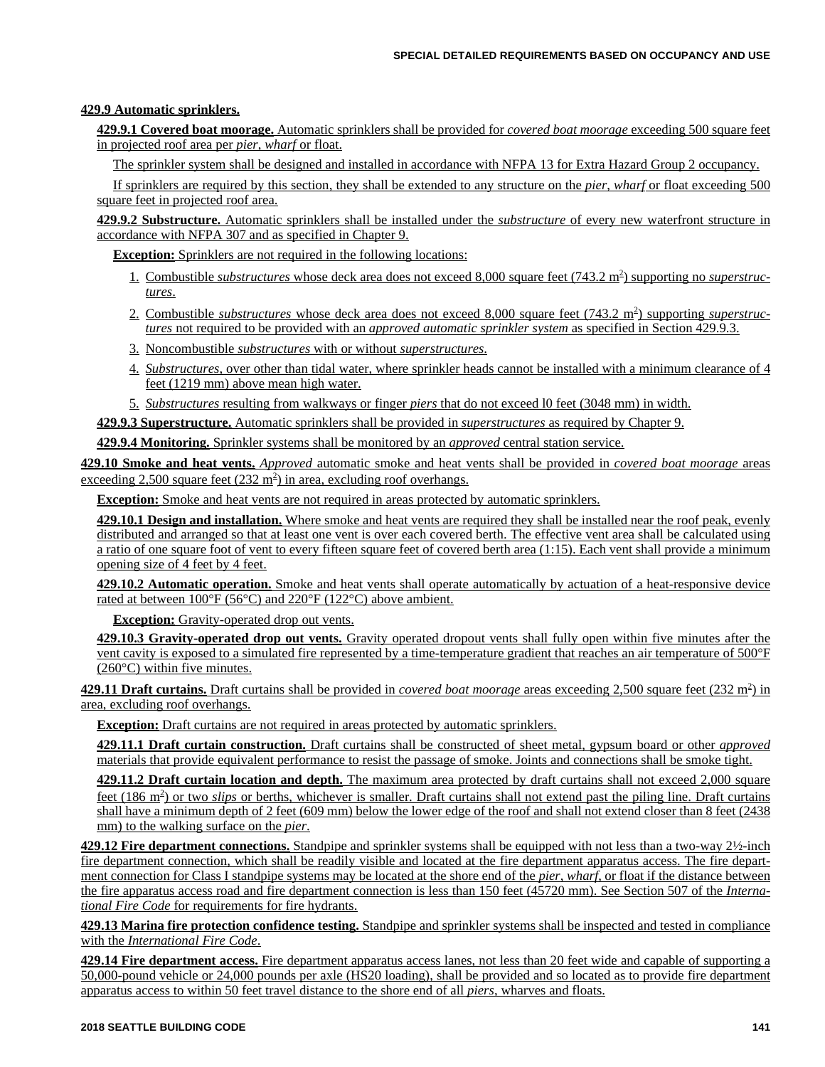**429.9 Automatic sprinklers.**

**429.9.1 Covered boat moorage.** Automatic sprinklers shall be provided for *covered boat moorage* exceeding 500 square feet in projected roof area per *pier*, *wharf* or float.

The sprinkler system shall be designed and installed in accordance with NFPA 13 for Extra Hazard Group 2 occupancy.

If sprinklers are required by this section, they shall be extended to any structure on the *pier*, *wharf* or float exceeding 500 square feet in projected roof area.

**429.9.2 Substructure.** Automatic sprinklers shall be installed under the *substructure* of every new waterfront structure in accordance with NFPA 307 and as specified in Chapter 9.

**Exception:** Sprinklers are not required in the following locations:

1. Combustible *substructures* whose deck area does not exceed 8,000 square feet (743.2 m$^2$) supporting no *superstructures*.
2. Combustible *substructures* whose deck area does not exceed 8,000 square feet (743.2 m$^2$) supporting *superstructures* not required to be provided with an *approved automatic sprinkler system* as specified in Section 429.9.3.
3. Noncombustible *substructures* with or without *superstructures*.
4. *Substructures*, over other than tidal water, where sprinkler heads cannot be installed with a minimum clearance of 4 feet (1219 mm) above mean high water.
5. *Substructures* resulting from walkways or finger *piers* that do not exceed l0 feet (3048 mm) in width.

**429.9.3 Superstructure.** Automatic sprinklers shall be provided in *superstructures* as required by Chapter 9.

**429.9.4 Monitoring.** Sprinkler systems shall be monitored by an *approved* central station service.

**429.10 Smoke and heat vents.** *Approved* automatic smoke and heat vents shall be provided in *covered boat moorage* areas exceeding 2,500 square feet (232 m$^2$) in area, excluding roof overhangs.

**Exception:** Smoke and heat vents are not required in areas protected by automatic sprinklers.

**429.10.1 Design and installation.** Where smoke and heat vents are required they shall be installed near the roof peak, evenly distributed and arranged so that at least one vent is over each covered berth. The effective vent area shall be calculated using a ratio of one square foot of vent to every fifteen square feet of covered berth area (1:15). Each vent shall provide a minimum opening size of 4 feet by 4 feet.

**429.10.2 Automatic operation.** Smoke and heat vents shall operate automatically by actuation of a heat-responsive device rated at between 100°F (56°C) and 220°F (122°C) above ambient.

**Exception:** Gravity-operated drop out vents.

**429.10.3 Gravity-operated drop out vents.** Gravity operated dropout vents shall fully open within five minutes after the vent cavity is exposed to a simulated fire represented by a time-temperature gradient that reaches an air temperature of 500°F (260°C) within five minutes.

**429.11 Draft curtains.** Draft curtains shall be provided in *covered boat moorage* areas exceeding 2,500 square feet (232 m$^2$) in area, excluding roof overhangs.

**Exception:** Draft curtains are not required in areas protected by automatic sprinklers.

**429.11.1 Draft curtain construction.** Draft curtains shall be constructed of sheet metal, gypsum board or other *approved* materials that provide equivalent performance to resist the passage of smoke. Joints and connections shall be smoke tight.

**429.11.2 Draft curtain location and depth.** The maximum area protected by draft curtains shall not exceed 2,000 square feet (186 m$^2$) or two *slips* or berths, whichever is smaller. Draft curtains shall not extend past the piling line. Draft curtains shall have a minimum depth of 2 feet (609 mm) below the lower edge of the roof and shall not extend closer than 8 feet (2438 mm) to the walking surface on the *pier*.

**429.12 Fire department connections.** Standpipe and sprinkler systems shall be equipped with not less than a two-way 2½-inch fire department connection, which shall be readily visible and located at the fire department apparatus access. The fire department connection for Class I standpipe systems may be located at the shore end of the *pier*, *wharf*, or float if the distance between the fire apparatus access road and fire department connection is less than 150 feet (45720 mm). See Section 507 of the *International Fire Code* for requirements for fire hydrants.

**429.13 Marina fire protection confidence testing.** Standpipe and sprinkler systems shall be inspected and tested in compliance with the *International Fire Code*.

**429.14 Fire department access.** Fire department apparatus access lanes, not less than 20 feet wide and capable of supporting a 50,000-pound vehicle or 24,000 pounds per axle (HS20 loading), shall be provided and so located as to provide fire department apparatus access to within 50 feet travel distance to the shore end of all *piers*, wharves and floats.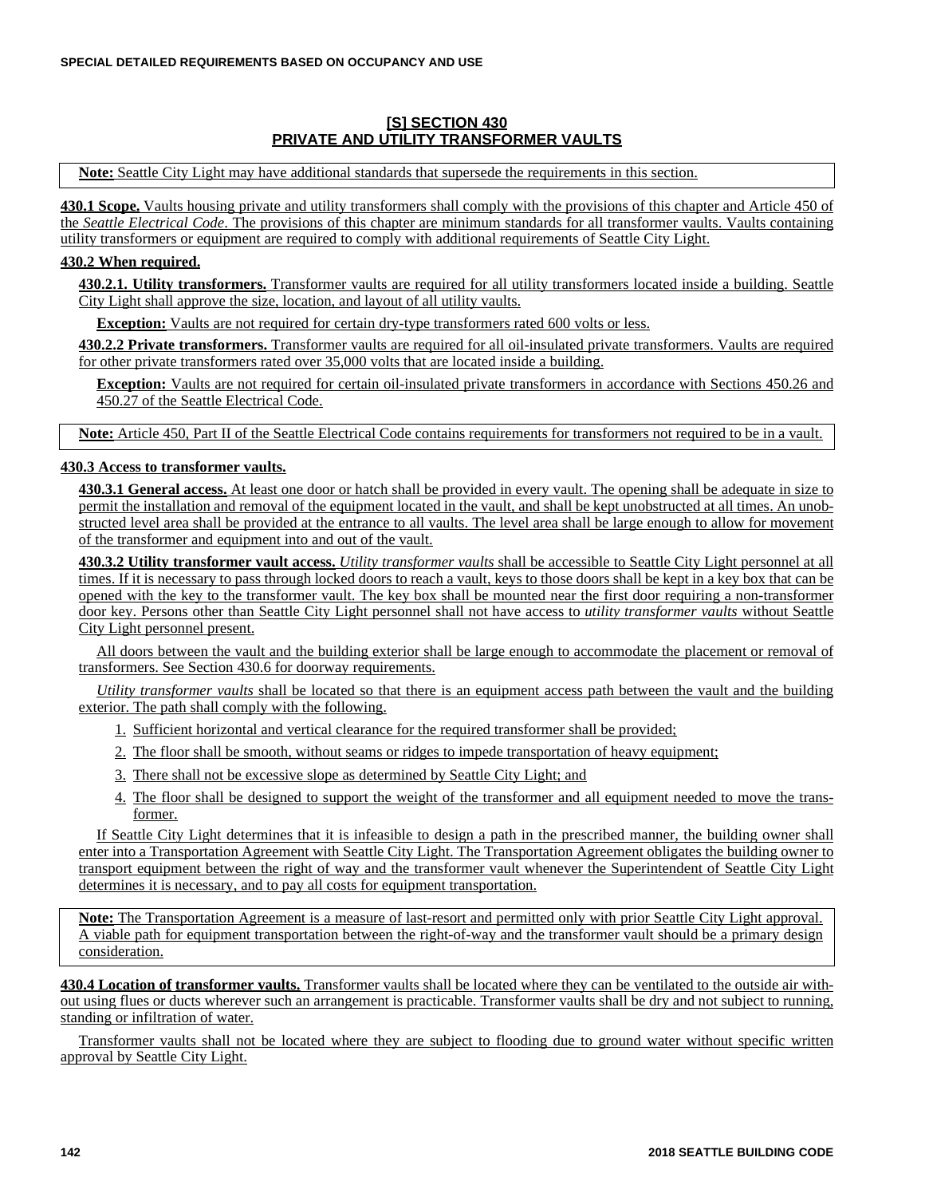## [S] SECTION 430
## PRIVATE AND UTILITY TRANSFORMER VAULTS

> **Note:** Seattle City Light may have additional standards that supersede the requirements in this section.

**430.1 Scope.** Vaults housing private and utility transformers shall comply with the provisions of this chapter and Article 450 of the *Seattle Electrical Code*. The provisions of this chapter are minimum standards for all transformer vaults. Vaults containing utility transformers or equipment are required to comply with additional requirements of Seattle City Light.

**430.2 When required.**

**430.2.1. Utility transformers.** Transformer vaults are required for all utility transformers located inside a building. Seattle City Light shall approve the size, location, and layout of all utility vaults.

**Exception:** Vaults are not required for certain dry-type transformers rated 600 volts or less.

**430.2.2 Private transformers.** Transformer vaults are required for all oil-insulated private transformers. Vaults are required for other private transformers rated over 35,000 volts that are located inside a building.

**Exception:** Vaults are not required for certain oil-insulated private transformers in accordance with Sections 450.26 and 450.27 of the Seattle Electrical Code.

> **Note:** Article 450, Part II of the Seattle Electrical Code contains requirements for transformers not required to be in a vault.

**430.3 Access to transformer vaults.**

**430.3.1 General access.** At least one door or hatch shall be provided in every vault. The opening shall be adequate in size to permit the installation and removal of the equipment located in the vault, and shall be kept unobstructed at all times. An unobstructed level area shall be provided at the entrance to all vaults. The level area shall be large enough to allow for movement of the transformer and equipment into and out of the vault.

**430.3.2 Utility transformer vault access.** *Utility transformer vaults* shall be accessible to Seattle City Light personnel at all times. If it is necessary to pass through locked doors to reach a vault, keys to those doors shall be kept in a key box that can be opened with the key to the transformer vault. The key box shall be mounted near the first door requiring a non-transformer door key. Persons other than Seattle City Light personnel shall not have access to *utility transformer vaults* without Seattle City Light personnel present.

All doors between the vault and the building exterior shall be large enough to accommodate the placement or removal of transformers. See Section 430.6 for doorway requirements.

*Utility transformer vaults* shall be located so that there is an equipment access path between the vault and the building exterior. The path shall comply with the following.

1. Sufficient horizontal and vertical clearance for the required transformer shall be provided;
2. The floor shall be smooth, without seams or ridges to impede transportation of heavy equipment;
3. There shall not be excessive slope as determined by Seattle City Light; and
4. The floor shall be designed to support the weight of the transformer and all equipment needed to move the transformer.

If Seattle City Light determines that it is infeasible to design a path in the prescribed manner, the building owner shall enter into a Transportation Agreement with Seattle City Light. The Transportation Agreement obligates the building owner to transport equipment between the right of way and the transformer vault whenever the Superintendent of Seattle City Light determines it is necessary, and to pay all costs for equipment transportation.

> **Note:** The Transportation Agreement is a measure of last-resort and permitted only with prior Seattle City Light approval. A viable path for equipment transportation between the right-of-way and the transformer vault should be a primary design consideration.

**430.4 Location of transformer vaults.** Transformer vaults shall be located where they can be ventilated to the outside air without using flues or ducts wherever such an arrangement is practicable. Transformer vaults shall be dry and not subject to running, standing or infiltration of water.

Transformer vaults shall not be located where they are subject to flooding due to ground water without specific written approval by Seattle City Light.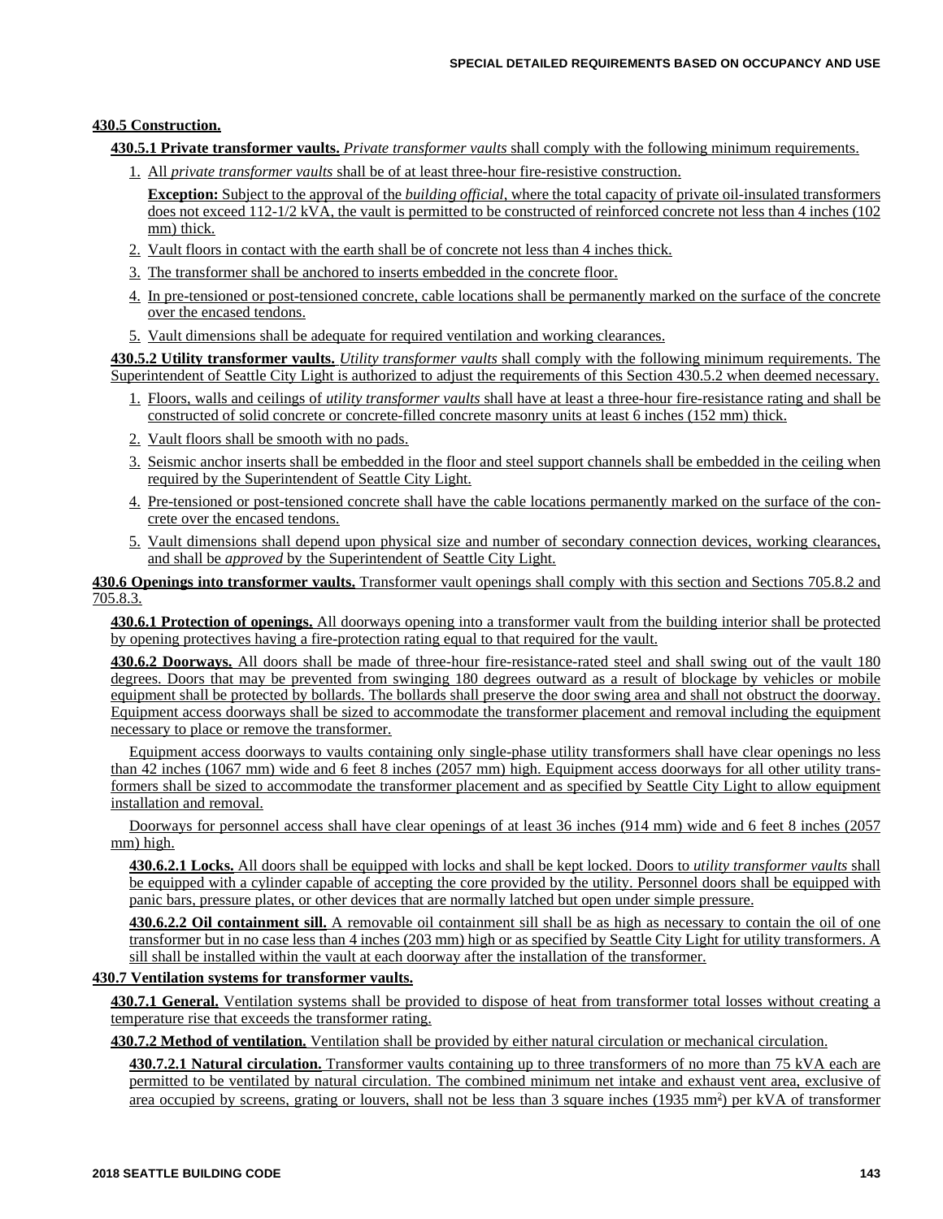**430.5 Construction.**

**430.5.1 Private transformer vaults.** *Private transformer vaults* shall comply with the following minimum requirements.

1. All *private transformer vaults* shall be of at least three-hour fire-resistive construction.

   **Exception:** Subject to the approval of the *building official*, where the total capacity of private oil-insulated transformers does not exceed 112-1/2 kVA, the vault is permitted to be constructed of reinforced concrete not less than 4 inches (102 mm) thick.

2. Vault floors in contact with the earth shall be of concrete not less than 4 inches thick.
3. The transformer shall be anchored to inserts embedded in the concrete floor.
4. In pre-tensioned or post-tensioned concrete, cable locations shall be permanently marked on the surface of the concrete over the encased tendons.
5. Vault dimensions shall be adequate for required ventilation and working clearances.

**430.5.2 Utility transformer vaults.** *Utility transformer vaults* shall comply with the following minimum requirements. The Superintendent of Seattle City Light is authorized to adjust the requirements of this Section 430.5.2 when deemed necessary.

1. Floors, walls and ceilings of *utility transformer vaults* shall have at least a three-hour fire-resistance rating and shall be constructed of solid concrete or concrete-filled concrete masonry units at least 6 inches (152 mm) thick.
2. Vault floors shall be smooth with no pads.
3. Seismic anchor inserts shall be embedded in the floor and steel support channels shall be embedded in the ceiling when required by the Superintendent of Seattle City Light.
4. Pre-tensioned or post-tensioned concrete shall have the cable locations permanently marked on the surface of the concrete over the encased tendons.
5. Vault dimensions shall depend upon physical size and number of secondary connection devices, working clearances, and shall be *approved* by the Superintendent of Seattle City Light.

**430.6 Openings into transformer vaults.** Transformer vault openings shall comply with this section and Sections 705.8.2 and 705.8.3.

**430.6.1 Protection of openings.** All doorways opening into a transformer vault from the building interior shall be protected by opening protectives having a fire-protection rating equal to that required for the vault.

**430.6.2 Doorways.** All doors shall be made of three-hour fire-resistance-rated steel and shall swing out of the vault 180 degrees. Doors that may be prevented from swinging 180 degrees outward as a result of blockage by vehicles or mobile equipment shall be protected by bollards. The bollards shall preserve the door swing area and shall not obstruct the doorway. Equipment access doorways shall be sized to accommodate the transformer placement and removal including the equipment necessary to place or remove the transformer.

Equipment access doorways to vaults containing only single-phase utility transformers shall have clear openings no less than 42 inches (1067 mm) wide and 6 feet 8 inches (2057 mm) high. Equipment access doorways for all other utility transformers shall be sized to accommodate the transformer placement and as specified by Seattle City Light to allow equipment installation and removal.

Doorways for personnel access shall have clear openings of at least 36 inches (914 mm) wide and 6 feet 8 inches (2057 mm) high.

**430.6.2.1 Locks.** All doors shall be equipped with locks and shall be kept locked. Doors to *utility transformer vaults* shall be equipped with a cylinder capable of accepting the core provided by the utility. Personnel doors shall be equipped with panic bars, pressure plates, or other devices that are normally latched but open under simple pressure.

**430.6.2.2 Oil containment sill.** A removable oil containment sill shall be as high as necessary to contain the oil of one transformer but in no case less than 4 inches (203 mm) high or as specified by Seattle City Light for utility transformers. A sill shall be installed within the vault at each doorway after the installation of the transformer.

**430.7 Ventilation systems for transformer vaults.**

**430.7.1 General.** Ventilation systems shall be provided to dispose of heat from transformer total losses without creating a temperature rise that exceeds the transformer rating.

**430.7.2 Method of ventilation.** Ventilation shall be provided by either natural circulation or mechanical circulation.

**430.7.2.1 Natural circulation.** Transformer vaults containing up to three transformers of no more than 75 kVA each are permitted to be ventilated by natural circulation. The combined minimum net intake and exhaust vent area, exclusive of area occupied by screens, grating or louvers, shall not be less than 3 square inches (1935 $mm^2$) per kVA of transformer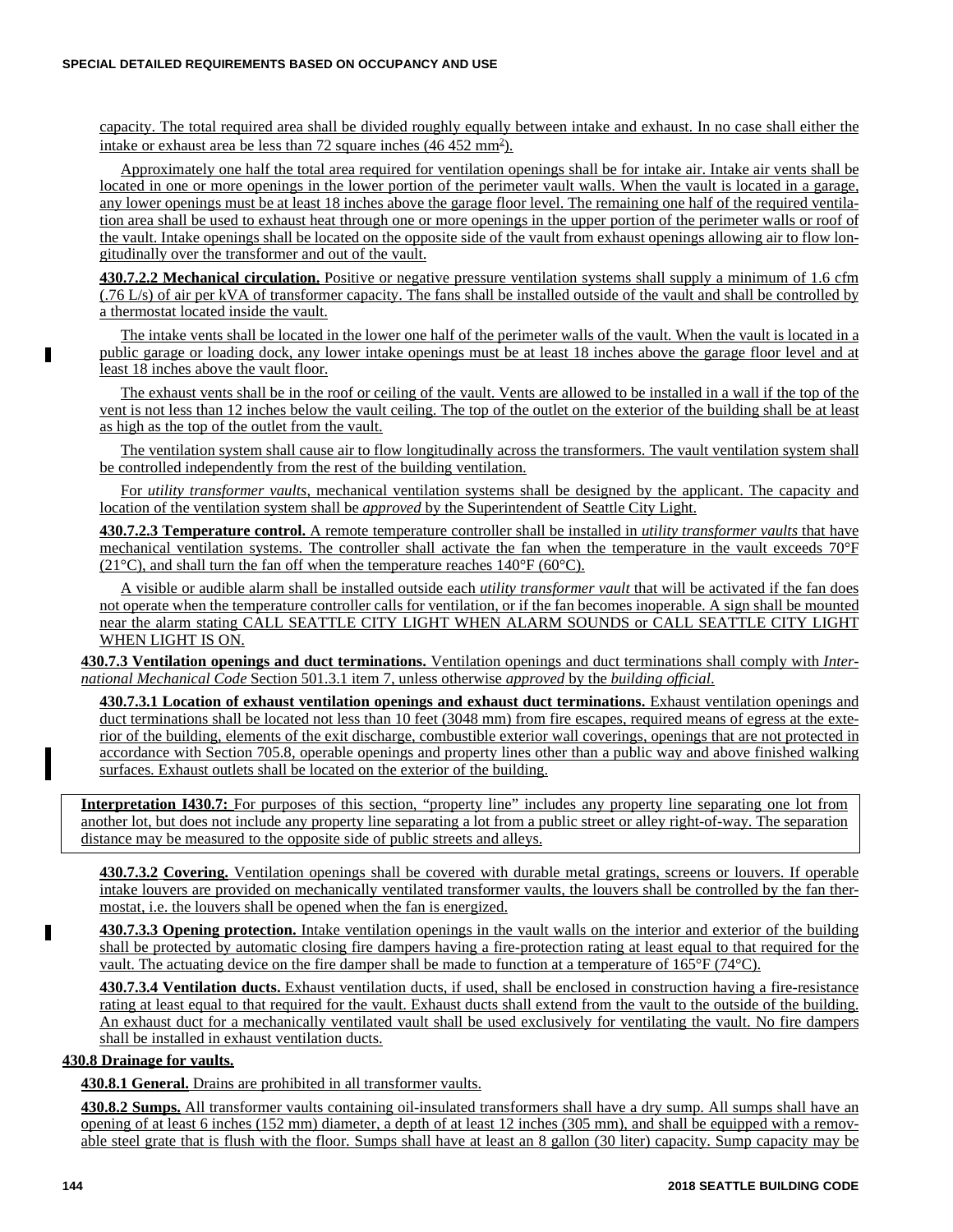capacity. The total required area shall be divided roughly equally between intake and exhaust. In no case shall either the intake or exhaust area be less than 72 square inches (46 452 $mm^2$).

Approximately one half the total area required for ventilation openings shall be for intake air. Intake air vents shall be located in one or more openings in the lower portion of the perimeter vault walls. When the vault is located in a garage, any lower openings must be at least 18 inches above the garage floor level. The remaining one half of the required ventilation area shall be used to exhaust heat through one or more openings in the upper portion of the perimeter walls or roof of the vault. Intake openings shall be located on the opposite side of the vault from exhaust openings allowing air to flow longitudinally over the transformer and out of the vault.

**430.7.2.2 Mechanical circulation.** Positive or negative pressure ventilation systems shall supply a minimum of 1.6 cfm (.76 L/s) of air per kVA of transformer capacity. The fans shall be installed outside of the vault and shall be controlled by a thermostat located inside the vault.

The intake vents shall be located in the lower one half of the perimeter walls of the vault. When the vault is located in a public garage or loading dock, any lower intake openings must be at least 18 inches above the garage floor level and at least 18 inches above the vault floor.

The exhaust vents shall be in the roof or ceiling of the vault. Vents are allowed to be installed in a wall if the top of the vent is not less than 12 inches below the vault ceiling. The top of the outlet on the exterior of the building shall be at least as high as the top of the outlet from the vault.

The ventilation system shall cause air to flow longitudinally across the transformers. The vault ventilation system shall be controlled independently from the rest of the building ventilation.

For *utility transformer vaults*, mechanical ventilation systems shall be designed by the applicant. The capacity and location of the ventilation system shall be *approved* by the Superintendent of Seattle City Light.

**430.7.2.3 Temperature control.** A remote temperature controller shall be installed in *utility transformer vaults* that have mechanical ventilation systems. The controller shall activate the fan when the temperature in the vault exceeds 70°F (21°C), and shall turn the fan off when the temperature reaches 140°F (60°C).

A visible or audible alarm shall be installed outside each *utility transformer vault* that will be activated if the fan does not operate when the temperature controller calls for ventilation, or if the fan becomes inoperable. A sign shall be mounted near the alarm stating CALL SEATTLE CITY LIGHT WHEN ALARM SOUNDS or CALL SEATTLE CITY LIGHT WHEN LIGHT IS ON.

**430.7.3 Ventilation openings and duct terminations.** Ventilation openings and duct terminations shall comply with *International Mechanical Code* Section 501.3.1 item 7, unless otherwise *approved* by the *building official*.

**430.7.3.1 Location of exhaust ventilation openings and exhaust duct terminations.** Exhaust ventilation openings and duct terminations shall be located not less than 10 feet (3048 mm) from fire escapes, required means of egress at the exterior of the building, elements of the exit discharge, combustible exterior wall coverings, openings that are not protected in accordance with Section 705.8, operable openings and property lines other than a public way and above finished walking surfaces. Exhaust outlets shall be located on the exterior of the building.

**Interpretation I430.7:** For purposes of this section, "property line" includes any property line separating one lot from another lot, but does not include any property line separating a lot from a public street or alley right-of-way. The separation distance may be measured to the opposite side of public streets and alleys.

**430.7.3.2 Covering.** Ventilation openings shall be covered with durable metal gratings, screens or louvers. If operable intake louvers are provided on mechanically ventilated transformer vaults, the louvers shall be controlled by the fan thermostat, i.e. the louvers shall be opened when the fan is energized.

**430.7.3.3 Opening protection.** Intake ventilation openings in the vault walls on the interior and exterior of the building shall be protected by automatic closing fire dampers having a fire-protection rating at least equal to that required for the vault. The actuating device on the fire damper shall be made to function at a temperature of 165°F (74°C).

**430.7.3.4 Ventilation ducts.** Exhaust ventilation ducts, if used, shall be enclosed in construction having a fire-resistance rating at least equal to that required for the vault. Exhaust ducts shall extend from the vault to the outside of the building. An exhaust duct for a mechanically ventilated vault shall be used exclusively for ventilating the vault. No fire dampers shall be installed in exhaust ventilation ducts.

**430.8 Drainage for vaults.**

**430.8.1 General.** Drains are prohibited in all transformer vaults.

**430.8.2 Sumps.** All transformer vaults containing oil-insulated transformers shall have a dry sump. All sumps shall have an opening of at least 6 inches (152 mm) diameter, a depth of at least 12 inches (305 mm), and shall be equipped with a removable steel grate that is flush with the floor. Sumps shall have at least an 8 gallon (30 liter) capacity. Sump capacity may be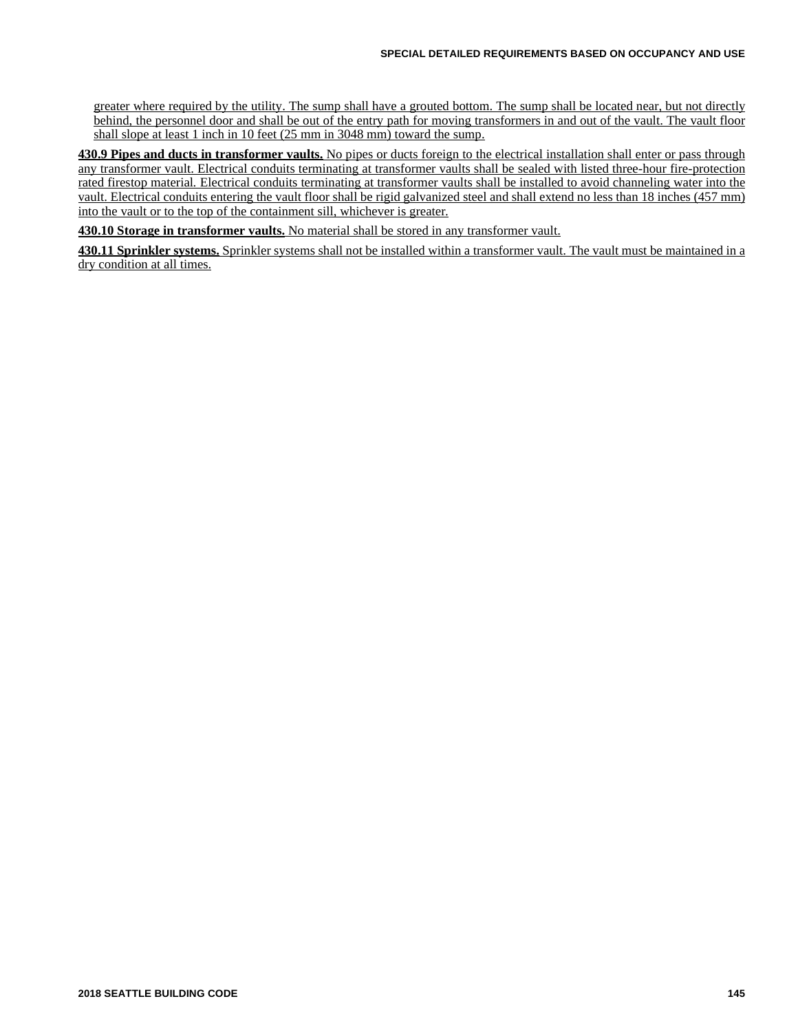greater where required by the utility. The sump shall have a grouted bottom. The sump shall be located near, but not directly behind, the personnel door and shall be out of the entry path for moving transformers in and out of the vault. The vault floor shall slope at least 1 inch in 10 feet (25 mm in 3048 mm) toward the sump.

**430.9 Pipes and ducts in transformer vaults.** No pipes or ducts foreign to the electrical installation shall enter or pass through any transformer vault. Electrical conduits terminating at transformer vaults shall be sealed with listed three-hour fire-protection rated firestop material. Electrical conduits terminating at transformer vaults shall be installed to avoid channeling water into the vault. Electrical conduits entering the vault floor shall be rigid galvanized steel and shall extend no less than 18 inches (457 mm) into the vault or to the top of the containment sill, whichever is greater.

**430.10 Storage in transformer vaults.** No material shall be stored in any transformer vault.

**430.11 Sprinkler systems.** Sprinkler systems shall not be installed within a transformer vault. The vault must be maintained in a dry condition at all times.